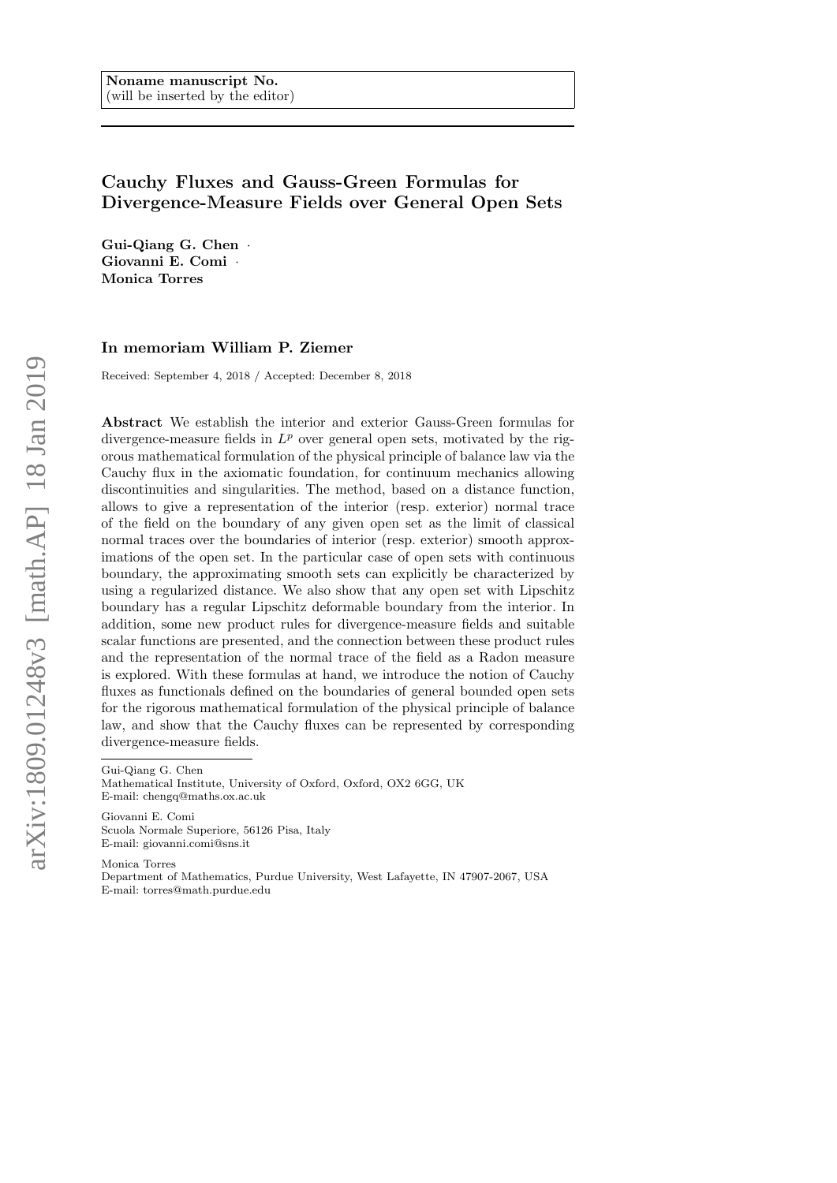Noname manuscript No.
(will be inserted by the editor)

# Cauchy Fluxes and Gauss-Green Formulas for Divergence-Measure Fields over General Open Sets

**Gui-Qiang G. Chen** · **Giovanni E. Comi** · **Monica Torres**

### In memoriam William P. Ziemer

Received: September 4, 2018 / Accepted: December 8, 2018

**Abstract** We establish the interior and exterior Gauss-Green formulas for divergence-measure fields in $L^p$ over general open sets, motivated by the rigorous mathematical formulation of the physical principle of balance law via the Cauchy flux in the axiomatic foundation, for continuum mechanics allowing discontinuities and singularities. The method, based on a distance function, allows to give a representation of the interior (resp. exterior) normal trace of the field on the boundary of any given open set as the limit of classical normal traces over the boundaries of interior (resp. exterior) smooth approximations of the open set. In the particular case of open sets with continuous boundary, the approximating smooth sets can explicitly be characterized by using a regularized distance. We also show that any open set with Lipschitz boundary has a regular Lipschitz deformable boundary from the interior. In addition, some new product rules for divergence-measure fields and suitable scalar functions are presented, and the connection between these product rules and the representation of the normal trace of the field as a Radon measure is explored. With these formulas at hand, we introduce the notion of Cauchy fluxes as functionals defined on the boundaries of general bounded open sets for the rigorous mathematical formulation of the physical principle of balance law, and show that the Cauchy fluxes can be represented by corresponding divergence-measure fields.

Gui-Qiang G. Chen
Mathematical Institute, University of Oxford, Oxford, OX2 6GG, UK
E-mail: chengq@maths.ox.ac.uk

Giovanni E. Comi
Scuola Normale Superiore, 56126 Pisa, Italy
E-mail: giovanni.comi@sns.it

Monica Torres
Department of Mathematics, Purdue University, West Lafayette, IN 47907-2067, USA
E-mail: torres@math.purdue.edu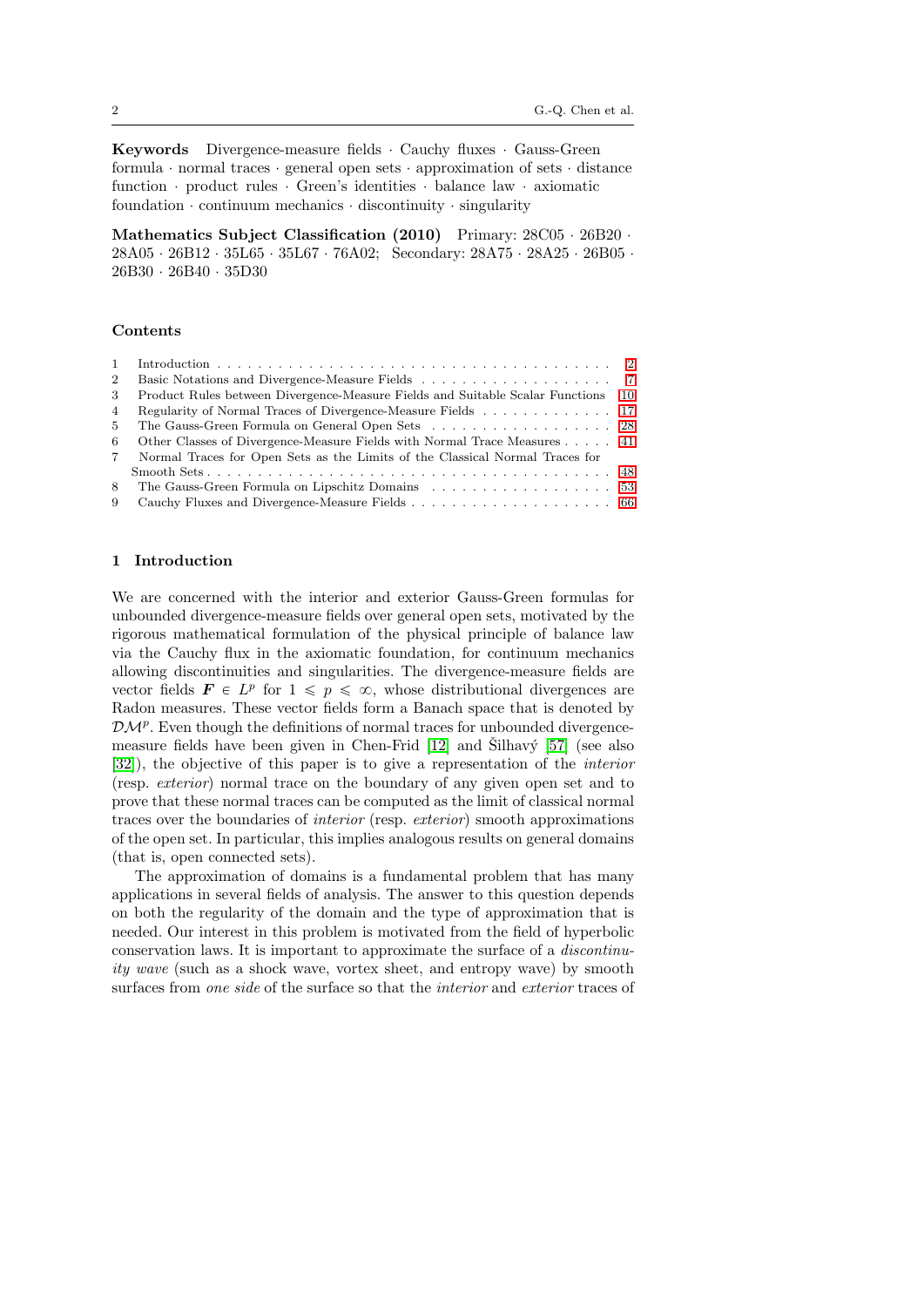**Keywords** Divergence-measure fields · Cauchy fluxes · Gauss-Green formula · normal traces · general open sets · approximation of sets · distance function · product rules · Green's identities · balance law · axiomatic foundation · continuum mechanics · discontinuity · singularity

**Mathematics Subject Classification (2010)** Primary: 28C05 · 26B20 · 28A05 · 26B12 · 35L65 · 35L67 · 76A02; Secondary: 28A75 · 28A25 · 26B05 · 26B30 · 26B40 · 35D30

**Contents**

1 Introduction . . . . . . . . . . . . . . . . . . . . . . . . . . . . . . . . . . . . . . . . 2
2 Basic Notations and Divergence-Measure Fields . . . . . . . . . . . . . . . . . . . 7
3 Product Rules between Divergence-Measure Fields and Suitable Scalar Functions 10
4 Regularity of Normal Traces of Divergence-Measure Fields . . . . . . . . . . . . 17
5 The Gauss-Green Formula on General Open Sets . . . . . . . . . . . . . . . . . . 28
6 Other Classes of Divergence-Measure Fields with Normal Trace Measures . . . . . 41
7 Normal Traces for Open Sets as the Limits of the Classical Normal Traces for Smooth Sets . . . . . . . . . . . . . . . . . . . . . . . . . . . . . . . . . . . . . . . 48
8 The Gauss-Green Formula on Lipschitz Domains . . . . . . . . . . . . . . . . . . 53
9 Cauchy Fluxes and Divergence-Measure Fields . . . . . . . . . . . . . . . . . . . 66

## 1 Introduction

We are concerned with the interior and exterior Gauss-Green formulas for unbounded divergence-measure fields over general open sets, motivated by the rigorous mathematical formulation of the physical principle of balance law via the Cauchy flux in the axiomatic foundation, for continuum mechanics allowing discontinuities and singularities. The divergence-measure fields are vector fields $\boldsymbol{F} \in L^p$ for $1 \leqslant p \leqslant \infty$, whose distributional divergences are Radon measures. These vector fields form a Banach space that is denoted by $\mathcal{DM}^p$. Even though the definitions of normal traces for unbounded divergence-measure fields have been given in Chen-Frid [12] and Šilhavý [57] (see also [32]), the objective of this paper is to give a representation of the *interior* (resp. *exterior*) normal trace on the boundary of any given open set and to prove that these normal traces can be computed as the limit of classical normal traces over the boundaries of *interior* (resp. *exterior*) smooth approximations of the open set. In particular, this implies analogous results on general domains (that is, open connected sets).

The approximation of domains is a fundamental problem that has many applications in several fields of analysis. The answer to this question depends on both the regularity of the domain and the type of approximation that is needed. Our interest in this problem is motivated from the field of hyperbolic conservation laws. It is important to approximate the surface of a *discontinuity wave* (such as a shock wave, vortex sheet, and entropy wave) by smooth surfaces from *one side* of the surface so that the *interior* and *exterior* traces of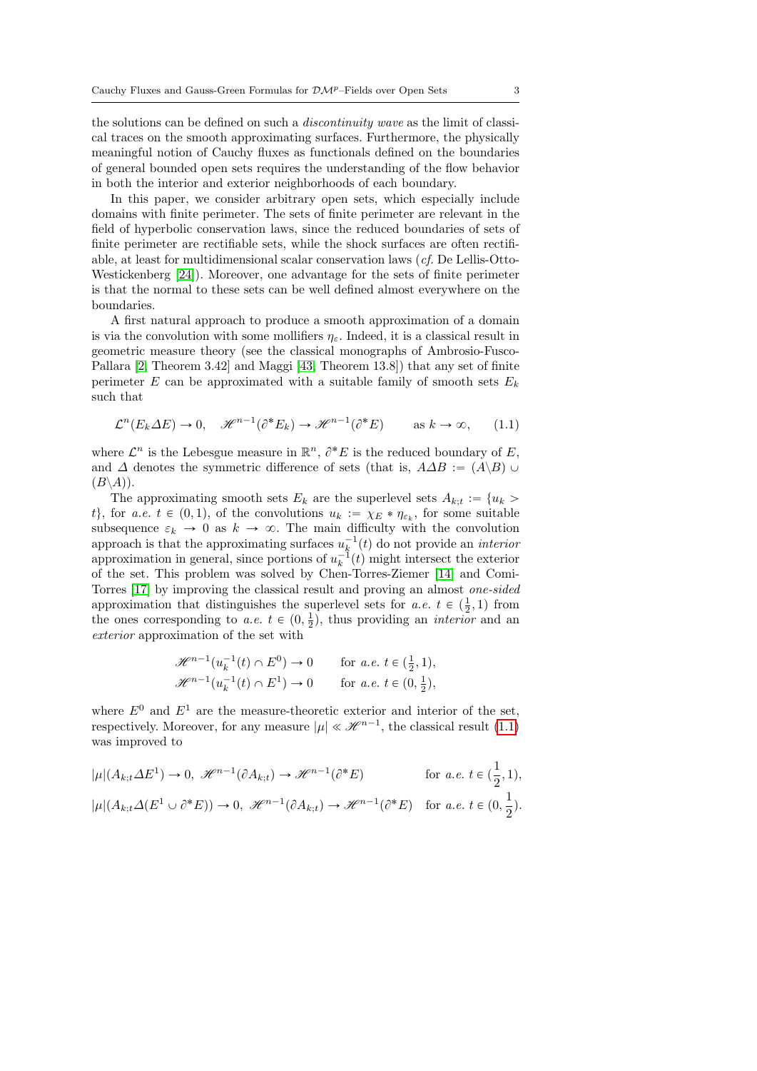the solutions can be defined on such a *discontinuity wave* as the limit of classical traces on the smooth approximating surfaces. Furthermore, the physically meaningful notion of Cauchy fluxes as functionals defined on the boundaries of general bounded open sets requires the understanding of the flow behavior in both the interior and exterior neighborhoods of each boundary.

In this paper, we consider arbitrary open sets, which especially include domains with finite perimeter. The sets of finite perimeter are relevant in the field of hyperbolic conservation laws, since the reduced boundaries of sets of finite perimeter are rectifiable sets, while the shock surfaces are often rectifiable, at least for multidimensional scalar conservation laws (*cf.* De Lellis-Otto-Westickenberg [24]). Moreover, one advantage for the sets of finite perimeter is that the normal to these sets can be well defined almost everywhere on the boundaries.

A first natural approach to produce a smooth approximation of a domain is via the convolution with some mollifiers $\eta_\varepsilon$. Indeed, it is a classical result in geometric measure theory (see the classical monographs of Ambrosio-Fusco-Pallara [2, Theorem 3.42] and Maggi [43, Theorem 13.8]) that any set of finite perimeter $E$ can be approximated with a suitable family of smooth sets $E_k$ such that

$$\mathcal{L}^n(E_k \Delta E) \to 0, \quad \mathscr{H}^{n-1}(\partial^* E_k) \to \mathscr{H}^{n-1}(\partial^* E) \qquad \text{as } k \to \infty, \tag{1.1}$$

where $\mathcal{L}^n$ is the Lebesgue measure in $\mathbb{R}^n$, $\partial^* E$ is the reduced boundary of $E$, and $\Delta$ denotes the symmetric difference of sets (that is, $A \Delta B := (A \backslash B) \cup (B \backslash A)$).

The approximating smooth sets $E_k$ are the superlevel sets $A_{k;t} := \{u_k > t\}$, for *a.e.* $t \in (0,1)$, of the convolutions $u_k := \chi_E * \eta_{\varepsilon_k}$, for some suitable subsequence $\varepsilon_k \to 0$ as $k \to \infty$. The main difficulty with the convolution approach is that the approximating surfaces $u_k^{-1}(t)$ do not provide an *interior* approximation in general, since portions of $u_k^{-1}(t)$ might intersect the exterior of the set. This problem was solved by Chen-Torres-Ziemer [14] and Comi-Torres [17] by improving the classical result and proving an almost *one-sided* approximation that distinguishes the superlevel sets for *a.e.* $t \in (\frac{1}{2}, 1)$ from the ones corresponding to *a.e.* $t \in (0, \frac{1}{2})$, thus providing an *interior* and an *exterior* approximation of the set with

$$\begin{aligned}
&\mathscr{H}^{n-1}(u_k^{-1}(t) \cap E^0) \to 0 \qquad \text{for } a.e.\ t \in (\tfrac{1}{2}, 1), \\
&\mathscr{H}^{n-1}(u_k^{-1}(t) \cap E^1) \to 0 \qquad \text{for } a.e.\ t \in (0, \tfrac{1}{2}),
\end{aligned}$$

where $E^0$ and $E^1$ are the measure-theoretic exterior and interior of the set, respectively. Moreover, for any measure $|\mu| \ll \mathscr{H}^{n-1}$, the classical result (1.1) was improved to

$$\begin{aligned}
&|\mu|(A_{k;t} \Delta E^1) \to 0,\ \mathscr{H}^{n-1}(\partial A_{k;t}) \to \mathscr{H}^{n-1}(\partial^* E) \qquad \text{for } a.e.\ t \in (\frac{1}{2}, 1), \\
&|\mu|(A_{k;t} \Delta (E^1 \cup \partial^* E)) \to 0,\ \mathscr{H}^{n-1}(\partial A_{k;t}) \to \mathscr{H}^{n-1}(\partial^* E) \quad \text{for } a.e.\ t \in (0, \frac{1}{2}).
\end{aligned}$$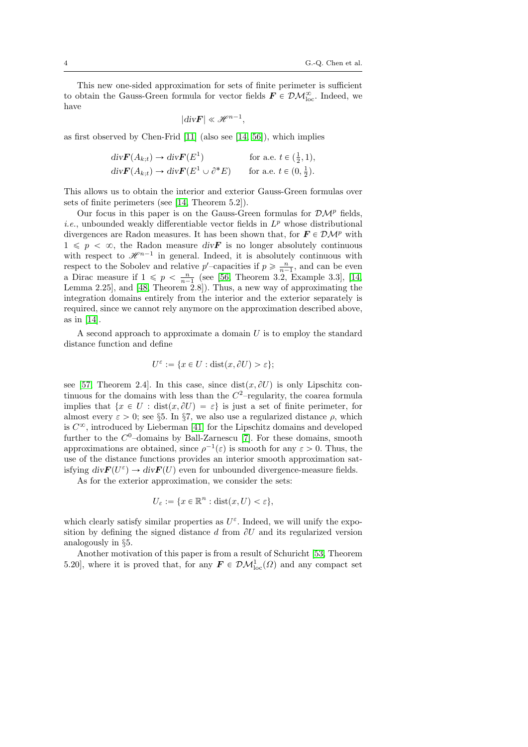This new one-sided approximation for sets of finite perimeter is sufficient to obtain the Gauss-Green formula for vector fields $\boldsymbol{F} \in \mathcal{DM}^{\infty}_{\text{loc}}$. Indeed, we have

$$|div\boldsymbol{F}| \ll \mathscr{H}^{n-1},$$

as first observed by Chen-Frid [11] (also see [14, 56]), which implies

$$\begin{aligned} div\boldsymbol{F}(A_{k;t}) &\to div\boldsymbol{F}(E^1) && \text{for a.e. } t \in (\tfrac{1}{2}, 1), \\ div\boldsymbol{F}(A_{k;t}) &\to div\boldsymbol{F}(E^1 \cup \partial^* E) && \text{for a.e. } t \in (0, \tfrac{1}{2}). \end{aligned}$$

This allows us to obtain the interior and exterior Gauss-Green formulas over sets of finite perimeters (see [14, Theorem 5.2]).

Our focus in this paper is on the Gauss-Green formulas for $\mathcal{DM}^p$ fields, *i.e.*, unbounded weakly differentiable vector fields in $L^p$ whose distributional divergences are Radon measures. It has been shown that, for $\boldsymbol{F} \in \mathcal{DM}^p$ with $1 \leqslant p < \infty$, the Radon measure $div\boldsymbol{F}$ is no longer absolutely continuous with respect to $\mathscr{H}^{n-1}$ in general. Indeed, it is absolutely continuous with respect to the Sobolev and relative $p'$–capacities if $p \geqslant \frac{n}{n-1}$, and can be even a Dirac measure if $1 \leqslant p < \frac{n}{n-1}$ (see [56, Theorem 3.2, Example 3.3], [14, Lemma 2.25], and [48, Theorem 2.8]). Thus, a new way of approximating the integration domains entirely from the interior and the exterior separately is required, since we cannot rely anymore on the approximation described above, as in [14].

A second approach to approximate a domain $U$ is to employ the standard distance function and define

$$U^{\varepsilon} := \{x \in U : \text{dist}(x, \partial U) > \varepsilon\};$$

see [57, Theorem 2.4]. In this case, since $\text{dist}(x, \partial U)$ is only Lipschitz continuous for the domains with less than the $C^2$–regularity, the coarea formula implies that $\{x \in U : \text{dist}(x, \partial U) = \varepsilon\}$ is just a set of finite perimeter, for almost every $\varepsilon > 0$; see §5. In §7, we also use a regularized distance $\rho$, which is $C^{\infty}$, introduced by Lieberman [41] for the Lipschitz domains and developed further to the $C^0$–domains by Ball-Zarnescu [7]. For these domains, smooth approximations are obtained, since $\rho^{-1}(\varepsilon)$ is smooth for any $\varepsilon > 0$. Thus, the use of the distance functions provides an interior smooth approximation satisfying $div\boldsymbol{F}(U^{\varepsilon}) \to div\boldsymbol{F}(U)$ even for unbounded divergence-measure fields.

As for the exterior approximation, we consider the sets:

$$U_{\varepsilon} := \{x \in \mathbb{R}^n : \text{dist}(x, U) < \varepsilon\},$$

which clearly satisfy similar properties as $U^{\varepsilon}$. Indeed, we will unify the exposition by defining the signed distance $d$ from $\partial U$ and its regularized version analogously in §5.

Another motivation of this paper is from a result of Schuricht [53, Theorem 5.20], where it is proved that, for any $\boldsymbol{F} \in \mathcal{DM}^1_{\text{loc}}(\Omega)$ and any compact set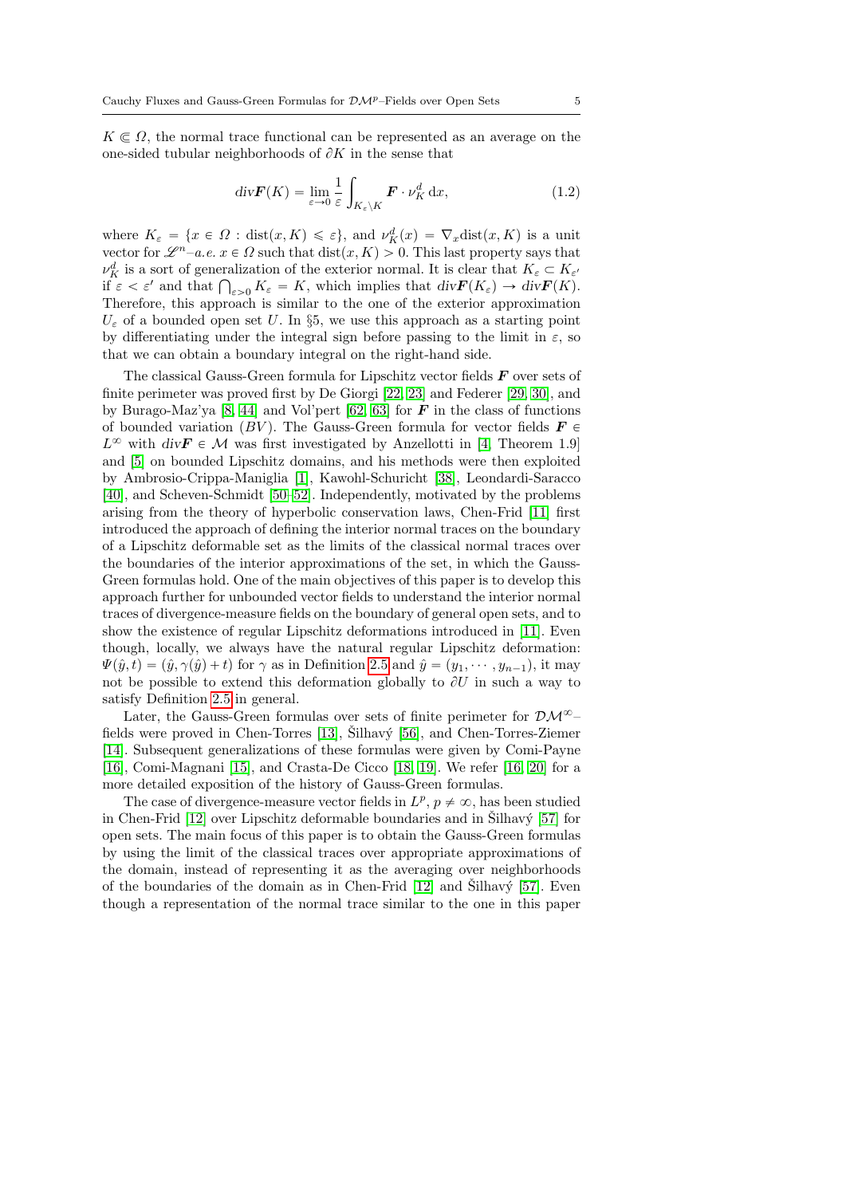$K \Subset \Omega$, the normal trace functional can be represented as an average on the one-sided tubular neighborhoods of $\partial K$ in the sense that

$$\mathrm{div}\boldsymbol{F}(K) = \lim_{\varepsilon \to 0} \frac{1}{\varepsilon} \int_{K_\varepsilon \setminus K} \boldsymbol{F} \cdot \nu_K^d \, \mathrm{d}x, \tag{1.2}$$

where $K_\varepsilon = \{x \in \Omega : \mathrm{dist}(x, K) \leqslant \varepsilon\}$, and $\nu_K^d(x) = \nabla_x \mathrm{dist}(x, K)$ is a unit vector for $\mathscr{L}^n$–*a.e.* $x \in \Omega$ such that $\mathrm{dist}(x, K) > 0$. This last property says that $\nu_K^d$ is a sort of generalization of the exterior normal. It is clear that $K_\varepsilon \subset K_{\varepsilon'}$ if $\varepsilon < \varepsilon'$ and that $\bigcap_{\varepsilon > 0} K_\varepsilon = K$, which implies that $div\boldsymbol{F}(K_\varepsilon) \to div\boldsymbol{F}(K)$. Therefore, this approach is similar to the one of the exterior approximation $U_\varepsilon$ of a bounded open set $U$. In §5, we use this approach as a starting point by differentiating under the integral sign before passing to the limit in $\varepsilon$, so that we can obtain a boundary integral on the right-hand side.

The classical Gauss-Green formula for Lipschitz vector fields $\boldsymbol{F}$ over sets of finite perimeter was proved first by De Giorgi [22, 23] and Federer [29, 30], and by Burago-Maz'ya [8, 44] and Vol'pert [62, 63] for $\boldsymbol{F}$ in the class of functions of bounded variation ($BV$). The Gauss-Green formula for vector fields $\boldsymbol{F} \in L^\infty$ with $div\boldsymbol{F} \in \mathcal{M}$ was first investigated by Anzellotti in [4, Theorem 1.9] and [5] on bounded Lipschitz domains, and his methods were then exploited by Ambrosio-Crippa-Maniglia [1], Kawohl-Schuricht [38], Leondardi-Saracco [40], and Scheven-Schmidt [50–52]. Independently, motivated by the problems arising from the theory of hyperbolic conservation laws, Chen-Frid [11] first introduced the approach of defining the interior normal traces on the boundary of a Lipschitz deformable set as the limits of the classical normal traces over the boundaries of the interior approximations of the set, in which the Gauss-Green formulas hold. One of the main objectives of this paper is to develop this approach further for unbounded vector fields to understand the interior normal traces of divergence-measure fields on the boundary of general open sets, and to show the existence of regular Lipschitz deformations introduced in [11]. Even though, locally, we always have the natural regular Lipschitz deformation: $\Psi(\hat{y}, t) = (\hat{y}, \gamma(\hat{y}) + t)$ for $\gamma$ as in Definition 2.5 and $\hat{y} = (y_1, \cdots, y_{n-1})$, it may not be possible to extend this deformation globally to $\partial U$ in such a way to satisfy Definition 2.5 in general.

Later, the Gauss-Green formulas over sets of finite perimeter for $\mathcal{DM}^\infty$–fields were proved in Chen-Torres [13], Šilhavý [56], and Chen-Torres-Ziemer [14]. Subsequent generalizations of these formulas were given by Comi-Payne [16], Comi-Magnani [15], and Crasta-De Cicco [18, 19]. We refer [16, 20] for a more detailed exposition of the history of Gauss-Green formulas.

The case of divergence-measure vector fields in $L^p$, $p \neq \infty$, has been studied in Chen-Frid [12] over Lipschitz deformable boundaries and in Šilhavý [57] for open sets. The main focus of this paper is to obtain the Gauss-Green formulas by using the limit of the classical traces over appropriate approximations of the domain, instead of representing it as the averaging over neighborhoods of the boundaries of the domain as in Chen-Frid [12] and Šilhavý [57]. Even though a representation of the normal trace similar to the one in this paper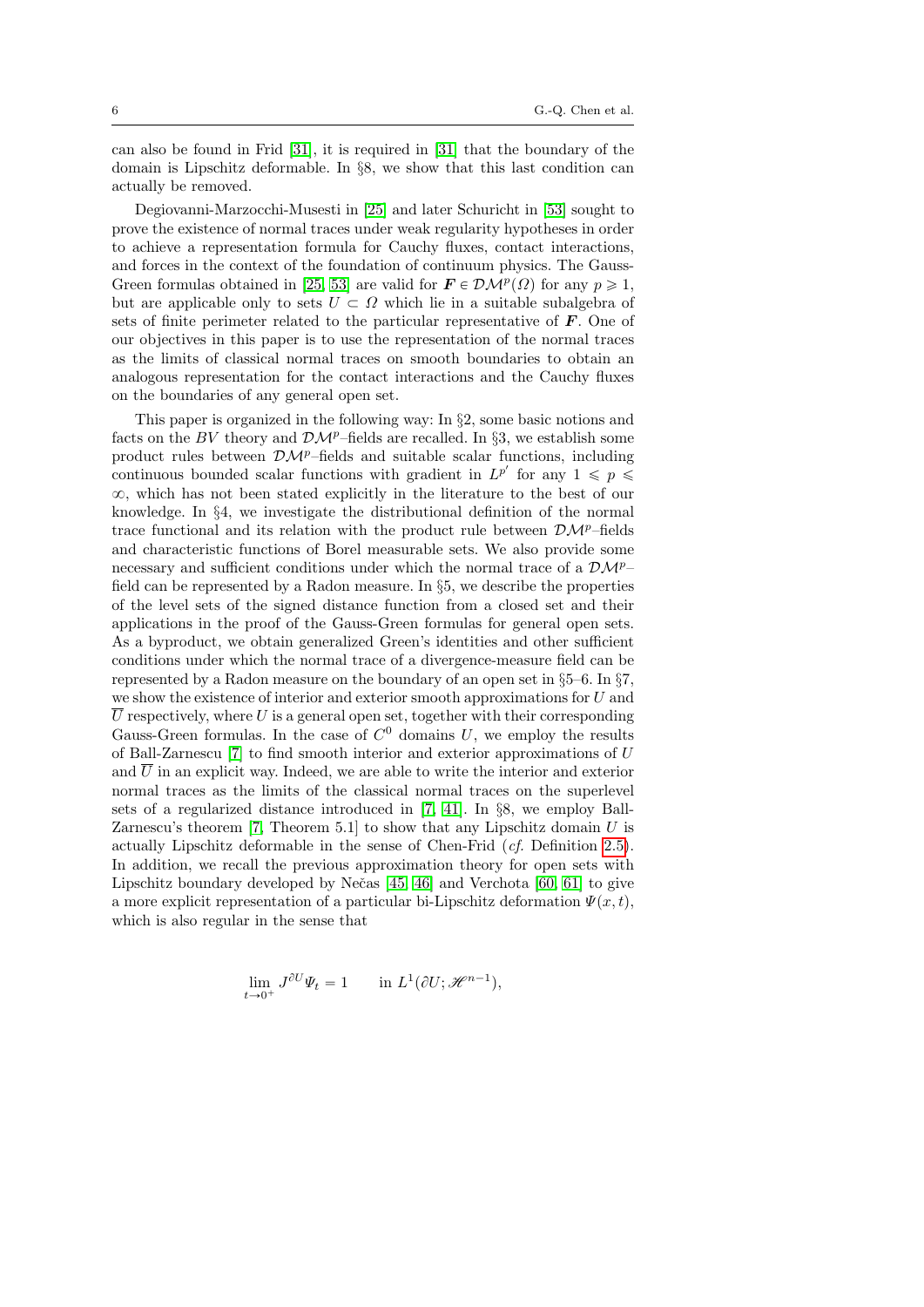can also be found in Frid [31], it is required in [31] that the boundary of the domain is Lipschitz deformable. In §8, we show that this last condition can actually be removed.

Degiovanni-Marzocchi-Musesti in [25] and later Schuricht in [53] sought to prove the existence of normal traces under weak regularity hypotheses in order to achieve a representation formula for Cauchy fluxes, contact interactions, and forces in the context of the foundation of continuum physics. The Gauss-Green formulas obtained in [25, 53] are valid for $\boldsymbol{F} \in \mathcal{DM}^p(\Omega)$ for any $p \geqslant 1$, but are applicable only to sets $U \subset \Omega$ which lie in a suitable subalgebra of sets of finite perimeter related to the particular representative of $\boldsymbol{F}$. One of our objectives in this paper is to use the representation of the normal traces as the limits of classical normal traces on smooth boundaries to obtain an analogous representation for the contact interactions and the Cauchy fluxes on the boundaries of any general open set.

This paper is organized in the following way: In §2, some basic notions and facts on the $BV$ theory and $\mathcal{DM}^p$–fields are recalled. In §3, we establish some product rules between $\mathcal{DM}^p$–fields and suitable scalar functions, including continuous bounded scalar functions with gradient in $L^{p'}$ for any $1 \leqslant p \leqslant \infty$, which has not been stated explicitly in the literature to the best of our knowledge. In §4, we investigate the distributional definition of the normal trace functional and its relation with the product rule between $\mathcal{DM}^p$–fields and characteristic functions of Borel measurable sets. We also provide some necessary and sufficient conditions under which the normal trace of a $\mathcal{DM}^p$–field can be represented by a Radon measure. In §5, we describe the properties of the level sets of the signed distance function from a closed set and their applications in the proof of the Gauss-Green formulas for general open sets. As a byproduct, we obtain generalized Green's identities and other sufficient conditions under which the normal trace of a divergence-measure field can be represented by a Radon measure on the boundary of an open set in §5–6. In §7, we show the existence of interior and exterior smooth approximations for $U$ and $\overline{U}$ respectively, where $U$ is a general open set, together with their corresponding Gauss-Green formulas. In the case of $C^0$ domains $U$, we employ the results of Ball-Zarnescu [7] to find smooth interior and exterior approximations of $U$ and $\overline{U}$ in an explicit way. Indeed, we are able to write the interior and exterior normal traces as the limits of the classical normal traces on the superlevel sets of a regularized distance introduced in [7, 41]. In §8, we employ Ball-Zarnescu's theorem [7, Theorem 5.1] to show that any Lipschitz domain $U$ is actually Lipschitz deformable in the sense of Chen-Frid (*cf.* Definition 2.5). In addition, we recall the previous approximation theory for open sets with Lipschitz boundary developed by Nečas [45, 46] and Verchota [60, 61] to give a more explicit representation of a particular bi-Lipschitz deformation $\Psi(x,t)$, which is also regular in the sense that

$$\lim_{t \to 0^+} J^{\partial U} \Psi_t = 1 \qquad \text{in } L^1(\partial U; \mathscr{H}^{n-1}),$$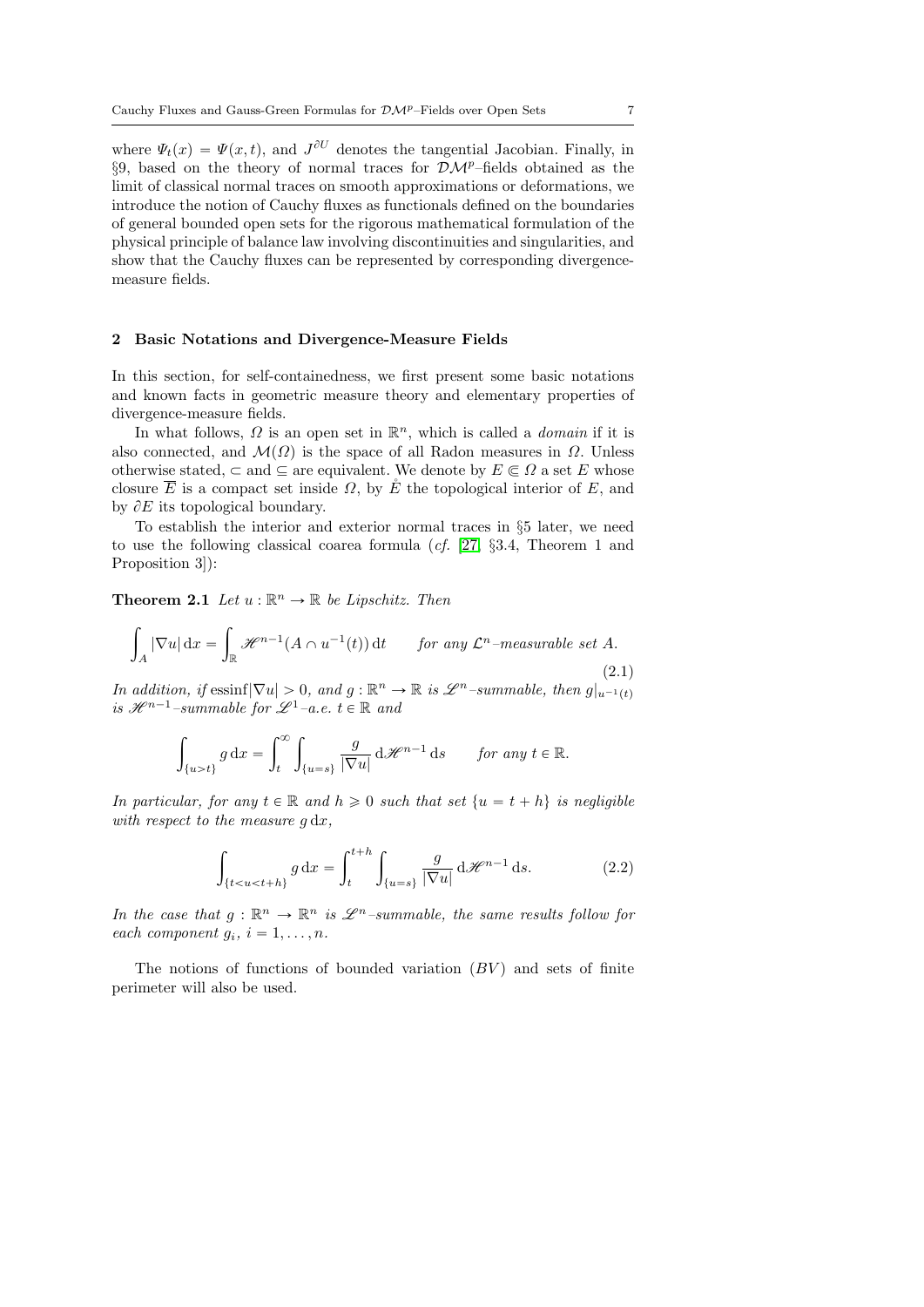where $\Psi_t(x) = \Psi(x,t)$, and $J^{\partial U}$ denotes the tangential Jacobian. Finally, in §9, based on the theory of normal traces for $\mathcal{DM}^p$–fields obtained as the limit of classical normal traces on smooth approximations or deformations, we introduce the notion of Cauchy fluxes as functionals defined on the boundaries of general bounded open sets for the rigorous mathematical formulation of the physical principle of balance law involving discontinuities and singularities, and show that the Cauchy fluxes can be represented by corresponding divergence-measure fields.

## 2 Basic Notations and Divergence-Measure Fields

In this section, for self-containedness, we first present some basic notations and known facts in geometric measure theory and elementary properties of divergence-measure fields.

In what follows, $\Omega$ is an open set in $\mathbb{R}^n$, which is called a *domain* if it is also connected, and $\mathcal{M}(\Omega)$ is the space of all Radon measures in $\Omega$. Unless otherwise stated, $\subset$ and $\subseteq$ are equivalent. We denote by $E \Subset \Omega$ a set $E$ whose closure $\overline{E}$ is a compact set inside $\Omega$, by $\mathring{E}$ the topological interior of $E$, and by $\partial E$ its topological boundary.

To establish the interior and exterior normal traces in §5 later, we need to use the following classical coarea formula (*cf.* [27, §3.4, Theorem 1 and Proposition 3]):

**Theorem 2.1** *Let $u : \mathbb{R}^n \to \mathbb{R}$ be Lipschitz. Then*

$$\int_A |\nabla u| \,\mathrm{d}x = \int_{\mathbb{R}} \mathscr{H}^{n-1}(A \cap u^{-1}(t)) \,\mathrm{d}t \qquad \text{for any } \mathcal{L}^n\text{–measurable set } A. \tag{2.1}$$

*In addition, if* $\operatorname{essinf}|\nabla u| > 0$*, and $g : \mathbb{R}^n \to \mathbb{R}$ is $\mathscr{L}^n$–summable, then $g|_{u^{-1}(t)}$ is $\mathscr{H}^{n-1}$–summable for $\mathscr{L}^1$–a.e. $t \in \mathbb{R}$ and*

$$\int_{\{u>t\}} g \,\mathrm{d}x = \int_t^\infty \int_{\{u=s\}} \frac{g}{|\nabla u|} \,\mathrm{d}\mathscr{H}^{n-1} \,\mathrm{d}s \qquad \text{for any } t \in \mathbb{R}.$$

*In particular, for any $t \in \mathbb{R}$ and $h \geqslant 0$ such that set $\{u = t + h\}$ is negligible with respect to the measure $g\,\mathrm{d}x$,*

$$\int_{\{t<u<t+h\}} g \,\mathrm{d}x = \int_t^{t+h} \int_{\{u=s\}} \frac{g}{|\nabla u|} \,\mathrm{d}\mathscr{H}^{n-1} \,\mathrm{d}s. \tag{2.2}$$

*In the case that $g : \mathbb{R}^n \to \mathbb{R}^n$ is $\mathscr{L}^n$–summable, the same results follow for each component $g_i$, $i = 1, \ldots, n$.*

The notions of functions of bounded variation ($BV$) and sets of finite perimeter will also be used.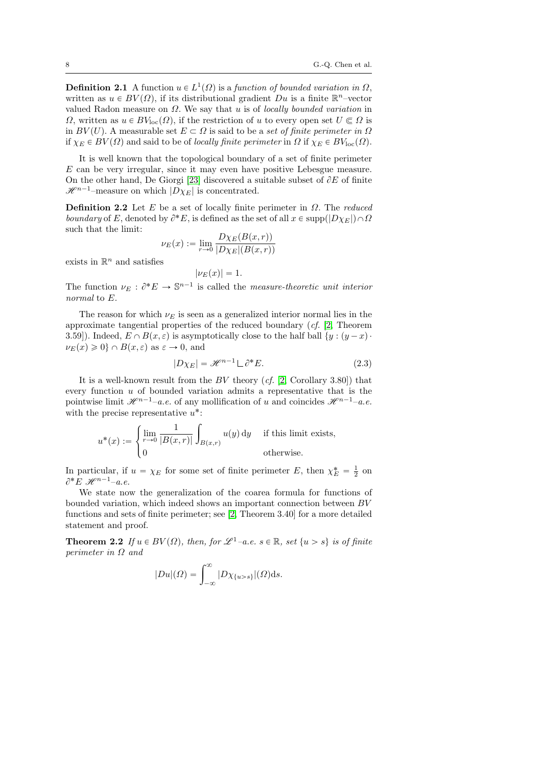**Definition 2.1** A function $u \in L^1(\Omega)$ is a *function of bounded variation in $\Omega$*, written as $u \in BV(\Omega)$, if its distributional gradient $Du$ is a finite $\mathbb{R}^n$–vector valued Radon measure on $\Omega$. We say that $u$ is of *locally bounded variation* in $\Omega$, written as $u \in BV_{\rm loc}(\Omega)$, if the restriction of $u$ to every open set $U \Subset \Omega$ is in $BV(U)$. A measurable set $E \subset \Omega$ is said to be a *set of finite perimeter in $\Omega$* if $\chi_E \in BV(\Omega)$ and said to be of *locally finite perimeter* in $\Omega$ if $\chi_E \in BV_{\rm loc}(\Omega)$.

It is well known that the topological boundary of a set of finite perimeter $E$ can be very irregular, since it may even have positive Lebesgue measure. On the other hand, De Giorgi [23] discovered a suitable subset of $\partial E$ of finite $\mathscr{H}^{n-1}$–measure on which $|D\chi_E|$ is concentrated.

**Definition 2.2** Let $E$ be a set of locally finite perimeter in $\Omega$. The *reduced boundary* of $E$, denoted by $\partial^* E$, is defined as the set of all $x \in \operatorname{supp}(|D\chi_E|) \cap \Omega$ such that the limit:

$$\nu_E(x) := \lim_{r \to 0} \frac{D\chi_E(B(x,r))}{|D\chi_E|(B(x,r))}$$

exists in $\mathbb{R}^n$ and satisfies

$$|\nu_E(x)| = 1.$$

The function $\nu_E : \partial^* E \to \mathbb{S}^{n-1}$ is called the *measure-theoretic unit interior normal* to $E$.

The reason for which $\nu_E$ is seen as a generalized interior normal lies in the approximate tangential properties of the reduced boundary (*cf.* [2, Theorem 3.59]). Indeed, $E \cap B(x,\varepsilon)$ is asymptotically close to the half ball $\{y : (y-x) \cdot \nu_E(x) \geqslant 0\} \cap B(x,\varepsilon)$ as $\varepsilon \to 0$, and

$$|D\chi_E| = \mathscr{H}^{n-1} \llcorner \partial^* E. \tag{2.3}$$

It is a well-known result from the $BV$ theory (*cf.* [2, Corollary 3.80]) that every function $u$ of bounded variation admits a representative that is the pointwise limit $\mathscr{H}^{n-1}$–*a.e.* of any mollification of $u$ and coincides $\mathscr{H}^{n-1}$–*a.e.* with the precise representative $u^*$:

$$u^*(x) := \begin{cases} \lim\limits_{r \to 0} \dfrac{1}{|B(x,r)|} \displaystyle\int_{B(x,r)} u(y)\, \mathrm{d}y & \text{if this limit exists,} \\ 0 & \text{otherwise.} \end{cases}$$

In particular, if $u = \chi_E$ for some set of finite perimeter $E$, then $\chi_E^* = \frac{1}{2}$ on $\partial^* E$ $\mathscr{H}^{n-1}$–*a.e.*

We state now the generalization of the coarea formula for functions of bounded variation, which indeed shows an important connection between $BV$ functions and sets of finite perimeter; see [2, Theorem 3.40] for a more detailed statement and proof.

**Theorem 2.2** *If $u \in BV(\Omega)$, then, for $\mathscr{L}^1$–a.e. $s \in \mathbb{R}$, set $\{u > s\}$ is of finite perimeter in $\Omega$ and*

$$|Du|(\Omega) = \int_{-\infty}^{\infty} |D\chi_{\{u>s\}}|(\Omega)\mathrm{d}s.$$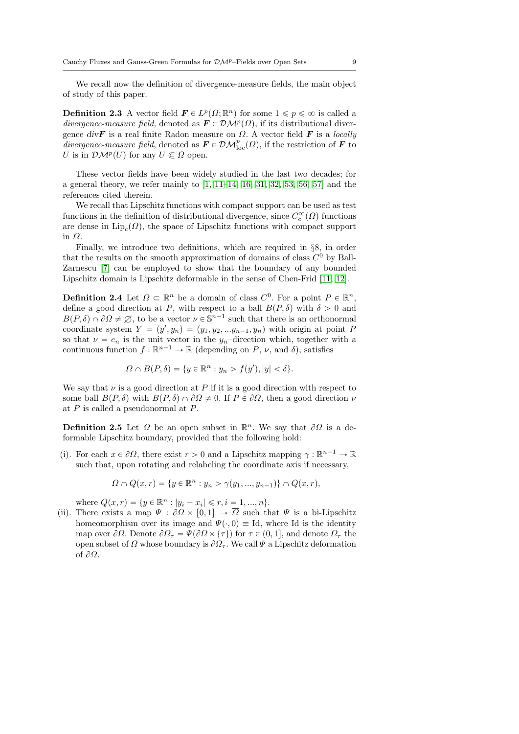We recall now the definition of divergence-measure fields, the main object of study of this paper.

**Definition 2.3** A vector field $\boldsymbol{F} \in L^p(\Omega; \mathbb{R}^n)$ for some $1 \leqslant p \leqslant \infty$ is called a *divergence-measure field*, denoted as $\boldsymbol{F} \in \mathcal{DM}^p(\Omega)$, if its distributional divergence $\mathrm{div}\boldsymbol{F}$ is a real finite Radon measure on $\Omega$. A vector field $\boldsymbol{F}$ is a *locally divergence-measure field*, denoted as $\boldsymbol{F} \in \mathcal{DM}^p_{\mathrm{loc}}(\Omega)$, if the restriction of $\boldsymbol{F}$ to $U$ is in $\mathcal{DM}^p(U)$ for any $U \Subset \Omega$ open.

These vector fields have been widely studied in the last two decades; for a general theory, we refer mainly to [1, 11–14, 16, 31, 32, 53, 56, 57] and the references cited therein.

We recall that Lipschitz functions with compact support can be used as test functions in the definition of distributional divergence, since $C^\infty_c(\Omega)$ functions are dense in $\mathrm{Lip}_c(\Omega)$, the space of Lipschitz functions with compact support in $\Omega$.

Finally, we introduce two definitions, which are required in §8, in order that the results on the smooth approximation of domains of class $C^0$ by Ball-Zarnescu [7] can be employed to show that the boundary of any bounded Lipschitz domain is Lipschitz deformable in the sense of Chen-Frid [11, 12].

**Definition 2.4** Let $\Omega \subset \mathbb{R}^n$ be a domain of class $C^0$. For a point $P \in \mathbb{R}^n$, define a good direction at $P$, with respect to a ball $B(P, \delta)$ with $\delta > 0$ and $B(P, \delta) \cap \partial\Omega \neq \varnothing$, to be a vector $\nu \in \mathbb{S}^{n-1}$ such that there is an orthonormal coordinate system $Y = (y', y_n) = (y_1, y_2, ...y_{n-1}, y_n)$ with origin at point $P$ so that $\nu = e_n$ is the unit vector in the $y_n$–direction which, together with a continuous function $f : \mathbb{R}^{n-1} \to \mathbb{R}$ (depending on $P$, $\nu$, and $\delta$), satisfies

$$\Omega \cap B(P, \delta) = \{y \in \mathbb{R}^n : y_n > f(y'), |y| < \delta\}.$$

We say that $\nu$ is a good direction at $P$ if it is a good direction with respect to some ball $B(P, \delta)$ with $B(P, \delta) \cap \partial\Omega \neq 0$. If $P \in \partial\Omega$, then a good direction $\nu$ at $P$ is called a pseudonormal at $P$.

**Definition 2.5** Let $\Omega$ be an open subset in $\mathbb{R}^n$. We say that $\partial\Omega$ is a deformable Lipschitz boundary, provided that the following hold:

(i). For each $x \in \partial\Omega$, there exist $r > 0$ and a Lipschitz mapping $\gamma : \mathbb{R}^{n-1} \to \mathbb{R}$ such that, upon rotating and relabeling the coordinate axis if necessary,

$$\Omega \cap Q(x, r) = \{y \in \mathbb{R}^n : y_n > \gamma(y_1, ..., y_{n-1})\} \cap Q(x, r),$$

where $Q(x, r) = \{y \in \mathbb{R}^n : |y_i - x_i| \leqslant r, i = 1, ..., n\}$.

(ii). There exists a map $\Psi : \partial\Omega \times [0, 1] \to \overline{\Omega}$ such that $\Psi$ is a bi-Lipschitz homeomorphism over its image and $\Psi(\cdot, 0) \equiv \mathrm{Id}$, where Id is the identity map over $\partial\Omega$. Denote $\partial\Omega_\tau = \Psi(\partial\Omega \times \{\tau\})$ for $\tau \in (0, 1]$, and denote $\Omega_\tau$ the open subset of $\Omega$ whose boundary is $\partial\Omega_\tau$. We call $\Psi$ a Lipschitz deformation of $\partial\Omega$.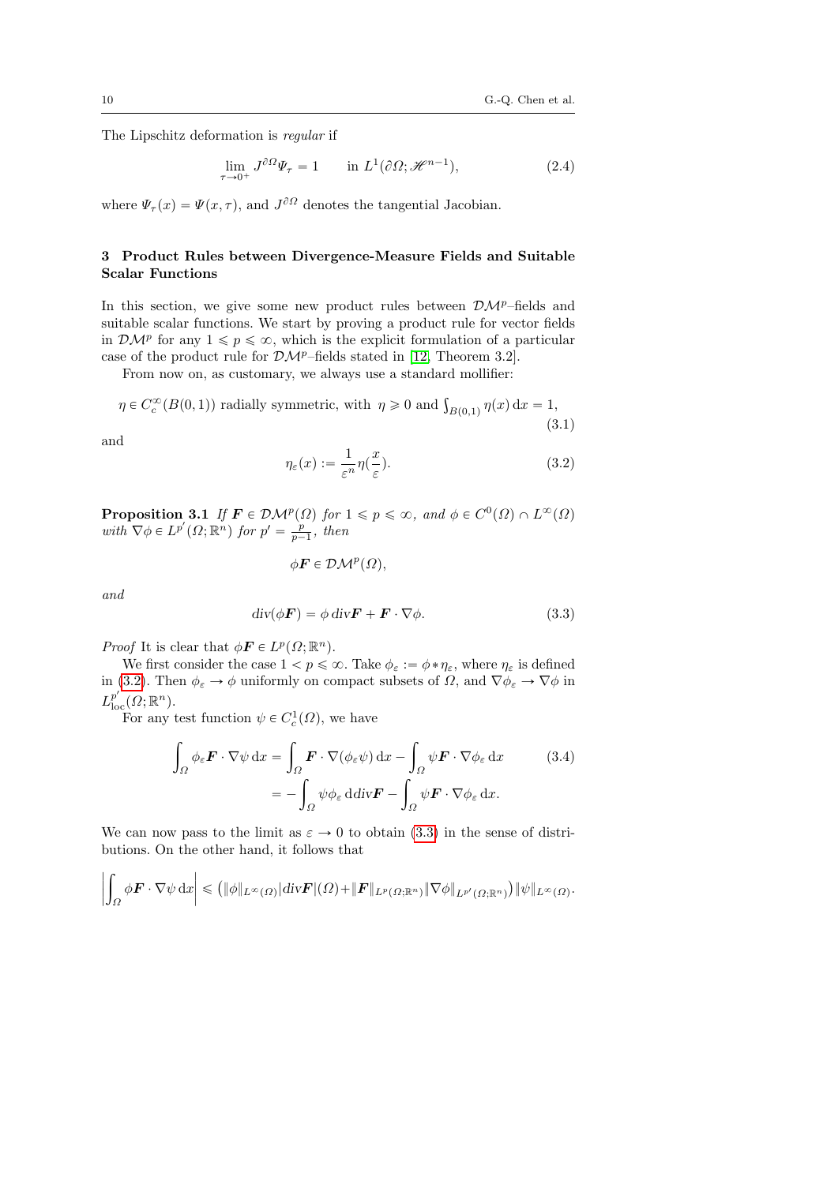The Lipschitz deformation is *regular* if

$$\lim_{\tau \to 0^+} J^{\partial \Omega} \Psi_\tau = 1 \qquad \text{in } L^1(\partial \Omega; \mathscr{H}^{n-1}), \tag{2.4}$$

where $\Psi_\tau(x) = \Psi(x, \tau)$, and $J^{\partial \Omega}$ denotes the tangential Jacobian.

## 3 Product Rules between Divergence-Measure Fields and Suitable Scalar Functions

In this section, we give some new product rules between $\mathcal{DM}^p$–fields and suitable scalar functions. We start by proving a product rule for vector fields in $\mathcal{DM}^p$ for any $1 \leqslant p \leqslant \infty$, which is the explicit formulation of a particular case of the product rule for $\mathcal{DM}^p$–fields stated in [12, Theorem 3.2].

From now on, as customary, we always use a standard mollifier:

$$\eta \in C_c^\infty(B(0,1)) \text{ radially symmetric, with } \eta \geqslant 0 \text{ and } \textstyle\int_{B(0,1)} \eta(x) \, \mathrm{d}x = 1, \tag{3.1}$$

and

$$\eta_\varepsilon(x) := \frac{1}{\varepsilon^n} \eta(\frac{x}{\varepsilon}). \tag{3.2}$$

**Proposition 3.1** *If $\boldsymbol{F} \in \mathcal{DM}^p(\Omega)$ for $1 \leqslant p \leqslant \infty$, and $\phi \in C^0(\Omega) \cap L^\infty(\Omega)$ with $\nabla \phi \in L^{p'}(\Omega; \mathbb{R}^n)$ for $p' = \frac{p}{p-1}$, then*

$$\phi \boldsymbol{F} \in \mathcal{DM}^p(\Omega),$$

*and*

$$div(\phi \boldsymbol{F}) = \phi \, div \boldsymbol{F} + \boldsymbol{F} \cdot \nabla \phi. \tag{3.3}$$

*Proof* It is clear that $\phi \boldsymbol{F} \in L^p(\Omega; \mathbb{R}^n)$.

We first consider the case $1 < p \leqslant \infty$. Take $\phi_\varepsilon := \phi * \eta_\varepsilon$, where $\eta_\varepsilon$ is defined in (3.2). Then $\phi_\varepsilon \to \phi$ uniformly on compact subsets of $\Omega$, and $\nabla \phi_\varepsilon \to \nabla \phi$ in $L^{p'}_{\mathrm{loc}}(\Omega; \mathbb{R}^n)$.

For any test function $\psi \in C_c^1(\Omega)$, we have

$$\begin{aligned} \int_\Omega \phi_\varepsilon \boldsymbol{F} \cdot \nabla \psi \, \mathrm{d}x &= \int_\Omega \boldsymbol{F} \cdot \nabla(\phi_\varepsilon \psi) \, \mathrm{d}x - \int_\Omega \psi \boldsymbol{F} \cdot \nabla \phi_\varepsilon \, \mathrm{d}x \\ &= -\int_\Omega \psi \phi_\varepsilon \, \mathrm{d} div \boldsymbol{F} - \int_\Omega \psi \boldsymbol{F} \cdot \nabla \phi_\varepsilon \, \mathrm{d}x. \end{aligned} \tag{3.4}$$

We can now pass to the limit as $\varepsilon \to 0$ to obtain (3.3) in the sense of distributions. On the other hand, it follows that

$$\left| \int_\Omega \phi \boldsymbol{F} \cdot \nabla \psi \, \mathrm{d}x \right| \leqslant \left( \|\phi\|_{L^\infty(\Omega)} |div \boldsymbol{F}|(\Omega) + \|\boldsymbol{F}\|_{L^p(\Omega; \mathbb{R}^n)} \|\nabla \phi\|_{L^{p'}(\Omega; \mathbb{R}^n)} \right) \|\psi\|_{L^\infty(\Omega)}.$$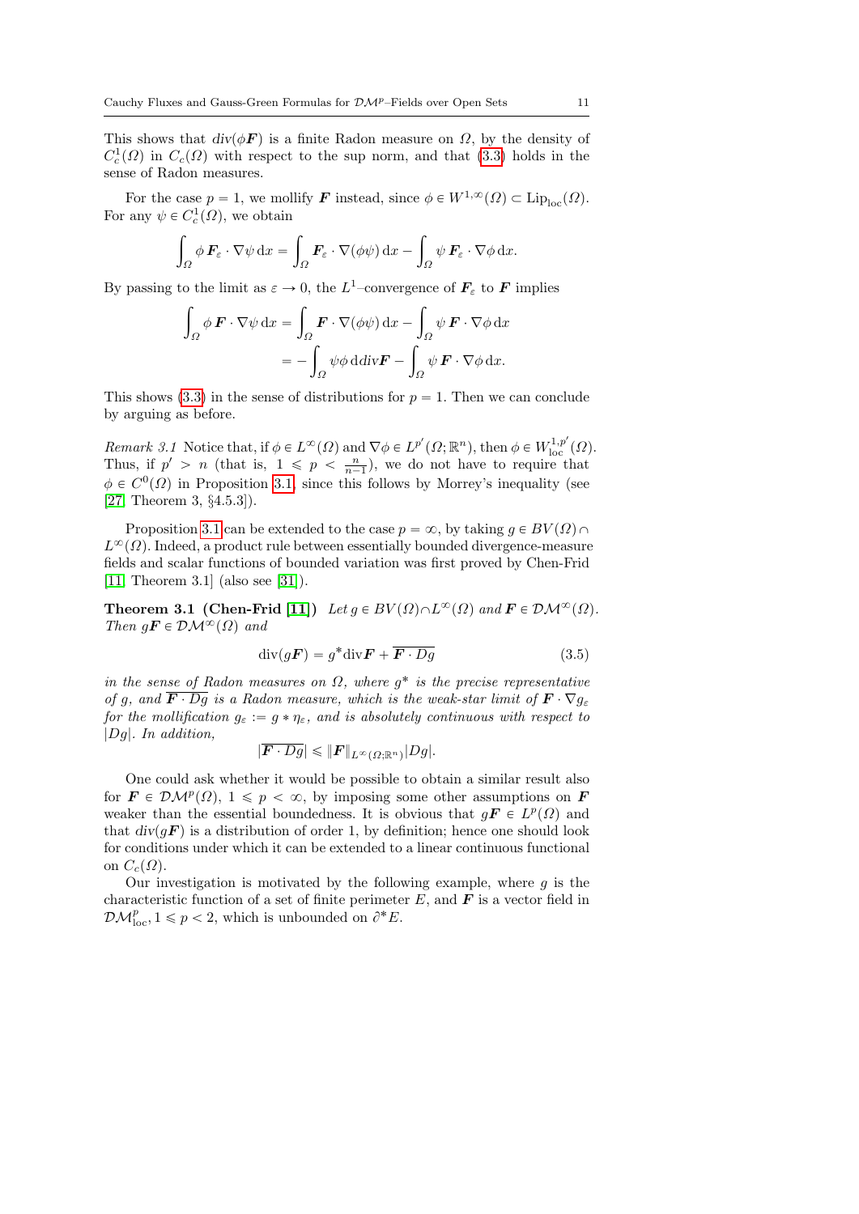This shows that $div(\phi \boldsymbol{F})$ is a finite Radon measure on $\Omega$, by the density of $C^1_c(\Omega)$ in $C_c(\Omega)$ with respect to the sup norm, and that (3.3) holds in the sense of Radon measures.

For the case $p = 1$, we mollify $\boldsymbol{F}$ instead, since $\phi \in W^{1,\infty}(\Omega) \subset \mathrm{Lip}_{\mathrm{loc}}(\Omega)$. For any $\psi \in C^1_c(\Omega)$, we obtain

$$\int_\Omega \phi\, \boldsymbol{F}_\varepsilon \cdot \nabla \psi \,\mathrm{d}x = \int_\Omega \boldsymbol{F}_\varepsilon \cdot \nabla(\phi\psi)\,\mathrm{d}x - \int_\Omega \psi\, \boldsymbol{F}_\varepsilon \cdot \nabla\phi \,\mathrm{d}x.$$

By passing to the limit as $\varepsilon \to 0$, the $L^1$–convergence of $\boldsymbol{F}_\varepsilon$ to $\boldsymbol{F}$ implies

$$\begin{aligned}\int_\Omega \phi\, \boldsymbol{F} \cdot \nabla \psi \,\mathrm{d}x &= \int_\Omega \boldsymbol{F} \cdot \nabla(\phi\psi)\,\mathrm{d}x - \int_\Omega \psi\, \boldsymbol{F} \cdot \nabla\phi \,\mathrm{d}x \\ &= -\int_\Omega \psi\phi \,\mathrm{d}div\boldsymbol{F} - \int_\Omega \psi\, \boldsymbol{F} \cdot \nabla\phi \,\mathrm{d}x.\end{aligned}$$

This shows (3.3) in the sense of distributions for $p = 1$. Then we can conclude by arguing as before.

*Remark 3.1* Notice that, if $\phi \in L^\infty(\Omega)$ and $\nabla\phi \in L^{p'}(\Omega;\mathbb{R}^n)$, then $\phi \in W^{1,p'}_{\mathrm{loc}}(\Omega)$. Thus, if $p' > n$ (that is, $1 \leqslant p < \frac{n}{n-1}$), we do not have to require that $\phi \in C^0(\Omega)$ in Proposition 3.1, since this follows by Morrey's inequality (see [27, Theorem 3, §4.5.3]).

Proposition 3.1 can be extended to the case $p = \infty$, by taking $g \in BV(\Omega) \cap L^\infty(\Omega)$. Indeed, a product rule between essentially bounded divergence-measure fields and scalar functions of bounded variation was first proved by Chen-Frid [11, Theorem 3.1] (also see [31]).

**Theorem 3.1 (Chen-Frid [11])** *Let $g \in BV(\Omega) \cap L^\infty(\Omega)$ and $\boldsymbol{F} \in \mathcal{DM}^\infty(\Omega)$. Then $g\boldsymbol{F} \in \mathcal{DM}^\infty(\Omega)$ and*

$$\mathrm{div}(g\boldsymbol{F}) = g^* \mathrm{div}\boldsymbol{F} + \overline{\boldsymbol{F} \cdot Dg} \tag{3.5}$$

*in the sense of Radon measures on $\Omega$, where $g^*$ is the precise representative of $g$, and $\overline{\boldsymbol{F} \cdot Dg}$ is a Radon measure, which is the weak-star limit of $\boldsymbol{F} \cdot \nabla g_\varepsilon$ for the mollification $g_\varepsilon := g * \eta_\varepsilon$, and is absolutely continuous with respect to $|Dg|$. In addition,*

$$|\overline{\boldsymbol{F} \cdot Dg}| \leqslant \|\boldsymbol{F}\|_{L^\infty(\Omega;\mathbb{R}^n)} |Dg|.$$

One could ask whether it would be possible to obtain a similar result also for $\boldsymbol{F} \in \mathcal{DM}^p(\Omega)$, $1 \leqslant p < \infty$, by imposing some other assumptions on $\boldsymbol{F}$ weaker than the essential boundedness. It is obvious that $g\boldsymbol{F} \in L^p(\Omega)$ and that $div(g\boldsymbol{F})$ is a distribution of order 1, by definition; hence one should look for conditions under which it can be extended to a linear continuous functional on $C_c(\Omega)$.

Our investigation is motivated by the following example, where $g$ is the characteristic function of a set of finite perimeter $E$, and $\boldsymbol{F}$ is a vector field in $\mathcal{DM}^p_{\mathrm{loc}}$, $1 \leqslant p < 2$, which is unbounded on $\partial^* E$.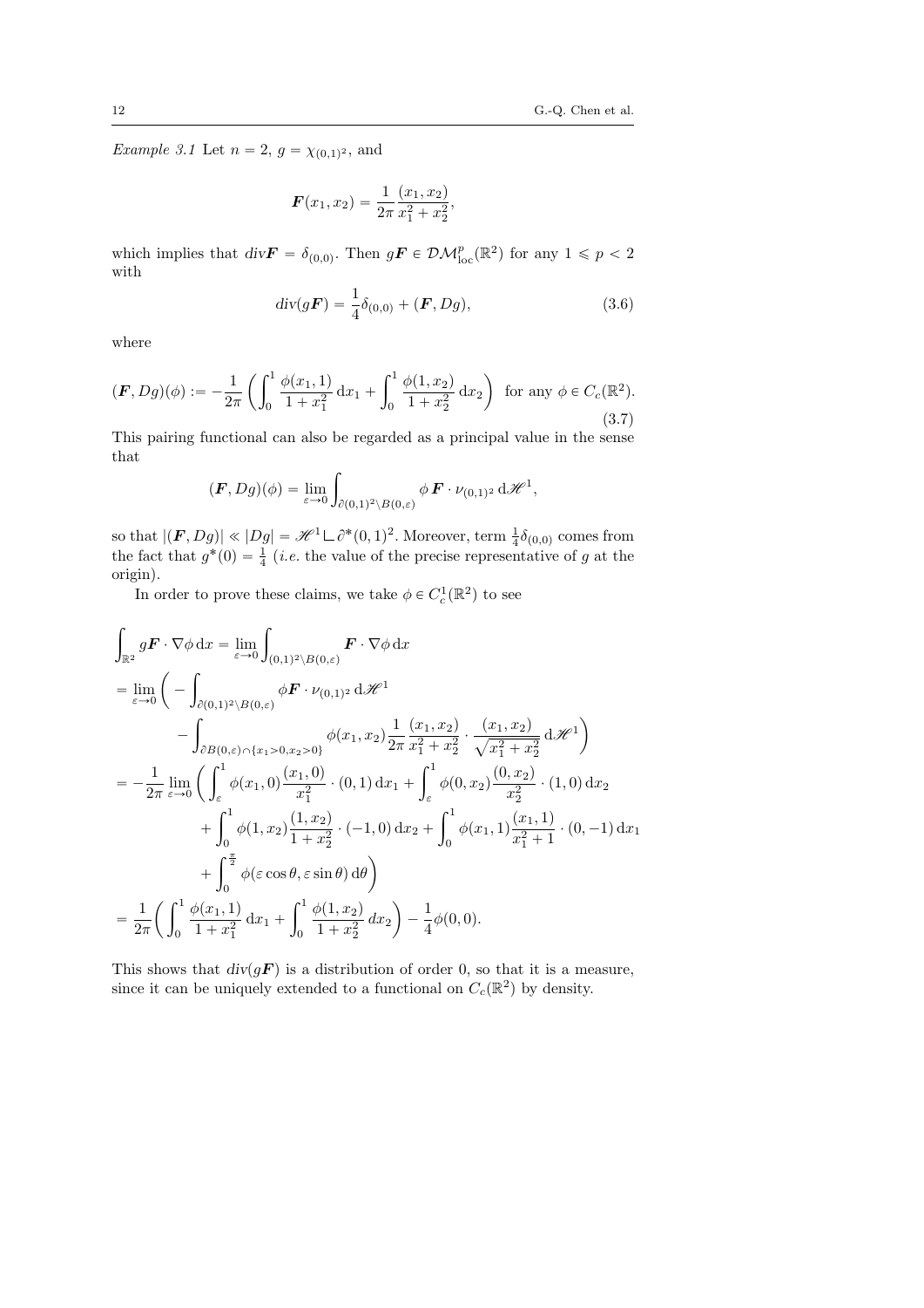*Example 3.1* Let $n = 2$, $g = \chi_{(0,1)^2}$, and

$$\boldsymbol{F}(x_1, x_2) = \frac{1}{2\pi} \frac{(x_1, x_2)}{x_1^2 + x_2^2},$$

which implies that $div\boldsymbol{F} = \delta_{(0,0)}$. Then $g\boldsymbol{F} \in \mathcal{DM}^p_{\rm loc}(\mathbb{R}^2)$ for any $1 \leqslant p < 2$ with

$$\operatorname{div}(g\boldsymbol{F}) = \frac{1}{4}\delta_{(0,0)} + (\boldsymbol{F}, Dg), \tag{3.6}$$

where

$$(\boldsymbol{F}, Dg)(\phi) := -\frac{1}{2\pi}\left(\int_0^1 \frac{\phi(x_1, 1)}{1 + x_1^2}\,\mathrm{d}x_1 + \int_0^1 \frac{\phi(1, x_2)}{1 + x_2^2}\,\mathrm{d}x_2\right) \text{ for any } \phi \in C_c(\mathbb{R}^2). \tag{3.7}$$

This pairing functional can also be regarded as a principal value in the sense that

$$(\boldsymbol{F}, Dg)(\phi) = \lim_{\varepsilon \to 0} \int_{\partial(0,1)^2 \setminus B(0,\varepsilon)} \phi\, \boldsymbol{F} \cdot \nu_{(0,1)^2}\,\mathrm{d}\mathscr{H}^1,$$

so that $|(\boldsymbol{F}, Dg)| \ll |Dg| = \mathscr{H}^1 \llcorner \partial^*(0,1)^2$. Moreover, term $\frac{1}{4}\delta_{(0,0)}$ comes from the fact that $g^*(0) = \frac{1}{4}$ (*i.e.* the value of the precise representative of $g$ at the origin).

In order to prove these claims, we take $\phi \in C_c^1(\mathbb{R}^2)$ to see

$$\begin{aligned}
&\int_{\mathbb{R}^2} g\boldsymbol{F} \cdot \nabla\phi\,\mathrm{d}x = \lim_{\varepsilon \to 0} \int_{(0,1)^2 \setminus B(0,\varepsilon)} \boldsymbol{F} \cdot \nabla\phi\,\mathrm{d}x \\
&= \lim_{\varepsilon \to 0}\bigg( -\int_{\partial(0,1)^2 \setminus B(0,\varepsilon)} \phi \boldsymbol{F} \cdot \nu_{(0,1)^2}\,\mathrm{d}\mathscr{H}^1 \\
&\qquad - \int_{\partial B(0,\varepsilon) \cap \{x_1 > 0, x_2 > 0\}} \phi(x_1, x_2) \frac{1}{2\pi} \frac{(x_1, x_2)}{x_1^2 + x_2^2} \cdot \frac{(x_1, x_2)}{\sqrt{x_1^2 + x_2^2}}\,\mathrm{d}\mathscr{H}^1 \bigg) \\
&= -\frac{1}{2\pi} \lim_{\varepsilon \to 0} \bigg( \int_\varepsilon^1 \phi(x_1, 0) \frac{(x_1, 0)}{x_1^2} \cdot (0, 1)\,\mathrm{d}x_1 + \int_\varepsilon^1 \phi(0, x_2) \frac{(0, x_2)}{x_2^2} \cdot (1, 0)\,\mathrm{d}x_2 \\
&\qquad + \int_0^1 \phi(1, x_2) \frac{(1, x_2)}{1 + x_2^2} \cdot (-1, 0)\,\mathrm{d}x_2 + \int_0^1 \phi(x_1, 1) \frac{(x_1, 1)}{x_1^2 + 1} \cdot (0, -1)\,\mathrm{d}x_1 \\
&\qquad + \int_0^{\frac{\pi}{2}} \phi(\varepsilon\cos\theta, \varepsilon\sin\theta)\,\mathrm{d}\theta \bigg) \\
&= \frac{1}{2\pi}\bigg( \int_0^1 \frac{\phi(x_1, 1)}{1 + x_1^2}\,\mathrm{d}x_1 + \int_0^1 \frac{\phi(1, x_2)}{1 + x_2^2}\,dx_2 \bigg) - \frac{1}{4}\phi(0, 0).
\end{aligned}$$

This shows that $div(g\boldsymbol{F})$ is a distribution of order 0, so that it is a measure, since it can be uniquely extended to a functional on $C_c(\mathbb{R}^2)$ by density.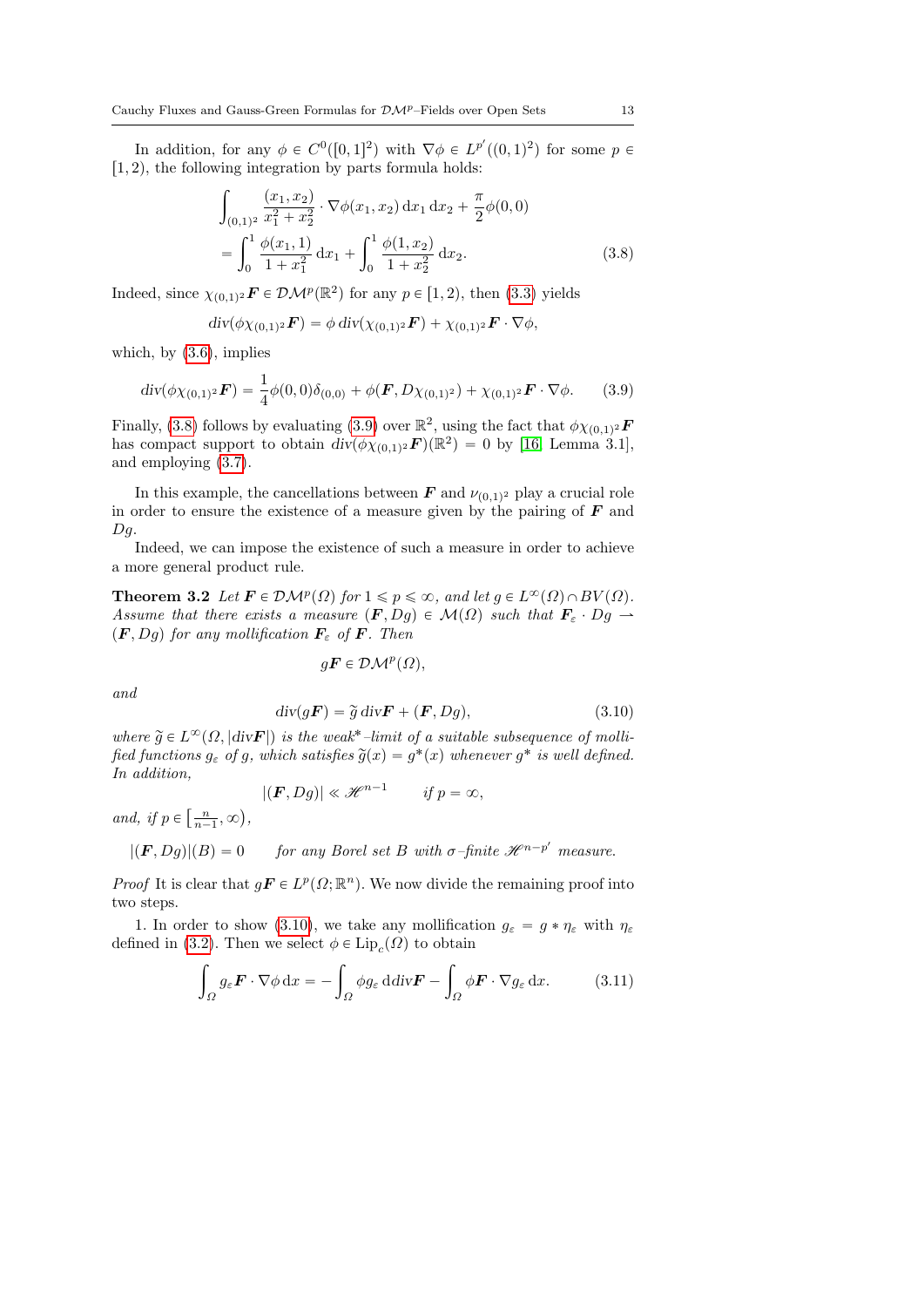In addition, for any $\phi \in C^0([0,1]^2)$ with $\nabla \phi \in L^{p'}((0,1)^2)$ for some $p \in [1,2)$, the following integration by parts formula holds:

$$
\begin{aligned}
&\int_{(0,1)^2} \frac{(x_1,x_2)}{x_1^2+x_2^2} \cdot \nabla \phi(x_1,x_2)\, \mathrm{d}x_1\, \mathrm{d}x_2 + \frac{\pi}{2}\phi(0,0) \\
&= \int_0^1 \frac{\phi(x_1,1)}{1+x_1^2}\, \mathrm{d}x_1 + \int_0^1 \frac{\phi(1,x_2)}{1+x_2^2}\, \mathrm{d}x_2.
\end{aligned} \tag{3.8}
$$

Indeed, since $\chi_{(0,1)^2}\boldsymbol{F} \in \mathcal{DM}^p(\mathbb{R}^2)$ for any $p \in [1,2)$, then (3.3) yields

$$
div(\phi \chi_{(0,1)^2}\boldsymbol{F}) = \phi\, div(\chi_{(0,1)^2}\boldsymbol{F}) + \chi_{(0,1)^2}\boldsymbol{F} \cdot \nabla \phi,
$$

which, by (3.6), implies

$$
div(\phi \chi_{(0,1)^2}\boldsymbol{F}) = \frac{1}{4}\phi(0,0)\delta_{(0,0)} + \phi(\boldsymbol{F}, D\chi_{(0,1)^2}) + \chi_{(0,1)^2}\boldsymbol{F} \cdot \nabla \phi. \tag{3.9}
$$

Finally, (3.8) follows by evaluating (3.9) over $\mathbb{R}^2$, using the fact that $\phi \chi_{(0,1)^2}\boldsymbol{F}$ has compact support to obtain $div(\phi \chi_{(0,1)^2}\boldsymbol{F})(\mathbb{R}^2) = 0$ by [16, Lemma 3.1], and employing (3.7).

In this example, the cancellations between $\boldsymbol{F}$ and $\nu_{(0,1)^2}$ play a crucial role in order to ensure the existence of a measure given by the pairing of $\boldsymbol{F}$ and $Dg$.

Indeed, we can impose the existence of such a measure in order to achieve a more general product rule.

**Theorem 3.2** *Let $\boldsymbol{F} \in \mathcal{DM}^p(\Omega)$ for $1 \leqslant p \leqslant \infty$, and let $g \in L^\infty(\Omega) \cap BV(\Omega)$. Assume that there exists a measure $(\boldsymbol{F}, Dg) \in \mathcal{M}(\Omega)$ such that $\boldsymbol{F}_\varepsilon \cdot Dg \rightharpoonup (\boldsymbol{F}, Dg)$ for any mollification $\boldsymbol{F}_\varepsilon$ of $\boldsymbol{F}$. Then*

$$
g\boldsymbol{F} \in \mathcal{DM}^p(\Omega),
$$

*and*

$$
div(g\boldsymbol{F}) = \widetilde{g}\, div\boldsymbol{F} + (\boldsymbol{F}, Dg), \tag{3.10}
$$

*where $\widetilde{g} \in L^\infty(\Omega, |div\boldsymbol{F}|)$ is the weak\*–limit of a suitable subsequence of mollified functions $g_\varepsilon$ of $g$, which satisfies $\widetilde{g}(x) = g^*(x)$ whenever $g^*$ is well defined. In addition,*

$$
|(\boldsymbol{F}, Dg)| \ll \mathscr{H}^{n-1} \qquad \text{if } p = \infty,
$$

*and, if $p \in \left[\frac{n}{n-1}, \infty\right)$,*

$$
|(\boldsymbol{F}, Dg)|(B) = 0 \qquad \text{for any Borel set } B \text{ with } \sigma\text{–finite } \mathscr{H}^{n-p'} \text{ measure.}
$$

*Proof* It is clear that $g\boldsymbol{F} \in L^p(\Omega; \mathbb{R}^n)$. We now divide the remaining proof into two steps.

1. In order to show (3.10), we take any mollification $g_\varepsilon = g * \eta_\varepsilon$ with $\eta_\varepsilon$ defined in (3.2). Then we select $\phi \in \mathrm{Lip}_c(\Omega)$ to obtain

$$
\int_\Omega g_\varepsilon \boldsymbol{F} \cdot \nabla \phi\, \mathrm{d}x = -\int_\Omega \phi g_\varepsilon\, \mathrm{d}div\boldsymbol{F} - \int_\Omega \phi \boldsymbol{F} \cdot \nabla g_\varepsilon\, \mathrm{d}x. \tag{3.11}
$$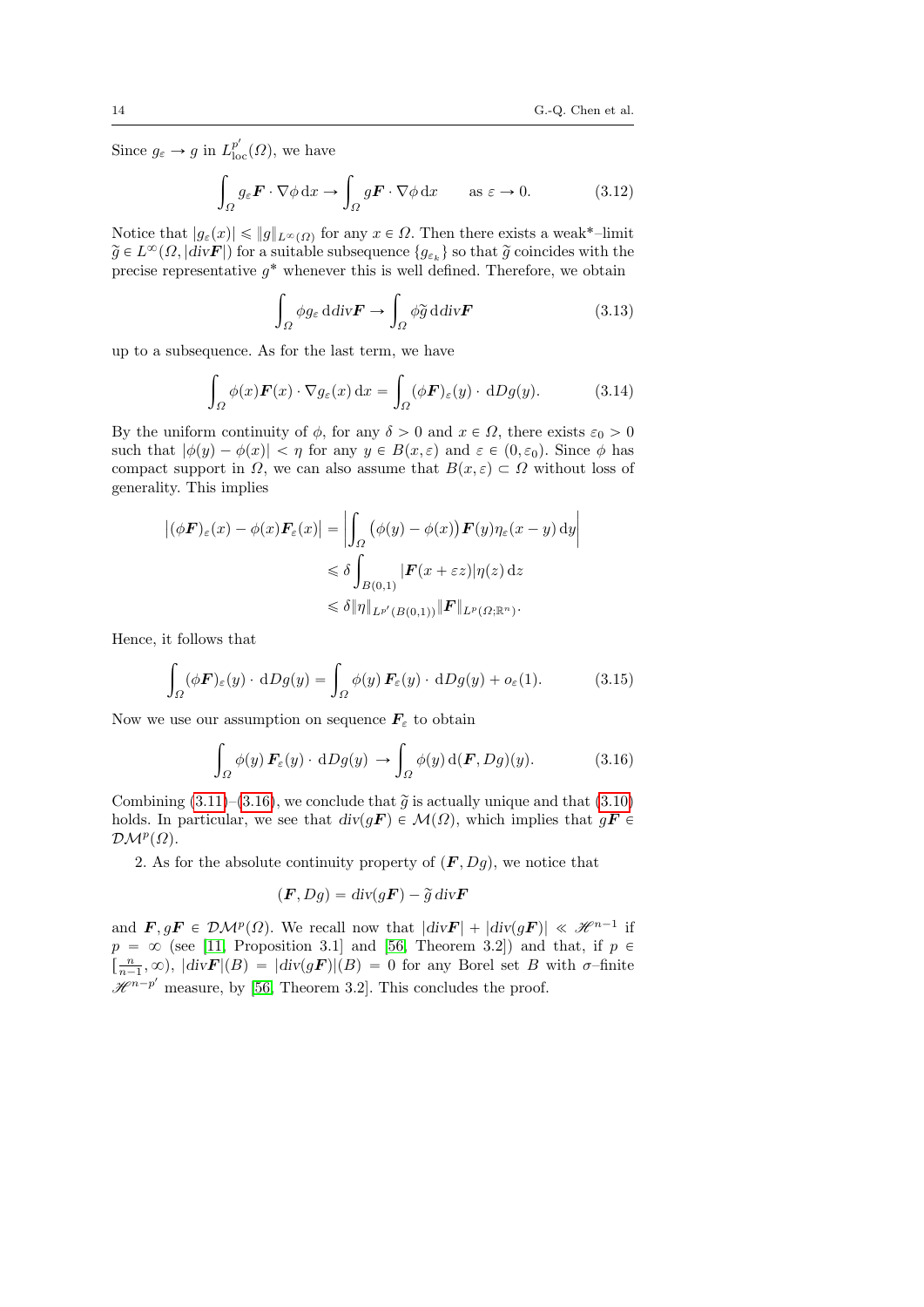Since $g_\varepsilon \to g$ in $L^{p'}_{\rm loc}(\Omega)$, we have

$$\int_\Omega g_\varepsilon \boldsymbol{F} \cdot \nabla\phi \,\mathrm{d}x \to \int_\Omega g\boldsymbol{F}\cdot\nabla\phi\,\mathrm{d}x \qquad \text{as } \varepsilon \to 0. \tag{3.12}$$

Notice that $|g_\varepsilon(x)| \leqslant \|g\|_{L^\infty(\Omega)}$ for any $x \in \Omega$. Then there exists a weak*–limit $\widetilde{g} \in L^\infty(\Omega, |div\boldsymbol{F}|)$ for a suitable subsequence $\{g_{\varepsilon_k}\}$ so that $\widetilde{g}$ coincides with the precise representative $g^*$ whenever this is well defined. Therefore, we obtain

$$\int_\Omega \phi g_\varepsilon \,\mathrm{d}div\boldsymbol{F} \to \int_\Omega \phi\widetilde{g}\,\mathrm{d}div\boldsymbol{F} \tag{3.13}$$

up to a subsequence. As for the last term, we have

$$\int_\Omega \phi(x)\boldsymbol{F}(x)\cdot\nabla g_\varepsilon(x)\,\mathrm{d}x = \int_\Omega (\phi\boldsymbol{F})_\varepsilon(y)\cdot\,\mathrm{d}Dg(y). \tag{3.14}$$

By the uniform continuity of $\phi$, for any $\delta > 0$ and $x \in \Omega$, there exists $\varepsilon_0 > 0$ such that $|\phi(y) - \phi(x)| < \eta$ for any $y \in B(x, \varepsilon)$ and $\varepsilon \in (0, \varepsilon_0)$. Since $\phi$ has compact support in $\Omega$, we can also assume that $B(x,\varepsilon) \subset \Omega$ without loss of generality. This implies

$$\begin{aligned}
\big|(\phi\boldsymbol{F})_\varepsilon(x) - \phi(x)\boldsymbol{F}_\varepsilon(x)\big| &= \left|\int_\Omega \big(\phi(y)-\phi(x)\big)\boldsymbol{F}(y)\eta_\varepsilon(x-y)\,\mathrm{d}y\right| \\
&\leqslant \delta\int_{B(0,1)} |\boldsymbol{F}(x+\varepsilon z)|\eta(z)\,\mathrm{d}z \\
&\leqslant \delta\|\eta\|_{L^{p'}(B(0,1))}\|\boldsymbol{F}\|_{L^p(\Omega;\mathbb{R}^n)}.
\end{aligned}$$

Hence, it follows that

$$\int_\Omega (\phi\boldsymbol{F})_\varepsilon(y)\cdot\,\mathrm{d}Dg(y) = \int_\Omega \phi(y)\,\boldsymbol{F}_\varepsilon(y)\cdot\,\mathrm{d}Dg(y) + o_\varepsilon(1). \tag{3.15}$$

Now we use our assumption on sequence $\boldsymbol{F}_\varepsilon$ to obtain

$$\int_\Omega \phi(y)\,\boldsymbol{F}_\varepsilon(y)\cdot\,\mathrm{d}Dg(y) \to \int_\Omega \phi(y)\,\mathrm{d}(\boldsymbol{F}, Dg)(y). \tag{3.16}$$

Combining (3.11)–(3.16), we conclude that $\widetilde{g}$ is actually unique and that (3.10) holds. In particular, we see that $div(g\boldsymbol{F}) \in \mathcal{M}(\Omega)$, which implies that $g\boldsymbol{F} \in \mathcal{DM}^p(\Omega)$.

2. As for the absolute continuity property of $(\boldsymbol{F}, Dg)$, we notice that

$$(\boldsymbol{F}, Dg) = div(g\boldsymbol{F}) - \widetilde{g}\,div\boldsymbol{F}$$

and $\boldsymbol{F}, g\boldsymbol{F} \in \mathcal{DM}^p(\Omega)$. We recall now that $|div\boldsymbol{F}| + |div(g\boldsymbol{F})| \ll \mathscr{H}^{n-1}$ if $p = \infty$ (see [11, Proposition 3.1] and [56, Theorem 3.2]) and that, if $p \in [\frac{n}{n-1}, \infty)$, $|div\boldsymbol{F}|(B) = |div(g\boldsymbol{F})|(B) = 0$ for any Borel set $B$ with $\sigma$–finite $\mathscr{H}^{n-p'}$ measure, by [56, Theorem 3.2]. This concludes the proof.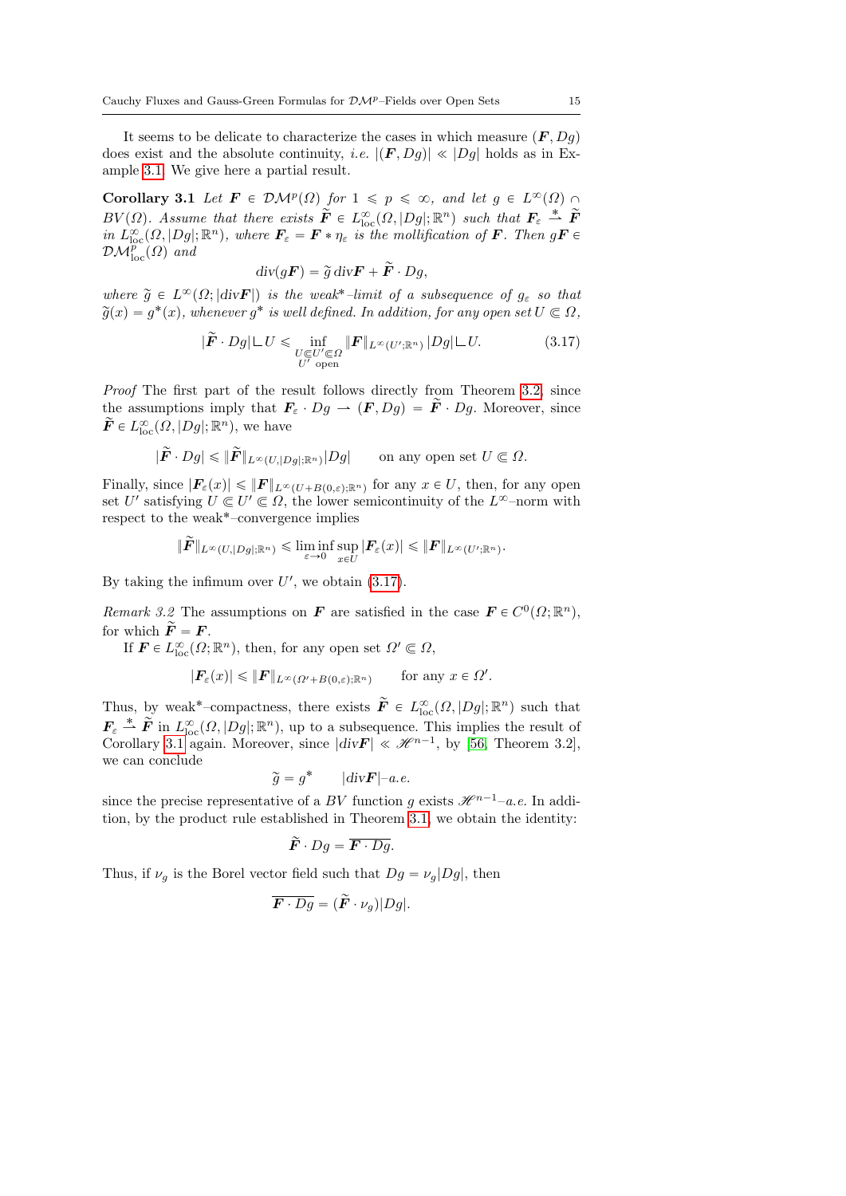It seems to be delicate to characterize the cases in which measure $(\boldsymbol{F}, Dg)$ does exist and the absolute continuity, *i.e.* $|(\boldsymbol{F}, Dg)| \ll |Dg|$ holds as in Example 3.1. We give here a partial result.

**Corollary 3.1** *Let $\boldsymbol{F} \in \mathcal{DM}^p(\Omega)$ for $1 \leqslant p \leqslant \infty$, and let $g \in L^\infty(\Omega) \cap BV(\Omega)$. Assume that there exists $\widetilde{\boldsymbol{F}} \in L^\infty_{\text{loc}}(\Omega, |Dg|; \mathbb{R}^n)$ such that $\boldsymbol{F}_\varepsilon \overset{*}{\rightharpoonup} \widetilde{\boldsymbol{F}}$ in $L^\infty_{\text{loc}}(\Omega, |Dg|; \mathbb{R}^n)$, where $\boldsymbol{F}_\varepsilon = \boldsymbol{F} * \eta_\varepsilon$ is the mollification of $\boldsymbol{F}$. Then $g\boldsymbol{F} \in \mathcal{DM}^p_{\text{loc}}(\Omega)$ and*

$$\operatorname{div}(g\boldsymbol{F}) = \widetilde{g} \operatorname{div}\boldsymbol{F} + \widetilde{\boldsymbol{F}} \cdot Dg,$$

*where $\widetilde{g} \in L^\infty(\Omega; |\text{div}\boldsymbol{F}|)$ is the weak\*–limit of a subsequence of $g_\varepsilon$ so that $\widetilde{g}(x) = g^*(x)$, whenever $g^*$ is well defined. In addition, for any open set $U \Subset \Omega$,*

$$|\widetilde{\boldsymbol{F}} \cdot Dg| \llcorner U \leqslant \inf_{\substack{U \Subset U' \Subset \Omega \\ U' \text{ open}}} \|\boldsymbol{F}\|_{L^\infty(U'; \mathbb{R}^n)} |Dg| \llcorner U. \tag{3.17}$$

*Proof* The first part of the result follows directly from Theorem 3.2, since the assumptions imply that $\boldsymbol{F}_\varepsilon \cdot Dg \rightharpoonup (\boldsymbol{F}, Dg) = \widetilde{\boldsymbol{F}} \cdot Dg$. Moreover, since $\widetilde{\boldsymbol{F}} \in L^\infty_{\text{loc}}(\Omega, |Dg|; \mathbb{R}^n)$, we have

$$|\widetilde{\boldsymbol{F}} \cdot Dg| \leqslant \|\widetilde{\boldsymbol{F}}\|_{L^\infty(U, |Dg|; \mathbb{R}^n)} |Dg| \qquad \text{on any open set } U \Subset \Omega.$$

Finally, since $|\boldsymbol{F}_\varepsilon(x)| \leqslant \|\boldsymbol{F}\|_{L^\infty(U + B(0,\varepsilon); \mathbb{R}^n)}$ for any $x \in U$, then, for any open set $U'$ satisfying $U \Subset U' \Subset \Omega$, the lower semicontinuity of the $L^\infty$–norm with respect to the weak\*–convergence implies

$$\|\widetilde{\boldsymbol{F}}\|_{L^\infty(U, |Dg|; \mathbb{R}^n)} \leqslant \liminf_{\varepsilon \to 0} \sup_{x \in U} |\boldsymbol{F}_\varepsilon(x)| \leqslant \|\boldsymbol{F}\|_{L^\infty(U'; \mathbb{R}^n)}.$$

By taking the infimum over $U'$, we obtain (3.17).

*Remark 3.2* The assumptions on $\boldsymbol{F}$ are satisfied in the case $\boldsymbol{F} \in C^0(\Omega; \mathbb{R}^n)$, for which $\widetilde{\boldsymbol{F}} = \boldsymbol{F}$.

If $\boldsymbol{F} \in L^\infty_{\text{loc}}(\Omega; \mathbb{R}^n)$, then, for any open set $\Omega' \Subset \Omega$,

$$|\boldsymbol{F}_\varepsilon(x)| \leqslant \|\boldsymbol{F}\|_{L^\infty(\Omega' + B(0,\varepsilon); \mathbb{R}^n)} \qquad \text{for any } x \in \Omega'.$$

Thus, by weak\*–compactness, there exists $\widetilde{\boldsymbol{F}} \in L^\infty_{\text{loc}}(\Omega, |Dg|; \mathbb{R}^n)$ such that $\boldsymbol{F}_\varepsilon \overset{*}{\rightharpoonup} \widetilde{\boldsymbol{F}}$ in $L^\infty_{\text{loc}}(\Omega, |Dg|; \mathbb{R}^n)$, up to a subsequence. This implies the result of Corollary 3.1 again. Moreover, since $|div\boldsymbol{F}| \ll \mathscr{H}^{n-1}$, by [56, Theorem 3.2], we can conclude

$$\widetilde{g} = g^* \qquad |div\boldsymbol{F}|\text{–}a.e.$$

since the precise representative of a $BV$ function $g$ exists $\mathscr{H}^{n-1}$–*a.e.* In addition, by the product rule established in Theorem 3.1, we obtain the identity:

$$\widetilde{\boldsymbol{F}} \cdot Dg = \overline{\boldsymbol{F} \cdot Dg}.$$

Thus, if $\nu_g$ is the Borel vector field such that $Dg = \nu_g |Dg|$, then

$$\overline{\boldsymbol{F} \cdot Dg} = (\widetilde{\boldsymbol{F}} \cdot \nu_g)|Dg|.$$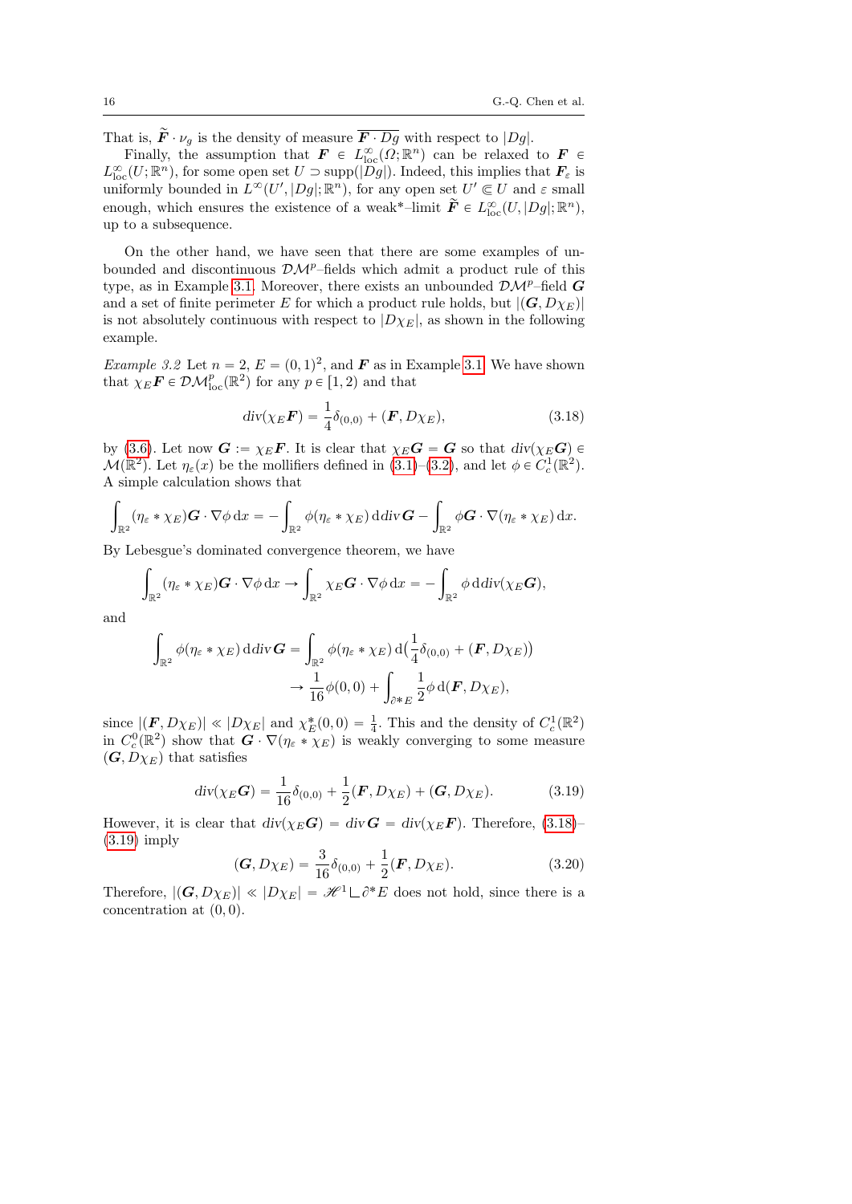That is, $\widetilde{\boldsymbol{F}} \cdot \nu_g$ is the density of measure $\overline{\boldsymbol{F} \cdot Dg}$ with respect to $|Dg|$.

Finally, the assumption that $\boldsymbol{F} \in L^\infty_{\rm loc}(\Omega; \mathbb{R}^n)$ can be relaxed to $\boldsymbol{F} \in L^\infty_{\rm loc}(U; \mathbb{R}^n)$, for some open set $U \supset \operatorname{supp}(|Dg|)$. Indeed, this implies that $\boldsymbol{F}_\varepsilon$ is uniformly bounded in $L^\infty(U', |Dg|; \mathbb{R}^n)$, for any open set $U' \Subset U$ and $\varepsilon$ small enough, which ensures the existence of a weak*–limit $\widetilde{\boldsymbol{F}} \in L^\infty_{\rm loc}(U, |Dg|; \mathbb{R}^n)$, up to a subsequence.

On the other hand, we have seen that there are some examples of unbounded and discontinuous $\mathcal{DM}^p$–fields which admit a product rule of this type, as in Example 3.1. Moreover, there exists an unbounded $\mathcal{DM}^p$–field $\boldsymbol{G}$ and a set of finite perimeter $E$ for which a product rule holds, but $|(\boldsymbol{G}, D\chi_E)|$ is not absolutely continuous with respect to $|D\chi_E|$, as shown in the following example.

*Example 3.2* Let $n = 2$, $E = (0,1)^2$, and $\boldsymbol{F}$ as in Example 3.1. We have shown that $\chi_E \boldsymbol{F} \in \mathcal{DM}^p_{\rm loc}(\mathbb{R}^2)$ for any $p \in [1, 2)$ and that

$$\operatorname{div}(\chi_E \boldsymbol{F}) = \frac{1}{4}\delta_{(0,0)} + (\boldsymbol{F}, D\chi_E), \tag{3.18}$$

by (3.6). Let now $\boldsymbol{G} := \chi_E \boldsymbol{F}$. It is clear that $\chi_E \boldsymbol{G} = \boldsymbol{G}$ so that $\operatorname{div}(\chi_E \boldsymbol{G}) \in \mathcal{M}(\mathbb{R}^2)$. Let $\eta_\varepsilon(x)$ be the mollifiers defined in (3.1)–(3.2), and let $\phi \in C^1_c(\mathbb{R}^2)$. A simple calculation shows that

$$\int_{\mathbb{R}^2} (\eta_\varepsilon * \chi_E) \boldsymbol{G} \cdot \nabla \phi \,\mathrm{d}x = -\int_{\mathbb{R}^2} \phi (\eta_\varepsilon * \chi_E) \,\mathrm{d}\operatorname{div} \boldsymbol{G} - \int_{\mathbb{R}^2} \phi \boldsymbol{G} \cdot \nabla(\eta_\varepsilon * \chi_E) \,\mathrm{d}x.$$

By Lebesgue's dominated convergence theorem, we have

$$\int_{\mathbb{R}^2} (\eta_\varepsilon * \chi_E) \boldsymbol{G} \cdot \nabla \phi \,\mathrm{d}x \to \int_{\mathbb{R}^2} \chi_E \boldsymbol{G} \cdot \nabla \phi \,\mathrm{d}x = -\int_{\mathbb{R}^2} \phi \,\mathrm{d}\operatorname{div}(\chi_E \boldsymbol{G}),$$

and

$$\begin{aligned}\int_{\mathbb{R}^2} \phi (\eta_\varepsilon * \chi_E) \,\mathrm{d}\operatorname{div} \boldsymbol{G} &= \int_{\mathbb{R}^2} \phi (\eta_\varepsilon * \chi_E) \,\mathrm{d}\big(\frac{1}{4}\delta_{(0,0)} + (\boldsymbol{F}, D\chi_E)\big) \\ &\to \frac{1}{16}\phi(0,0) + \int_{\partial^* E} \frac{1}{2} \phi \,\mathrm{d}(\boldsymbol{F}, D\chi_E),\end{aligned}$$

since $|(\boldsymbol{F}, D\chi_E)| \ll |D\chi_E|$ and $\chi_E^*(0,0) = \frac{1}{4}$. This and the density of $C^1_c(\mathbb{R}^2)$ in $C^0_c(\mathbb{R}^2)$ show that $\boldsymbol{G} \cdot \nabla(\eta_\varepsilon * \chi_E)$ is weakly converging to some measure $(\boldsymbol{G}, D\chi_E)$ that satisfies

$$\operatorname{div}(\chi_E \boldsymbol{G}) = \frac{1}{16}\delta_{(0,0)} + \frac{1}{2}(\boldsymbol{F}, D\chi_E) + (\boldsymbol{G}, D\chi_E). \tag{3.19}$$

However, it is clear that $\operatorname{div}(\chi_E \boldsymbol{G}) = \operatorname{div} \boldsymbol{G} = \operatorname{div}(\chi_E \boldsymbol{F})$. Therefore, (3.18)–(3.19) imply

$$(\boldsymbol{G}, D\chi_E) = \frac{3}{16}\delta_{(0,0)} + \frac{1}{2}(\boldsymbol{F}, D\chi_E). \tag{3.20}$$

Therefore, $|(\boldsymbol{G}, D\chi_E)| \ll |D\chi_E| = \mathscr{H}^1 \llcorner \partial^* E$ does not hold, since there is a concentration at $(0,0)$.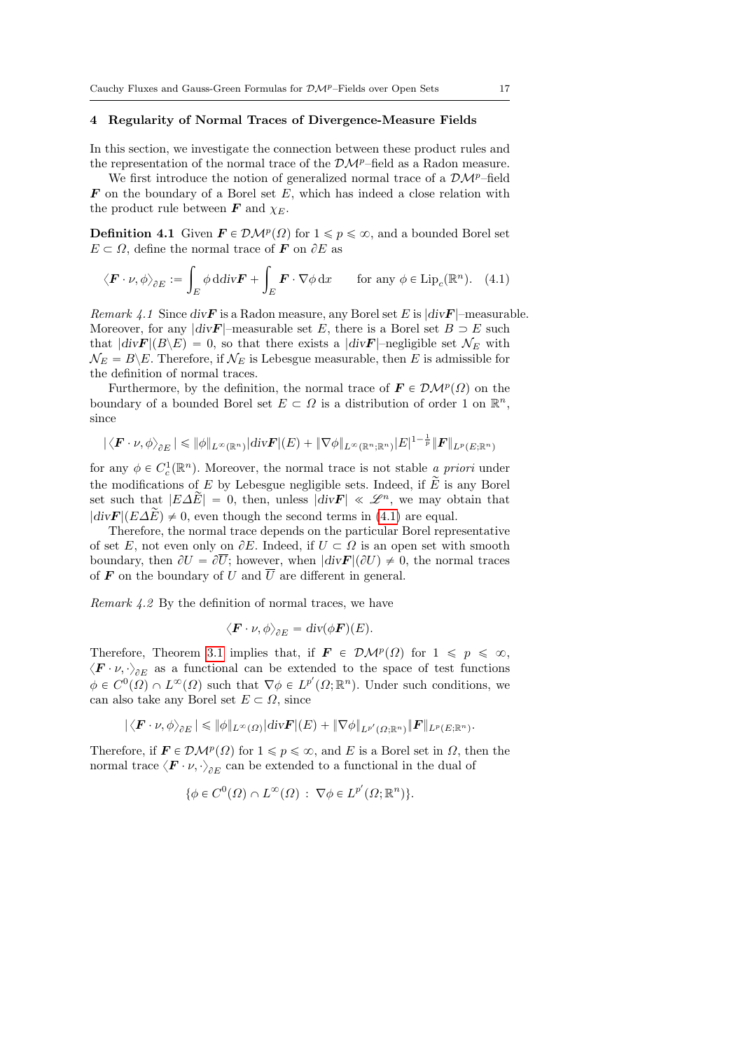## 4 Regularity of Normal Traces of Divergence-Measure Fields

In this section, we investigate the connection between these product rules and the representation of the normal trace of the $\mathcal{DM}^p$–field as a Radon measure.

We first introduce the notion of generalized normal trace of a $\mathcal{DM}^p$–field $\boldsymbol{F}$ on the boundary of a Borel set $E$, which has indeed a close relation with the product rule between $\boldsymbol{F}$ and $\chi_E$.

**Definition 4.1** Given $\boldsymbol{F} \in \mathcal{DM}^p(\Omega)$ for $1 \leqslant p \leqslant \infty$, and a bounded Borel set $E \subset \Omega$, define the normal trace of $\boldsymbol{F}$ on $\partial E$ as

$$\langle \boldsymbol{F} \cdot \nu, \phi \rangle_{\partial E} := \int_E \phi \, \mathrm{d} div \boldsymbol{F} + \int_E \boldsymbol{F} \cdot \nabla \phi \, \mathrm{d}x \qquad \text{for any } \phi \in \mathrm{Lip}_c(\mathbb{R}^n). \quad (4.1)$$

*Remark 4.1* Since $div \boldsymbol{F}$ is a Radon measure, any Borel set $E$ is $|div \boldsymbol{F}|$–measurable. Moreover, for any $|div \boldsymbol{F}|$–measurable set $E$, there is a Borel set $B \supset E$ such that $|div \boldsymbol{F}|(B \backslash E) = 0$, so that there exists a $|div \boldsymbol{F}|$–negligible set $\mathcal{N}_E$ with $\mathcal{N}_E = B \backslash E$. Therefore, if $\mathcal{N}_E$ is Lebesgue measurable, then $E$ is admissible for the definition of normal traces.

Furthermore, by the definition, the normal trace of $\boldsymbol{F} \in \mathcal{DM}^p(\Omega)$ on the boundary of a bounded Borel set $E \subset \Omega$ is a distribution of order 1 on $\mathbb{R}^n$, since

$$|\langle \boldsymbol{F} \cdot \nu, \phi \rangle_{\partial E}| \leqslant \|\phi\|_{L^\infty(\mathbb{R}^n)} |div \boldsymbol{F}|(E) + \|\nabla \phi\|_{L^\infty(\mathbb{R}^n;\mathbb{R}^n)} |E|^{1-\frac{1}{p}} \|\boldsymbol{F}\|_{L^p(E;\mathbb{R}^n)}$$

for any $\phi \in C^1_c(\mathbb{R}^n)$. Moreover, the normal trace is not stable *a priori* under the modifications of $E$ by Lebesgue negligible sets. Indeed, if $\widetilde{E}$ is any Borel set such that $|E \Delta \widetilde{E}| = 0$, then, unless $|div \boldsymbol{F}| \ll \mathscr{L}^n$, we may obtain that $|div \boldsymbol{F}|(E \Delta \widetilde{E}) \neq 0$, even though the second terms in (4.1) are equal.

Therefore, the normal trace depends on the particular Borel representative of set $E$, not even only on $\partial E$. Indeed, if $U \subset \Omega$ is an open set with smooth boundary, then $\partial U = \partial \overline{U}$; however, when $|div \boldsymbol{F}|(\partial U) \neq 0$, the normal traces of $\boldsymbol{F}$ on the boundary of $U$ and $\overline{U}$ are different in general.

*Remark 4.2* By the definition of normal traces, we have

$$\langle \boldsymbol{F} \cdot \nu, \phi \rangle_{\partial E} = div(\phi \boldsymbol{F})(E).$$

Therefore, Theorem 3.1 implies that, if $\boldsymbol{F} \in \mathcal{DM}^p(\Omega)$ for $1 \leqslant p \leqslant \infty$, $\langle \boldsymbol{F} \cdot \nu, \cdot \rangle_{\partial E}$ as a functional can be extended to the space of test functions $\phi \in C^0(\Omega) \cap L^\infty(\Omega)$ such that $\nabla \phi \in L^{p'}(\Omega; \mathbb{R}^n)$. Under such conditions, we can also take any Borel set $E \subset \Omega$, since

$$|\langle \boldsymbol{F} \cdot \nu, \phi \rangle_{\partial E}| \leqslant \|\phi\|_{L^\infty(\Omega)} |div \boldsymbol{F}|(E) + \|\nabla \phi\|_{L^{p'}(\Omega;\mathbb{R}^n)} \|\boldsymbol{F}\|_{L^p(E;\mathbb{R}^n)}.$$

Therefore, if $\boldsymbol{F} \in \mathcal{DM}^p(\Omega)$ for $1 \leqslant p \leqslant \infty$, and $E$ is a Borel set in $\Omega$, then the normal trace $\langle \boldsymbol{F} \cdot \nu, \cdot \rangle_{\partial E}$ can be extended to a functional in the dual of

$$\{\phi \in C^0(\Omega) \cap L^\infty(\Omega) \, : \, \nabla \phi \in L^{p'}(\Omega; \mathbb{R}^n)\}.$$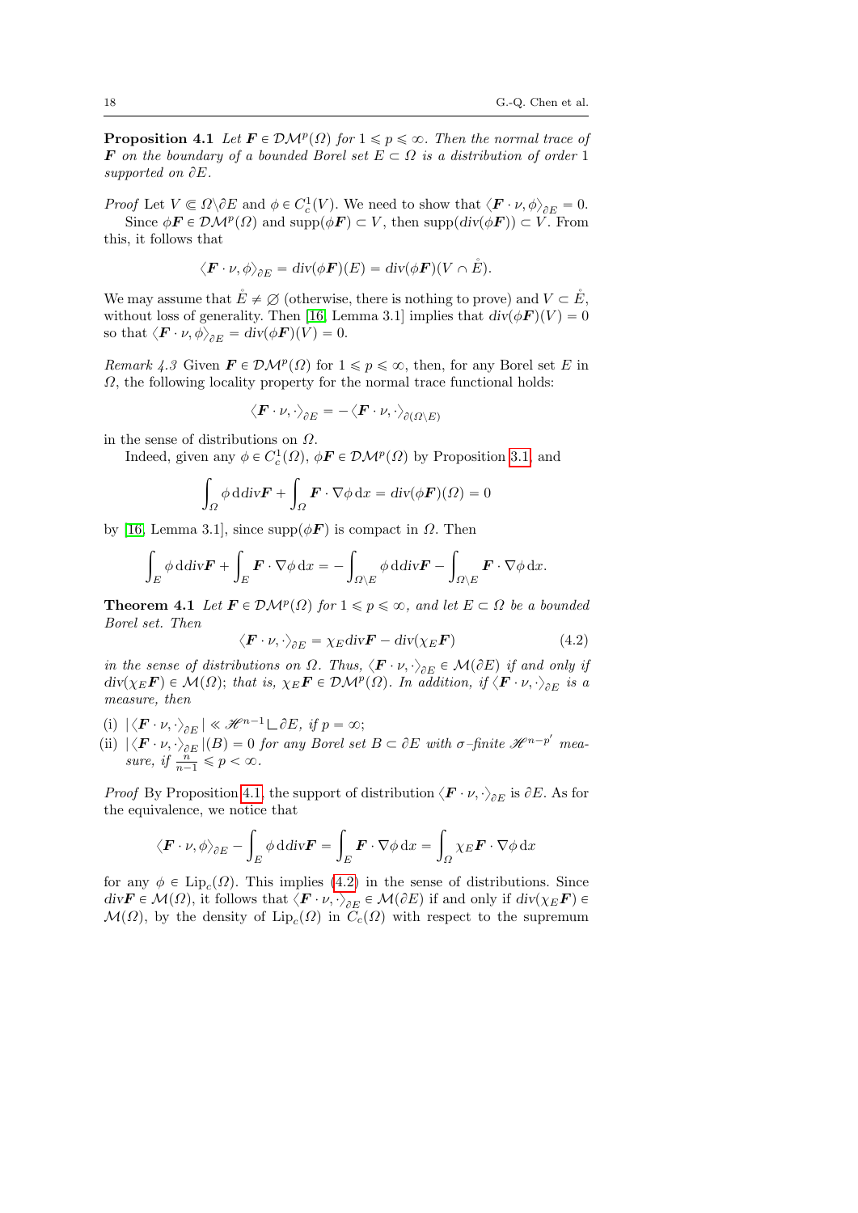**Proposition 4.1** *Let $\boldsymbol{F} \in \mathcal{DM}^p(\Omega)$ for $1 \leqslant p \leqslant \infty$. Then the normal trace of $\boldsymbol{F}$ on the boundary of a bounded Borel set $E \subset \Omega$ is a distribution of order 1 supported on $\partial E$.*

*Proof* Let $V \Subset \Omega \backslash \partial E$ and $\phi \in C_c^1(V)$. We need to show that $\langle \boldsymbol{F} \cdot \nu, \phi \rangle_{\partial E} = 0$.

Since $\phi \boldsymbol{F} \in \mathcal{DM}^p(\Omega)$ and $\text{supp}(\phi \boldsymbol{F}) \subset V$, then $\text{supp}(div(\phi \boldsymbol{F})) \subset V$. From this, it follows that

$$\langle \boldsymbol{F} \cdot \nu, \phi \rangle_{\partial E} = div(\phi \boldsymbol{F})(E) = div(\phi \boldsymbol{F})(V \cap \mathring{E}).$$

We may assume that $\mathring{E} \neq \varnothing$ (otherwise, there is nothing to prove) and $V \subset \mathring{E}$, without loss of generality. Then [16, Lemma 3.1] implies that $div(\phi \boldsymbol{F})(V) = 0$ so that $\langle \boldsymbol{F} \cdot \nu, \phi \rangle_{\partial E} = div(\phi \boldsymbol{F})(V) = 0$.

*Remark 4.3* Given $\boldsymbol{F} \in \mathcal{DM}^p(\Omega)$ for $1 \leqslant p \leqslant \infty$, then, for any Borel set $E$ in $\Omega$, the following locality property for the normal trace functional holds:

$$\langle \boldsymbol{F} \cdot \nu, \cdot \rangle_{\partial E} = -\langle \boldsymbol{F} \cdot \nu, \cdot \rangle_{\partial(\Omega \backslash E)}$$

in the sense of distributions on $\Omega$.

Indeed, given any $\phi \in C_c^1(\Omega)$, $\phi \boldsymbol{F} \in \mathcal{DM}^p(\Omega)$ by Proposition 3.1, and

$$\int_\Omega \phi \, \mathrm{d} div \boldsymbol{F} + \int_\Omega \boldsymbol{F} \cdot \nabla \phi \, \mathrm{d}x = div(\phi \boldsymbol{F})(\Omega) = 0$$

by [16, Lemma 3.1], since $\text{supp}(\phi \boldsymbol{F})$ is compact in $\Omega$. Then

$$\int_E \phi \, \mathrm{d} div \boldsymbol{F} + \int_E \boldsymbol{F} \cdot \nabla \phi \, \mathrm{d}x = -\int_{\Omega \backslash E} \phi \, \mathrm{d} div \boldsymbol{F} - \int_{\Omega \backslash E} \boldsymbol{F} \cdot \nabla \phi \, \mathrm{d}x.$$

**Theorem 4.1** *Let $\boldsymbol{F} \in \mathcal{DM}^p(\Omega)$ for $1 \leqslant p \leqslant \infty$, and let $E \subset \Omega$ be a bounded Borel set. Then*

$$\langle \boldsymbol{F} \cdot \nu, \cdot \rangle_{\partial E} = \chi_E \text{div} \boldsymbol{F} - \text{div}(\chi_E \boldsymbol{F}) \tag{4.2}$$

*in the sense of distributions on $\Omega$. Thus, $\langle \boldsymbol{F} \cdot \nu, \cdot \rangle_{\partial E} \in \mathcal{M}(\partial E)$ if and only if $div(\chi_E \boldsymbol{F}) \in \mathcal{M}(\Omega)$; that is, $\chi_E \boldsymbol{F} \in \mathcal{DM}^p(\Omega)$. In addition, if $\langle \boldsymbol{F} \cdot \nu, \cdot \rangle_{\partial E}$ is a measure, then*

(i) $|\langle \boldsymbol{F} \cdot \nu, \cdot \rangle_{\partial E}| \ll \mathscr{H}^{n-1} \llcorner \partial E$, *if $p = \infty$;*
(ii) $|\langle \boldsymbol{F} \cdot \nu, \cdot \rangle_{\partial E}|(B) = 0$ *for any Borel set $B \subset \partial E$ with $\sigma$-finite $\mathscr{H}^{n-p'}$ measure, if $\frac{n}{n-1} \leqslant p < \infty$.*

*Proof* By Proposition 4.1, the support of distribution $\langle \boldsymbol{F} \cdot \nu, \cdot \rangle_{\partial E}$ is $\partial E$. As for the equivalence, we notice that

$$\langle \boldsymbol{F} \cdot \nu, \phi \rangle_{\partial E} - \int_E \phi \, \mathrm{d} div \boldsymbol{F} = \int_E \boldsymbol{F} \cdot \nabla \phi \, \mathrm{d}x = \int_\Omega \chi_E \boldsymbol{F} \cdot \nabla \phi \, \mathrm{d}x$$

for any $\phi \in \text{Lip}_c(\Omega)$. This implies (4.2) in the sense of distributions. Since $div \boldsymbol{F} \in \mathcal{M}(\Omega)$, it follows that $\langle \boldsymbol{F} \cdot \nu, \cdot \rangle_{\partial E} \in \mathcal{M}(\partial E)$ if and only if $div(\chi_E \boldsymbol{F}) \in \mathcal{M}(\Omega)$, by the density of $\text{Lip}_c(\Omega)$ in $C_c(\Omega)$ with respect to the supremum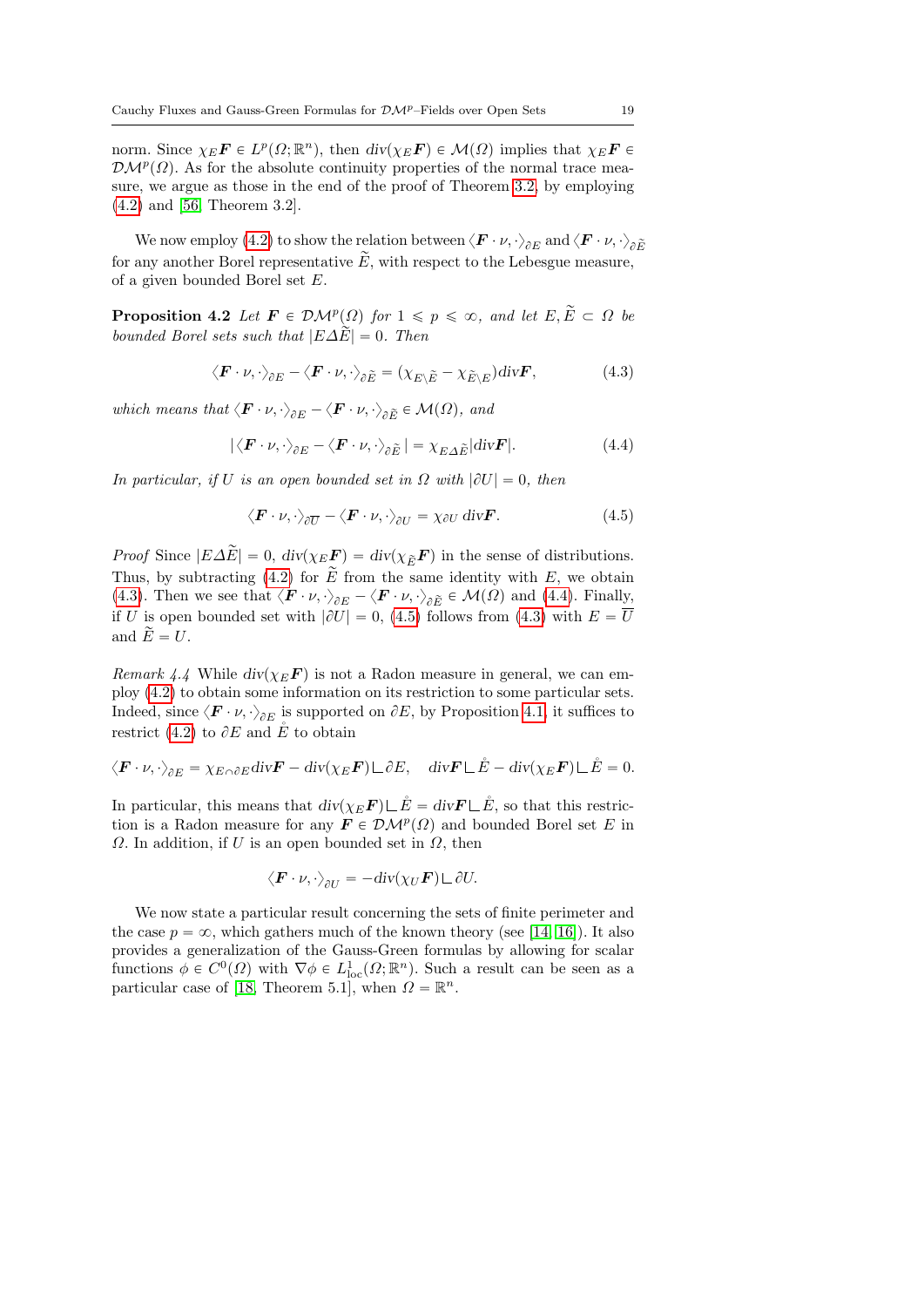norm. Since $\chi_E \boldsymbol{F} \in L^p(\Omega;\mathbb{R}^n)$, then $div(\chi_E \boldsymbol{F}) \in \mathcal{M}(\Omega)$ implies that $\chi_E \boldsymbol{F} \in \mathcal{DM}^p(\Omega)$. As for the absolute continuity properties of the normal trace measure, we argue as those in the end of the proof of Theorem 3.2, by employing (4.2) and [56, Theorem 3.2].

We now employ (4.2) to show the relation between $\langle \boldsymbol{F}\cdot\nu,\cdot\rangle_{\partial E}$ and $\langle \boldsymbol{F}\cdot\nu,\cdot\rangle_{\partial \widetilde{E}}$ for any another Borel representative $\widetilde{E}$, with respect to the Lebesgue measure, of a given bounded Borel set $E$.

**Proposition 4.2** *Let $\boldsymbol{F} \in \mathcal{DM}^p(\Omega)$ for $1 \leqslant p \leqslant \infty$, and let $E, \widetilde{E} \subset \Omega$ be bounded Borel sets such that $|E\Delta\widetilde{E}| = 0$. Then*

$$\langle \boldsymbol{F}\cdot\nu,\cdot\rangle_{\partial E} - \langle \boldsymbol{F}\cdot\nu,\cdot\rangle_{\partial \widetilde{E}} = (\chi_{E\setminus\widetilde{E}} - \chi_{\widetilde{E}\setminus E})\mathrm{div}\boldsymbol{F}, \tag{4.3}$$

*which means that $\langle \boldsymbol{F}\cdot\nu,\cdot\rangle_{\partial E} - \langle \boldsymbol{F}\cdot\nu,\cdot\rangle_{\partial \widetilde{E}} \in \mathcal{M}(\Omega)$, and*

$$|\langle \boldsymbol{F}\cdot\nu,\cdot\rangle_{\partial E} - \langle \boldsymbol{F}\cdot\nu,\cdot\rangle_{\partial \widetilde{E}}| = \chi_{E\Delta\widetilde{E}}|\mathrm{div}\boldsymbol{F}|. \tag{4.4}$$

*In particular, if $U$ is an open bounded set in $\Omega$ with $|\partial U| = 0$, then*

$$\langle \boldsymbol{F}\cdot\nu,\cdot\rangle_{\partial \overline{U}} - \langle \boldsymbol{F}\cdot\nu,\cdot\rangle_{\partial U} = \chi_{\partial U}\,\mathrm{div}\boldsymbol{F}. \tag{4.5}$$

*Proof* Since $|E\Delta\widetilde{E}| = 0$, $div(\chi_E \boldsymbol{F}) = div(\chi_{\widetilde{E}} \boldsymbol{F})$ in the sense of distributions. Thus, by subtracting (4.2) for $\widetilde{E}$ from the same identity with $E$, we obtain (4.3). Then we see that $\langle \boldsymbol{F}\cdot\nu,\cdot\rangle_{\partial E} - \langle \boldsymbol{F}\cdot\nu,\cdot\rangle_{\partial \widetilde{E}} \in \mathcal{M}(\Omega)$ and (4.4). Finally, if $U$ is open bounded set with $|\partial U| = 0$, (4.5) follows from (4.3) with $E = \overline{U}$ and $\widetilde{E} = U$.

*Remark 4.4* While $div(\chi_E \boldsymbol{F})$ is not a Radon measure in general, we can employ (4.2) to obtain some information on its restriction to some particular sets. Indeed, since $\langle \boldsymbol{F}\cdot\nu,\cdot\rangle_{\partial E}$ is supported on $\partial E$, by Proposition 4.1, it suffices to restrict (4.2) to $\partial E$ and $\mathring{E}$ to obtain

$$\langle \boldsymbol{F}\cdot\nu,\cdot\rangle_{\partial E} = \chi_{E\cap\partial E}\mathrm{div}\boldsymbol{F} - \mathrm{div}(\chi_E \boldsymbol{F})\llcorner\partial E, \quad \mathrm{div}\boldsymbol{F}\llcorner\mathring{E} - \mathrm{div}(\chi_E \boldsymbol{F})\llcorner\mathring{E} = 0.$$

In particular, this means that $div(\chi_E \boldsymbol{F})\llcorner\mathring{E} = div\boldsymbol{F}\llcorner\mathring{E}$, so that this restriction is a Radon measure for any $\boldsymbol{F} \in \mathcal{DM}^p(\Omega)$ and bounded Borel set $E$ in $\Omega$. In addition, if $U$ is an open bounded set in $\Omega$, then

$$\langle \boldsymbol{F}\cdot\nu,\cdot\rangle_{\partial U} = -\mathrm{div}(\chi_U \boldsymbol{F})\llcorner\partial U.$$

We now state a particular result concerning the sets of finite perimeter and the case $p = \infty$, which gathers much of the known theory (see [14, 16]). It also provides a generalization of the Gauss-Green formulas by allowing for scalar functions $\phi \in C^0(\Omega)$ with $\nabla\phi \in L^1_{\mathrm{loc}}(\Omega;\mathbb{R}^n)$. Such a result can be seen as a particular case of [18, Theorem 5.1], when $\Omega = \mathbb{R}^n$.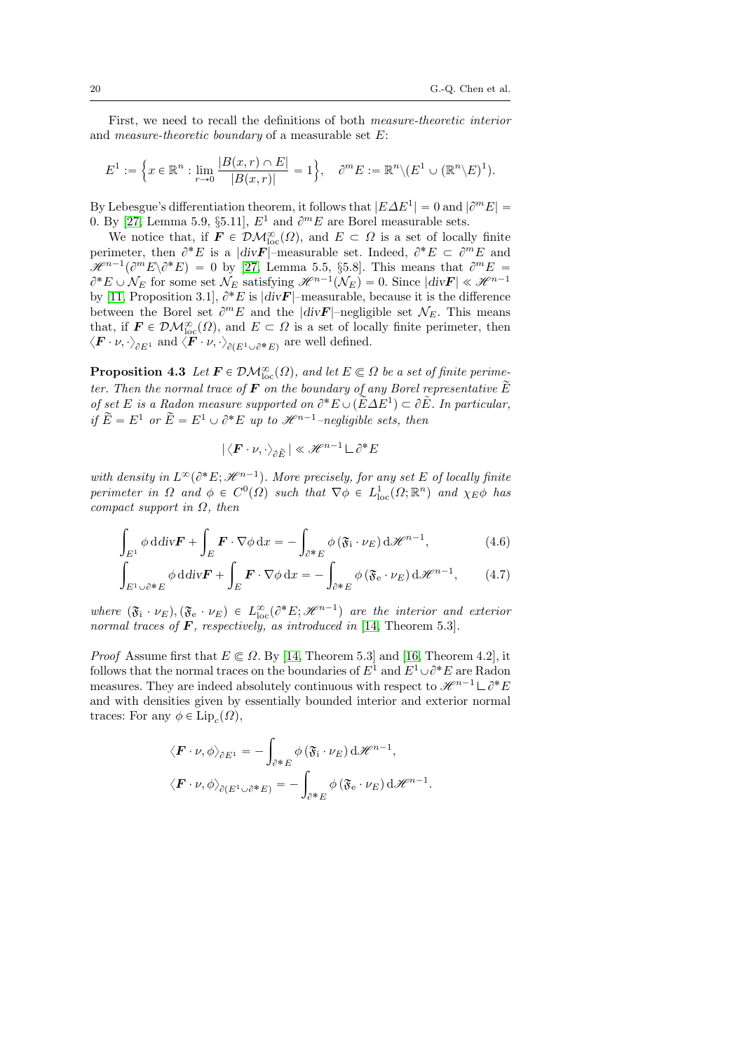First, we need to recall the definitions of both *measure-theoretic interior* and *measure-theoretic boundary* of a measurable set $E$:

$$E^1 := \Big\{x \in \mathbb{R}^n : \lim_{r \to 0} \frac{|B(x,r) \cap E|}{|B(x,r)|} = 1\Big\}, \quad \partial^m E := \mathbb{R}^n \backslash (E^1 \cup (\mathbb{R}^n \backslash E)^1).$$

By Lebesgue's differentiation theorem, it follows that $|E \Delta E^1| = 0$ and $|\partial^m E| = 0$. By [27, Lemma 5.9, §5.11], $E^1$ and $\partial^m E$ are Borel measurable sets.

We notice that, if $\boldsymbol{F} \in \mathcal{DM}^{\infty}_{\rm loc}(\Omega)$, and $E \subset \Omega$ is a set of locally finite perimeter, then $\partial^* E$ is a $|{\rm div} \boldsymbol{F}|$–measurable set. Indeed, $\partial^* E \subset \partial^m E$ and $\mathscr{H}^{n-1}(\partial^m E \backslash \partial^* E) = 0$ by [27, Lemma 5.5, §5.8]. This means that $\partial^m E = \partial^* E \cup \mathcal{N}_E$ for some set $\mathcal{N}_E$ satisfying $\mathscr{H}^{n-1}(\mathcal{N}_E) = 0$. Since $|{\rm div}\boldsymbol{F}| \ll \mathscr{H}^{n-1}$ by [11, Proposition 3.1], $\partial^* E$ is $|{\rm div}\boldsymbol{F}|$–measurable, because it is the difference between the Borel set $\partial^m E$ and the $|{\rm div}\boldsymbol{F}|$–negligible set $\mathcal{N}_E$. This means that, if $\boldsymbol{F} \in \mathcal{DM}^{\infty}_{\rm loc}(\Omega)$, and $E \subset \Omega$ is a set of locally finite perimeter, then $\langle \boldsymbol{F} \cdot \nu, \cdot \rangle_{\partial E^1}$ and $\langle \boldsymbol{F} \cdot \nu, \cdot \rangle_{\partial (E^1 \cup \partial^* E)}$ are well defined.

**Proposition 4.3** *Let $\boldsymbol{F} \in \mathcal{DM}^{\infty}_{\rm loc}(\Omega)$, and let $E \Subset \Omega$ be a set of finite perimeter. Then the normal trace of $\boldsymbol{F}$ on the boundary of any Borel representative $\widetilde{E}$ of set $E$ is a Radon measure supported on $\partial^* E \cup (\widetilde{E} \Delta E^1) \subset \partial \tilde{E}$. In particular, if $\widetilde{E} = E^1$ or $\widetilde{E} = E^1 \cup \partial^* E$ up to $\mathscr{H}^{n-1}$–negligible sets, then*

$$|\langle \boldsymbol{F} \cdot \nu, \cdot \rangle_{\partial \tilde{E}}| \ll \mathscr{H}^{n-1} \llcorner \partial^* E$$

*with density in $L^{\infty}(\partial^* E; \mathscr{H}^{n-1})$. More precisely, for any set $E$ of locally finite perimeter in $\Omega$ and $\phi \in C^0(\Omega)$ such that $\nabla \phi \in L^1_{\rm loc}(\Omega; \mathbb{R}^n)$ and $\chi_E \phi$ has compact support in $\Omega$, then*

$$\int_{E^1} \phi \, \mathrm{d}{\rm div}\boldsymbol{F} + \int_E \boldsymbol{F} \cdot \nabla \phi \, \mathrm{d}x = -\int_{\partial^* E} \phi \, (\mathfrak{F}_{\rm i} \cdot \nu_E) \, \mathrm{d}\mathscr{H}^{n-1}, \tag{4.6}$$

$$\int_{E^1 \cup \partial^* E} \phi \, \mathrm{d}{\rm div}\boldsymbol{F} + \int_E \boldsymbol{F} \cdot \nabla \phi \, \mathrm{d}x = -\int_{\partial^* E} \phi \, (\mathfrak{F}_{\rm e} \cdot \nu_E) \, \mathrm{d}\mathscr{H}^{n-1}, \tag{4.7}$$

*where $(\mathfrak{F}_{\rm i} \cdot \nu_E), (\mathfrak{F}_{\rm e} \cdot \nu_E) \in L^{\infty}_{\rm loc}(\partial^* E; \mathscr{H}^{n-1})$ are the interior and exterior normal traces of $\boldsymbol{F}$, respectively, as introduced in [14, Theorem 5.3].*

*Proof* Assume first that $E \Subset \Omega$. By [14, Theorem 5.3] and [16, Theorem 4.2], it follows that the normal traces on the boundaries of $E^1$ and $E^1 \cup \partial^* E$ are Radon measures. They are indeed absolutely continuous with respect to $\mathscr{H}^{n-1} \llcorner \partial^* E$ and with densities given by essentially bounded interior and exterior normal traces: For any $\phi \in {\rm Lip}_c(\Omega)$,

$$\langle \boldsymbol{F} \cdot \nu, \phi \rangle_{\partial E^1} = -\int_{\partial^* E} \phi \, (\mathfrak{F}_{\rm i} \cdot \nu_E) \, \mathrm{d}\mathscr{H}^{n-1},$$

$$\langle \boldsymbol{F} \cdot \nu, \phi \rangle_{\partial (E^1 \cup \partial^* E)} = -\int_{\partial^* E} \phi \, (\mathfrak{F}_{\rm e} \cdot \nu_E) \, \mathrm{d}\mathscr{H}^{n-1}.$$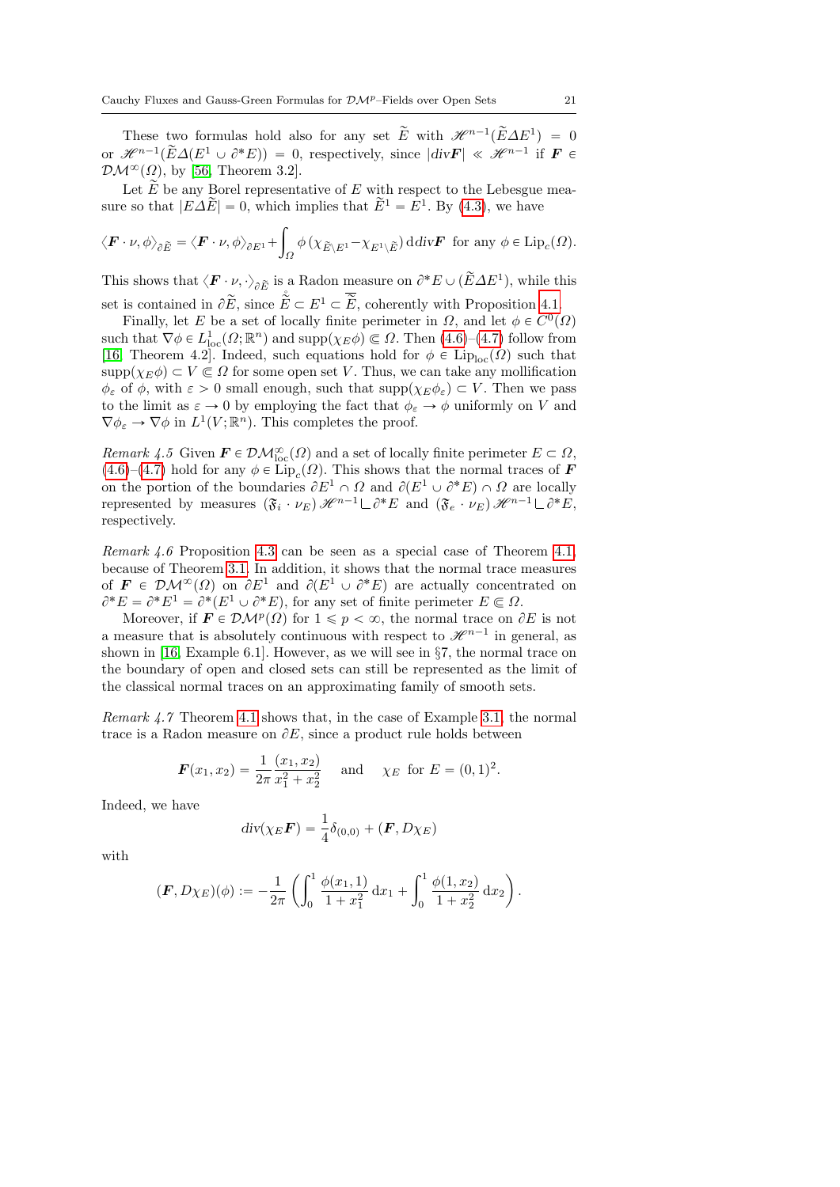These two formulas hold also for any set $\widetilde{E}$ with $\mathscr{H}^{n-1}(\widetilde{E}\Delta E^1) = 0$ or $\mathscr{H}^{n-1}(\widetilde{E}\Delta(E^1 \cup \partial^* E)) = 0$, respectively, since $|div\boldsymbol{F}| \ll \mathscr{H}^{n-1}$ if $\boldsymbol{F} \in \mathcal{DM}^\infty(\Omega)$, by [56, Theorem 3.2].

Let $\widetilde{E}$ be any Borel representative of $E$ with respect to the Lebesgue measure so that $|E\Delta\widetilde{E}| = 0$, which implies that $\widetilde{E}^1 = E^1$. By (4.3), we have

$$\langle \boldsymbol{F}\cdot\nu, \phi\rangle_{\partial\widetilde{E}} = \langle \boldsymbol{F}\cdot\nu, \phi\rangle_{\partial E^1} + \int_\Omega \phi\,(\chi_{\widetilde{E}\setminus E^1} - \chi_{E^1\setminus\widetilde{E}})\,\mathrm{d}div\boldsymbol{F} \text{ for any } \phi \in \mathrm{Lip}_c(\Omega).$$

This shows that $\langle \boldsymbol{F}\cdot\nu, \cdot\rangle_{\partial\widetilde{E}}$ is a Radon measure on $\partial^* E \cup (\widetilde{E}\Delta E^1)$, while this set is contained in $\partial\widetilde{E}$, since $\mathring{\widetilde{E}} \subset E^1 \subset \overline{\widetilde{E}}$, coherently with Proposition 4.1.

Finally, let $E$ be a set of locally finite perimeter in $\Omega$, and let $\phi \in C^0(\Omega)$ such that $\nabla\phi \in L^1_{\mathrm{loc}}(\Omega;\mathbb{R}^n)$ and $\mathrm{supp}(\chi_E\phi) \Subset \Omega$. Then (4.6)–(4.7) follow from [16, Theorem 4.2]. Indeed, such equations hold for $\phi \in \mathrm{Lip}_{\mathrm{loc}}(\Omega)$ such that $\mathrm{supp}(\chi_E\phi) \subset V \Subset \Omega$ for some open set $V$. Thus, we can take any mollification $\phi_\varepsilon$ of $\phi$, with $\varepsilon > 0$ small enough, such that $\mathrm{supp}(\chi_E\phi_\varepsilon) \subset V$. Then we pass to the limit as $\varepsilon \to 0$ by employing the fact that $\phi_\varepsilon \to \phi$ uniformly on $V$ and $\nabla\phi_\varepsilon \to \nabla\phi$ in $L^1(V;\mathbb{R}^n)$. This completes the proof.

*Remark 4.5* Given $\boldsymbol{F} \in \mathcal{DM}^\infty_{\mathrm{loc}}(\Omega)$ and a set of locally finite perimeter $E \subset \Omega$, (4.6)–(4.7) hold for any $\phi \in \mathrm{Lip}_c(\Omega)$. This shows that the normal traces of $\boldsymbol{F}$ on the portion of the boundaries $\partial E^1 \cap \Omega$ and $\partial(E^1 \cup \partial^* E) \cap \Omega$ are locally represented by measures $(\mathfrak{F}_i \cdot \nu_E)\,\mathscr{H}^{n-1} \llcorner \partial^* E$ and $(\mathfrak{F}_e \cdot \nu_E)\,\mathscr{H}^{n-1} \llcorner \partial^* E$, respectively.

*Remark 4.6* Proposition 4.3 can be seen as a special case of Theorem 4.1, because of Theorem 3.1. In addition, it shows that the normal trace measures of $\boldsymbol{F} \in \mathcal{DM}^\infty(\Omega)$ on $\partial E^1$ and $\partial(E^1 \cup \partial^* E)$ are actually concentrated on $\partial^* E = \partial^* E^1 = \partial^*(E^1 \cup \partial^* E)$, for any set of finite perimeter $E \Subset \Omega$.

Moreover, if $\boldsymbol{F} \in \mathcal{DM}^p(\Omega)$ for $1 \leqslant p < \infty$, the normal trace on $\partial E$ is not a measure that is absolutely continuous with respect to $\mathscr{H}^{n-1}$ in general, as shown in [16, Example 6.1]. However, as we will see in §7, the normal trace on the boundary of open and closed sets can still be represented as the limit of the classical normal traces on an approximating family of smooth sets.

*Remark 4.7* Theorem 4.1 shows that, in the case of Example 3.1, the normal trace is a Radon measure on $\partial E$, since a product rule holds between

$$\boldsymbol{F}(x_1, x_2) = \frac{1}{2\pi}\frac{(x_1, x_2)}{x_1^2 + x_2^2} \quad \text{ and } \quad \chi_E \text{ for } E = (0,1)^2.$$

Indeed, we have

$$\mathrm{div}(\chi_E \boldsymbol{F}) = \frac{1}{4}\delta_{(0,0)} + (\boldsymbol{F}, D\chi_E)$$

with

$$(\boldsymbol{F}, D\chi_E)(\phi) := -\frac{1}{2\pi}\left(\int_0^1 \frac{\phi(x_1, 1)}{1 + x_1^2}\,\mathrm{d}x_1 + \int_0^1 \frac{\phi(1, x_2)}{1 + x_2^2}\,\mathrm{d}x_2\right).$$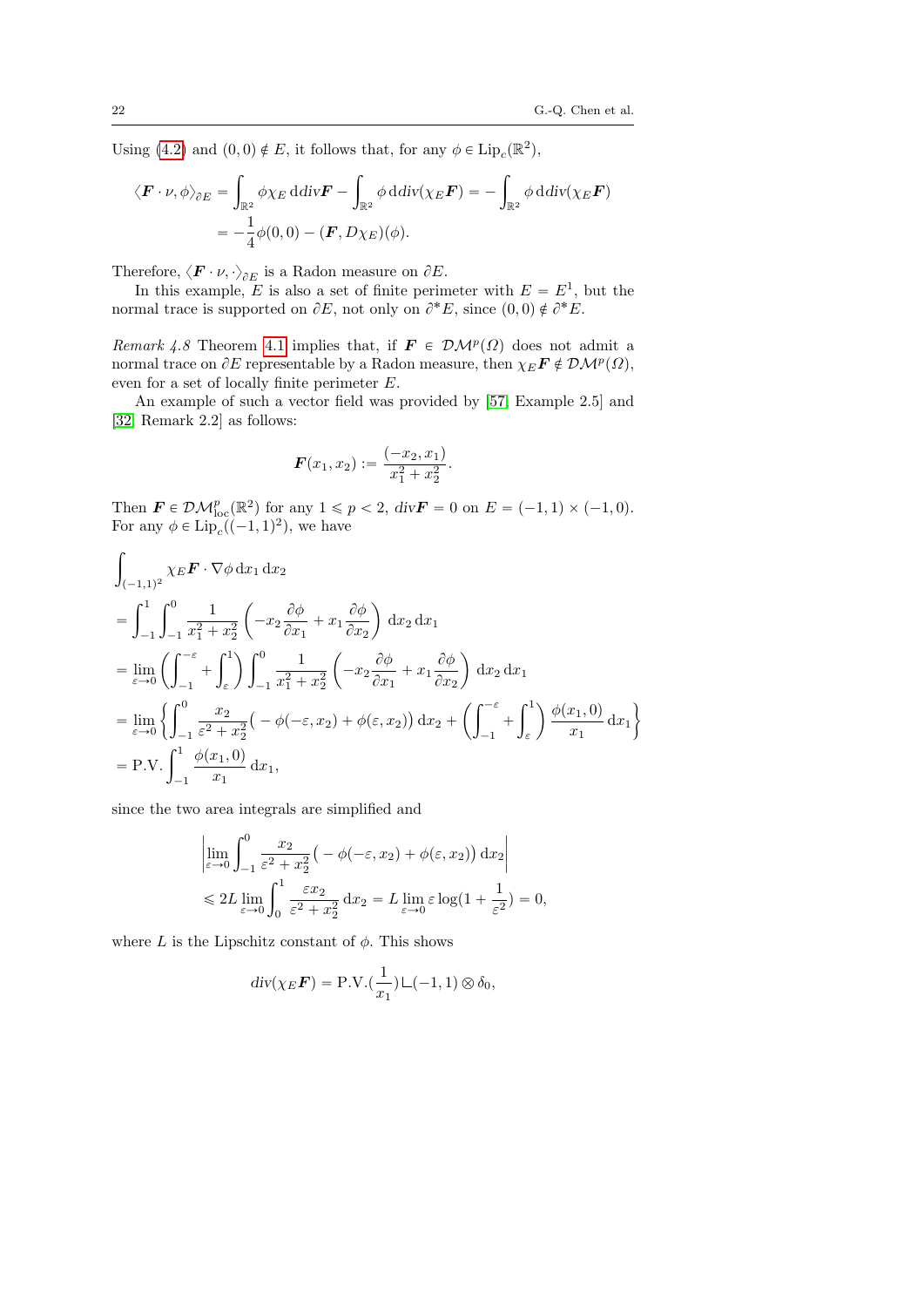Using (4.2) and $(0,0) \notin E$, it follows that, for any $\phi \in \mathrm{Lip}_c(\mathbb{R}^2)$,

$$
\begin{aligned}
\langle \boldsymbol{F} \cdot \nu, \phi \rangle_{\partial E} &= \int_{\mathbb{R}^2} \phi \chi_E \, \mathrm{d}\mathrm{div}\boldsymbol{F} - \int_{\mathbb{R}^2} \phi \, \mathrm{d}\mathrm{div}(\chi_E \boldsymbol{F}) = - \int_{\mathbb{R}^2} \phi \, \mathrm{d}\mathrm{div}(\chi_E \boldsymbol{F}) \\
&= -\frac{1}{4}\phi(0,0) - (\boldsymbol{F}, D\chi_E)(\phi).
\end{aligned}
$$

Therefore, $\langle \boldsymbol{F} \cdot \nu, \cdot \rangle_{\partial E}$ is a Radon measure on $\partial E$.

In this example, $E$ is also a set of finite perimeter with $E = E^1$, but the normal trace is supported on $\partial E$, not only on $\partial^* E$, since $(0,0) \notin \partial^* E$.

*Remark 4.8* Theorem 4.1 implies that, if $\boldsymbol{F} \in \mathcal{DM}^p(\Omega)$ does not admit a normal trace on $\partial E$ representable by a Radon measure, then $\chi_E \boldsymbol{F} \notin \mathcal{DM}^p(\Omega)$, even for a set of locally finite perimeter $E$.

An example of such a vector field was provided by [57, Example 2.5] and [32, Remark 2.2] as follows:

$$
\boldsymbol{F}(x_1, x_2) := \frac{(-x_2, x_1)}{x_1^2 + x_2^2}.
$$

Then $\boldsymbol{F} \in \mathcal{DM}^p_{\mathrm{loc}}(\mathbb{R}^2)$ for any $1 \leqslant p < 2$, $div\boldsymbol{F} = 0$ on $E = (-1,1) \times (-1,0)$. For any $\phi \in \mathrm{Lip}_c((-1,1)^2)$, we have

$$
\begin{aligned}
&\int_{(-1,1)^2} \chi_E \boldsymbol{F} \cdot \nabla \phi \, \mathrm{d}x_1 \, \mathrm{d}x_2 \\
&= \int_{-1}^{1} \int_{-1}^{0} \frac{1}{x_1^2 + x_2^2} \left( -x_2 \frac{\partial \phi}{\partial x_1} + x_1 \frac{\partial \phi}{\partial x_2} \right) \mathrm{d}x_2 \, \mathrm{d}x_1 \\
&= \lim_{\varepsilon \to 0} \left( \int_{-1}^{-\varepsilon} + \int_{\varepsilon}^{1} \right) \int_{-1}^{0} \frac{1}{x_1^2 + x_2^2} \left( -x_2 \frac{\partial \phi}{\partial x_1} + x_1 \frac{\partial \phi}{\partial x_2} \right) \mathrm{d}x_2 \, \mathrm{d}x_1 \\
&= \lim_{\varepsilon \to 0} \left\{ \int_{-1}^{0} \frac{x_2}{\varepsilon^2 + x_2^2} \big( -\phi(-\varepsilon, x_2) + \phi(\varepsilon, x_2) \big) \, \mathrm{d}x_2 + \left( \int_{-1}^{-\varepsilon} + \int_{\varepsilon}^{1} \right) \frac{\phi(x_1, 0)}{x_1} \, \mathrm{d}x_1 \right\} \\
&= \mathrm{P.V.} \int_{-1}^{1} \frac{\phi(x_1, 0)}{x_1} \, \mathrm{d}x_1,
\end{aligned}
$$

since the two area integrals are simplified and

$$
\begin{aligned}
&\left| \lim_{\varepsilon \to 0} \int_{-1}^{0} \frac{x_2}{\varepsilon^2 + x_2^2} \big( -\phi(-\varepsilon, x_2) + \phi(\varepsilon, x_2) \big) \, \mathrm{d}x_2 \right| \\
&\leqslant 2L \lim_{\varepsilon \to 0} \int_{0}^{1} \frac{\varepsilon x_2}{\varepsilon^2 + x_2^2} \, \mathrm{d}x_2 = L \lim_{\varepsilon \to 0} \varepsilon \log(1 + \frac{1}{\varepsilon^2}) = 0,
\end{aligned}
$$

where $L$ is the Lipschitz constant of $\phi$. This shows

$$
div(\chi_E \boldsymbol{F}) = \mathrm{P.V.}(\frac{1}{x_1}) \llcorner (-1,1) \otimes \delta_0,
$$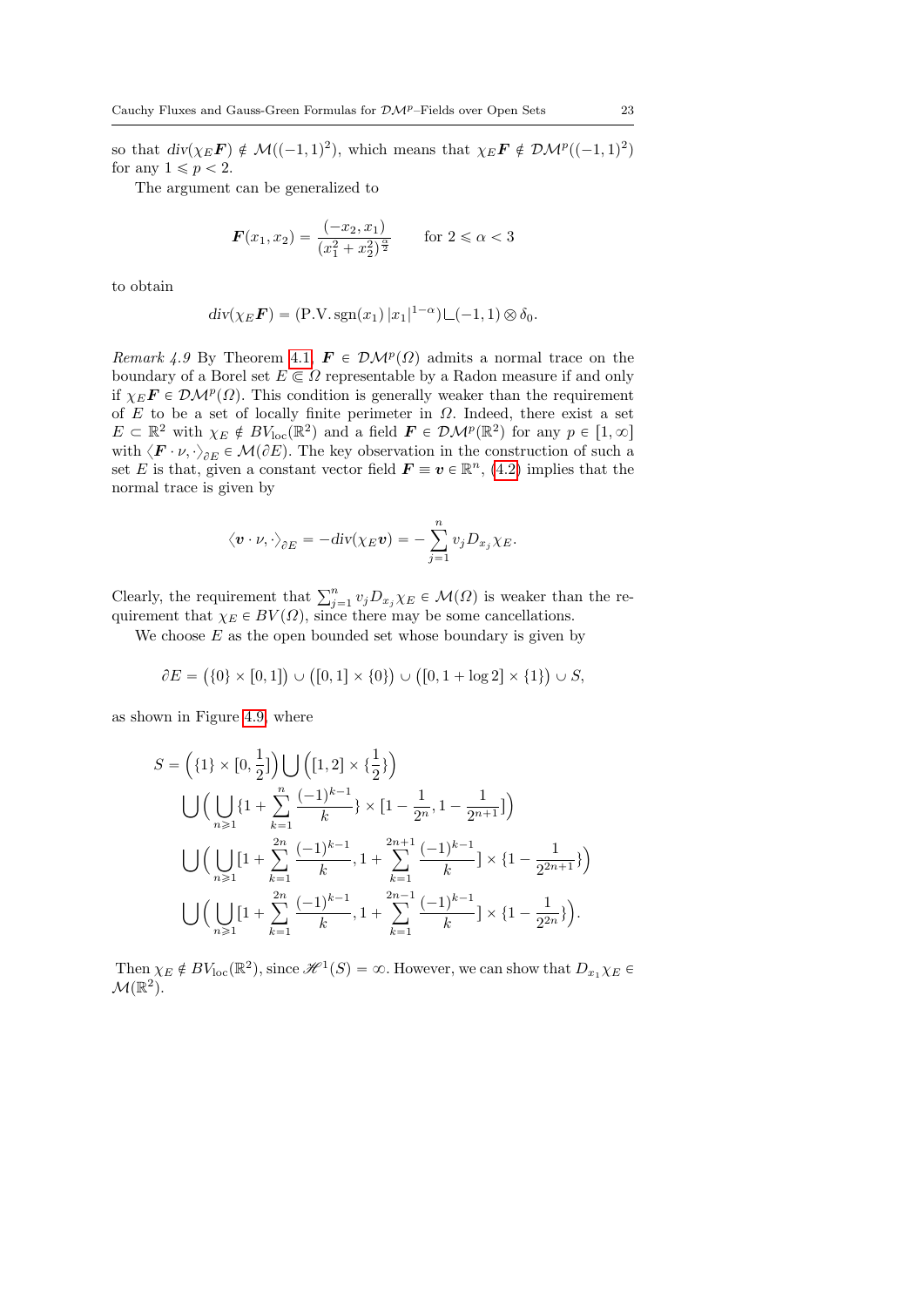so that $div(\chi_E \boldsymbol{F}) \notin \mathcal{M}((-1,1)^2)$, which means that $\chi_E \boldsymbol{F} \notin \mathcal{DM}^p((-1,1)^2)$ for any $1 \leqslant p < 2$.

The argument can be generalized to

$$\boldsymbol{F}(x_1, x_2) = \frac{(-x_2, x_1)}{(x_1^2 + x_2^2)^{\frac{\alpha}{2}}} \qquad \text{for } 2 \leqslant \alpha < 3$$

to obtain

$$\text{div}(\chi_E \boldsymbol{F}) = (\text{P.V.}\, \text{sgn}(x_1)\, |x_1|^{1-\alpha}) \llcorner (-1,1) \otimes \delta_0.$$

*Remark 4.9* By Theorem 4.1, $\boldsymbol{F} \in \mathcal{DM}^p(\Omega)$ admits a normal trace on the boundary of a Borel set $E \Subset \Omega$ representable by a Radon measure if and only if $\chi_E \boldsymbol{F} \in \mathcal{DM}^p(\Omega)$. This condition is generally weaker than the requirement of $E$ to be a set of locally finite perimeter in $\Omega$. Indeed, there exist a set $E \subset \mathbb{R}^2$ with $\chi_E \notin BV_{\text{loc}}(\mathbb{R}^2)$ and a field $\boldsymbol{F} \in \mathcal{DM}^p(\mathbb{R}^2)$ for any $p \in [1, \infty]$ with $\langle \boldsymbol{F} \cdot \nu, \cdot \rangle_{\partial E} \in \mathcal{M}(\partial E)$. The key observation in the construction of such a set $E$ is that, given a constant vector field $\boldsymbol{F} \equiv \boldsymbol{v} \in \mathbb{R}^n$, (4.2) implies that the normal trace is given by

$$\langle \boldsymbol{v} \cdot \nu, \cdot \rangle_{\partial E} = -\text{div}(\chi_E \boldsymbol{v}) = -\sum_{j=1}^{n} v_j D_{x_j} \chi_E.$$

Clearly, the requirement that $\sum_{j=1}^{n} v_j D_{x_j} \chi_E \in \mathcal{M}(\Omega)$ is weaker than the requirement that $\chi_E \in BV(\Omega)$, since there may be some cancellations.

We choose $E$ as the open bounded set whose boundary is given by

$$\partial E = \big(\{0\} \times [0,1]\big) \cup \big([0,1] \times \{0\}\big) \cup \big([0, 1 + \log 2] \times \{1\}\big) \cup S,$$

as shown in Figure 4.9, where

$$\begin{aligned}
S = &\Big(\{1\} \times [0, \frac{1}{2}]\Big) \bigcup \Big([1,2] \times \{\frac{1}{2}\}\Big) \\
&\bigcup \Big( \bigcup_{n \geqslant 1} \{1 + \sum_{k=1}^{n} \frac{(-1)^{k-1}}{k}\} \times [1 - \frac{1}{2^n}, 1 - \frac{1}{2^{n+1}}] \Big) \\
&\bigcup \Big( \bigcup_{n \geqslant 1} [1 + \sum_{k=1}^{2n} \frac{(-1)^{k-1}}{k}, 1 + \sum_{k=1}^{2n+1} \frac{(-1)^{k-1}}{k}] \times \{1 - \frac{1}{2^{2n+1}}\} \Big) \\
&\bigcup \Big( \bigcup_{n \geqslant 1} [1 + \sum_{k=1}^{2n} \frac{(-1)^{k-1}}{k}, 1 + \sum_{k=1}^{2n-1} \frac{(-1)^{k-1}}{k}] \times \{1 - \frac{1}{2^{2n}}\} \Big).
\end{aligned}$$

Then $\chi_E \notin BV_{\text{loc}}(\mathbb{R}^2)$, since $\mathscr{H}^1(S) = \infty$. However, we can show that $D_{x_1} \chi_E \in \mathcal{M}(\mathbb{R}^2)$.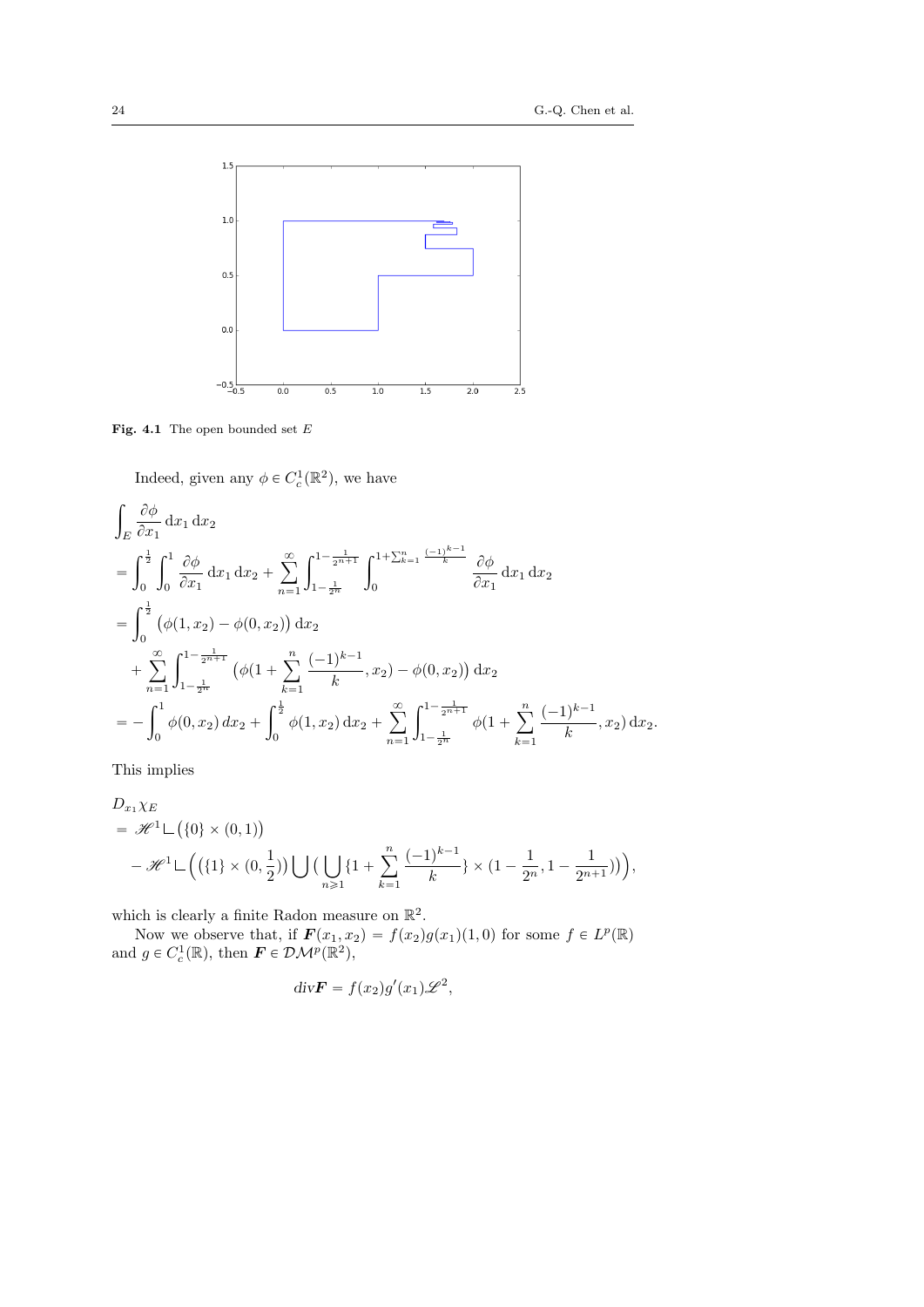**Fig. 4.1** The open bounded set $E$

Indeed, given any $\phi \in C_c^1(\mathbb{R}^2)$, we have

$$
\begin{aligned}
&\int_E \frac{\partial \phi}{\partial x_1}\, \mathrm{d}x_1\, \mathrm{d}x_2 \\
&= \int_0^{\frac{1}{2}} \int_0^1 \frac{\partial \phi}{\partial x_1}\, \mathrm{d}x_1\, \mathrm{d}x_2 + \sum_{n=1}^{\infty} \int_{1-\frac{1}{2^n}}^{1-\frac{1}{2^{n+1}}} \int_0^{1+\sum_{k=1}^{n} \frac{(-1)^{k-1}}{k}} \frac{\partial \phi}{\partial x_1}\, \mathrm{d}x_1\, \mathrm{d}x_2 \\
&= \int_0^{\frac{1}{2}} \big(\phi(1, x_2) - \phi(0, x_2)\big)\, \mathrm{d}x_2 \\
&\quad + \sum_{n=1}^{\infty} \int_{1-\frac{1}{2^n}}^{1-\frac{1}{2^{n+1}}} \big(\phi(1 + \sum_{k=1}^{n} \frac{(-1)^{k-1}}{k}, x_2) - \phi(0, x_2)\big)\, \mathrm{d}x_2 \\
&= -\int_0^1 \phi(0, x_2)\, dx_2 + \int_0^{\frac{1}{2}} \phi(1, x_2)\, \mathrm{d}x_2 + \sum_{n=1}^{\infty} \int_{1-\frac{1}{2^n}}^{1-\frac{1}{2^{n+1}}} \phi(1 + \sum_{k=1}^{n} \frac{(-1)^{k-1}}{k}, x_2)\, \mathrm{d}x_2.
\end{aligned}
$$

This implies

$$
\begin{aligned}
&D_{x_1} \chi_E \\
&= \mathscr{H}^1 \llcorner \big(\{0\} \times (0,1)\big) \\
&\quad - \mathscr{H}^1 \llcorner \Big(\big(\{1\} \times (0, \frac{1}{2})\big) \bigcup \big( \bigcup_{n \geqslant 1} \{1 + \sum_{k=1}^{n} \frac{(-1)^{k-1}}{k}\} \times (1 - \frac{1}{2^n}, 1 - \frac{1}{2^{n+1}})\big)\Big),
\end{aligned}
$$

which is clearly a finite Radon measure on $\mathbb{R}^2$.

Now we observe that, if $\boldsymbol{F}(x_1, x_2) = f(x_2) g(x_1)(1, 0)$ for some $f \in L^p(\mathbb{R})$ and $g \in C_c^1(\mathbb{R})$, then $\boldsymbol{F} \in \mathcal{DM}^p(\mathbb{R}^2)$,

$$
div \boldsymbol{F} = f(x_2) g'(x_1) \mathscr{L}^2,
$$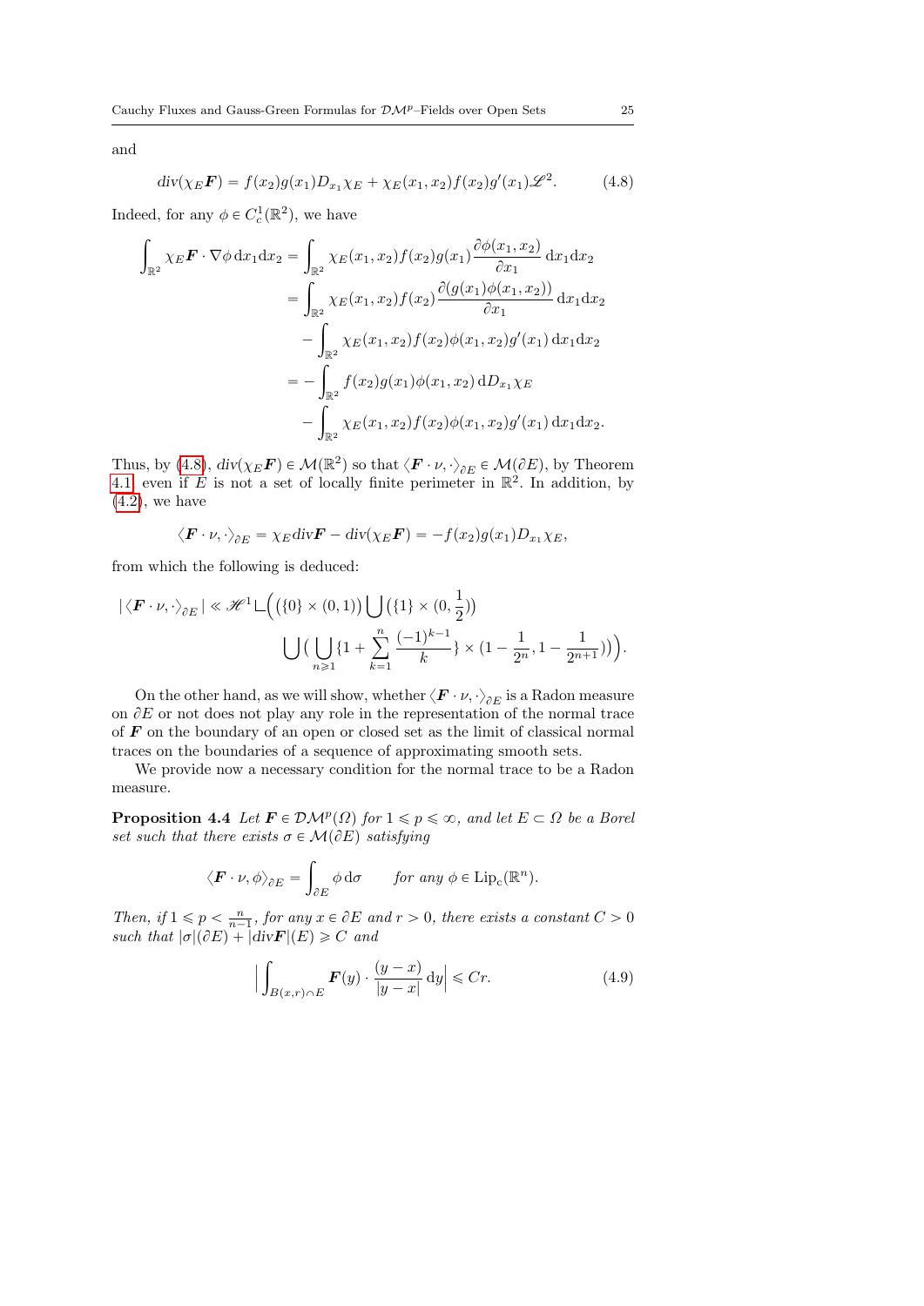and

$$
div(\chi_E \boldsymbol{F}) = f(x_2)g(x_1)D_{x_1}\chi_E + \chi_E(x_1,x_2)f(x_2)g'(x_1)\mathscr{L}^2. \tag{4.8}
$$

Indeed, for any $\phi \in C_c^1(\mathbb{R}^2)$, we have

$$
\begin{aligned}
\int_{\mathbb{R}^2} \chi_E \boldsymbol{F} \cdot \nabla\phi \, \mathrm{d}x_1 \mathrm{d}x_2 &= \int_{\mathbb{R}^2} \chi_E(x_1,x_2) f(x_2) g(x_1) \frac{\partial \phi(x_1,x_2)}{\partial x_1} \, \mathrm{d}x_1 \mathrm{d}x_2 \\
&= \int_{\mathbb{R}^2} \chi_E(x_1,x_2) f(x_2) \frac{\partial (g(x_1)\phi(x_1,x_2))}{\partial x_1} \, \mathrm{d}x_1 \mathrm{d}x_2 \\
&\quad - \int_{\mathbb{R}^2} \chi_E(x_1,x_2) f(x_2) \phi(x_1,x_2) g'(x_1) \, \mathrm{d}x_1 \mathrm{d}x_2 \\
&= - \int_{\mathbb{R}^2} f(x_2) g(x_1) \phi(x_1,x_2) \, \mathrm{d}D_{x_1}\chi_E \\
&\quad - \int_{\mathbb{R}^2} \chi_E(x_1,x_2) f(x_2) \phi(x_1,x_2) g'(x_1) \, \mathrm{d}x_1 \mathrm{d}x_2.
\end{aligned}
$$

Thus, by (4.8), $div(\chi_E \boldsymbol{F}) \in \mathcal{M}(\mathbb{R}^2)$ so that $\langle \boldsymbol{F} \cdot \nu, \cdot \rangle_{\partial E} \in \mathcal{M}(\partial E)$, by Theorem 4.1, even if $E$ is not a set of locally finite perimeter in $\mathbb{R}^2$. In addition, by (4.2), we have

$$
\langle \boldsymbol{F} \cdot \nu, \cdot \rangle_{\partial E} = \chi_E \mathrm{div} \boldsymbol{F} - div(\chi_E \boldsymbol{F}) = -f(x_2)g(x_1)D_{x_1}\chi_E,
$$

from which the following is deduced:

$$
\begin{aligned}
|\langle \boldsymbol{F} \cdot \nu, \cdot \rangle_{\partial E}| \ll \mathscr{H}^1 \llcorner \Big( (\{0\} \times (0,1)) \bigcup (\{1\} \times (0, \tfrac{1}{2})) \\
\bigcup \big( \bigcup_{n \geqslant 1} \{1 + \sum_{k=1}^{n} \frac{(-1)^{k-1}}{k}\} \times (1 - \frac{1}{2^n}, 1 - \frac{1}{2^{n+1}}) \big) \Big).
\end{aligned}
$$

On the other hand, as we will show, whether $\langle \boldsymbol{F} \cdot \nu, \cdot \rangle_{\partial E}$ is a Radon measure on $\partial E$ or not does not play any role in the representation of the normal trace of $\boldsymbol{F}$ on the boundary of an open or closed set as the limit of classical normal traces on the boundaries of a sequence of approximating smooth sets.

We provide now a necessary condition for the normal trace to be a Radon measure.

**Proposition 4.4** *Let $\boldsymbol{F} \in \mathcal{DM}^p(\Omega)$ for $1 \leqslant p \leqslant \infty$, and let $E \subset \Omega$ be a Borel set such that there exists $\sigma \in \mathcal{M}(\partial E)$ satisfying*

$$
\langle \boldsymbol{F} \cdot \nu, \phi \rangle_{\partial E} = \int_{\partial E} \phi \, \mathrm{d}\sigma \qquad \textit{for any } \phi \in \mathrm{Lip}_c(\mathbb{R}^n).
$$

*Then, if $1 \leqslant p < \frac{n}{n-1}$, for any $x \in \partial E$ and $r > 0$, there exists a constant $C > 0$ such that $|\sigma|(\partial E) + |\mathrm{div} \boldsymbol{F}|(E) \geqslant C$ and*

$$
\Big| \int_{B(x,r) \cap E} \boldsymbol{F}(y) \cdot \frac{(y-x)}{|y-x|} \, \mathrm{d}y \Big| \leqslant Cr. \tag{4.9}
$$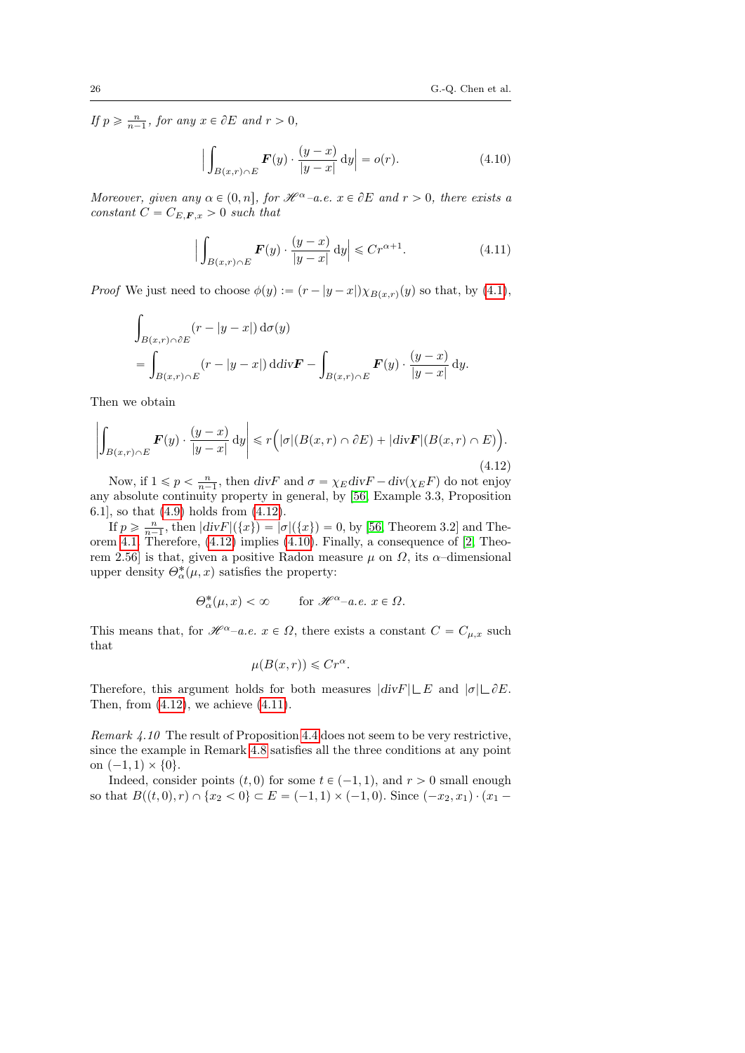*If $p \geqslant \frac{n}{n-1}$, for any $x \in \partial E$ and $r > 0$,*

$$\Big| \int_{B(x,r)\cap E} \boldsymbol{F}(y) \cdot \frac{(y-x)}{|y-x|}\, \mathrm{d}y \Big| = o(r). \tag{4.10}$$

*Moreover, given any $\alpha \in (0, n]$, for $\mathscr{H}^{\alpha}$–a.e. $x \in \partial E$ and $r > 0$, there exists a constant $C = C_{E,\boldsymbol{F},x} > 0$ such that*

$$\Big| \int_{B(x,r)\cap E} \boldsymbol{F}(y) \cdot \frac{(y-x)}{|y-x|}\, \mathrm{d}y \Big| \leqslant C r^{\alpha+1}. \tag{4.11}$$

*Proof* We just need to choose $\phi(y) := (r - |y-x|)\chi_{B(x,r)}(y)$ so that, by (4.1),

$$\begin{aligned}
&\int_{B(x,r)\cap \partial E} (r - |y-x|)\, \mathrm{d}\sigma(y) \\
&= \int_{B(x,r)\cap E} (r - |y-x|)\, \mathrm{d}\mathrm{div}\boldsymbol{F} - \int_{B(x,r)\cap E} \boldsymbol{F}(y) \cdot \frac{(y-x)}{|y-x|}\, \mathrm{d}y.
\end{aligned}$$

Then we obtain

$$\left| \int_{B(x,r)\cap E} \boldsymbol{F}(y) \cdot \frac{(y-x)}{|y-x|}\, \mathrm{d}y \right| \leqslant r\Big( |\sigma|(B(x,r)\cap \partial E) + |\mathrm{div}\boldsymbol{F}|(B(x,r)\cap E) \Big). \tag{4.12}$$

Now, if $1 \leqslant p < \frac{n}{n-1}$, then $divF$ and $\sigma = \chi_E divF - div(\chi_E F)$ do not enjoy any absolute continuity property in general, by [56, Example 3.3, Proposition 6.1], so that (4.9) holds from (4.12).

If $p \geqslant \frac{n}{n-1}$, then $|divF|(\{x\}) = |\sigma|(\{x\}) = 0$, by [56, Theorem 3.2] and Theorem 4.1. Therefore, (4.12) implies (4.10). Finally, a consequence of [2, Theorem 2.56] is that, given a positive Radon measure $\mu$ on $\Omega$, its $\alpha$–dimensional upper density $\Theta^*_{\alpha}(\mu, x)$ satisfies the property:

$$\Theta^*_{\alpha}(\mu, x) < \infty \qquad \text{for } \mathscr{H}^{\alpha}\text{–a.e. } x \in \Omega.$$

This means that, for $\mathscr{H}^{\alpha}$–a.e. $x \in \Omega$, there exists a constant $C = C_{\mu,x}$ such that

$$\mu(B(x,r)) \leqslant C r^{\alpha}.$$

Therefore, this argument holds for both measures $|divF| \llcorner E$ and $|\sigma| \llcorner \partial E$. Then, from (4.12), we achieve (4.11).

*Remark 4.10* The result of Proposition 4.4 does not seem to be very restrictive, since the example in Remark 4.8 satisfies all the three conditions at any point on $(-1,1)\times\{0\}$.

Indeed, consider points $(t, 0)$ for some $t \in (-1,1)$, and $r > 0$ small enough so that $B((t,0), r) \cap \{x_2 < 0\} \subset E = (-1,1)\times(-1,0)$. Since $(-x_2, x_1)\cdot(x_1 -$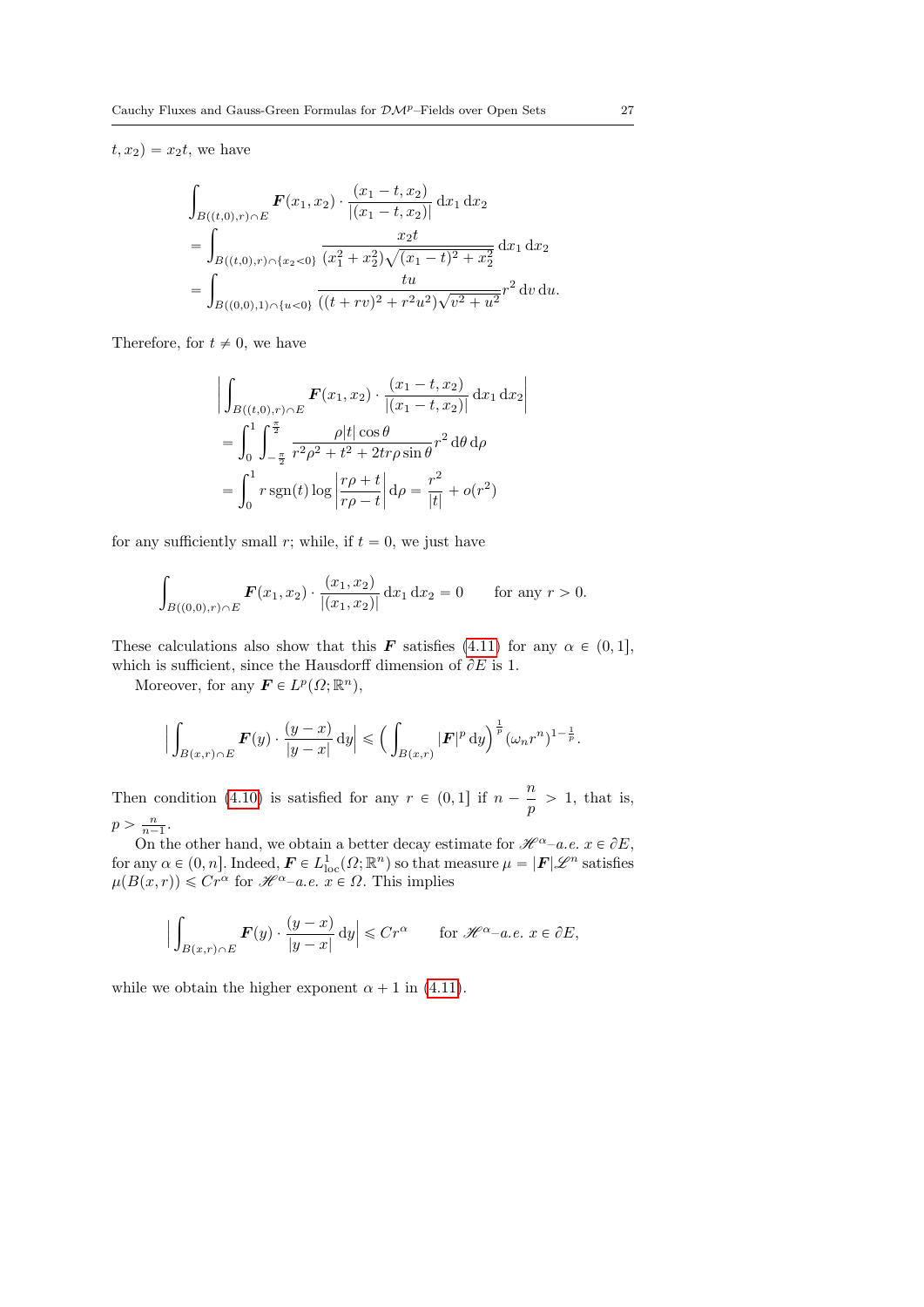$t, x_2) = x_2 t$, we have

$$\begin{aligned}
&\int_{B((t,0),r)\cap E} \boldsymbol{F}(x_1,x_2)\cdot\frac{(x_1-t,x_2)}{|(x_1-t,x_2)|}\,\mathrm{d}x_1\,\mathrm{d}x_2 \\
&= \int_{B((t,0),r)\cap\{x_2<0\}} \frac{x_2 t}{(x_1^2+x_2^2)\sqrt{(x_1-t)^2+x_2^2}}\,\mathrm{d}x_1\,\mathrm{d}x_2 \\
&= \int_{B((0,0),1)\cap\{u<0\}} \frac{tu}{((t+rv)^2+r^2u^2)\sqrt{v^2+u^2}} r^2\,\mathrm{d}v\,\mathrm{d}u.
\end{aligned}$$

Therefore, for $t \neq 0$, we have

$$\begin{aligned}
&\left|\int_{B((t,0),r)\cap E} \boldsymbol{F}(x_1,x_2)\cdot\frac{(x_1-t,x_2)}{|(x_1-t,x_2)|}\,\mathrm{d}x_1\,\mathrm{d}x_2\right| \\
&= \int_0^1\int_{-\frac{\pi}{2}}^{\frac{\pi}{2}} \frac{\rho|t|\cos\theta}{r^2\rho^2+t^2+2tr\rho\sin\theta} r^2\,\mathrm{d}\theta\,\mathrm{d}\rho \\
&= \int_0^1 r\,\mathrm{sgn}(t)\log\left|\frac{r\rho+t}{r\rho-t}\right|\mathrm{d}\rho = \frac{r^2}{|t|}+o(r^2)
\end{aligned}$$

for any sufficiently small $r$; while, if $t = 0$, we just have

$$\int_{B((0,0),r)\cap E} \boldsymbol{F}(x_1,x_2)\cdot\frac{(x_1,x_2)}{|(x_1,x_2)|}\,\mathrm{d}x_1\,\mathrm{d}x_2 = 0 \qquad \text{for any } r>0.$$

These calculations also show that this $\boldsymbol{F}$ satisfies (4.11) for any $\alpha \in (0,1]$, which is sufficient, since the Hausdorff dimension of $\partial E$ is 1.

Moreover, for any $\boldsymbol{F} \in L^p(\Omega;\mathbb{R}^n)$,

$$\Big|\int_{B(x,r)\cap E} \boldsymbol{F}(y)\cdot\frac{(y-x)}{|y-x|}\,\mathrm{d}y\Big| \leqslant \Big(\int_{B(x,r)} |\boldsymbol{F}|^p\,\mathrm{d}y\Big)^{\frac{1}{p}}(\omega_n r^n)^{1-\frac{1}{p}}.$$

Then condition (4.10) is satisfied for any $r \in (0,1]$ if $n - \dfrac{n}{p} > 1$, that is, $p > \frac{n}{n-1}$.

On the other hand, we obtain a better decay estimate for $\mathscr{H}^\alpha$–*a.e.* $x \in \partial E$, for any $\alpha \in (0,n]$. Indeed, $\boldsymbol{F} \in L^1_{\rm loc}(\Omega;\mathbb{R}^n)$ so that measure $\mu = |\boldsymbol{F}|\mathscr{L}^n$ satisfies $\mu(B(x,r)) \leqslant Cr^\alpha$ for $\mathscr{H}^\alpha$–*a.e.* $x \in \Omega$. This implies

$$\Big|\int_{B(x,r)\cap E} \boldsymbol{F}(y)\cdot\frac{(y-x)}{|y-x|}\,\mathrm{d}y\Big| \leqslant Cr^\alpha \qquad \text{for } \mathscr{H}^\alpha\text{–}a.e.\ x \in \partial E,$$

while we obtain the higher exponent $\alpha + 1$ in (4.11).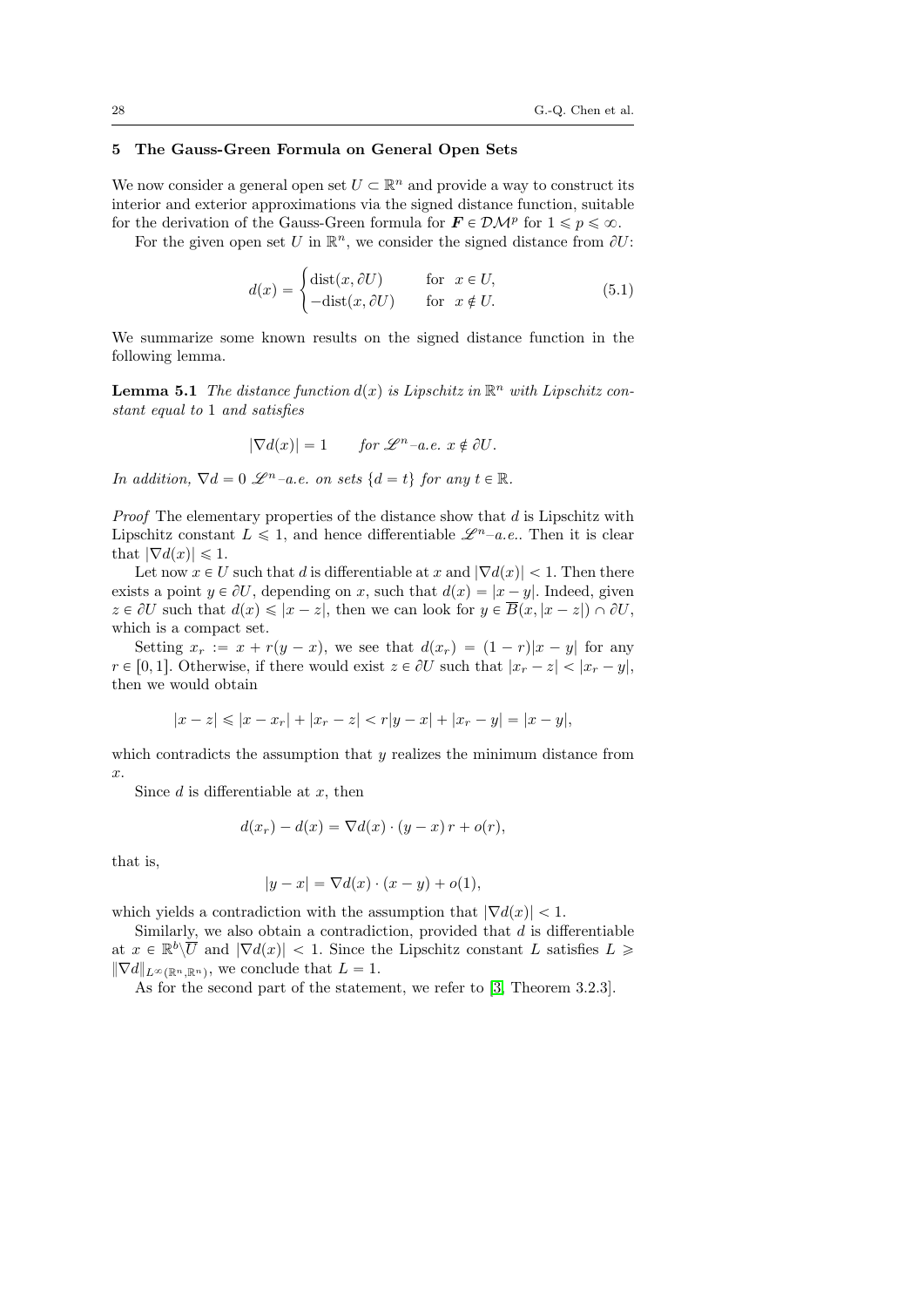## 5 The Gauss-Green Formula on General Open Sets

We now consider a general open set $U \subset \mathbb{R}^n$ and provide a way to construct its interior and exterior approximations via the signed distance function, suitable for the derivation of the Gauss-Green formula for $\boldsymbol{F} \in \mathcal{DM}^p$ for $1 \leqslant p \leqslant \infty$.

For the given open set $U$ in $\mathbb{R}^n$, we consider the signed distance from $\partial U$:

$$d(x) = \begin{cases} \operatorname{dist}(x, \partial U) & \text{for } \ x \in U, \\ -\operatorname{dist}(x, \partial U) & \text{for } \ x \notin U. \end{cases} \tag{5.1}$$

We summarize some known results on the signed distance function in the following lemma.

**Lemma 5.1** *The distance function $d(x)$ is Lipschitz in $\mathbb{R}^n$ with Lipschitz constant equal to* 1 *and satisfies*

$$|\nabla d(x)| = 1 \qquad \text{for } \mathscr{L}^n\text{–a.e. } x \notin \partial U.$$

*In addition, $\nabla d = 0$ $\mathscr{L}^n$–a.e. on sets $\{d = t\}$ for any $t \in \mathbb{R}$.*

*Proof* The elementary properties of the distance show that $d$ is Lipschitz with Lipschitz constant $L \leqslant 1$, and hence differentiable $\mathscr{L}^n$–a.e.. Then it is clear that $|\nabla d(x)| \leqslant 1$.

Let now $x \in U$ such that $d$ is differentiable at $x$ and $|\nabla d(x)| < 1$. Then there exists a point $y \in \partial U$, depending on $x$, such that $d(x) = |x - y|$. Indeed, given $z \in \partial U$ such that $d(x) \leqslant |x - z|$, then we can look for $y \in \overline{B}(x, |x - z|) \cap \partial U$, which is a compact set.

Setting $x_r := x + r(y - x)$, we see that $d(x_r) = (1 - r)|x - y|$ for any $r \in [0, 1]$. Otherwise, if there would exist $z \in \partial U$ such that $|x_r - z| < |x_r - y|$, then we would obtain

$$|x - z| \leqslant |x - x_r| + |x_r - z| < r|y - x| + |x_r - y| = |x - y|,$$

which contradicts the assumption that $y$ realizes the minimum distance from $x$.

Since $d$ is differentiable at $x$, then

$$d(x_r) - d(x) = \nabla d(x) \cdot (y - x)\, r + o(r),$$

that is,

$$|y - x| = \nabla d(x) \cdot (x - y) + o(1),$$

which yields a contradiction with the assumption that $|\nabla d(x)| < 1$.

Similarly, we also obtain a contradiction, provided that $d$ is differentiable at $x \in \mathbb{R}^b \backslash \overline{U}$ and $|\nabla d(x)| < 1$. Since the Lipschitz constant $L$ satisfies $L \geqslant \|\nabla d\|_{L^\infty(\mathbb{R}^n, \mathbb{R}^n)}$, we conclude that $L = 1$.

As for the second part of the statement, we refer to [3, Theorem 3.2.3].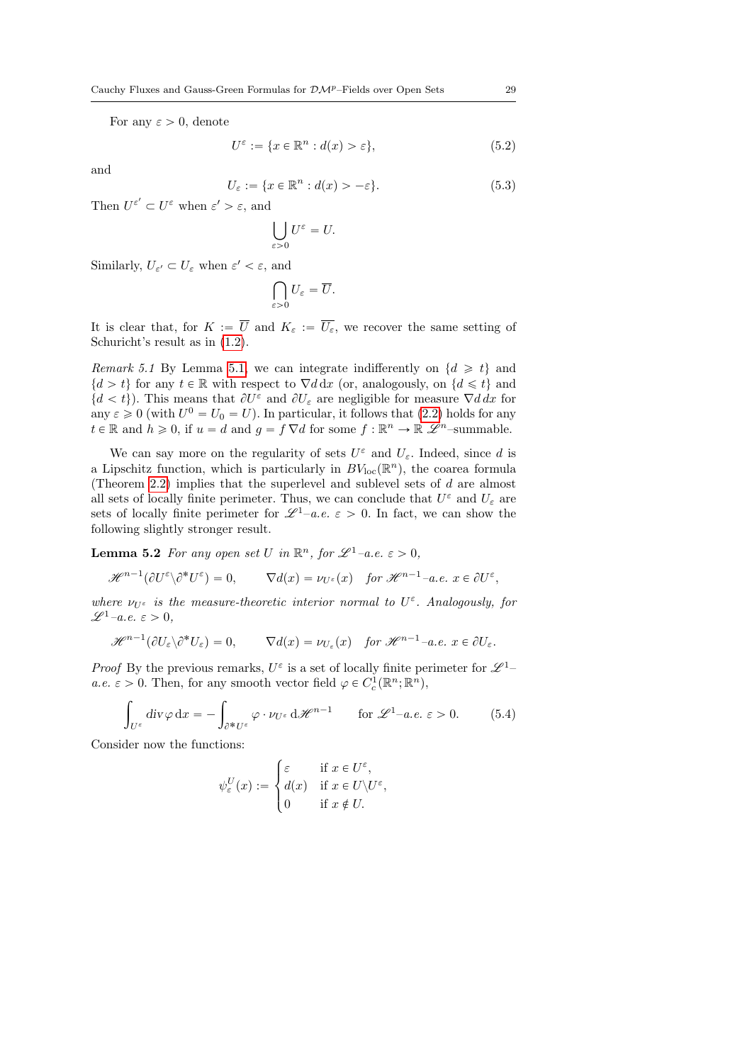For any $\varepsilon > 0$, denote

$$U^\varepsilon := \{x \in \mathbb{R}^n : d(x) > \varepsilon\}, \tag{5.2}$$

and

$$U_\varepsilon := \{x \in \mathbb{R}^n : d(x) > -\varepsilon\}. \tag{5.3}$$

Then $U^{\varepsilon'} \subset U^\varepsilon$ when $\varepsilon' > \varepsilon$, and

$$\bigcup_{\varepsilon > 0} U^\varepsilon = U.$$

Similarly, $U_{\varepsilon'} \subset U_\varepsilon$ when $\varepsilon' < \varepsilon$, and

$$\bigcap_{\varepsilon > 0} U_\varepsilon = \overline{U}.$$

It is clear that, for $K := \overline{U}$ and $K_\varepsilon := \overline{U_\varepsilon}$, we recover the same setting of Schuricht's result as in (1.2).

*Remark 5.1* By Lemma 5.1, we can integrate indifferently on $\{d \geqslant t\}$ and $\{d > t\}$ for any $t \in \mathbb{R}$ with respect to $\nabla d \, dx$ (or, analogously, on $\{d \leqslant t\}$ and $\{d < t\}$). This means that $\partial U^\varepsilon$ and $\partial U_\varepsilon$ are negligible for measure $\nabla d \, dx$ for any $\varepsilon \geqslant 0$ (with $U^0 = U_0 = U$). In particular, it follows that (2.2) holds for any $t \in \mathbb{R}$ and $h \geqslant 0$, if $u = d$ and $g = f \nabla d$ for some $f : \mathbb{R}^n \to \mathbb{R}$ $\mathscr{L}^n$–summable.

We can say more on the regularity of sets $U^\varepsilon$ and $U_\varepsilon$. Indeed, since $d$ is a Lipschitz function, which is particularly in $BV_{\mathrm{loc}}(\mathbb{R}^n)$, the coarea formula (Theorem 2.2) implies that the superlevel and sublevel sets of $d$ are almost all sets of locally finite perimeter. Thus, we can conclude that $U^\varepsilon$ and $U_\varepsilon$ are sets of locally finite perimeter for $\mathscr{L}^1$–*a.e.* $\varepsilon > 0$. In fact, we can show the following slightly stronger result.

**Lemma 5.2** *For any open set $U$ in $\mathbb{R}^n$, for $\mathscr{L}^1$–a.e. $\varepsilon > 0$,*

$$\mathscr{H}^{n-1}(\partial U^\varepsilon \backslash \partial^* U^\varepsilon) = 0, \qquad \nabla d(x) = \nu_{U^\varepsilon}(x) \quad \text{for } \mathscr{H}^{n-1}\text{–a.e. } x \in \partial U^\varepsilon,$$

*where $\nu_{U^\varepsilon}$ is the measure-theoretic interior normal to $U^\varepsilon$. Analogously, for $\mathscr{L}^1$–a.e. $\varepsilon > 0$,*

$$\mathscr{H}^{n-1}(\partial U_\varepsilon \backslash \partial^* U_\varepsilon) = 0, \qquad \nabla d(x) = \nu_{U_\varepsilon}(x) \quad \text{for } \mathscr{H}^{n-1}\text{–a.e. } x \in \partial U_\varepsilon.$$

*Proof* By the previous remarks, $U^\varepsilon$ is a set of locally finite perimeter for $\mathscr{L}^1$–*a.e.* $\varepsilon > 0$. Then, for any smooth vector field $\varphi \in C^1_c(\mathbb{R}^n; \mathbb{R}^n)$,

$$\int_{U^\varepsilon} \operatorname{div} \varphi \, dx = -\int_{\partial^* U^\varepsilon} \varphi \cdot \nu_{U^\varepsilon} \, d\mathscr{H}^{n-1} \qquad \text{for } \mathscr{L}^1\text{–a.e. } \varepsilon > 0. \tag{5.4}$$

Consider now the functions:

$$\psi^U_\varepsilon(x) := \begin{cases} \varepsilon & \text{if } x \in U^\varepsilon, \\ d(x) & \text{if } x \in U \backslash U^\varepsilon, \\ 0 & \text{if } x \notin U. \end{cases}$$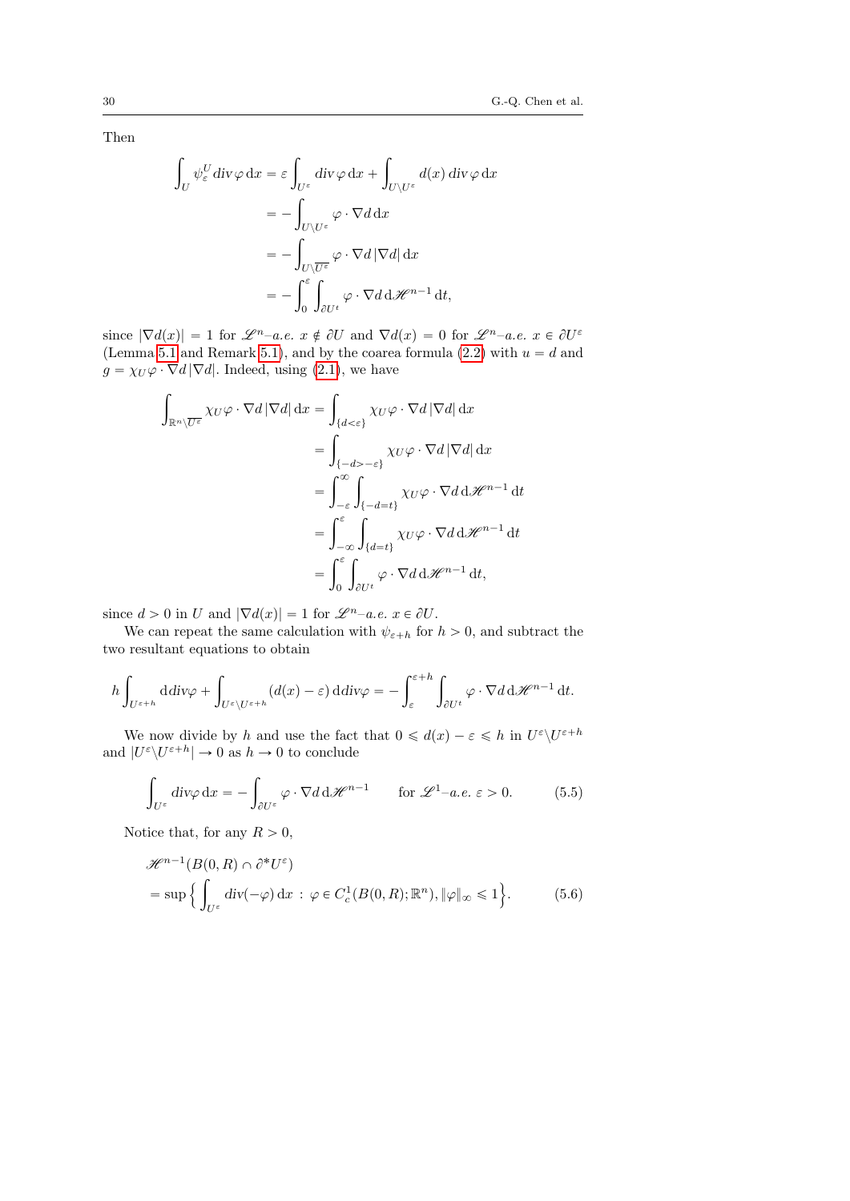Then

$$
\begin{aligned}
\int_U \psi_\varepsilon^U \operatorname{div}\varphi \,\mathrm{d}x &= \varepsilon \int_{U^\varepsilon} \operatorname{div}\varphi \,\mathrm{d}x + \int_{U\setminus U^\varepsilon} d(x) \operatorname{div}\varphi \,\mathrm{d}x \\
&= -\int_{U\setminus U^\varepsilon} \varphi\cdot\nabla d \,\mathrm{d}x \\
&= -\int_{U\setminus \overline{U^\varepsilon}} \varphi\cdot\nabla d \,|\nabla d| \,\mathrm{d}x \\
&= -\int_0^\varepsilon \int_{\partial U^t} \varphi\cdot\nabla d \,\mathrm{d}\mathscr{H}^{n-1}\,\mathrm{d}t,
\end{aligned}
$$

since $|\nabla d(x)| = 1$ for $\mathscr{L}^n$–*a.e.* $x \notin \partial U$ and $\nabla d(x) = 0$ for $\mathscr{L}^n$–*a.e.* $x \in \partial U^\varepsilon$ (Lemma 5.1 and Remark 5.1), and by the coarea formula (2.2) with $u = d$ and $g = \chi_U \varphi\cdot\nabla d\,|\nabla d|$. Indeed, using (2.1), we have

$$
\begin{aligned}
\int_{\mathbb{R}^n\setminus\overline{U^\varepsilon}} \chi_U\varphi\cdot\nabla d\,|\nabla d|\,\mathrm{d}x &= \int_{\{d<\varepsilon\}} \chi_U\varphi\cdot\nabla d\,|\nabla d|\,\mathrm{d}x \\
&= \int_{\{-d>-\varepsilon\}} \chi_U\varphi\cdot\nabla d\,|\nabla d|\,\mathrm{d}x \\
&= \int_{-\varepsilon}^{\infty}\int_{\{-d=t\}} \chi_U\varphi\cdot\nabla d\,\mathrm{d}\mathscr{H}^{n-1}\,\mathrm{d}t \\
&= \int_{-\infty}^{\varepsilon}\int_{\{d=t\}} \chi_U\varphi\cdot\nabla d\,\mathrm{d}\mathscr{H}^{n-1}\,\mathrm{d}t \\
&= \int_0^{\varepsilon}\int_{\partial U^t} \varphi\cdot\nabla d\,\mathrm{d}\mathscr{H}^{n-1}\,\mathrm{d}t,
\end{aligned}
$$

since $d > 0$ in $U$ and $|\nabla d(x)| = 1$ for $\mathscr{L}^n$–*a.e.* $x \in \partial U$.

We can repeat the same calculation with $\psi_{\varepsilon+h}$ for $h > 0$, and subtract the two resultant equations to obtain

$$
h\int_{U^{\varepsilon+h}} \mathrm{d}\,\mathrm{div}\varphi + \int_{U^\varepsilon\setminus U^{\varepsilon+h}} (d(x)-\varepsilon)\,\mathrm{d}\,\mathrm{div}\varphi = -\int_\varepsilon^{\varepsilon+h}\int_{\partial U^t} \varphi\cdot\nabla d\,\mathrm{d}\mathscr{H}^{n-1}\,\mathrm{d}t.
$$

We now divide by $h$ and use the fact that $0 \leqslant d(x)-\varepsilon \leqslant h$ in $U^\varepsilon\setminus U^{\varepsilon+h}$ and $|U^\varepsilon\setminus U^{\varepsilon+h}| \to 0$ as $h \to 0$ to conclude

$$
\int_{U^\varepsilon} \mathrm{div}\varphi\,\mathrm{d}x = -\int_{\partial U^\varepsilon} \varphi\cdot\nabla d\,\mathrm{d}\mathscr{H}^{n-1} \qquad \text{for } \mathscr{L}^1\text{–}a.e.\ \varepsilon > 0. \tag{5.5}
$$

Notice that, for any $R > 0$,

$$
\begin{aligned}
&\mathscr{H}^{n-1}(B(0,R)\cap\partial^* U^\varepsilon) \\
&= \sup\Big\{ \int_{U^\varepsilon} \mathrm{div}(-\varphi)\,\mathrm{d}x \,:\, \varphi \in C_c^1(B(0,R);\mathbb{R}^n), \|\varphi\|_\infty \leqslant 1 \Big\}.
\end{aligned} \tag{5.6}
$$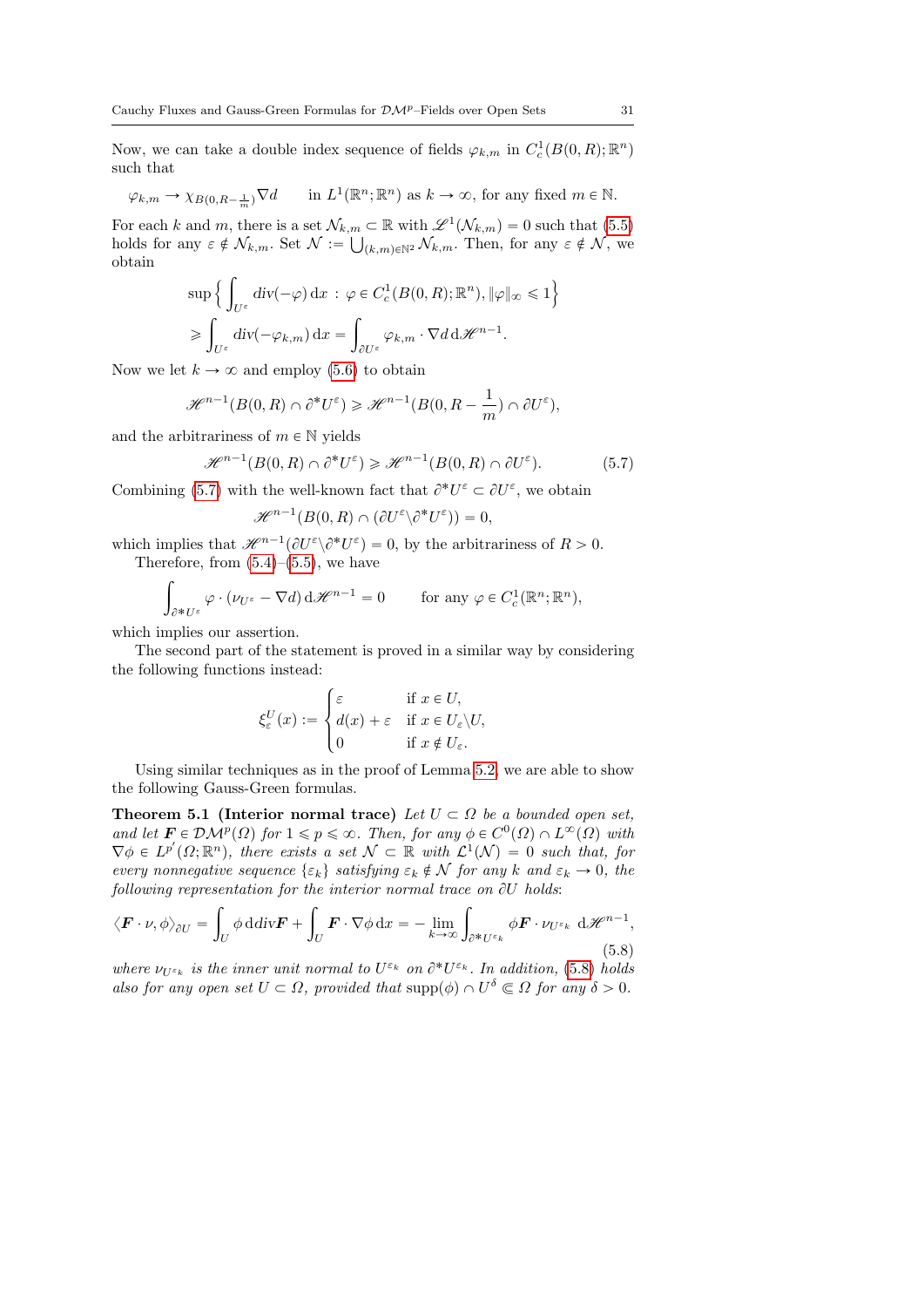Now, we can take a double index sequence of fields $\varphi_{k,m}$ in $C^1_c(B(0,R);\mathbb{R}^n)$ such that

$$\varphi_{k,m} \to \chi_{B(0,R-\frac{1}{m})}\nabla d \qquad \text{in } L^1(\mathbb{R}^n;\mathbb{R}^n) \text{ as } k\to\infty, \text{ for any fixed } m\in\mathbb{N}.$$

For each $k$ and $m$, there is a set $\mathcal{N}_{k,m}\subset\mathbb{R}$ with $\mathscr{L}^1(\mathcal{N}_{k,m})=0$ such that (5.5) holds for any $\varepsilon\notin\mathcal{N}_{k,m}$. Set $\mathcal{N}:=\bigcup_{(k,m)\in\mathbb{N}^2}\mathcal{N}_{k,m}$. Then, for any $\varepsilon\notin\mathcal{N}$, we obtain

$$\begin{aligned}
&\sup\Big\{\int_{U^\varepsilon}\mathrm{div}(-\varphi)\,\mathrm{d}x \,:\, \varphi\in C^1_c(B(0,R);\mathbb{R}^n), \|\varphi\|_\infty\leqslant 1\Big\}\\
&\geqslant \int_{U^\varepsilon}\mathrm{div}(-\varphi_{k,m})\,\mathrm{d}x = \int_{\partial U^\varepsilon}\varphi_{k,m}\cdot\nabla d\,\mathrm{d}\mathscr{H}^{n-1}.
\end{aligned}$$

Now we let $k\to\infty$ and employ (5.6) to obtain

$$\mathscr{H}^{n-1}(B(0,R)\cap\partial^* U^\varepsilon)\geqslant\mathscr{H}^{n-1}(B(0,R-\frac{1}{m})\cap\partial U^\varepsilon),$$

and the arbitrariness of $m\in\mathbb{N}$ yields

$$\mathscr{H}^{n-1}(B(0,R)\cap\partial^* U^\varepsilon)\geqslant\mathscr{H}^{n-1}(B(0,R)\cap\partial U^\varepsilon). \tag{5.7}$$

Combining (5.7) with the well-known fact that $\partial^* U^\varepsilon\subset\partial U^\varepsilon$, we obtain

$$\mathscr{H}^{n-1}(B(0,R)\cap(\partial U^\varepsilon\setminus\partial^* U^\varepsilon))=0,$$

which implies that $\mathscr{H}^{n-1}(\partial U^\varepsilon\setminus\partial^* U^\varepsilon)=0$, by the arbitrariness of $R>0$.

Therefore, from (5.4)–(5.5), we have

$$\int_{\partial^* U^\varepsilon}\varphi\cdot(\nu_{U^\varepsilon}-\nabla d)\,\mathrm{d}\mathscr{H}^{n-1}=0 \qquad \text{for any } \varphi\in C^1_c(\mathbb{R}^n;\mathbb{R}^n),$$

which implies our assertion.

The second part of the statement is proved in a similar way by considering the following functions instead:

$$\xi^U_\varepsilon(x):=\begin{cases}\varepsilon & \text{if } x\in U,\\ d(x)+\varepsilon & \text{if } x\in U_\varepsilon\setminus U,\\ 0 & \text{if } x\notin U_\varepsilon.\end{cases}$$

Using similar techniques as in the proof of Lemma 5.2, we are able to show the following Gauss-Green formulas.

**Theorem 5.1 (Interior normal trace)** *Let $U\subset\Omega$ be a bounded open set, and let $\boldsymbol{F}\in\mathcal{DM}^p(\Omega)$ for $1\leqslant p\leqslant\infty$. Then, for any $\phi\in C^0(\Omega)\cap L^\infty(\Omega)$ with $\nabla\phi\in L^{p'}(\Omega;\mathbb{R}^n)$, there exists a set $\mathcal{N}\subset\mathbb{R}$ with $\mathcal{L}^1(\mathcal{N})=0$ such that, for every nonnegative sequence $\{\varepsilon_k\}$ satisfying $\varepsilon_k\notin\mathcal{N}$ for any $k$ and $\varepsilon_k\to 0$, the following representation for the interior normal trace on $\partial U$ holds*:

$$\langle\boldsymbol{F}\cdot\nu,\phi\rangle_{\partial U}=\int_U\phi\,\mathrm{d}\mathrm{div}\boldsymbol{F}+\int_U\boldsymbol{F}\cdot\nabla\phi\,\mathrm{d}x=-\lim_{k\to\infty}\int_{\partial^* U^{\varepsilon_k}}\phi\boldsymbol{F}\cdot\nu_{U^{\varepsilon_k}}\,\mathrm{d}\mathscr{H}^{n-1}, \tag{5.8}$$

*where $\nu_{U^{\varepsilon_k}}$ is the inner unit normal to $U^{\varepsilon_k}$ on $\partial^* U^{\varepsilon_k}$. In addition, (5.8) holds also for any open set $U\subset\Omega$, provided that $\mathrm{supp}(\phi)\cap U^\delta\Subset\Omega$ for any $\delta>0$.*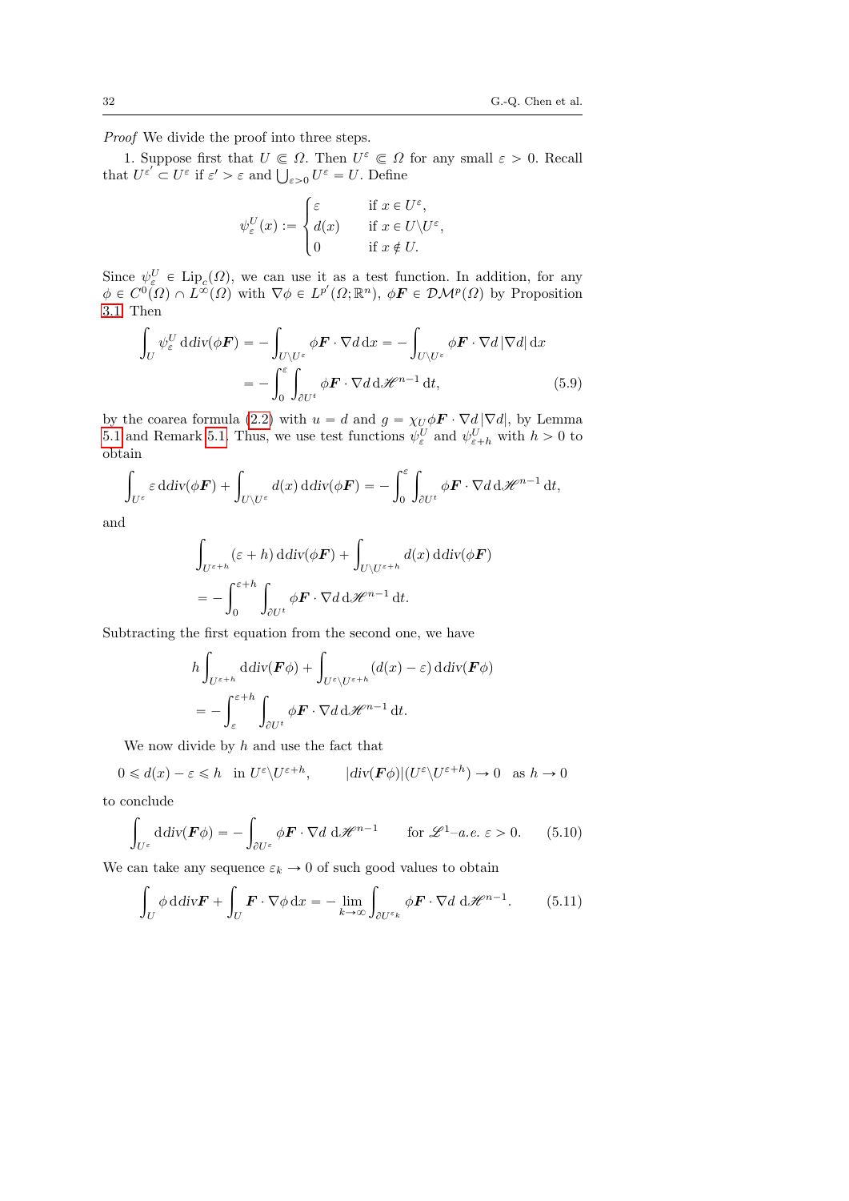*Proof* We divide the proof into three steps.

1. Suppose first that $U \Subset \Omega$. Then $U^\varepsilon \Subset \Omega$ for any small $\varepsilon > 0$. Recall that $U^{\varepsilon'} \subset U^\varepsilon$ if $\varepsilon' > \varepsilon$ and $\bigcup_{\varepsilon>0} U^\varepsilon = U$. Define

$$\psi_\varepsilon^U(x) := \begin{cases} \varepsilon & \text{if } x \in U^\varepsilon, \\ d(x) & \text{if } x \in U \backslash U^\varepsilon, \\ 0 & \text{if } x \notin U. \end{cases}$$

Since $\psi_\varepsilon^U \in \mathrm{Lip}_c(\Omega)$, we can use it as a test function. In addition, for any $\phi \in C^0(\Omega) \cap L^\infty(\Omega)$ with $\nabla \phi \in L^{p'}(\Omega; \mathbb{R}^n)$, $\phi \boldsymbol{F} \in \mathcal{DM}^p(\Omega)$ by Proposition 3.1. Then

$$\begin{aligned}\int_U \psi_\varepsilon^U \, \mathrm{d}div(\phi \boldsymbol{F}) &= -\int_{U \backslash U^\varepsilon} \phi \boldsymbol{F} \cdot \nabla d \, \mathrm{d}x = -\int_{U \backslash U^\varepsilon} \phi \boldsymbol{F} \cdot \nabla d \, |\nabla d| \, \mathrm{d}x \\ &= -\int_0^\varepsilon \int_{\partial U^t} \phi \boldsymbol{F} \cdot \nabla d \, \mathrm{d}\mathscr{H}^{n-1} \, \mathrm{d}t, \end{aligned} \tag{5.9}$$

by the coarea formula (2.2) with $u = d$ and $g = \chi_U \phi \boldsymbol{F} \cdot \nabla d \, |\nabla d|$, by Lemma 5.1 and Remark 5.1. Thus, we use test functions $\psi_\varepsilon^U$ and $\psi_{\varepsilon+h}^U$ with $h > 0$ to obtain

$$\int_{U^\varepsilon} \varepsilon \, \mathrm{d}div(\phi \boldsymbol{F}) + \int_{U \backslash U^\varepsilon} d(x) \, \mathrm{d}div(\phi \boldsymbol{F}) = -\int_0^\varepsilon \int_{\partial U^t} \phi \boldsymbol{F} \cdot \nabla d \, \mathrm{d}\mathscr{H}^{n-1} \, \mathrm{d}t,$$

and

$$\begin{aligned}&\int_{U^{\varepsilon+h}} (\varepsilon + h) \, \mathrm{d}div(\phi \boldsymbol{F}) + \int_{U \backslash U^{\varepsilon+h}} d(x) \, \mathrm{d}div(\phi \boldsymbol{F}) \\ &= -\int_0^{\varepsilon+h} \int_{\partial U^t} \phi \boldsymbol{F} \cdot \nabla d \, \mathrm{d}\mathscr{H}^{n-1} \, \mathrm{d}t.\end{aligned}$$

Subtracting the first equation from the second one, we have

$$\begin{aligned}&h \int_{U^{\varepsilon+h}} \mathrm{d}div(\boldsymbol{F}\phi) + \int_{U^\varepsilon \backslash U^{\varepsilon+h}} (d(x) - \varepsilon) \, \mathrm{d}div(\boldsymbol{F}\phi) \\ &= -\int_\varepsilon^{\varepsilon+h} \int_{\partial U^t} \phi \boldsymbol{F} \cdot \nabla d \, \mathrm{d}\mathscr{H}^{n-1} \, \mathrm{d}t.\end{aligned}$$

We now divide by $h$ and use the fact that

$$0 \leqslant d(x) - \varepsilon \leqslant h \quad \text{in } U^\varepsilon \backslash U^{\varepsilon+h}, \qquad |div(\boldsymbol{F}\phi)|(U^\varepsilon \backslash U^{\varepsilon+h}) \to 0 \quad \text{as } h \to 0$$

to conclude

$$\int_{U^\varepsilon} \mathrm{d}div(\boldsymbol{F}\phi) = -\int_{\partial U^\varepsilon} \phi \boldsymbol{F} \cdot \nabla d \, \mathrm{d}\mathscr{H}^{n-1} \qquad \text{for } \mathscr{L}^1\text{–}a.e. \ \varepsilon > 0. \tag{5.10}$$

We can take any sequence $\varepsilon_k \to 0$ of such good values to obtain

$$\int_U \phi \, \mathrm{d}div \boldsymbol{F} + \int_U \boldsymbol{F} \cdot \nabla \phi \, \mathrm{d}x = -\lim_{k \to \infty} \int_{\partial U^{\varepsilon_k}} \phi \boldsymbol{F} \cdot \nabla d \, \mathrm{d}\mathscr{H}^{n-1}. \tag{5.11}$$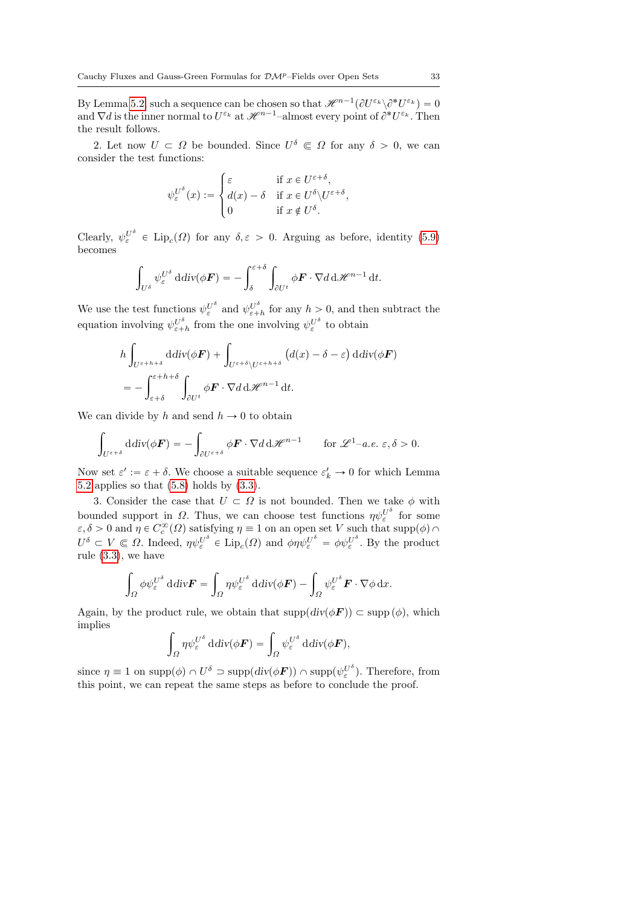By Lemma 5.2, such a sequence can be chosen so that $\mathscr{H}^{n-1}(\partial U^{\varepsilon_k}\backslash\partial^* U^{\varepsilon_k}) = 0$ and $\nabla d$ is the inner normal to $U^{\varepsilon_k}$ at $\mathscr{H}^{n-1}$–almost every point of $\partial^* U^{\varepsilon_k}$. Then the result follows.

2. Let now $U \subset \Omega$ be bounded. Since $U^\delta \Subset \Omega$ for any $\delta > 0$, we can consider the test functions:

$$\psi_\varepsilon^{U^\delta}(x) := \begin{cases} \varepsilon & \text{if } x \in U^{\varepsilon+\delta}, \\ d(x) - \delta & \text{if } x \in U^\delta \backslash U^{\varepsilon+\delta}, \\ 0 & \text{if } x \notin U^\delta. \end{cases}$$

Clearly, $\psi_\varepsilon^{U^\delta} \in \mathrm{Lip}_c(\Omega)$ for any $\delta, \varepsilon > 0$. Arguing as before, identity (5.9) becomes

$$\int_{U^\delta} \psi_\varepsilon^{U^\delta} \,\mathrm{d}div(\phi \boldsymbol{F}) = -\int_\delta^{\varepsilon+\delta} \int_{\partial U^t} \phi \boldsymbol{F} \cdot \nabla d \,\mathrm{d}\mathscr{H}^{n-1} \,\mathrm{d}t.$$

We use the test functions $\psi_\varepsilon^{U^\delta}$ and $\psi_{\varepsilon+h}^{U^\delta}$ for any $h > 0$, and then subtract the equation involving $\psi_{\varepsilon+h}^{U^\delta}$ from the one involving $\psi_\varepsilon^{U^\delta}$ to obtain

$$\begin{aligned} &h \int_{U^{\varepsilon+h+\delta}} \mathrm{d}div(\phi \boldsymbol{F}) + \int_{U^{\varepsilon+\delta}\backslash U^{\varepsilon+h+\delta}} \big(d(x) - \delta - \varepsilon\big) \,\mathrm{d}div(\phi \boldsymbol{F}) \\ &= -\int_{\varepsilon+\delta}^{\varepsilon+h+\delta} \int_{\partial U^t} \phi \boldsymbol{F} \cdot \nabla d \,\mathrm{d}\mathscr{H}^{n-1} \,\mathrm{d}t. \end{aligned}$$

We can divide by $h$ and send $h \to 0$ to obtain

$$\int_{U^{\varepsilon+\delta}} \mathrm{d}div(\phi \boldsymbol{F}) = -\int_{\partial U^{\varepsilon+\delta}} \phi \boldsymbol{F} \cdot \nabla d \,\mathrm{d}\mathscr{H}^{n-1} \qquad \text{for } \mathscr{L}^1\text{–}a.e.\ \varepsilon, \delta > 0.$$

Now set $\varepsilon' := \varepsilon + \delta$. We choose a suitable sequence $\varepsilon'_k \to 0$ for which Lemma 5.2 applies so that (5.8) holds by (3.3).

3. Consider the case that $U \subset \Omega$ is not bounded. Then we take $\phi$ with bounded support in $\Omega$. Thus, we can choose test functions $\eta \psi_\varepsilon^{U^\delta}$ for some $\varepsilon, \delta > 0$ and $\eta \in C_c^\infty(\Omega)$ satisfying $\eta \equiv 1$ on an open set $V$ such that $\mathrm{supp}(\phi) \cap U^\delta \subset V \Subset \Omega$. Indeed, $\eta\psi_\varepsilon^{U^\delta} \in \mathrm{Lip}_c(\Omega)$ and $\phi\eta\psi_\varepsilon^{U^\delta} = \phi\psi_\varepsilon^{U^\delta}$. By the product rule (3.3), we have

$$\int_\Omega \phi \psi_\varepsilon^{U^\delta} \,\mathrm{d}div \boldsymbol{F} = \int_\Omega \eta \psi_\varepsilon^{U^\delta} \,\mathrm{d}div(\phi \boldsymbol{F}) - \int_\Omega \psi_\varepsilon^{U^\delta} \boldsymbol{F} \cdot \nabla \phi \,\mathrm{d}x.$$

Again, by the product rule, we obtain that $\mathrm{supp}(div(\phi \boldsymbol{F})) \subset \mathrm{supp}\,(\phi)$, which implies

$$\int_\Omega \eta \psi_\varepsilon^{U^\delta} \,\mathrm{d}div(\phi \boldsymbol{F}) = \int_\Omega \psi_\varepsilon^{U^\delta} \,\mathrm{d}div(\phi \boldsymbol{F}),$$

since $\eta \equiv 1$ on $\mathrm{supp}(\phi) \cap U^\delta \supset \mathrm{supp}(div(\phi \boldsymbol{F})) \cap \mathrm{supp}(\psi_\varepsilon^{U^\delta})$. Therefore, from this point, we can repeat the same steps as before to conclude the proof.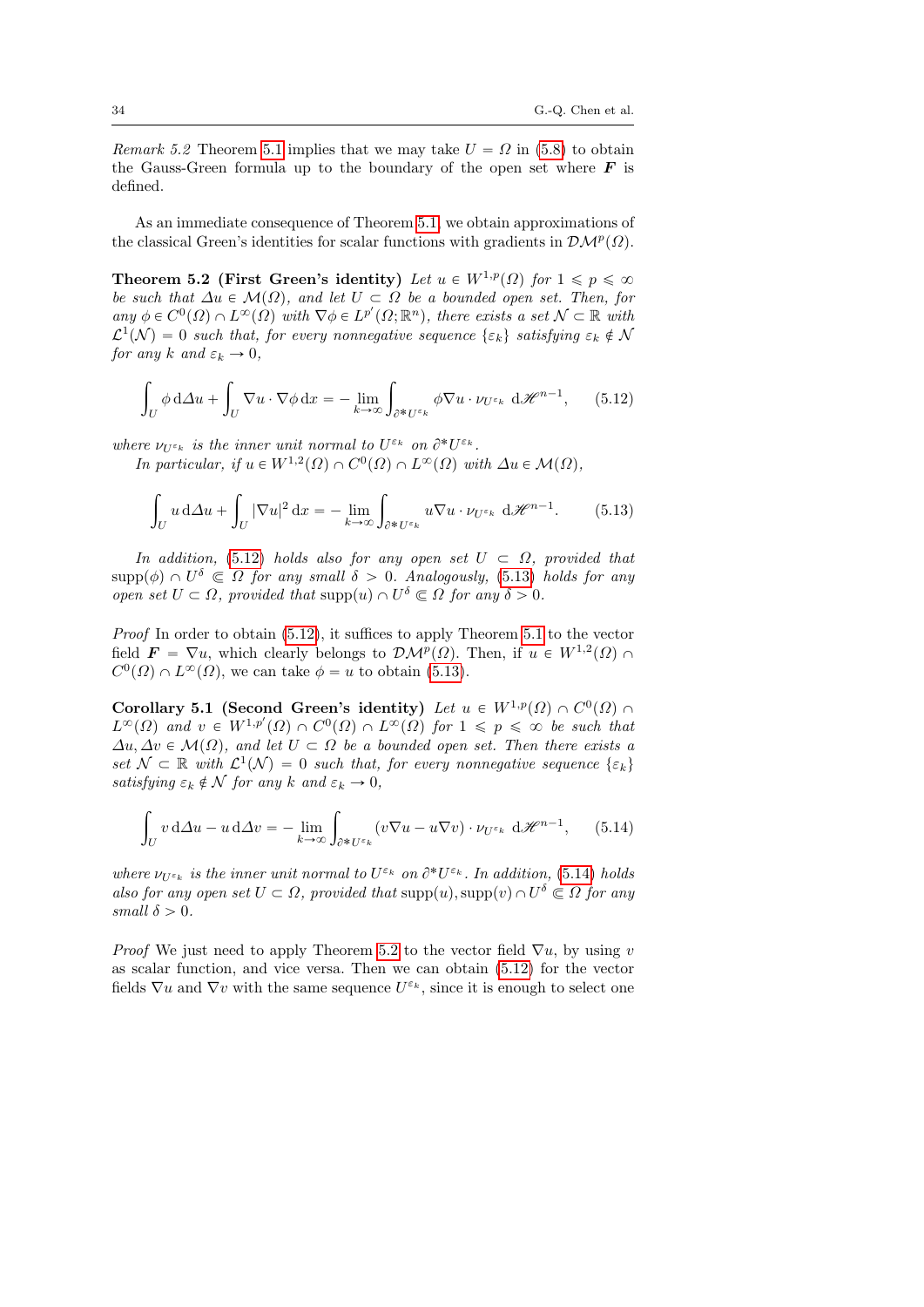*Remark 5.2* Theorem 5.1 implies that we may take $U = \Omega$ in (5.8) to obtain the Gauss-Green formula up to the boundary of the open set where $\boldsymbol{F}$ is defined.

As an immediate consequence of Theorem 5.1, we obtain approximations of the classical Green's identities for scalar functions with gradients in $\mathcal{DM}^p(\Omega)$.

**Theorem 5.2 (First Green's identity)** *Let $u \in W^{1,p}(\Omega)$ for $1 \leqslant p \leqslant \infty$ be such that $\Delta u \in \mathcal{M}(\Omega)$, and let $U \subset \Omega$ be a bounded open set. Then, for any $\phi \in C^0(\Omega) \cap L^\infty(\Omega)$ with $\nabla \phi \in L^{p'}(\Omega; \mathbb{R}^n)$, there exists a set $\mathcal{N} \subset \mathbb{R}$ with $\mathcal{L}^1(\mathcal{N}) = 0$ such that, for every nonnegative sequence $\{\varepsilon_k\}$ satisfying $\varepsilon_k \notin \mathcal{N}$ for any $k$ and $\varepsilon_k \to 0$,*

$$\int_U \phi \,\mathrm{d}\Delta u + \int_U \nabla u \cdot \nabla \phi \,\mathrm{d}x = - \lim_{k\to\infty} \int_{\partial^* U^{\varepsilon_k}} \phi \nabla u \cdot \nu_{U^{\varepsilon_k}} \,\mathrm{d}\mathscr{H}^{n-1}, \tag{5.12}$$

*where $\nu_{U^{\varepsilon_k}}$ is the inner unit normal to $U^{\varepsilon_k}$ on $\partial^* U^{\varepsilon_k}$.*

*In particular, if $u \in W^{1,2}(\Omega) \cap C^0(\Omega) \cap L^\infty(\Omega)$ with $\Delta u \in \mathcal{M}(\Omega)$,*

$$\int_U u \,\mathrm{d}\Delta u + \int_U |\nabla u|^2 \,\mathrm{d}x = - \lim_{k\to\infty} \int_{\partial^* U^{\varepsilon_k}} u \nabla u \cdot \nu_{U^{\varepsilon_k}} \,\mathrm{d}\mathscr{H}^{n-1}. \tag{5.13}$$

*In addition, (5.12) holds also for any open set $U \subset \Omega$, provided that $\mathrm{supp}(\phi) \cap U^\delta \Subset \Omega$ for any small $\delta > 0$. Analogously, (5.13) holds for any open set $U \subset \Omega$, provided that $\mathrm{supp}(u) \cap U^\delta \Subset \Omega$ for any $\delta > 0$.*

*Proof* In order to obtain (5.12), it suffices to apply Theorem 5.1 to the vector field $\boldsymbol{F} = \nabla u$, which clearly belongs to $\mathcal{DM}^p(\Omega)$. Then, if $u \in W^{1,2}(\Omega) \cap C^0(\Omega) \cap L^\infty(\Omega)$, we can take $\phi = u$ to obtain (5.13).

**Corollary 5.1 (Second Green's identity)** *Let $u \in W^{1,p}(\Omega) \cap C^0(\Omega) \cap L^\infty(\Omega)$ and $v \in W^{1,p'}(\Omega) \cap C^0(\Omega) \cap L^\infty(\Omega)$ for $1 \leqslant p \leqslant \infty$ be such that $\Delta u, \Delta v \in \mathcal{M}(\Omega)$, and let $U \subset \Omega$ be a bounded open set. Then there exists a set $\mathcal{N} \subset \mathbb{R}$ with $\mathcal{L}^1(\mathcal{N}) = 0$ such that, for every nonnegative sequence $\{\varepsilon_k\}$ satisfying $\varepsilon_k \notin \mathcal{N}$ for any $k$ and $\varepsilon_k \to 0$,*

$$\int_U v \,\mathrm{d}\Delta u - u \,\mathrm{d}\Delta v = - \lim_{k\to\infty} \int_{\partial^* U^{\varepsilon_k}} (v \nabla u - u \nabla v) \cdot \nu_{U^{\varepsilon_k}} \,\mathrm{d}\mathscr{H}^{n-1}, \tag{5.14}$$

*where $\nu_{U^{\varepsilon_k}}$ is the inner unit normal to $U^{\varepsilon_k}$ on $\partial^* U^{\varepsilon_k}$. In addition, (5.14) holds also for any open set $U \subset \Omega$, provided that $\mathrm{supp}(u), \mathrm{supp}(v) \cap U^\delta \Subset \Omega$ for any small $\delta > 0$.*

*Proof* We just need to apply Theorem 5.2 to the vector field $\nabla u$, by using $v$ as scalar function, and vice versa. Then we can obtain (5.12) for the vector fields $\nabla u$ and $\nabla v$ with the same sequence $U^{\varepsilon_k}$, since it is enough to select one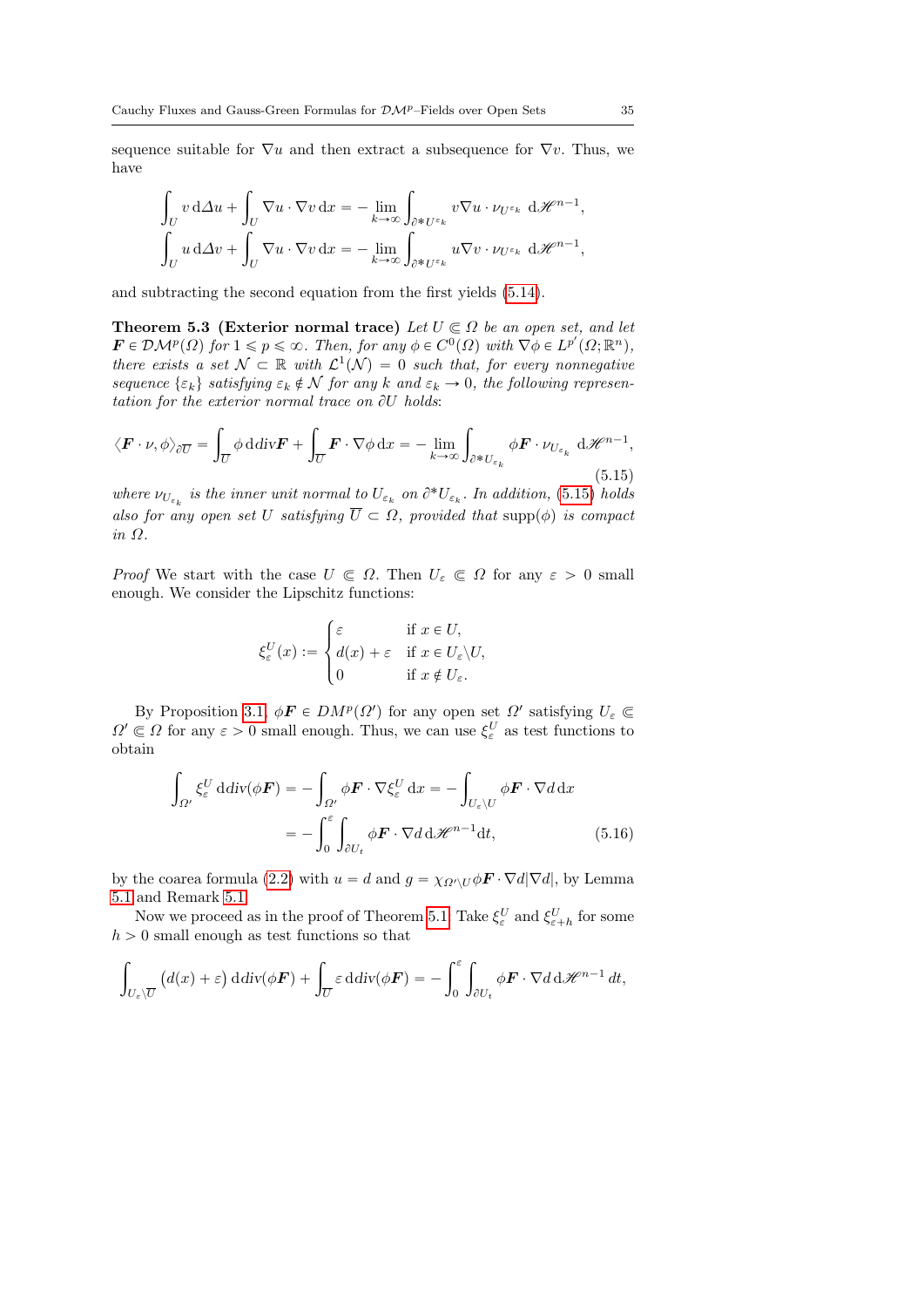sequence suitable for $\nabla u$ and then extract a subsequence for $\nabla v$. Thus, we have

$$\int_U v \, \mathrm{d}\Delta u + \int_U \nabla u \cdot \nabla v \, \mathrm{d}x = - \lim_{k \to \infty} \int_{\partial^* U^{\varepsilon_k}} v \nabla u \cdot \nu_{U^{\varepsilon_k}} \, \mathrm{d}\mathscr{H}^{n-1},$$
$$\int_U u \, \mathrm{d}\Delta v + \int_U \nabla u \cdot \nabla v \, \mathrm{d}x = - \lim_{k \to \infty} \int_{\partial^* U^{\varepsilon_k}} u \nabla v \cdot \nu_{U^{\varepsilon_k}} \, \mathrm{d}\mathscr{H}^{n-1},$$

and subtracting the second equation from the first yields (5.14).

**Theorem 5.3 (Exterior normal trace)** *Let $U \Subset \Omega$ be an open set, and let $\boldsymbol{F} \in \mathcal{DM}^p(\Omega)$ for $1 \leqslant p \leqslant \infty$. Then, for any $\phi \in C^0(\Omega)$ with $\nabla \phi \in L^{p'}(\Omega; \mathbb{R}^n)$, there exists a set $\mathcal{N} \subset \mathbb{R}$ with $\mathcal{L}^1(\mathcal{N}) = 0$ such that, for every nonnegative sequence $\{\varepsilon_k\}$ satisfying $\varepsilon_k \notin \mathcal{N}$ for any $k$ and $\varepsilon_k \to 0$, the following representation for the exterior normal trace on $\partial U$ holds*:

$$\langle \boldsymbol{F} \cdot \nu, \phi \rangle_{\partial \overline{U}} = \int_{\overline{U}} \phi \, \mathrm{d}\mathrm{div}\boldsymbol{F} + \int_U \boldsymbol{F} \cdot \nabla \phi \, \mathrm{d}x = - \lim_{k \to \infty} \int_{\partial^* U_{\varepsilon_k}} \phi \boldsymbol{F} \cdot \nu_{U_{\varepsilon_k}} \, \mathrm{d}\mathscr{H}^{n-1}, \tag{5.15}$$

*where $\nu_{U_{\varepsilon_k}}$ is the inner unit normal to $U_{\varepsilon_k}$ on $\partial^* U_{\varepsilon_k}$. In addition, (5.15) holds also for any open set $U$ satisfying $\overline{U} \subset \Omega$, provided that $\mathrm{supp}(\phi)$ is compact in $\Omega$.*

*Proof* We start with the case $U \Subset \Omega$. Then $U_\varepsilon \Subset \Omega$ for any $\varepsilon > 0$ small enough. We consider the Lipschitz functions:

$$\xi^U_\varepsilon(x) := \begin{cases} \varepsilon & \text{if } x \in U, \\ d(x) + \varepsilon & \text{if } x \in U_\varepsilon \setminus U, \\ 0 & \text{if } x \notin U_\varepsilon. \end{cases}$$

By Proposition 3.1, $\phi \boldsymbol{F} \in DM^p(\Omega')$ for any open set $\Omega'$ satisfying $U_\varepsilon \Subset \Omega' \Subset \Omega$ for any $\varepsilon > 0$ small enough. Thus, we can use $\xi^U_\varepsilon$ as test functions to obtain

$$\begin{aligned} \int_{\Omega'} \xi^U_\varepsilon \, \mathrm{d}\mathrm{div}(\phi \boldsymbol{F}) &= - \int_{\Omega'} \phi \boldsymbol{F} \cdot \nabla \xi^U_\varepsilon \, \mathrm{d}x = - \int_{U_\varepsilon \setminus U} \phi \boldsymbol{F} \cdot \nabla d \, \mathrm{d}x \\ &= - \int_0^\varepsilon \int_{\partial U_t} \phi \boldsymbol{F} \cdot \nabla d \, \mathrm{d}\mathscr{H}^{n-1} \mathrm{d}t, \end{aligned} \tag{5.16}$$

by the coarea formula (2.2) with $u = d$ and $g = \chi_{\Omega' \setminus U} \phi \boldsymbol{F} \cdot \nabla d |\nabla d|$, by Lemma 5.1 and Remark 5.1.

Now we proceed as in the proof of Theorem 5.1. Take $\xi^U_\varepsilon$ and $\xi^U_{\varepsilon+h}$ for some $h > 0$ small enough as test functions so that

$$\int_{U_\varepsilon \setminus \overline{U}} \big(d(x) + \varepsilon\big) \, \mathrm{d}\mathrm{div}(\phi \boldsymbol{F}) + \int_{\overline{U}} \varepsilon \, \mathrm{d}\mathrm{div}(\phi \boldsymbol{F}) = - \int_0^\varepsilon \int_{\partial U_t} \phi \boldsymbol{F} \cdot \nabla d \, \mathrm{d}\mathscr{H}^{n-1} \, dt,$$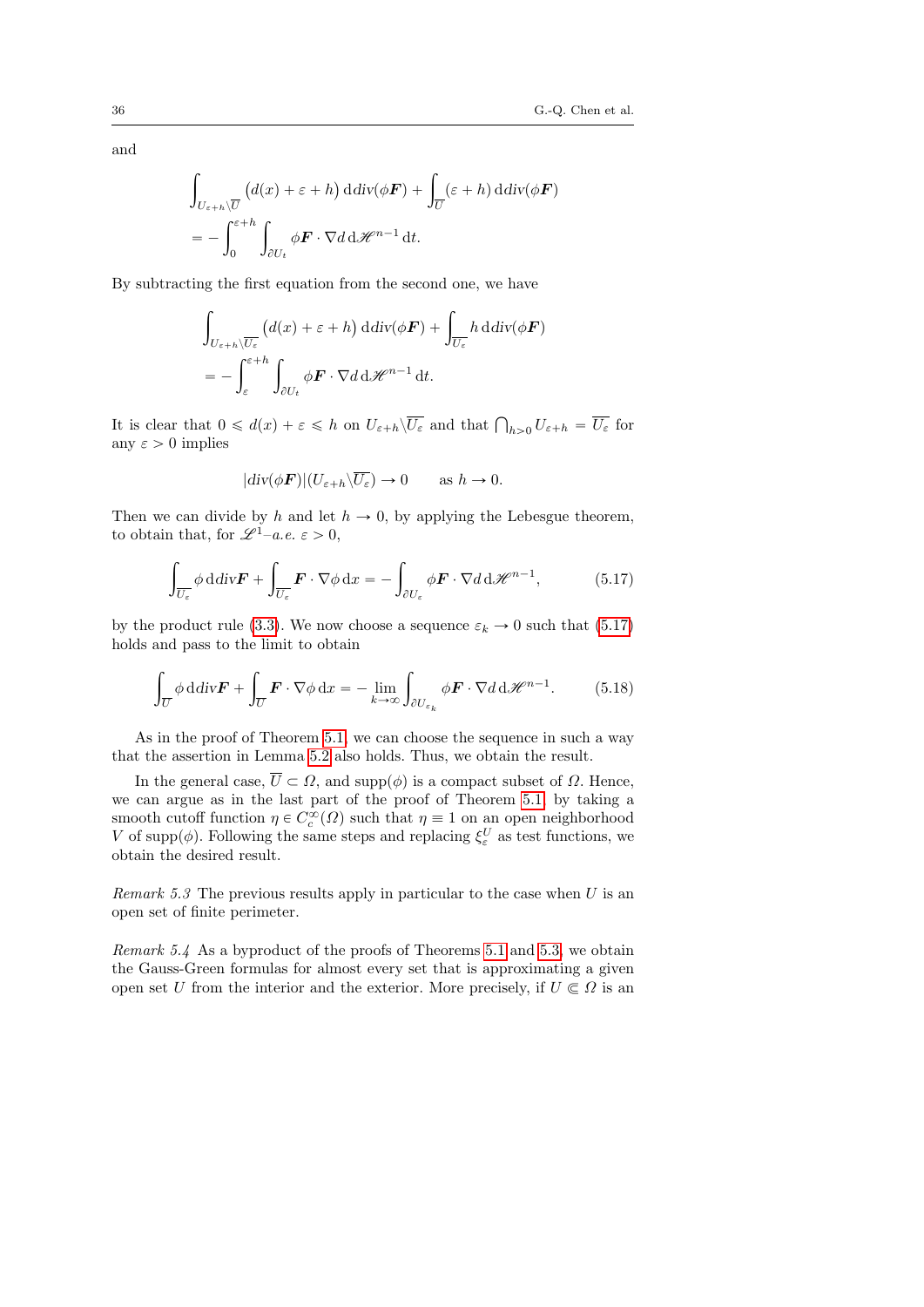and

$$\int_{U_{\varepsilon+h}\setminus\overline{U}} \big(d(x)+\varepsilon+h\big)\,\mathrm{d}\mathrm{div}(\phi\boldsymbol{F}) + \int_{\overline{U}} (\varepsilon+h)\,\mathrm{d}\mathrm{div}(\phi\boldsymbol{F}) = -\int_0^{\varepsilon+h}\int_{\partial U_t} \phi\boldsymbol{F}\cdot\nabla d\,\mathrm{d}\mathscr{H}^{n-1}\,\mathrm{d}t.$$

By subtracting the first equation from the second one, we have

$$\int_{U_{\varepsilon+h}\setminus\overline{U_\varepsilon}} \big(d(x)+\varepsilon+h\big)\,\mathrm{d}\mathrm{div}(\phi\boldsymbol{F}) + \int_{\overline{U_\varepsilon}} h\,\mathrm{d}\mathrm{div}(\phi\boldsymbol{F}) = -\int_\varepsilon^{\varepsilon+h}\int_{\partial U_t} \phi\boldsymbol{F}\cdot\nabla d\,\mathrm{d}\mathscr{H}^{n-1}\,\mathrm{d}t.$$

It is clear that $0 \leqslant d(x)+\varepsilon \leqslant h$ on $U_{\varepsilon+h}\setminus\overline{U_\varepsilon}$ and that $\bigcap_{h>0} U_{\varepsilon+h} = \overline{U_\varepsilon}$ for any $\varepsilon > 0$ implies

$$|\mathrm{div}(\phi\boldsymbol{F})|(U_{\varepsilon+h}\setminus\overline{U_\varepsilon}) \to 0 \qquad \text{as } h \to 0.$$

Then we can divide by $h$ and let $h \to 0$, by applying the Lebesgue theorem, to obtain that, for $\mathscr{L}^1$–*a.e.* $\varepsilon > 0$,

$$\int_{\overline{U_\varepsilon}} \phi\,\mathrm{d}\mathrm{div}\boldsymbol{F} + \int_{\overline{U_\varepsilon}} \boldsymbol{F}\cdot\nabla\phi\,\mathrm{d}x = -\int_{\partial U_\varepsilon} \phi\boldsymbol{F}\cdot\nabla d\,\mathrm{d}\mathscr{H}^{n-1}, \tag{5.17}$$

by the product rule (3.3). We now choose a sequence $\varepsilon_k \to 0$ such that (5.17) holds and pass to the limit to obtain

$$\int_{\overline{U}} \phi\,\mathrm{d}\mathrm{div}\boldsymbol{F} + \int_{\overline{U}} \boldsymbol{F}\cdot\nabla\phi\,\mathrm{d}x = -\lim_{k\to\infty}\int_{\partial U_{\varepsilon_k}} \phi\boldsymbol{F}\cdot\nabla d\,\mathrm{d}\mathscr{H}^{n-1}. \tag{5.18}$$

As in the proof of Theorem 5.1, we can choose the sequence in such a way that the assertion in Lemma 5.2 also holds. Thus, we obtain the result.

In the general case, $\overline{U} \subset \Omega$, and $\mathrm{supp}(\phi)$ is a compact subset of $\Omega$. Hence, we can argue as in the last part of the proof of Theorem 5.1, by taking a smooth cutoff function $\eta \in C_c^\infty(\Omega)$ such that $\eta \equiv 1$ on an open neighborhood $V$ of $\mathrm{supp}(\phi)$. Following the same steps and replacing $\xi_\varepsilon^U$ as test functions, we obtain the desired result.

*Remark 5.3* The previous results apply in particular to the case when $U$ is an open set of finite perimeter.

*Remark 5.4* As a byproduct of the proofs of Theorems 5.1 and 5.3, we obtain the Gauss-Green formulas for almost every set that is approximating a given open set $U$ from the interior and the exterior. More precisely, if $U \Subset \Omega$ is an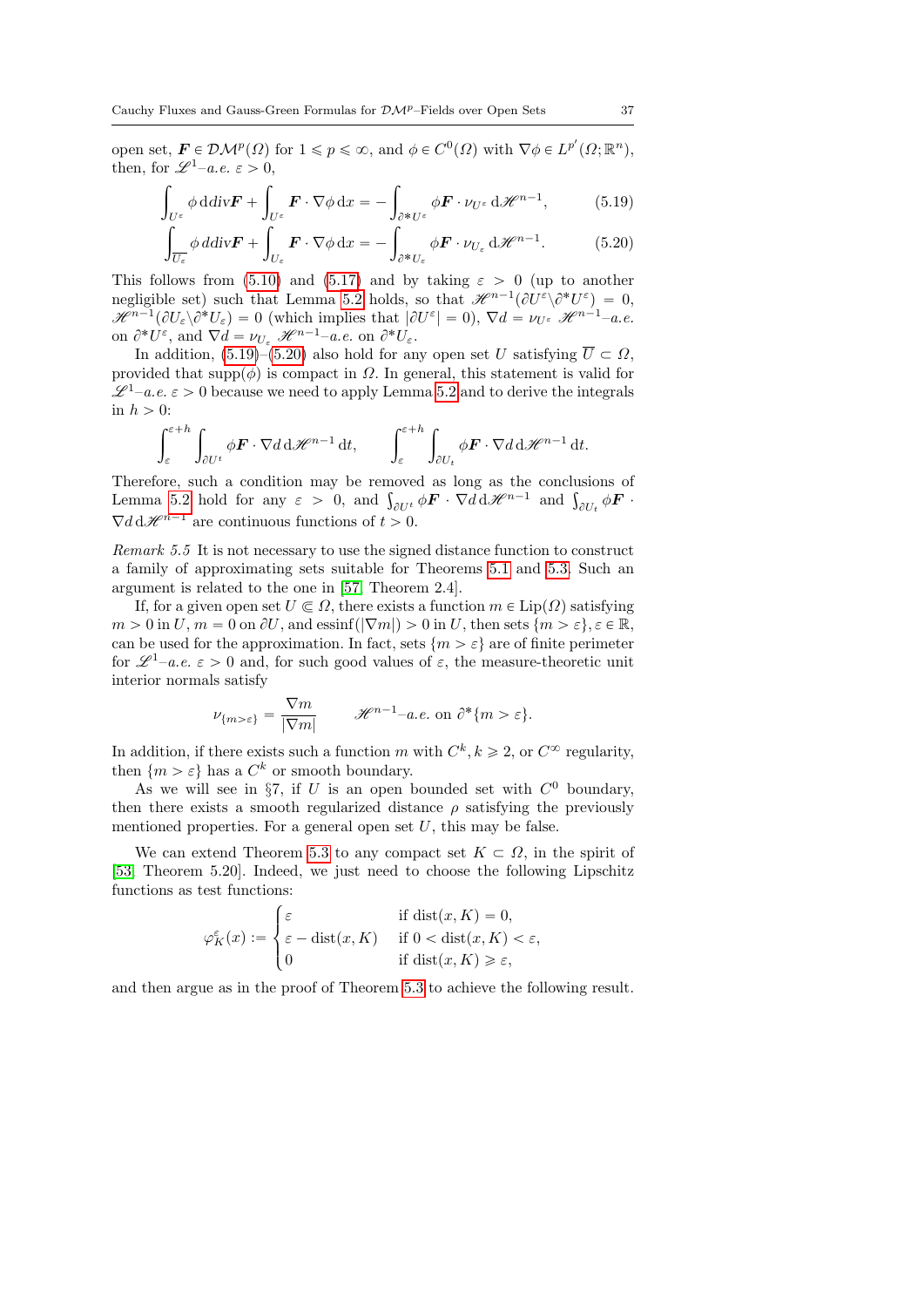open set, $\boldsymbol{F} \in \mathcal{DM}^p(\Omega)$ for $1 \leqslant p \leqslant \infty$, and $\phi \in C^0(\Omega)$ with $\nabla\phi \in L^{p'}(\Omega;\mathbb{R}^n)$, then, for $\mathscr{L}^1$–*a.e.* $\varepsilon > 0$,

$$\int_{U^\varepsilon} \phi \, \mathrm{d}\mathrm{div}\boldsymbol{F} + \int_{U^\varepsilon} \boldsymbol{F} \cdot \nabla\phi \, \mathrm{d}x = -\int_{\partial^* U^\varepsilon} \phi \boldsymbol{F} \cdot \nu_{U^\varepsilon} \, \mathrm{d}\mathscr{H}^{n-1}, \tag{5.19}$$

$$\int_{\overline{U_\varepsilon}} \phi \, d\mathrm{div}\boldsymbol{F} + \int_{U_\varepsilon} \boldsymbol{F} \cdot \nabla\phi \, \mathrm{d}x = -\int_{\partial^* U_\varepsilon} \phi \boldsymbol{F} \cdot \nu_{U_\varepsilon} \, \mathrm{d}\mathscr{H}^{n-1}. \tag{5.20}$$

This follows from (5.10) and (5.17) and by taking $\varepsilon > 0$ (up to another negligible set) such that Lemma 5.2 holds, so that $\mathscr{H}^{n-1}(\partial U^\varepsilon \setminus \partial^* U^\varepsilon) = 0$, $\mathscr{H}^{n-1}(\partial U_\varepsilon \setminus \partial^* U_\varepsilon) = 0$ (which implies that $|\partial U^\varepsilon| = 0$), $\nabla d = \nu_{U^\varepsilon}$ $\mathscr{H}^{n-1}$–*a.e.* on $\partial^* U^\varepsilon$, and $\nabla d = \nu_{U_\varepsilon}$ $\mathscr{H}^{n-1}$–*a.e.* on $\partial^* U_\varepsilon$.

In addition, (5.19)–(5.20) also hold for any open set $U$ satisfying $\overline{U} \subset \Omega$, provided that $\mathrm{supp}(\phi)$ is compact in $\Omega$. In general, this statement is valid for $\mathscr{L}^1$–*a.e.* $\varepsilon > 0$ because we need to apply Lemma 5.2 and to derive the integrals in $h > 0$:

$$\int_\varepsilon^{\varepsilon+h} \int_{\partial U^t} \phi \boldsymbol{F} \cdot \nabla d \, \mathrm{d}\mathscr{H}^{n-1} \, \mathrm{d}t, \qquad \int_\varepsilon^{\varepsilon+h} \int_{\partial U_t} \phi \boldsymbol{F} \cdot \nabla d \, \mathrm{d}\mathscr{H}^{n-1} \, \mathrm{d}t.$$

Therefore, such a condition may be removed as long as the conclusions of Lemma 5.2 hold for any $\varepsilon > 0$, and $\int_{\partial U^t} \phi \boldsymbol{F} \cdot \nabla d \, \mathrm{d}\mathscr{H}^{n-1}$ and $\int_{\partial U_t} \phi \boldsymbol{F} \cdot \nabla d \, \mathrm{d}\mathscr{H}^{n-1}$ are continuous functions of $t > 0$.

*Remark 5.5* It is not necessary to use the signed distance function to construct a family of approximating sets suitable for Theorems 5.1 and 5.3. Such an argument is related to the one in [57, Theorem 2.4].

If, for a given open set $U \Subset \Omega$, there exists a function $m \in \mathrm{Lip}(\Omega)$ satisfying $m > 0$ in $U$, $m = 0$ on $\partial U$, and $\mathrm{essinf}(|\nabla m|) > 0$ in $U$, then sets $\{m > \varepsilon\}, \varepsilon \in \mathbb{R}$, can be used for the approximation. In fact, sets $\{m > \varepsilon\}$ are of finite perimeter for $\mathscr{L}^1$–*a.e.* $\varepsilon > 0$ and, for such good values of $\varepsilon$, the measure-theoretic unit interior normals satisfy

$$\nu_{\{m>\varepsilon\}} = \frac{\nabla m}{|\nabla m|} \qquad \mathscr{H}^{n-1}\text{–}a.e. \text{ on } \partial^*\{m > \varepsilon\}.$$

In addition, if there exists such a function $m$ with $C^k, k \geqslant 2$, or $C^\infty$ regularity, then $\{m > \varepsilon\}$ has a $C^k$ or smooth boundary.

As we will see in §7, if $U$ is an open bounded set with $C^0$ boundary, then there exists a smooth regularized distance $\rho$ satisfying the previously mentioned properties. For a general open set $U$, this may be false.

We can extend Theorem 5.3 to any compact set $K \subset \Omega$, in the spirit of [53, Theorem 5.20]. Indeed, we just need to choose the following Lipschitz functions as test functions:

$$\varphi_K^\varepsilon(x) := \begin{cases} \varepsilon & \text{if } \mathrm{dist}(x, K) = 0, \\ \varepsilon - \mathrm{dist}(x, K) & \text{if } 0 < \mathrm{dist}(x, K) < \varepsilon, \\ 0 & \text{if } \mathrm{dist}(x, K) \geqslant \varepsilon, \end{cases}$$

and then argue as in the proof of Theorem 5.3 to achieve the following result.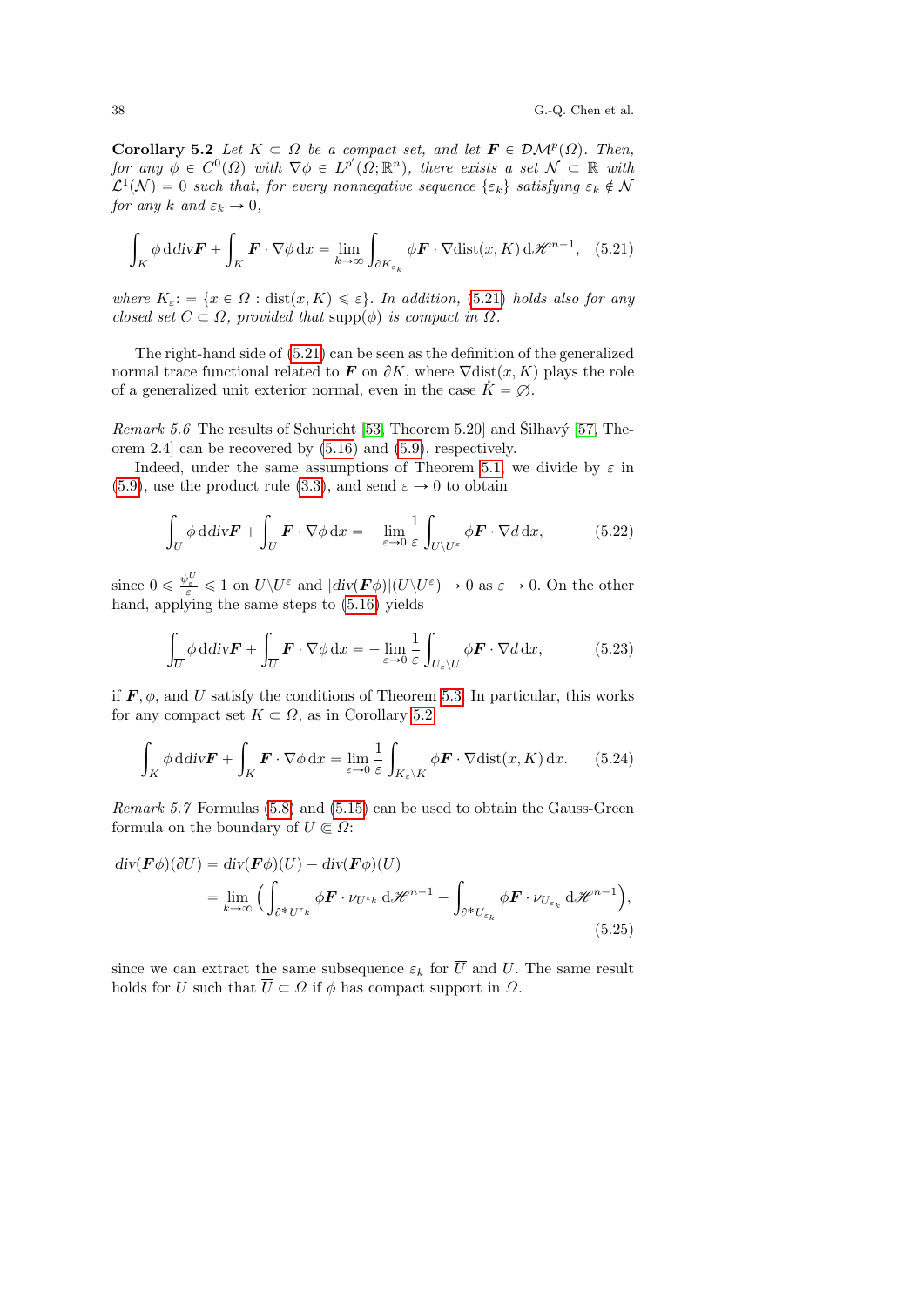**Corollary 5.2** *Let $K \subset \Omega$ be a compact set, and let $\boldsymbol{F} \in \mathcal{DM}^p(\Omega)$. Then, for any $\phi \in C^0(\Omega)$ with $\nabla\phi \in L^{p'}(\Omega;\mathbb{R}^n)$, there exists a set $\mathcal{N} \subset \mathbb{R}$ with $\mathcal{L}^1(\mathcal{N}) = 0$ such that, for every nonnegative sequence $\{\varepsilon_k\}$ satisfying $\varepsilon_k \notin \mathcal{N}$ for any $k$ and $\varepsilon_k \to 0$,*

$$\int_K \phi \, \mathrm{d}\mathrm{div}\boldsymbol{F} + \int_K \boldsymbol{F}\cdot\nabla\phi \, \mathrm{d}x = \lim_{k\to\infty} \int_{\partial K_{\varepsilon_k}} \phi \boldsymbol{F} \cdot \nabla \mathrm{dist}(x, K) \, \mathrm{d}\mathscr{H}^{n-1}, \quad (5.21)$$

*where $K_\varepsilon := \{x \in \Omega : \mathrm{dist}(x, K) \leqslant \varepsilon\}$. In addition, (5.21) holds also for any closed set $C \subset \Omega$, provided that $\mathrm{supp}(\phi)$ is compact in $\Omega$.*

The right-hand side of (5.21) can be seen as the definition of the generalized normal trace functional related to $\boldsymbol{F}$ on $\partial K$, where $\nabla\mathrm{dist}(x, K)$ plays the role of a generalized unit exterior normal, even in the case $\mathring{K} = \varnothing$.

*Remark 5.6* The results of Schuricht [53, Theorem 5.20] and Šilhavý [57, Theorem 2.4] can be recovered by (5.16) and (5.9), respectively.

Indeed, under the same assumptions of Theorem 5.1, we divide by $\varepsilon$ in (5.9), use the product rule (3.3), and send $\varepsilon \to 0$ to obtain

$$\int_U \phi \, \mathrm{d}\mathrm{div}\boldsymbol{F} + \int_U \boldsymbol{F}\cdot\nabla\phi \, \mathrm{d}x = -\lim_{\varepsilon\to 0} \frac{1}{\varepsilon} \int_{U\setminus U^\varepsilon} \phi\boldsymbol{F}\cdot\nabla d \, \mathrm{d}x, \quad (5.22)$$

since $0 \leqslant \frac{\psi_\varepsilon^U}{\varepsilon} \leqslant 1$ on $U\setminus U^\varepsilon$ and $|\mathrm{div}(\boldsymbol{F}\phi)|(U\setminus U^\varepsilon) \to 0$ as $\varepsilon \to 0$. On the other hand, applying the same steps to (5.16) yields

$$\int_{\overline{U}} \phi \, \mathrm{d}\mathrm{div}\boldsymbol{F} + \int_{\overline{U}} \boldsymbol{F}\cdot\nabla\phi \, \mathrm{d}x = -\lim_{\varepsilon\to 0} \frac{1}{\varepsilon} \int_{U_\varepsilon\setminus U} \phi\boldsymbol{F}\cdot\nabla d \, \mathrm{d}x, \quad (5.23)$$

if $\boldsymbol{F}, \phi$, and $U$ satisfy the conditions of Theorem 5.3. In particular, this works for any compact set $K \subset \Omega$, as in Corollary 5.2:

$$\int_K \phi \, \mathrm{d}\mathrm{div}\boldsymbol{F} + \int_K \boldsymbol{F}\cdot\nabla\phi \, \mathrm{d}x = \lim_{\varepsilon\to 0} \frac{1}{\varepsilon} \int_{K_\varepsilon\setminus K} \phi\boldsymbol{F}\cdot\nabla \mathrm{dist}(x, K) \, \mathrm{d}x. \quad (5.24)$$

*Remark 5.7* Formulas (5.8) and (5.15) can be used to obtain the Gauss-Green formula on the boundary of $U \Subset \Omega$:

$$\begin{aligned}
\mathrm{div}(\boldsymbol{F}\phi)(\partial U) &= \mathrm{div}(\boldsymbol{F}\phi)(\overline{U}) - \mathrm{div}(\boldsymbol{F}\phi)(U) \\
&= \lim_{k\to\infty} \Big( \int_{\partial^* U^{\varepsilon_k}} \phi\boldsymbol{F}\cdot\nu_{U^{\varepsilon_k}} \, \mathrm{d}\mathscr{H}^{n-1} - \int_{\partial^* U_{\varepsilon_k}} \phi\boldsymbol{F}\cdot\nu_{U_{\varepsilon_k}} \, \mathrm{d}\mathscr{H}^{n-1} \Big),
\end{aligned} \quad (5.25)$$

since we can extract the same subsequence $\varepsilon_k$ for $\overline{U}$ and $U$. The same result holds for $U$ such that $\overline{U} \subset \Omega$ if $\phi$ has compact support in $\Omega$.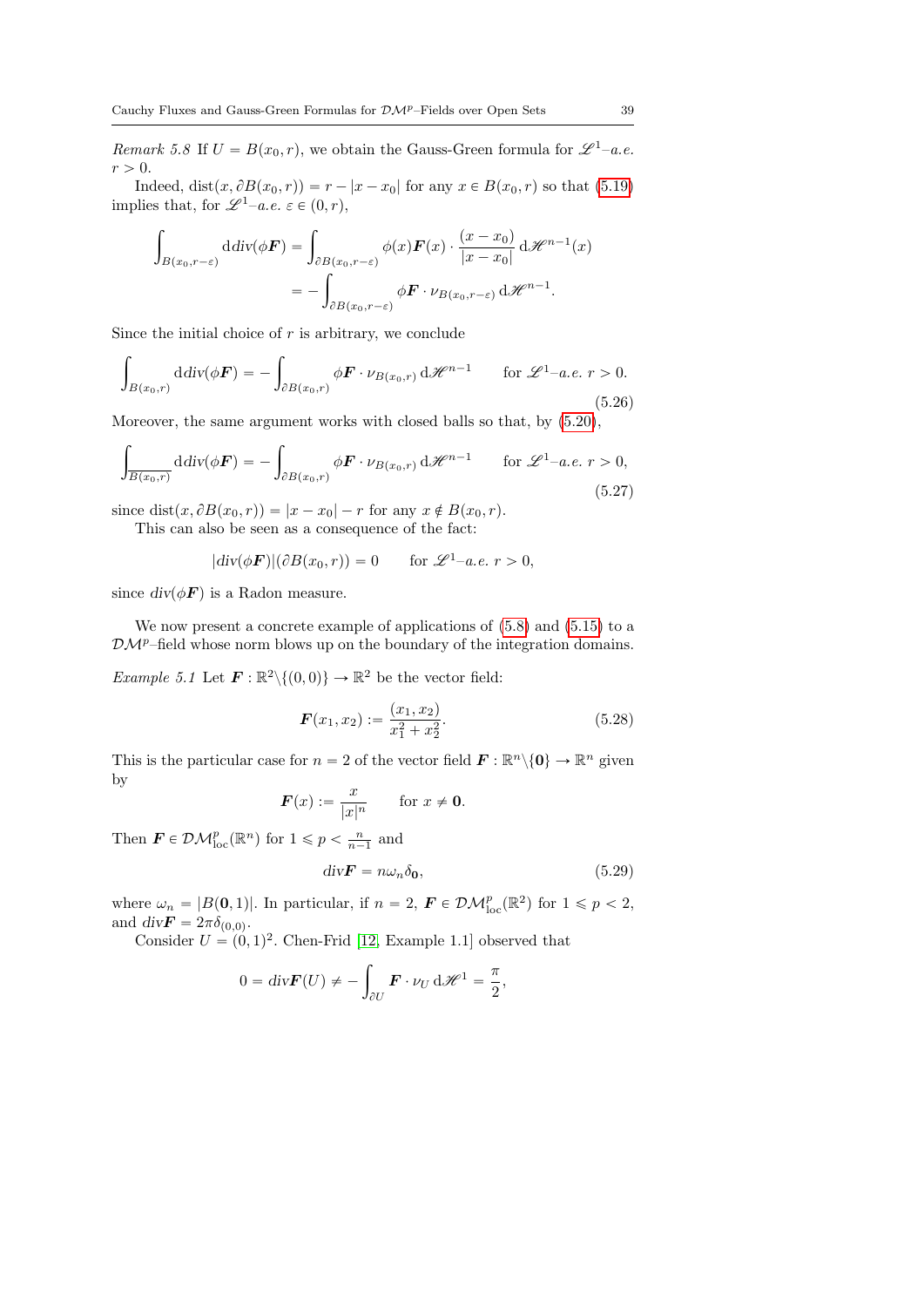*Remark 5.8* If $U = B(x_0, r)$, we obtain the Gauss-Green formula for $\mathscr{L}^1$–*a.e.* $r > 0$.

Indeed, $\operatorname{dist}(x, \partial B(x_0, r)) = r - |x - x_0|$ for any $x \in B(x_0, r)$ so that (5.19) implies that, for $\mathscr{L}^1$–*a.e.* $\varepsilon \in (0, r)$,

$$\begin{aligned}\int_{B(x_0, r-\varepsilon)} \mathrm{d}\mathit{div}(\phi \boldsymbol{F}) &= \int_{\partial B(x_0, r-\varepsilon)} \phi(x) \boldsymbol{F}(x) \cdot \frac{(x - x_0)}{|x - x_0|} \,\mathrm{d}\mathscr{H}^{n-1}(x) \\ &= -\int_{\partial B(x_0, r-\varepsilon)} \phi \boldsymbol{F} \cdot \nu_{B(x_0, r-\varepsilon)} \,\mathrm{d}\mathscr{H}^{n-1}.\end{aligned}$$

Since the initial choice of $r$ is arbitrary, we conclude

$$\int_{B(x_0,r)} \mathrm{d}\mathit{div}(\phi \boldsymbol{F}) = -\int_{\partial B(x_0,r)} \phi \boldsymbol{F} \cdot \nu_{B(x_0,r)} \,\mathrm{d}\mathscr{H}^{n-1} \qquad \text{for } \mathscr{L}^1\text{–}a.e.\ r > 0. \tag{5.26}$$

Moreover, the same argument works with closed balls so that, by (5.20),

$$\int_{\overline{B(x_0,r)}} \mathrm{d}\mathit{div}(\phi \boldsymbol{F}) = -\int_{\partial B(x_0,r)} \phi \boldsymbol{F} \cdot \nu_{B(x_0,r)} \,\mathrm{d}\mathscr{H}^{n-1} \qquad \text{for } \mathscr{L}^1\text{–}a.e.\ r > 0, \tag{5.27}$$

since $\operatorname{dist}(x, \partial B(x_0, r)) = |x - x_0| - r$ for any $x \notin B(x_0, r)$.

This can also be seen as a consequence of the fact:

$$|\mathit{div}(\phi \boldsymbol{F})|(\partial B(x_0, r)) = 0 \qquad \text{for } \mathscr{L}^1\text{–}a.e.\ r > 0,$$

since $\mathit{div}(\phi \boldsymbol{F})$ is a Radon measure.

We now present a concrete example of applications of (5.8) and (5.15) to a $\mathcal{DM}^p$–field whose norm blows up on the boundary of the integration domains.

*Example 5.1* Let $\boldsymbol{F} : \mathbb{R}^2 \backslash \{(0, 0)\} \to \mathbb{R}^2$ be the vector field:

$$\boldsymbol{F}(x_1, x_2) := \frac{(x_1, x_2)}{x_1^2 + x_2^2}. \tag{5.28}$$

This is the particular case for $n = 2$ of the vector field $\boldsymbol{F} : \mathbb{R}^n \backslash \{\mathbf{0}\} \to \mathbb{R}^n$ given by

$$\boldsymbol{F}(x) := \frac{x}{|x|^n} \qquad \text{for } x \neq \mathbf{0}.$$

Then $\boldsymbol{F} \in \mathcal{DM}^p_{\mathrm{loc}}(\mathbb{R}^n)$ for $1 \leqslant p < \frac{n}{n-1}$ and

$$\mathit{div}\boldsymbol{F} = n\omega_n \delta_{\mathbf{0}}, \tag{5.29}$$

where $\omega_n = |B(\mathbf{0}, 1)|$. In particular, if $n = 2$, $\boldsymbol{F} \in \mathcal{DM}^p_{\mathrm{loc}}(\mathbb{R}^2)$ for $1 \leqslant p < 2$, and $\mathit{div}\boldsymbol{F} = 2\pi \delta_{(0,0)}$.

Consider $U = (0, 1)^2$. Chen-Frid [12, Example 1.1] observed that

$$0 = \mathit{div}\boldsymbol{F}(U) \neq -\int_{\partial U} \boldsymbol{F} \cdot \nu_U \,\mathrm{d}\mathscr{H}^1 = \frac{\pi}{2},$$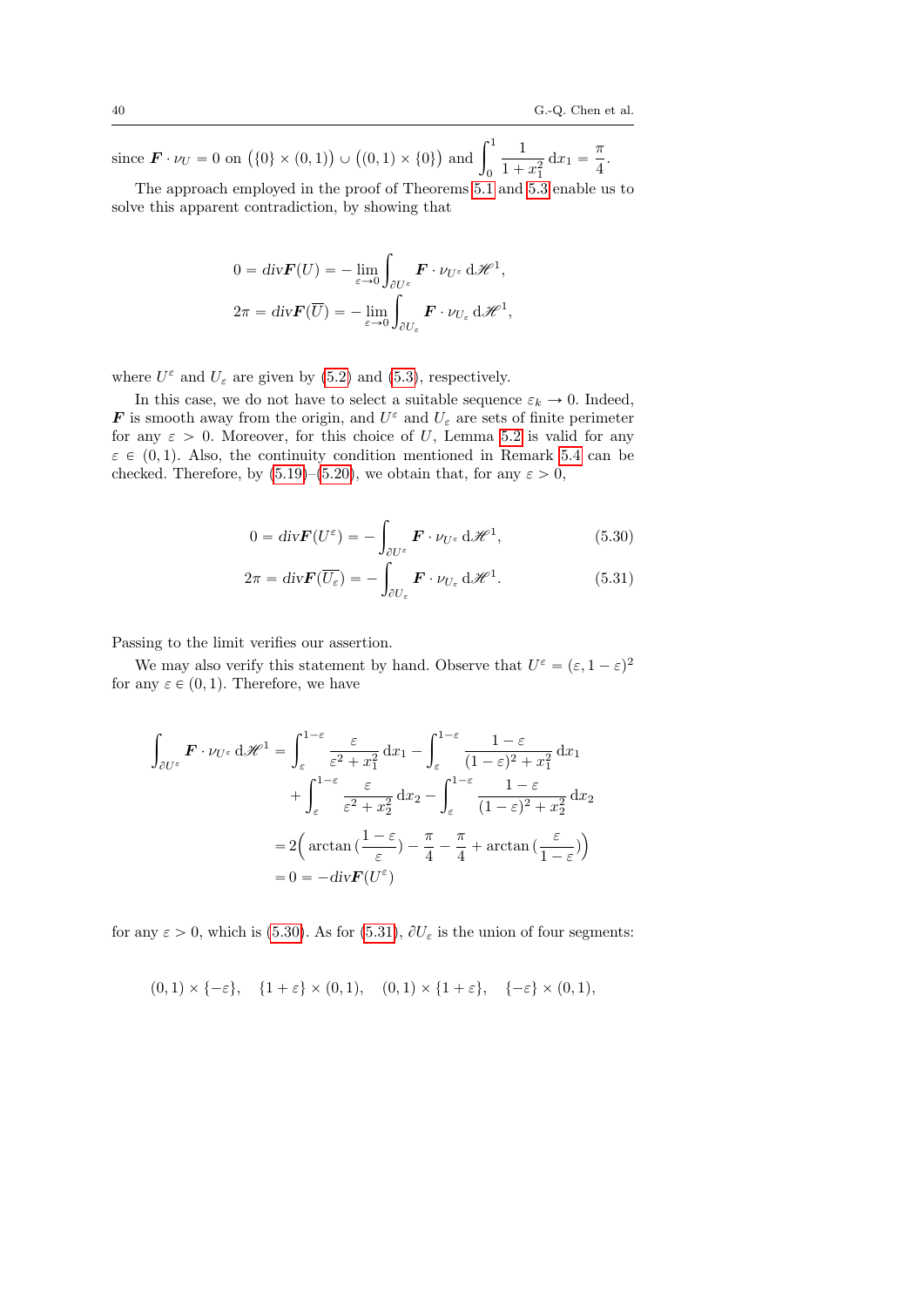since $\boldsymbol{F} \cdot \nu_U = 0$ on $\big(\{0\} \times (0,1)\big) \cup \big((0,1) \times \{0\}\big)$ and $\displaystyle\int_0^1 \frac{1}{1+x_1^2}\,\mathrm{d}x_1 = \frac{\pi}{4}$.

The approach employed in the proof of Theorems 5.1 and 5.3 enable us to solve this apparent contradiction, by showing that

$$
\begin{aligned}
0 &= div\boldsymbol{F}(U) = -\lim_{\varepsilon \to 0} \int_{\partial U^\varepsilon} \boldsymbol{F} \cdot \nu_{U^\varepsilon}\,\mathrm{d}\mathscr{H}^1, \\
2\pi &= div\boldsymbol{F}(\overline{U}) = -\lim_{\varepsilon \to 0} \int_{\partial U_\varepsilon} \boldsymbol{F} \cdot \nu_{U_\varepsilon}\,\mathrm{d}\mathscr{H}^1,
\end{aligned}
$$

where $U^\varepsilon$ and $U_\varepsilon$ are given by (5.2) and (5.3), respectively.

In this case, we do not have to select a suitable sequence $\varepsilon_k \to 0$. Indeed, $\boldsymbol{F}$ is smooth away from the origin, and $U^\varepsilon$ and $U_\varepsilon$ are sets of finite perimeter for any $\varepsilon > 0$. Moreover, for this choice of $U$, Lemma 5.2 is valid for any $\varepsilon \in (0,1)$. Also, the continuity condition mentioned in Remark 5.4 can be checked. Therefore, by (5.19)–(5.20), we obtain that, for any $\varepsilon > 0$,

$$
0 = div\boldsymbol{F}(U^\varepsilon) = -\int_{\partial U^\varepsilon} \boldsymbol{F} \cdot \nu_{U^\varepsilon}\,\mathrm{d}\mathscr{H}^1, \tag{5.30}
$$

$$
2\pi = div\boldsymbol{F}(\overline{U_\varepsilon}) = -\int_{\partial U_\varepsilon} \boldsymbol{F} \cdot \nu_{U_\varepsilon}\,\mathrm{d}\mathscr{H}^1. \tag{5.31}
$$

Passing to the limit verifies our assertion.

We may also verify this statement by hand. Observe that $U^\varepsilon = (\varepsilon, 1-\varepsilon)^2$ for any $\varepsilon \in (0,1)$. Therefore, we have

$$
\begin{aligned}
\int_{\partial U^\varepsilon} \boldsymbol{F} \cdot \nu_{U^\varepsilon}\,\mathrm{d}\mathscr{H}^1 &= \int_\varepsilon^{1-\varepsilon} \frac{\varepsilon}{\varepsilon^2 + x_1^2}\,\mathrm{d}x_1 - \int_\varepsilon^{1-\varepsilon} \frac{1-\varepsilon}{(1-\varepsilon)^2 + x_1^2}\,\mathrm{d}x_1 \\
&\quad + \int_\varepsilon^{1-\varepsilon} \frac{\varepsilon}{\varepsilon^2 + x_2^2}\,\mathrm{d}x_2 - \int_\varepsilon^{1-\varepsilon} \frac{1-\varepsilon}{(1-\varepsilon)^2 + x_2^2}\,\mathrm{d}x_2 \\
&= 2\Big(\arctan\big(\frac{1-\varepsilon}{\varepsilon}\big) - \frac{\pi}{4} - \frac{\pi}{4} + \arctan\big(\frac{\varepsilon}{1-\varepsilon}\big)\Big) \\
&= 0 = -div\boldsymbol{F}(U^\varepsilon)
\end{aligned}
$$

for any $\varepsilon > 0$, which is (5.30). As for (5.31), $\partial U_\varepsilon$ is the union of four segments:

$$
(0,1) \times \{-\varepsilon\}, \quad \{1+\varepsilon\} \times (0,1), \quad (0,1) \times \{1+\varepsilon\}, \quad \{-\varepsilon\} \times (0,1),
$$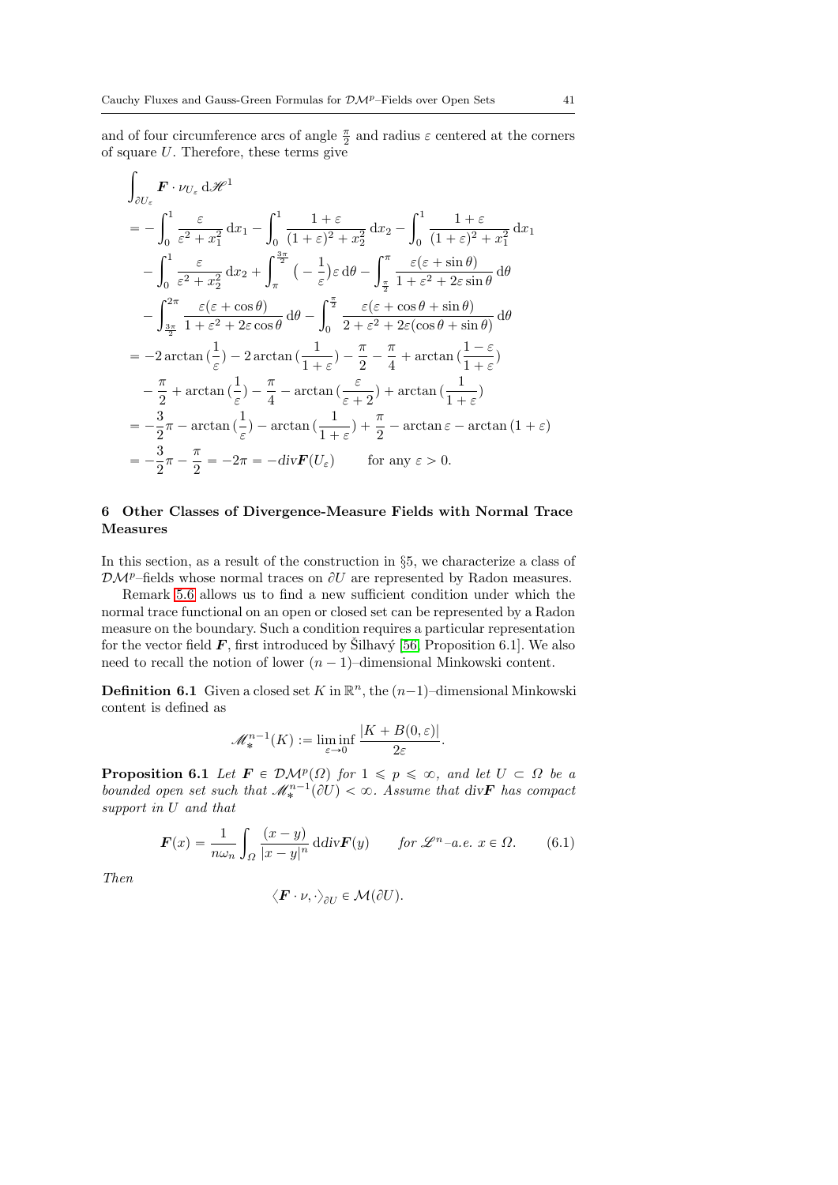and of four circumference arcs of angle $\frac{\pi}{2}$ and radius $\varepsilon$ centered at the corners of square $U$. Therefore, these terms give

$$
\begin{aligned}
&\int_{\partial U_\varepsilon} \boldsymbol{F} \cdot \nu_{U_\varepsilon} \, \mathrm{d}\mathscr{H}^1 \\
&= -\int_0^1 \frac{\varepsilon}{\varepsilon^2 + x_1^2} \, \mathrm{d}x_1 - \int_0^1 \frac{1+\varepsilon}{(1+\varepsilon)^2 + x_2^2} \, \mathrm{d}x_2 - \int_0^1 \frac{1+\varepsilon}{(1+\varepsilon)^2 + x_1^2} \, \mathrm{d}x_1 \\
&\quad - \int_0^1 \frac{\varepsilon}{\varepsilon^2 + x_2^2} \, \mathrm{d}x_2 + \int_\pi^{\frac{3\pi}{2}} \big( -\frac{1}{\varepsilon} \big) \varepsilon \, \mathrm{d}\theta - \int_{\frac{\pi}{2}}^{\pi} \frac{\varepsilon(\varepsilon + \sin\theta)}{1 + \varepsilon^2 + 2\varepsilon \sin\theta} \, \mathrm{d}\theta \\
&\quad - \int_{\frac{3\pi}{2}}^{2\pi} \frac{\varepsilon(\varepsilon + \cos\theta)}{1 + \varepsilon^2 + 2\varepsilon\cos\theta} \, \mathrm{d}\theta - \int_0^{\frac{\pi}{2}} \frac{\varepsilon(\varepsilon + \cos\theta + \sin\theta)}{2 + \varepsilon^2 + 2\varepsilon(\cos\theta + \sin\theta)} \, \mathrm{d}\theta \\
&= -2\arctan\big(\frac{1}{\varepsilon}\big) - 2\arctan\big(\frac{1}{1+\varepsilon}\big) - \frac{\pi}{2} - \frac{\pi}{4} + \arctan\big(\frac{1-\varepsilon}{1+\varepsilon}\big) \\
&\quad - \frac{\pi}{2} + \arctan\big(\frac{1}{\varepsilon}\big) - \frac{\pi}{4} - \arctan\big(\frac{\varepsilon}{\varepsilon+2}\big) + \arctan\big(\frac{1}{1+\varepsilon}\big) \\
&= -\frac{3}{2}\pi - \arctan\big(\frac{1}{\varepsilon}\big) - \arctan\big(\frac{1}{1+\varepsilon}\big) + \frac{\pi}{2} - \arctan\varepsilon - \arctan(1+\varepsilon) \\
&= -\frac{3}{2}\pi - \frac{\pi}{2} = -2\pi = -div\boldsymbol{F}(U_\varepsilon) \qquad \text{for any } \varepsilon > 0.
\end{aligned}
$$

## 6 Other Classes of Divergence-Measure Fields with Normal Trace Measures

In this section, as a result of the construction in §5, we characterize a class of $\mathcal{DM}^p$–fields whose normal traces on $\partial U$ are represented by Radon measures.

Remark 5.6 allows us to find a new sufficient condition under which the normal trace functional on an open or closed set can be represented by a Radon measure on the boundary. Such a condition requires a particular representation for the vector field $\boldsymbol{F}$, first introduced by Šilhavý [56, Proposition 6.1]. We also need to recall the notion of lower $(n-1)$–dimensional Minkowski content.

**Definition 6.1** Given a closed set $K$ in $\mathbb{R}^n$, the $(n-1)$–dimensional Minkowski content is defined as

$$
\mathscr{M}_*^{n-1}(K) := \liminf_{\varepsilon \to 0} \frac{|K + B(0,\varepsilon)|}{2\varepsilon}.
$$

**Proposition 6.1** *Let $\boldsymbol{F} \in \mathcal{DM}^p(\Omega)$ for $1 \leqslant p \leqslant \infty$, and let $U \subset \Omega$ be a bounded open set such that $\mathscr{M}_*^{n-1}(\partial U) < \infty$. Assume that* div$\boldsymbol{F}$ *has compact support in $U$ and that*

$$
\boldsymbol{F}(x) = \frac{1}{n\omega_n} \int_\Omega \frac{(x-y)}{|x-y|^n} \, \mathrm{d}\mathrm{div}\boldsymbol{F}(y) \qquad \text{for } \mathscr{L}^n\text{–a.e. } x \in \Omega. \tag{6.1}
$$

*Then*

$$
\langle \boldsymbol{F} \cdot \nu, \cdot \rangle_{\partial U} \in \mathcal{M}(\partial U).
$$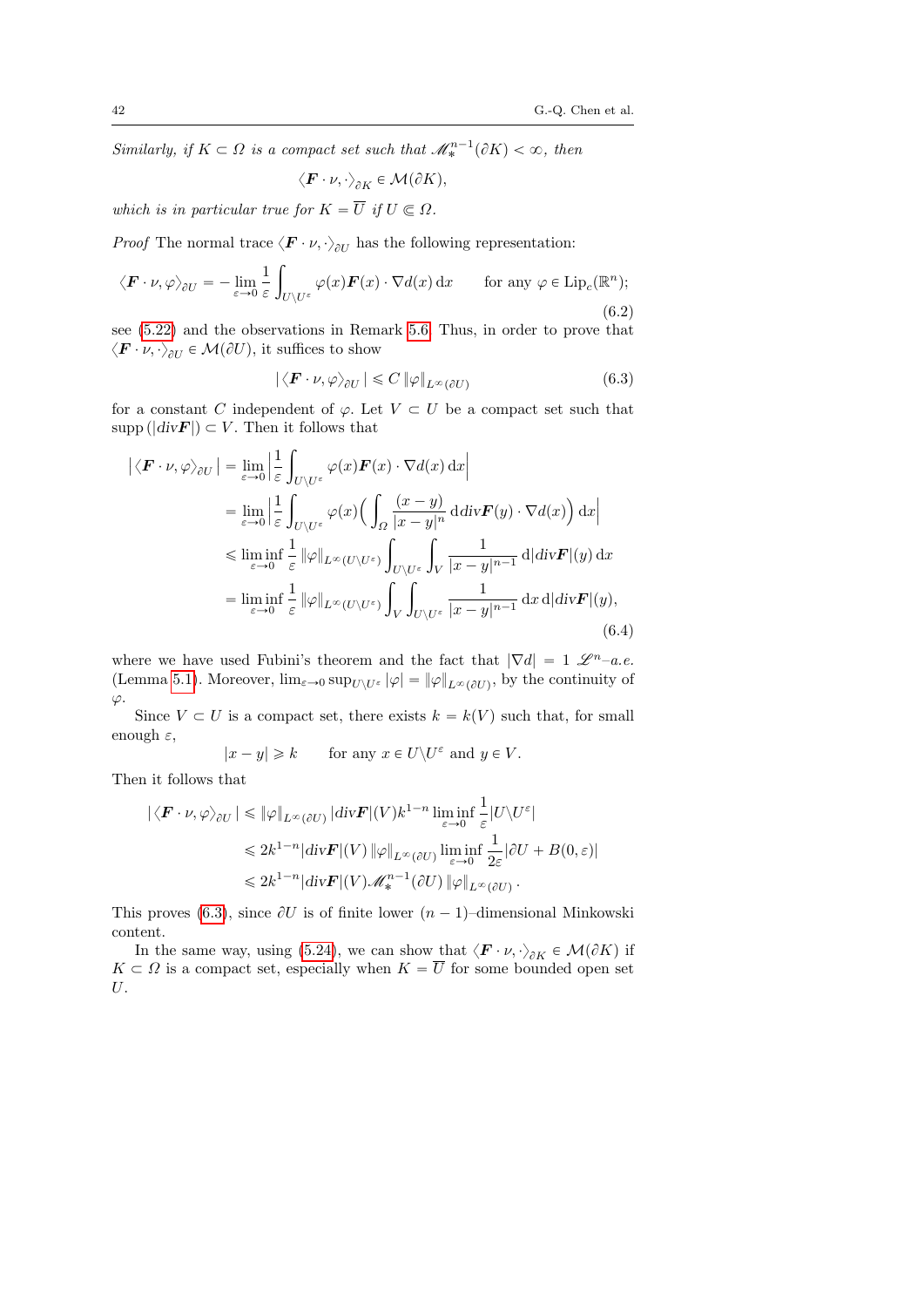*Similarly, if $K \subset \Omega$ is a compact set such that $\mathscr{M}_*^{n-1}(\partial K) < \infty$, then*

$$\langle \boldsymbol{F} \cdot \nu, \cdot \rangle_{\partial K} \in \mathcal{M}(\partial K),$$

*which is in particular true for $K = \overline{U}$ if $U \Subset \Omega$.*

*Proof* The normal trace $\langle \boldsymbol{F} \cdot \nu, \cdot \rangle_{\partial U}$ has the following representation:

$$\langle \boldsymbol{F} \cdot \nu, \varphi \rangle_{\partial U} = - \lim_{\varepsilon \to 0} \frac{1}{\varepsilon} \int_{U \setminus U^\varepsilon} \varphi(x) \boldsymbol{F}(x) \cdot \nabla d(x) \, \mathrm{d}x \qquad \text{for any } \varphi \in \mathrm{Lip}_c(\mathbb{R}^n); \tag{6.2}$$

see (5.22) and the observations in Remark 5.6. Thus, in order to prove that $\langle \boldsymbol{F} \cdot \nu, \cdot \rangle_{\partial U} \in \mathcal{M}(\partial U)$, it suffices to show

$$|\langle \boldsymbol{F} \cdot \nu, \varphi \rangle_{\partial U}| \leqslant C \, \|\varphi\|_{L^\infty(\partial U)} \tag{6.3}$$

for a constant $C$ independent of $\varphi$. Let $V \subset U$ be a compact set such that $\mathrm{supp}\,(|div\boldsymbol{F}|) \subset V$. Then it follows that

$$\begin{aligned}
\left|\langle \boldsymbol{F} \cdot \nu, \varphi \rangle_{\partial U}\right| &= \lim_{\varepsilon \to 0} \Big| \frac{1}{\varepsilon} \int_{U \setminus U^\varepsilon} \varphi(x) \boldsymbol{F}(x) \cdot \nabla d(x) \, \mathrm{d}x \Big| \\
&= \lim_{\varepsilon \to 0} \Big| \frac{1}{\varepsilon} \int_{U \setminus U^\varepsilon} \varphi(x) \Big( \int_\Omega \frac{(x-y)}{|x-y|^n} \, \mathrm{d} div\boldsymbol{F}(y) \cdot \nabla d(x) \Big) \, \mathrm{d}x \Big| \\
&\leqslant \liminf_{\varepsilon \to 0} \frac{1}{\varepsilon} \, \|\varphi\|_{L^\infty(U \setminus U^\varepsilon)} \int_{U \setminus U^\varepsilon} \int_V \frac{1}{|x-y|^{n-1}} \, \mathrm{d}|div\boldsymbol{F}|(y) \, \mathrm{d}x \\
&= \liminf_{\varepsilon \to 0} \frac{1}{\varepsilon} \, \|\varphi\|_{L^\infty(U \setminus U^\varepsilon)} \int_V \int_{U \setminus U^\varepsilon} \frac{1}{|x-y|^{n-1}} \, \mathrm{d}x \, \mathrm{d}|div\boldsymbol{F}|(y),
\end{aligned} \tag{6.4}$$

where we have used Fubini's theorem and the fact that $|\nabla d| = 1$ $\mathscr{L}^n$–*a.e.* (Lemma 5.1). Moreover, $\lim_{\varepsilon \to 0} \sup_{U \setminus U^\varepsilon} |\varphi| = \|\varphi\|_{L^\infty(\partial U)}$, by the continuity of $\varphi$.

Since $V \subset U$ is a compact set, there exists $k = k(V)$ such that, for small enough $\varepsilon$,

$$|x - y| \geqslant k \qquad \text{for any } x \in U \setminus U^\varepsilon \text{ and } y \in V.$$

Then it follows that

$$\begin{aligned}
|\langle \boldsymbol{F} \cdot \nu, \varphi \rangle_{\partial U}| &\leqslant \|\varphi\|_{L^\infty(\partial U)} \, |div\boldsymbol{F}|(V) k^{1-n} \liminf_{\varepsilon \to 0} \frac{1}{\varepsilon} |U \setminus U^\varepsilon| \\
&\leqslant 2k^{1-n} |div\boldsymbol{F}|(V) \, \|\varphi\|_{L^\infty(\partial U)} \liminf_{\varepsilon \to 0} \frac{1}{2\varepsilon} |\partial U + B(0, \varepsilon)| \\
&\leqslant 2k^{1-n} |div\boldsymbol{F}|(V) \mathscr{M}_*^{n-1}(\partial U) \, \|\varphi\|_{L^\infty(\partial U)} \, .
\end{aligned}$$

This proves (6.3), since $\partial U$ is of finite lower $(n-1)$–dimensional Minkowski content.

In the same way, using (5.24), we can show that $\langle \boldsymbol{F} \cdot \nu, \cdot \rangle_{\partial K} \in \mathcal{M}(\partial K)$ if $K \subset \Omega$ is a compact set, especially when $K = \overline{U}$ for some bounded open set $U$.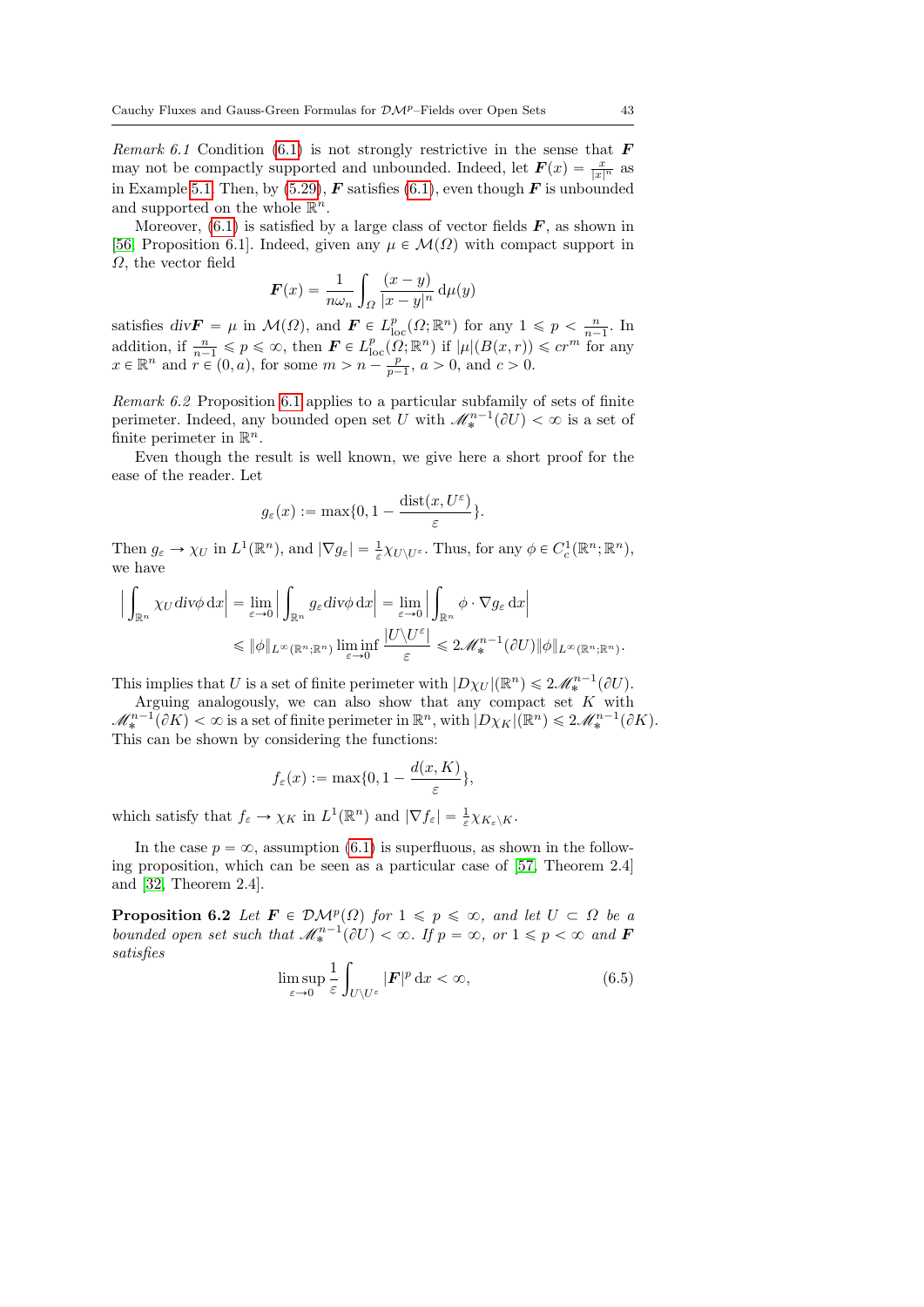*Remark 6.1* Condition (6.1) is not strongly restrictive in the sense that $\boldsymbol{F}$ may not be compactly supported and unbounded. Indeed, let $\boldsymbol{F}(x) = \frac{x}{|x|^n}$ as in Example 5.1. Then, by (5.29), $\boldsymbol{F}$ satisfies (6.1), even though $\boldsymbol{F}$ is unbounded and supported on the whole $\mathbb{R}^n$.

Moreover, (6.1) is satisfied by a large class of vector fields $\boldsymbol{F}$, as shown in [56, Proposition 6.1]. Indeed, given any $\mu \in \mathcal{M}(\Omega)$ with compact support in $\Omega$, the vector field

$$\boldsymbol{F}(x) = \frac{1}{n\omega_n} \int_{\Omega} \frac{(x-y)}{|x-y|^n} \, \mathrm{d}\mu(y)$$

satisfies $div \boldsymbol{F} = \mu$ in $\mathcal{M}(\Omega)$, and $\boldsymbol{F} \in L^p_{\mathrm{loc}}(\Omega; \mathbb{R}^n)$ for any $1 \leqslant p < \frac{n}{n-1}$. In addition, if $\frac{n}{n-1} \leqslant p \leqslant \infty$, then $\boldsymbol{F} \in L^p_{\mathrm{loc}}(\Omega; \mathbb{R}^n)$ if $|\mu|(B(x,r)) \leqslant cr^m$ for any $x \in \mathbb{R}^n$ and $r \in (0, a)$, for some $m > n - \frac{p}{p-1}$, $a > 0$, and $c > 0$.

*Remark 6.2* Proposition 6.1 applies to a particular subfamily of sets of finite perimeter. Indeed, any bounded open set $U$ with $\mathscr{M}^{n-1}_*(\partial U) < \infty$ is a set of finite perimeter in $\mathbb{R}^n$.

Even though the result is well known, we give here a short proof for the ease of the reader. Let

$$g_\varepsilon(x) := \max\{0, 1 - \frac{\mathrm{dist}(x, U^\varepsilon)}{\varepsilon}\}.$$

Then $g_\varepsilon \to \chi_U$ in $L^1(\mathbb{R}^n)$, and $|\nabla g_\varepsilon| = \frac{1}{\varepsilon}\chi_{U \setminus U^\varepsilon}$. Thus, for any $\phi \in C^1_c(\mathbb{R}^n; \mathbb{R}^n)$, we have

$$\begin{aligned}
\Big| \int_{\mathbb{R}^n} \chi_U \, div \phi \, \mathrm{d}x \Big| &= \lim_{\varepsilon \to 0} \Big| \int_{\mathbb{R}^n} g_\varepsilon \, div \phi \, \mathrm{d}x \Big| = \lim_{\varepsilon \to 0} \Big| \int_{\mathbb{R}^n} \phi \cdot \nabla g_\varepsilon \, \mathrm{d}x \Big| \\
&\leqslant \|\phi\|_{L^\infty(\mathbb{R}^n;\mathbb{R}^n)} \liminf_{\varepsilon \to 0} \frac{|U \setminus U^\varepsilon|}{\varepsilon} \leqslant 2\mathscr{M}^{n-1}_*(\partial U) \|\phi\|_{L^\infty(\mathbb{R}^n;\mathbb{R}^n)}.
\end{aligned}$$

This implies that $U$ is a set of finite perimeter with $|D\chi_U|(\mathbb{R}^n) \leqslant 2\mathscr{M}^{n-1}_*(\partial U)$.

Arguing analogously, we can also show that any compact set $K$ with $\mathscr{M}^{n-1}_*(\partial K) < \infty$ is a set of finite perimeter in $\mathbb{R}^n$, with $|D\chi_K|(\mathbb{R}^n) \leqslant 2\mathscr{M}^{n-1}_*(\partial K)$. This can be shown by considering the functions:

$$f_\varepsilon(x) := \max\{0, 1 - \frac{d(x, K)}{\varepsilon}\},$$

which satisfy that $f_\varepsilon \to \chi_K$ in $L^1(\mathbb{R}^n)$ and $|\nabla f_\varepsilon| = \frac{1}{\varepsilon}\chi_{K_\varepsilon \setminus K}$.

In the case $p = \infty$, assumption (6.1) is superfluous, as shown in the following proposition, which can be seen as a particular case of [57, Theorem 2.4] and [32, Theorem 2.4].

**Proposition 6.2** *Let $\boldsymbol{F} \in \mathcal{DM}^p(\Omega)$ for $1 \leqslant p \leqslant \infty$, and let $U \subset \Omega$ be a bounded open set such that $\mathscr{M}^{n-1}_*(\partial U) < \infty$. If $p = \infty$, or $1 \leqslant p < \infty$ and $\boldsymbol{F}$ satisfies*

$$\limsup_{\varepsilon \to 0} \frac{1}{\varepsilon} \int_{U \setminus U^\varepsilon} |\boldsymbol{F}|^p \, \mathrm{d}x < \infty, \tag{6.5}$$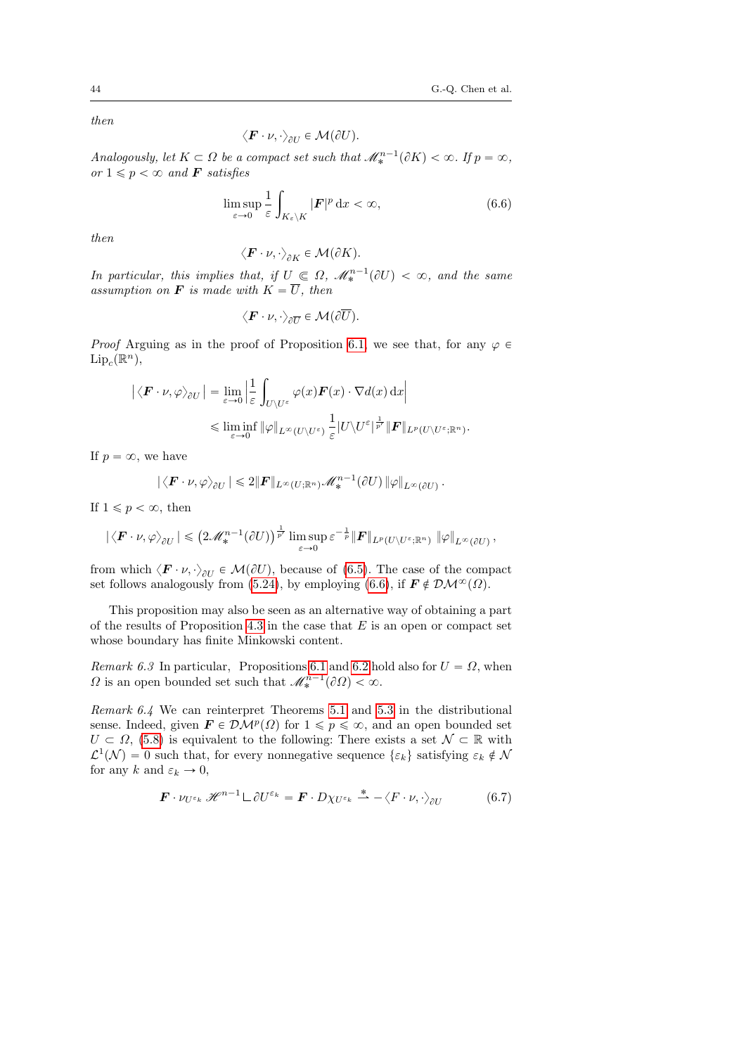*then*

$$\langle \boldsymbol{F} \cdot \nu, \cdot \rangle_{\partial U} \in \mathcal{M}(\partial U).$$

*Analogously, let $K \subset \Omega$ be a compact set such that $\mathscr{M}^{n-1}_*(\partial K) < \infty$. If $p = \infty$, or $1 \leqslant p < \infty$ and $\boldsymbol{F}$ satisfies*

$$\limsup_{\varepsilon \to 0} \frac{1}{\varepsilon} \int_{K_\varepsilon \setminus K} |\boldsymbol{F}|^p \, \mathrm{d}x < \infty, \tag{6.6}$$

*then*

$$\langle \boldsymbol{F} \cdot \nu, \cdot \rangle_{\partial K} \in \mathcal{M}(\partial K).$$

*In particular, this implies that, if $U \Subset \Omega$, $\mathscr{M}^{n-1}_*(\partial U) < \infty$, and the same assumption on $\boldsymbol{F}$ is made with $K = \overline{U}$, then*

$$\langle \boldsymbol{F} \cdot \nu, \cdot \rangle_{\partial \overline{U}} \in \mathcal{M}(\partial \overline{U}).$$

*Proof* Arguing as in the proof of Proposition 6.1, we see that, for any $\varphi \in \mathrm{Lip}_c(\mathbb{R}^n)$,

$$\begin{aligned} \left| \langle \boldsymbol{F} \cdot \nu, \varphi \rangle_{\partial U} \right| &= \lim_{\varepsilon \to 0} \left| \frac{1}{\varepsilon} \int_{U \setminus U^\varepsilon} \varphi(x) \boldsymbol{F}(x) \cdot \nabla d(x) \, \mathrm{d}x \right| \\ &\leqslant \liminf_{\varepsilon \to 0} \|\varphi\|_{L^\infty(U \setminus U^\varepsilon)} \frac{1}{\varepsilon} |U \setminus U^\varepsilon|^{\frac{1}{p'}} \|\boldsymbol{F}\|_{L^p(U \setminus U^\varepsilon; \mathbb{R}^n)}. \end{aligned}$$

If $p = \infty$, we have

$$|\langle \boldsymbol{F} \cdot \nu, \varphi \rangle_{\partial U}| \leqslant 2 \|\boldsymbol{F}\|_{L^\infty(U;\mathbb{R}^n)} \mathscr{M}^{n-1}_*(\partial U) \, \|\varphi\|_{L^\infty(\partial U)} \, .$$

If $1 \leqslant p < \infty$, then

$$|\langle \boldsymbol{F} \cdot \nu, \varphi \rangle_{\partial U}| \leqslant \left(2 \mathscr{M}^{n-1}_*(\partial U)\right)^{\frac{1}{p'}} \limsup_{\varepsilon \to 0} \varepsilon^{-\frac{1}{p}} \|\boldsymbol{F}\|_{L^p(U \setminus U^\varepsilon; \mathbb{R}^n)} \, \|\varphi\|_{L^\infty(\partial U)} \, ,$$

from which $\langle \boldsymbol{F} \cdot \nu, \cdot \rangle_{\partial U} \in \mathcal{M}(\partial U)$, because of (6.5). The case of the compact set follows analogously from (5.24), by employing (6.6), if $\boldsymbol{F} \notin \mathcal{DM}^\infty(\Omega)$.

This proposition may also be seen as an alternative way of obtaining a part of the results of Proposition 4.3 in the case that $E$ is an open or compact set whose boundary has finite Minkowski content.

*Remark 6.3* In particular, Propositions 6.1 and 6.2 hold also for $U = \Omega$, when $\Omega$ is an open bounded set such that $\mathscr{M}^{n-1}_*(\partial \Omega) < \infty$.

*Remark 6.4* We can reinterpret Theorems 5.1 and 5.3 in the distributional sense. Indeed, given $\boldsymbol{F} \in \mathcal{DM}^p(\Omega)$ for $1 \leqslant p \leqslant \infty$, and an open bounded set $U \subset \Omega$, (5.8) is equivalent to the following: There exists a set $\mathcal{N} \subset \mathbb{R}$ with $\mathcal{L}^1(\mathcal{N}) = 0$ such that, for every nonnegative sequence $\{\varepsilon_k\}$ satisfying $\varepsilon_k \notin \mathcal{N}$ for any $k$ and $\varepsilon_k \to 0$,

$$\boldsymbol{F} \cdot \nu_{U^{\varepsilon_k}} \, \mathscr{H}^{n-1} \llcorner \partial U^{\varepsilon_k} = \boldsymbol{F} \cdot D\chi_{U^{\varepsilon_k}} \overset{*}{\rightharpoonup} -\langle F \cdot \nu, \cdot \rangle_{\partial U} \tag{6.7}$$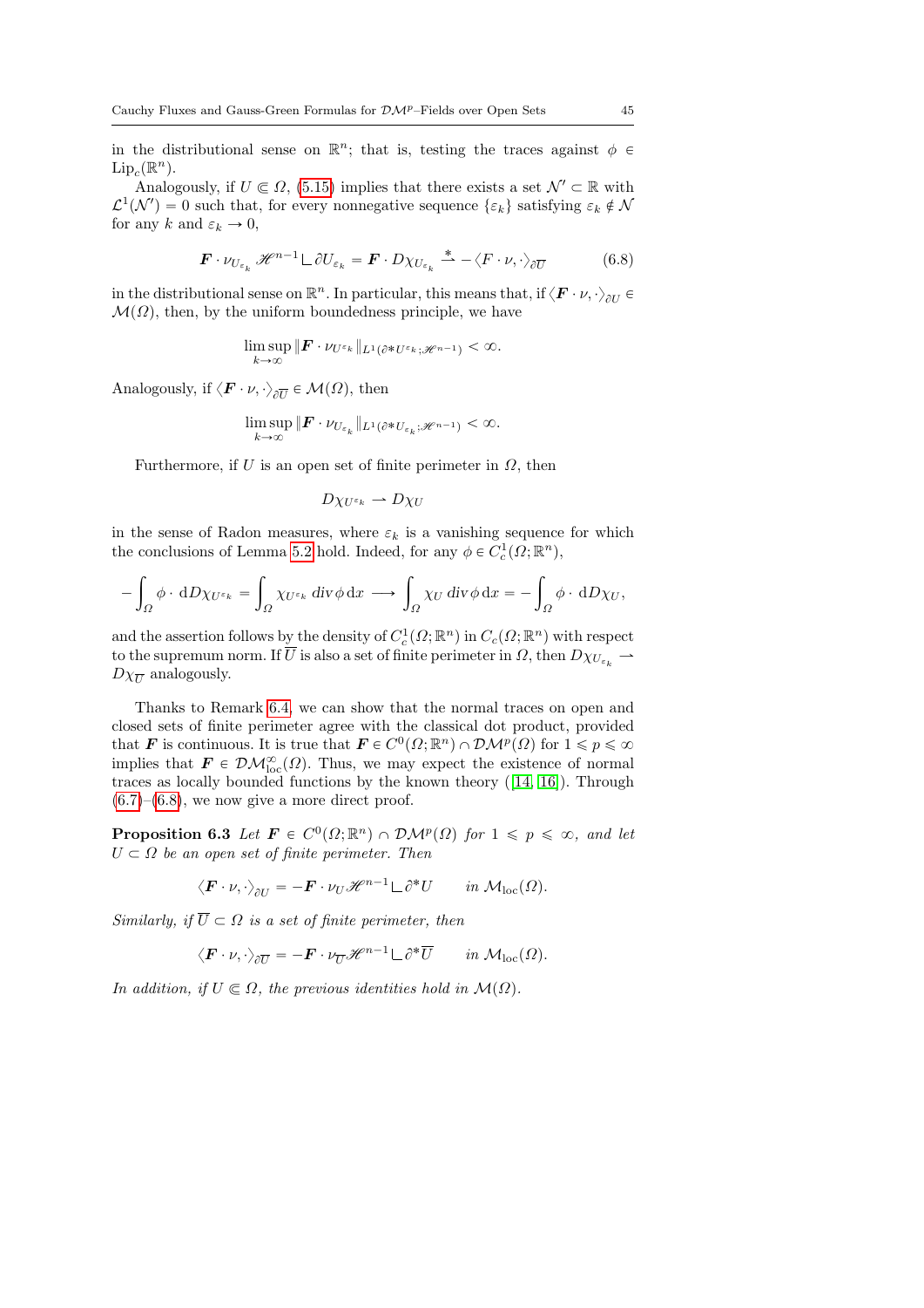in the distributional sense on $\mathbb{R}^n$; that is, testing the traces against $\phi \in \mathrm{Lip}_c(\mathbb{R}^n)$.

Analogously, if $U \Subset \Omega$, (5.15) implies that there exists a set $\mathcal{N}' \subset \mathbb{R}$ with $\mathcal{L}^1(\mathcal{N}') = 0$ such that, for every nonnegative sequence $\{\varepsilon_k\}$ satisfying $\varepsilon_k \notin \mathcal{N}$ for any $k$ and $\varepsilon_k \to 0$,

$$\boldsymbol{F} \cdot \nu_{U_{\varepsilon_k}} \mathscr{H}^{n-1} \llcorner \partial U_{\varepsilon_k} = \boldsymbol{F} \cdot D\chi_{U_{\varepsilon_k}} \overset{*}{\rightharpoonup} -\langle F \cdot \nu, \cdot \rangle_{\partial \overline{U}} \tag{6.8}$$

in the distributional sense on $\mathbb{R}^n$. In particular, this means that, if $\langle \boldsymbol{F} \cdot \nu, \cdot \rangle_{\partial U} \in \mathcal{M}(\Omega)$, then, by the uniform boundedness principle, we have

$$\limsup_{k \to \infty} \| \boldsymbol{F} \cdot \nu_{U^{\varepsilon_k}} \|_{L^1(\partial^* U^{\varepsilon_k}; \mathscr{H}^{n-1})} < \infty.$$

Analogously, if $\langle \boldsymbol{F} \cdot \nu, \cdot \rangle_{\partial \overline{U}} \in \mathcal{M}(\Omega)$, then

$$\limsup_{k \to \infty} \| \boldsymbol{F} \cdot \nu_{U_{\varepsilon_k}} \|_{L^1(\partial^* U_{\varepsilon_k}; \mathscr{H}^{n-1})} < \infty.$$

Furthermore, if $U$ is an open set of finite perimeter in $\Omega$, then

$$D\chi_{U^{\varepsilon_k}} \rightharpoonup D\chi_U$$

in the sense of Radon measures, where $\varepsilon_k$ is a vanishing sequence for which the conclusions of Lemma 5.2 hold. Indeed, for any $\phi \in C^1_c(\Omega; \mathbb{R}^n)$,

$$-\int_\Omega \phi \cdot \, \mathrm{d}D\chi_{U^{\varepsilon_k}} = \int_\Omega \chi_{U^{\varepsilon_k}} \operatorname{div} \phi \, \mathrm{d}x \longrightarrow \int_\Omega \chi_U \operatorname{div} \phi \, \mathrm{d}x = -\int_\Omega \phi \cdot \, \mathrm{d}D\chi_U,$$

and the assertion follows by the density of $C^1_c(\Omega; \mathbb{R}^n)$ in $C_c(\Omega; \mathbb{R}^n)$ with respect to the supremum norm. If $\overline{U}$ is also a set of finite perimeter in $\Omega$, then $D\chi_{U_{\varepsilon_k}} \rightharpoonup D\chi_{\overline{U}}$ analogously.

Thanks to Remark 6.4, we can show that the normal traces on open and closed sets of finite perimeter agree with the classical dot product, provided that $\boldsymbol{F}$ is continuous. It is true that $\boldsymbol{F} \in C^0(\Omega; \mathbb{R}^n) \cap \mathcal{DM}^p(\Omega)$ for $1 \leqslant p \leqslant \infty$ implies that $\boldsymbol{F} \in \mathcal{DM}^\infty_{\mathrm{loc}}(\Omega)$. Thus, we may expect the existence of normal traces as locally bounded functions by the known theory ([14, 16]). Through (6.7)–(6.8), we now give a more direct proof.

**Proposition 6.3** *Let $\boldsymbol{F} \in C^0(\Omega; \mathbb{R}^n) \cap \mathcal{DM}^p(\Omega)$ for $1 \leqslant p \leqslant \infty$, and let $U \subset \Omega$ be an open set of finite perimeter. Then*

$$\langle \boldsymbol{F} \cdot \nu, \cdot \rangle_{\partial U} = -\boldsymbol{F} \cdot \nu_U \mathscr{H}^{n-1} \llcorner \partial^* U \qquad \text{in } \mathcal{M}_{\mathrm{loc}}(\Omega).$$

*Similarly, if $\overline{U} \subset \Omega$ is a set of finite perimeter, then*

$$\langle \boldsymbol{F} \cdot \nu, \cdot \rangle_{\partial \overline{U}} = -\boldsymbol{F} \cdot \nu_{\overline{U}} \mathscr{H}^{n-1} \llcorner \partial^* \overline{U} \qquad \text{in } \mathcal{M}_{\mathrm{loc}}(\Omega).$$

*In addition, if $U \Subset \Omega$, the previous identities hold in $\mathcal{M}(\Omega)$.*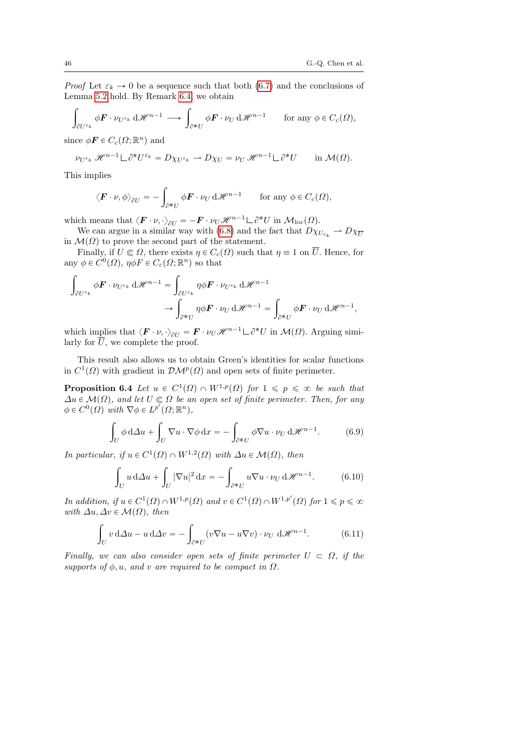*Proof* Let $\varepsilon_k \to 0$ be a sequence such that both (6.7) and the conclusions of Lemma 5.2 hold. By Remark 6.4, we obtain

$$\int_{\partial U^{\varepsilon_k}} \phi \boldsymbol{F} \cdot \nu_{U^{\varepsilon_k}} \, \mathrm{d}\mathscr{H}^{n-1} \longrightarrow \int_{\partial^* U} \phi \boldsymbol{F} \cdot \nu_U \, \mathrm{d}\mathscr{H}^{n-1} \qquad \text{for any } \phi \in C_c(\Omega),$$

since $\phi \boldsymbol{F} \in C_c(\Omega; \mathbb{R}^n)$ and

$$\nu_{U^{\varepsilon_k}} \, \mathscr{H}^{n-1} \llcorner \partial^* U^{\varepsilon_k} = D\chi_{U^{\varepsilon_k}} \rightharpoonup D\chi_U = \nu_U \, \mathscr{H}^{n-1} \llcorner \partial^* U \qquad \text{in } \mathcal{M}(\Omega).$$

This implies

$$\langle \boldsymbol{F} \cdot \nu, \phi \rangle_{\partial U} = - \int_{\partial^* U} \phi \boldsymbol{F} \cdot \nu_U \, \mathrm{d}\mathscr{H}^{n-1} \qquad \text{for any } \phi \in C_c(\Omega),$$

which means that $\langle \boldsymbol{F} \cdot \nu, \cdot \rangle_{\partial U} = -\boldsymbol{F} \cdot \nu_U \mathscr{H}^{n-1} \llcorner \partial^* U$ in $\mathcal{M}_{\mathrm{loc}}(\Omega)$.

We can argue in a similar way with (6.8) and the fact that $D\chi_{U_{\varepsilon_k}} \rightharpoonup D\chi_{\overline{U}}$ in $\mathcal{M}(\Omega)$ to prove the second part of the statement.

Finally, if $U \Subset \Omega$, there exists $\eta \in C_c(\Omega)$ such that $\eta \equiv 1$ on $\overline{U}$. Hence, for any $\phi \in C^0(\Omega)$, $\eta \phi F \in C_c(\Omega; \mathbb{R}^n)$ so that

$$\begin{aligned}\int_{\partial U^{\varepsilon_k}} \phi \boldsymbol{F} \cdot \nu_{U^{\varepsilon_k}} \, \mathrm{d}\mathscr{H}^{n-1} &= \int_{\partial U^{\varepsilon_k}} \eta \phi \boldsymbol{F} \cdot \nu_{U^{\varepsilon_k}} \, \mathrm{d}\mathscr{H}^{n-1} \\ &\to \int_{\partial^* U} \eta \phi \boldsymbol{F} \cdot \nu_U \, \mathrm{d}\mathscr{H}^{n-1} = \int_{\partial^* U} \phi \boldsymbol{F} \cdot \nu_U \, \mathrm{d}\mathscr{H}^{n-1},\end{aligned}$$

which implies that $\langle \boldsymbol{F} \cdot \nu, \cdot \rangle_{\partial U} = \boldsymbol{F} \cdot \nu_U \mathscr{H}^{n-1} \llcorner \partial^* U$ in $\mathcal{M}(\Omega)$. Arguing similarly for $\overline{U}$, we complete the proof.

This result also allows us to obtain Green's identities for scalar functions in $C^1(\Omega)$ with gradient in $\mathcal{DM}^p(\Omega)$ and open sets of finite perimeter.

**Proposition 6.4** *Let $u \in C^1(\Omega) \cap W^{1,p}(\Omega)$ for $1 \leqslant p \leqslant \infty$ be such that $\Delta u \in \mathcal{M}(\Omega)$, and let $U \Subset \Omega$ be an open set of finite perimeter. Then, for any $\phi \in C^0(\Omega)$ with $\nabla \phi \in L^{p'}(\Omega; \mathbb{R}^n)$,*

$$\int_U \phi \, \mathrm{d}\Delta u + \int_U \nabla u \cdot \nabla \phi \, \mathrm{d}x = - \int_{\partial^* U} \phi \nabla u \cdot \nu_U \, \mathrm{d}\mathscr{H}^{n-1}. \tag{6.9}$$

*In particular, if $u \in C^1(\Omega) \cap W^{1,2}(\Omega)$ with $\Delta u \in \mathcal{M}(\Omega)$, then*

$$\int_U u \, \mathrm{d}\Delta u + \int_U |\nabla u|^2 \, \mathrm{d}x = - \int_{\partial^* U} u \nabla u \cdot \nu_U \, \mathrm{d}\mathscr{H}^{n-1}. \tag{6.10}$$

*In addition, if $u \in C^1(\Omega) \cap W^{1,p}(\Omega)$ and $v \in C^1(\Omega) \cap W^{1,p'}(\Omega)$ for $1 \leqslant p \leqslant \infty$ with $\Delta u, \Delta v \in \mathcal{M}(\Omega)$, then*

$$\int_U v \, \mathrm{d}\Delta u - u \, \mathrm{d}\Delta v = - \int_{\partial^* U} (v \nabla u - u \nabla v) \cdot \nu_U \, \mathrm{d}\mathscr{H}^{n-1}. \tag{6.11}$$

*Finally, we can also consider open sets of finite perimeter $U \subset \Omega$, if the supports of $\phi, u$, and $v$ are required to be compact in $\Omega$.*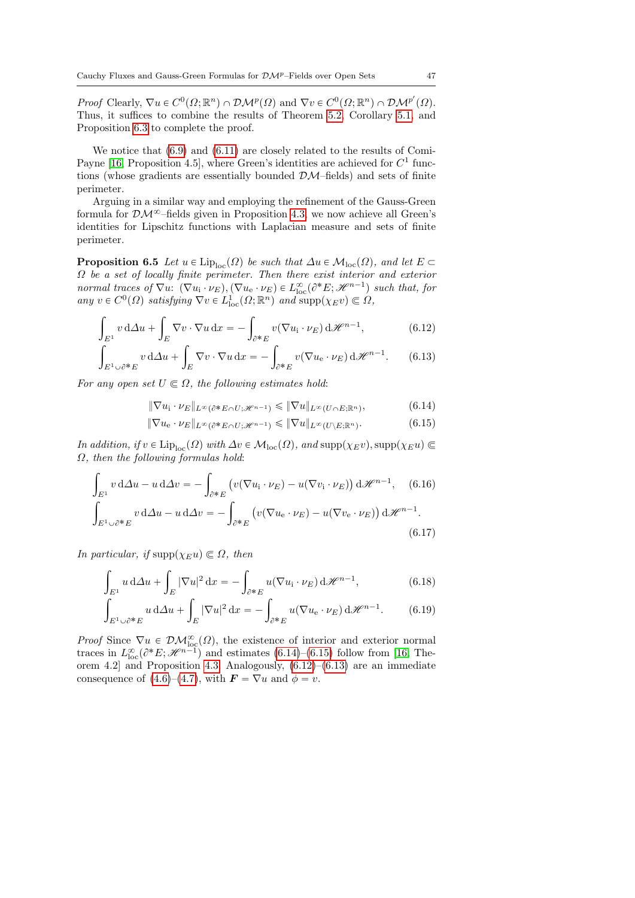*Proof* Clearly, $\nabla u \in C^0(\Omega;\mathbb{R}^n) \cap \mathcal{DM}^p(\Omega)$ and $\nabla v \in C^0(\Omega;\mathbb{R}^n) \cap \mathcal{DM}^{p'}(\Omega)$. Thus, it suffices to combine the results of Theorem 5.2, Corollary 5.1, and Proposition 6.3 to complete the proof.

We notice that (6.9) and (6.11) are closely related to the results of Comi-Payne [16, Proposition 4.5], where Green's identities are achieved for $C^1$ functions (whose gradients are essentially bounded $\mathcal{DM}$–fields) and sets of finite perimeter.

Arguing in a similar way and employing the refinement of the Gauss-Green formula for $\mathcal{DM}^\infty$–fields given in Proposition 4.3, we now achieve all Green's identities for Lipschitz functions with Laplacian measure and sets of finite perimeter.

**Proposition 6.5** *Let $u \in \mathrm{Lip}_{\mathrm{loc}}(\Omega)$ be such that $\Delta u \in \mathcal{M}_{\mathrm{loc}}(\Omega)$, and let $E \subset \Omega$ be a set of locally finite perimeter. Then there exist interior and exterior normal traces of $\nabla u$: $(\nabla u_{\mathrm{i}} \cdot \nu_E), (\nabla u_{\mathrm{e}} \cdot \nu_E) \in L^\infty_{\mathrm{loc}}(\partial^* E; \mathscr{H}^{n-1})$ such that, for any $v \in C^0(\Omega)$ satisfying $\nabla v \in L^1_{\mathrm{loc}}(\Omega;\mathbb{R}^n)$ and $\mathrm{supp}(\chi_E v) \Subset \Omega$,*

$$\int_{E^1} v \, \mathrm{d}\Delta u + \int_E \nabla v \cdot \nabla u \, \mathrm{d}x = -\int_{\partial^* E} v (\nabla u_{\mathrm{i}} \cdot \nu_E) \, \mathrm{d}\mathscr{H}^{n-1}, \tag{6.12}$$

$$\int_{E^1 \cup \partial^* E} v \, \mathrm{d}\Delta u + \int_E \nabla v \cdot \nabla u \, \mathrm{d}x = -\int_{\partial^* E} v (\nabla u_{\mathrm{e}} \cdot \nu_E) \, \mathrm{d}\mathscr{H}^{n-1}. \tag{6.13}$$

*For any open set $U \Subset \Omega$, the following estimates hold*:

$$\|\nabla u_{\mathrm{i}} \cdot \nu_E\|_{L^\infty(\partial^* E \cap U; \mathscr{H}^{n-1})} \leqslant \|\nabla u\|_{L^\infty(U \cap E; \mathbb{R}^n)}, \tag{6.14}$$

$$\|\nabla u_{\mathrm{e}} \cdot \nu_E\|_{L^\infty(\partial^* E \cap U; \mathscr{H}^{n-1})} \leqslant \|\nabla u\|_{L^\infty(U \setminus E; \mathbb{R}^n)}. \tag{6.15}$$

*In addition, if $v \in \mathrm{Lip}_{\mathrm{loc}}(\Omega)$ with $\Delta v \in \mathcal{M}_{\mathrm{loc}}(\Omega)$, and $\mathrm{supp}(\chi_E v), \mathrm{supp}(\chi_E u) \Subset \Omega$, then the following formulas hold*:

$$\int_{E^1} v \, \mathrm{d}\Delta u - u \, \mathrm{d}\Delta v = -\int_{\partial^* E} \big( v(\nabla u_{\mathrm{i}} \cdot \nu_E) - u(\nabla v_{\mathrm{i}} \cdot \nu_E) \big) \, \mathrm{d}\mathscr{H}^{n-1}, \tag{6.16}$$

$$\int_{E^1 \cup \partial^* E} v \, \mathrm{d}\Delta u - u \, \mathrm{d}\Delta v = -\int_{\partial^* E} \big( v(\nabla u_{\mathrm{e}} \cdot \nu_E) - u(\nabla v_{\mathrm{e}} \cdot \nu_E) \big) \, \mathrm{d}\mathscr{H}^{n-1}. \tag{6.17}$$

*In particular, if $\mathrm{supp}(\chi_E u) \Subset \Omega$, then*

$$\int_{E^1} u \, \mathrm{d}\Delta u + \int_E |\nabla u|^2 \, \mathrm{d}x = -\int_{\partial^* E} u (\nabla u_{\mathrm{i}} \cdot \nu_E) \, \mathrm{d}\mathscr{H}^{n-1}, \tag{6.18}$$

$$\int_{E^1 \cup \partial^* E} u \, \mathrm{d}\Delta u + \int_E |\nabla u|^2 \, \mathrm{d}x = -\int_{\partial^* E} u (\nabla u_{\mathrm{e}} \cdot \nu_E) \, \mathrm{d}\mathscr{H}^{n-1}. \tag{6.19}$$

*Proof* Since $\nabla u \in \mathcal{DM}^\infty_{\mathrm{loc}}(\Omega)$, the existence of interior and exterior normal traces in $L^\infty_{\mathrm{loc}}(\partial^* E; \mathscr{H}^{n-1})$ and estimates (6.14)–(6.15) follow from [16, Theorem 4.2] and Proposition 4.3. Analogously, (6.12)–(6.13) are an immediate consequence of (4.6)–(4.7), with $\boldsymbol{F} = \nabla u$ and $\phi = v$.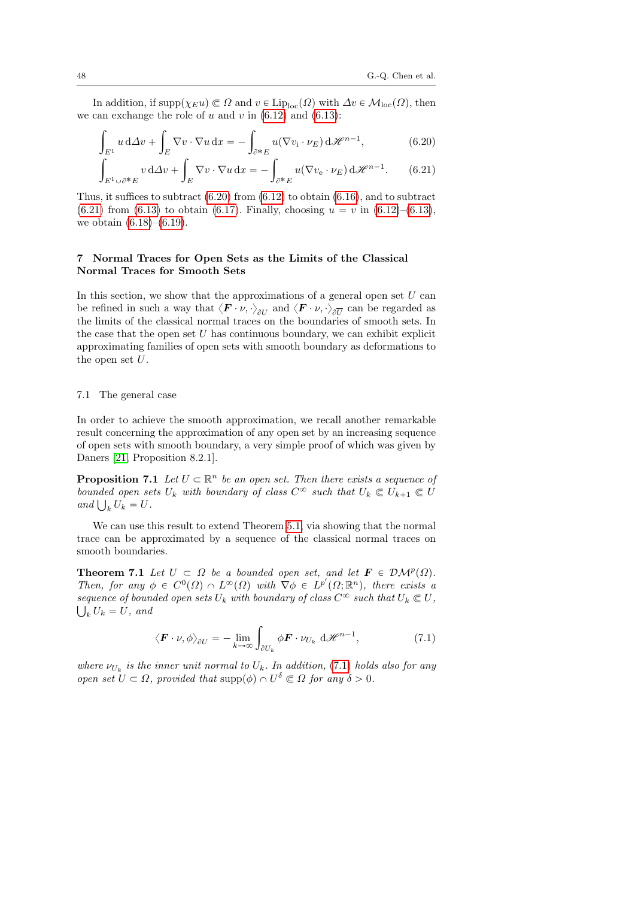In addition, if $\mathrm{supp}(\chi_E u) \Subset \Omega$ and $v \in \mathrm{Lip}_{\mathrm{loc}}(\Omega)$ with $\Delta v \in \mathcal{M}_{\mathrm{loc}}(\Omega)$, then we can exchange the role of $u$ and $v$ in (6.12) and (6.13):

$$\int_{E^1} u \, \mathrm{d}\Delta v + \int_E \nabla v \cdot \nabla u \, \mathrm{d}x = - \int_{\partial^* E} u (\nabla v_{\mathrm{i}} \cdot \nu_E) \, \mathrm{d}\mathscr{H}^{n-1}, \tag{6.20}$$

$$\int_{E^1 \cup \partial^* E} v \, \mathrm{d}\Delta v + \int_E \nabla v \cdot \nabla u \, \mathrm{d}x = - \int_{\partial^* E} u (\nabla v_{\mathrm{e}} \cdot \nu_E) \, \mathrm{d}\mathscr{H}^{n-1}. \tag{6.21}$$

Thus, it suffices to subtract (6.20) from (6.12) to obtain (6.16), and to subtract (6.21) from (6.13) to obtain (6.17). Finally, choosing $u = v$ in (6.12)–(6.13), we obtain (6.18)–(6.19).

## 7 Normal Traces for Open Sets as the Limits of the Classical Normal Traces for Smooth Sets

In this section, we show that the approximations of a general open set $U$ can be refined in such a way that $\langle \boldsymbol{F} \cdot \nu, \cdot \rangle_{\partial U}$ and $\langle \boldsymbol{F} \cdot \nu, \cdot \rangle_{\partial \overline{U}}$ can be regarded as the limits of the classical normal traces on the boundaries of smooth sets. In the case that the open set $U$ has continuous boundary, we can exhibit explicit approximating families of open sets with smooth boundary as deformations to the open set $U$.

### 7.1 The general case

In order to achieve the smooth approximation, we recall another remarkable result concerning the approximation of any open set by an increasing sequence of open sets with smooth boundary, a very simple proof of which was given by Daners [21, Proposition 8.2.1].

**Proposition 7.1** *Let $U \subset \mathbb{R}^n$ be an open set. Then there exists a sequence of bounded open sets $U_k$ with boundary of class $C^\infty$ such that $U_k \Subset U_{k+1} \Subset U$ and $\bigcup_k U_k = U$.*

We can use this result to extend Theorem 5.1, via showing that the normal trace can be approximated by a sequence of the classical normal traces on smooth boundaries.

**Theorem 7.1** *Let $U \subset \Omega$ be a bounded open set, and let $\boldsymbol{F} \in \mathcal{DM}^p(\Omega)$. Then, for any $\phi \in C^0(\Omega) \cap L^\infty(\Omega)$ with $\nabla \phi \in L^{p'}(\Omega; \mathbb{R}^n)$, there exists a sequence of bounded open sets $U_k$ with boundary of class $C^\infty$ such that $U_k \Subset U$, $\bigcup_k U_k = U$, and*

$$\langle \boldsymbol{F} \cdot \nu, \phi \rangle_{\partial U} = - \lim_{k \to \infty} \int_{\partial U_k} \phi \boldsymbol{F} \cdot \nu_{U_k} \, \mathrm{d}\mathscr{H}^{n-1}, \tag{7.1}$$

*where $\nu_{U_k}$ is the inner unit normal to $U_k$. In addition, (7.1) holds also for any open set $U \subset \Omega$, provided that $\mathrm{supp}(\phi) \cap U^\delta \Subset \Omega$ for any $\delta > 0$.*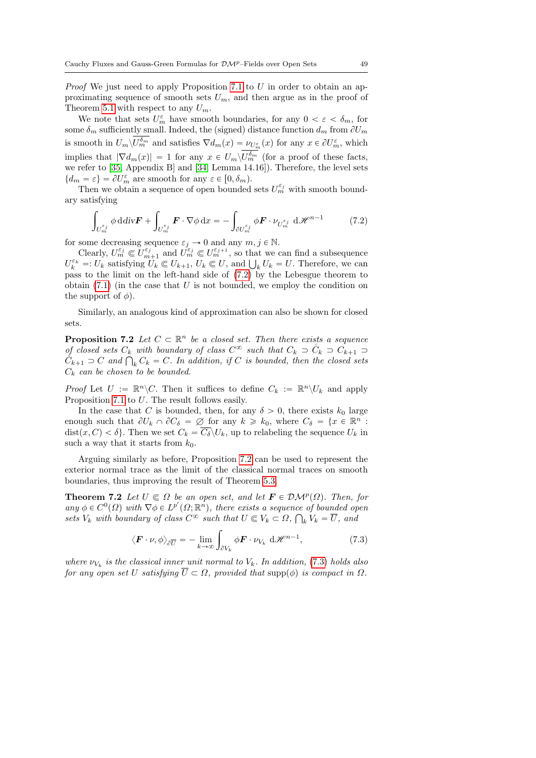*Proof* We just need to apply Proposition 7.1 to $U$ in order to obtain an approximating sequence of smooth sets $U_m$, and then argue as in the proof of Theorem 5.1 with respect to any $U_m$.

We note that sets $U_m^\varepsilon$ have smooth boundaries, for any $0 < \varepsilon < \delta_m$, for some $\delta_m$ sufficiently small. Indeed, the (signed) distance function $d_m$ from $\partial U_m$ is smooth in $U_m \backslash \overline{U_m^{\delta_m}}$ and satisfies $\nabla d_m(x) = \nu_{U_m^\varepsilon}(x)$ for any $x \in \partial U_m^\varepsilon$, which implies that $|\nabla d_m(x)| = 1$ for any $x \in U_m \backslash \overline{U_m^{\delta_m}}$ (for a proof of these facts, we refer to [35, Appendix B] and [34, Lemma 14.16]). Therefore, the level sets $\{d_m = \varepsilon\} = \partial U_m^\varepsilon$ are smooth for any $\varepsilon \in [0, \delta_m)$.

Then we obtain a sequence of open bounded sets $U_m^{\varepsilon_j}$ with smooth boundary satisfying

$$\int_{U_m^{\varepsilon_j}} \phi \, \mathrm{d}\mathrm{div}\boldsymbol{F} + \int_{U_m^{\varepsilon_j}} \boldsymbol{F} \cdot \nabla \phi \, \mathrm{d}x = - \int_{\partial U_m^{\varepsilon_j}} \phi \boldsymbol{F} \cdot \nu_{U_m^{\varepsilon_j}} \, \mathrm{d}\mathscr{H}^{n-1} \tag{7.2}$$

for some decreasing sequence $\varepsilon_j \to 0$ and any $m, j \in \mathbb{N}$.

Clearly, $U_m^{\varepsilon_j} \Subset U_{m+1}^{\varepsilon_j}$ and $U_m^{\varepsilon_j} \Subset U_m^{\varepsilon_{j+1}}$, so that we can find a subsequence $U_k^{\varepsilon_k} =: U_k$ satisfying $U_k \Subset U_{k+1}$, $U_k \Subset U$, and $\bigcup_k U_k = U$. Therefore, we can pass to the limit on the left-hand side of (7.2) by the Lebesgue theorem to obtain (7.1) (in the case that $U$ is not bounded, we employ the condition on the support of $\phi$).

Similarly, an analogous kind of approximation can also be shown for closed sets.

**Proposition 7.2** *Let $C \subset \mathbb{R}^n$ be a closed set. Then there exists a sequence of closed sets $C_k$ with boundary of class $C^\infty$ such that $C_k \supset \mathring{C}_k \supset C_{k+1} \supset \mathring{C}_{k+1} \supset C$ and $\bigcap_k C_k = C$. In addition, if $C$ is bounded, then the closed sets $C_k$ can be chosen to be bounded.*

*Proof* Let $U := \mathbb{R}^n \backslash C$. Then it suffices to define $C_k := \mathbb{R}^n \backslash U_k$ and apply Proposition 7.1 to $U$. The result follows easily.

In the case that $C$ is bounded, then, for any $\delta > 0$, there exists $k_0$ large enough such that $\partial U_k \cap \partial C_\delta = \emptyset$ for any $k \geqslant k_0$, where $C_\delta = \{x \in \mathbb{R}^n : \mathrm{dist}(x, C) < \delta\}$. Then we set $C_k = \overline{C_\delta} \backslash U_k$, up to relabeling the sequence $U_k$ in such a way that it starts from $k_0$.

Arguing similarly as before, Proposition 7.2 can be used to represent the exterior normal trace as the limit of the classical normal traces on smooth boundaries, thus improving the result of Theorem 5.3.

**Theorem 7.2** *Let $U \Subset \Omega$ be an open set, and let $\boldsymbol{F} \in \mathcal{DM}^p(\Omega)$. Then, for any $\phi \in C^0(\Omega)$ with $\nabla \phi \in L^{p'}(\Omega; \mathbb{R}^n)$, there exists a sequence of bounded open sets $V_k$ with boundary of class $C^\infty$ such that $U \Subset V_k \subset \Omega$, $\bigcap_k V_k = \overline{U}$, and*

$$\langle \boldsymbol{F} \cdot \nu, \phi \rangle_{\partial \overline{U}} = - \lim_{k \to \infty} \int_{\partial V_k} \phi \boldsymbol{F} \cdot \nu_{V_k} \, \mathrm{d}\mathscr{H}^{n-1}, \tag{7.3}$$

*where $\nu_{V_k}$ is the classical inner unit normal to $V_k$. In addition, (7.3) holds also for any open set $U$ satisfying $\overline{U} \subset \Omega$, provided that $\mathrm{supp}(\phi)$ is compact in $\Omega$.*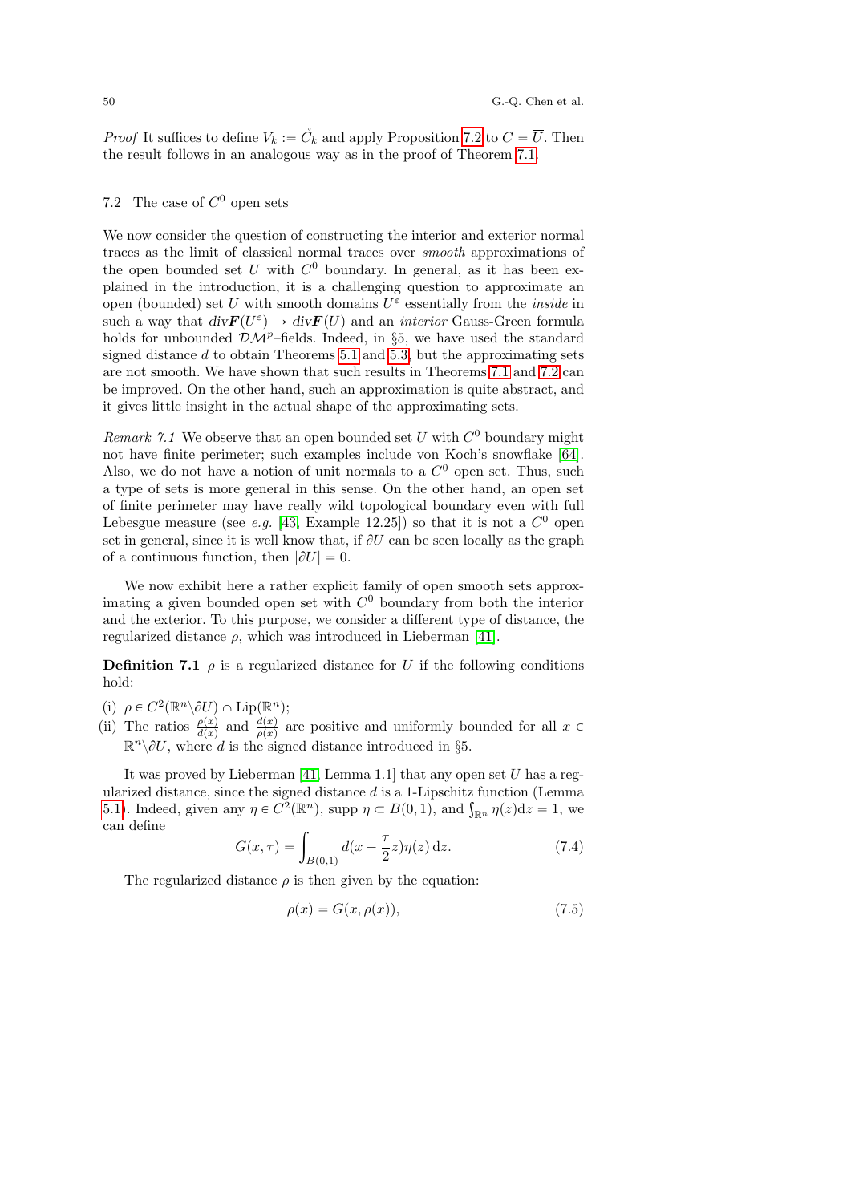*Proof* It suffices to define $V_k := \mathring{C}_k$ and apply Proposition 7.2 to $C = \overline{U}$. Then the result follows in an analogous way as in the proof of Theorem 7.1.

### 7.2 The case of $C^0$ open sets

We now consider the question of constructing the interior and exterior normal traces as the limit of classical normal traces over *smooth* approximations of the open bounded set $U$ with $C^0$ boundary. In general, as it has been explained in the introduction, it is a challenging question to approximate an open (bounded) set $U$ with smooth domains $U^\varepsilon$ essentially from the *inside* in such a way that $div\boldsymbol{F}(U^\varepsilon) \to div\boldsymbol{F}(U)$ and an *interior* Gauss-Green formula holds for unbounded $\mathcal{DM}^p$–fields. Indeed, in §5, we have used the standard signed distance $d$ to obtain Theorems 5.1 and 5.3, but the approximating sets are not smooth. We have shown that such results in Theorems 7.1 and 7.2 can be improved. On the other hand, such an approximation is quite abstract, and it gives little insight in the actual shape of the approximating sets.

*Remark 7.1* We observe that an open bounded set $U$ with $C^0$ boundary might not have finite perimeter; such examples include von Koch's snowflake [64]. Also, we do not have a notion of unit normals to a $C^0$ open set. Thus, such a type of sets is more general in this sense. On the other hand, an open set of finite perimeter may have really wild topological boundary even with full Lebesgue measure (see *e.g.* [43, Example 12.25]) so that it is not a $C^0$ open set in general, since it is well know that, if $\partial U$ can be seen locally as the graph of a continuous function, then $|\partial U| = 0$.

We now exhibit here a rather explicit family of open smooth sets approximating a given bounded open set with $C^0$ boundary from both the interior and the exterior. To this purpose, we consider a different type of distance, the regularized distance $\rho$, which was introduced in Lieberman [41].

**Definition 7.1** $\rho$ is a regularized distance for $U$ if the following conditions hold:

(i) $\rho \in C^2(\mathbb{R}^n \backslash \partial U) \cap \mathrm{Lip}(\mathbb{R}^n)$;
(ii) The ratios $\frac{\rho(x)}{d(x)}$ and $\frac{d(x)}{\rho(x)}$ are positive and uniformly bounded for all $x \in \mathbb{R}^n \backslash \partial U$, where $d$ is the signed distance introduced in §5.

It was proved by Lieberman [41, Lemma 1.1] that any open set $U$ has a regularized distance, since the signed distance $d$ is a 1-Lipschitz function (Lemma 5.1). Indeed, given any $\eta \in C^2(\mathbb{R}^n)$, $\operatorname{supp} \eta \subset B(0,1)$, and $\int_{\mathbb{R}^n} \eta(z)\mathrm{d}z = 1$, we can define

$$G(x,\tau) = \int_{B(0,1)} d(x - \frac{\tau}{2}z)\eta(z)\,\mathrm{d}z. \tag{7.4}$$

The regularized distance $\rho$ is then given by the equation:

$$\rho(x) = G(x, \rho(x)), \tag{7.5}$$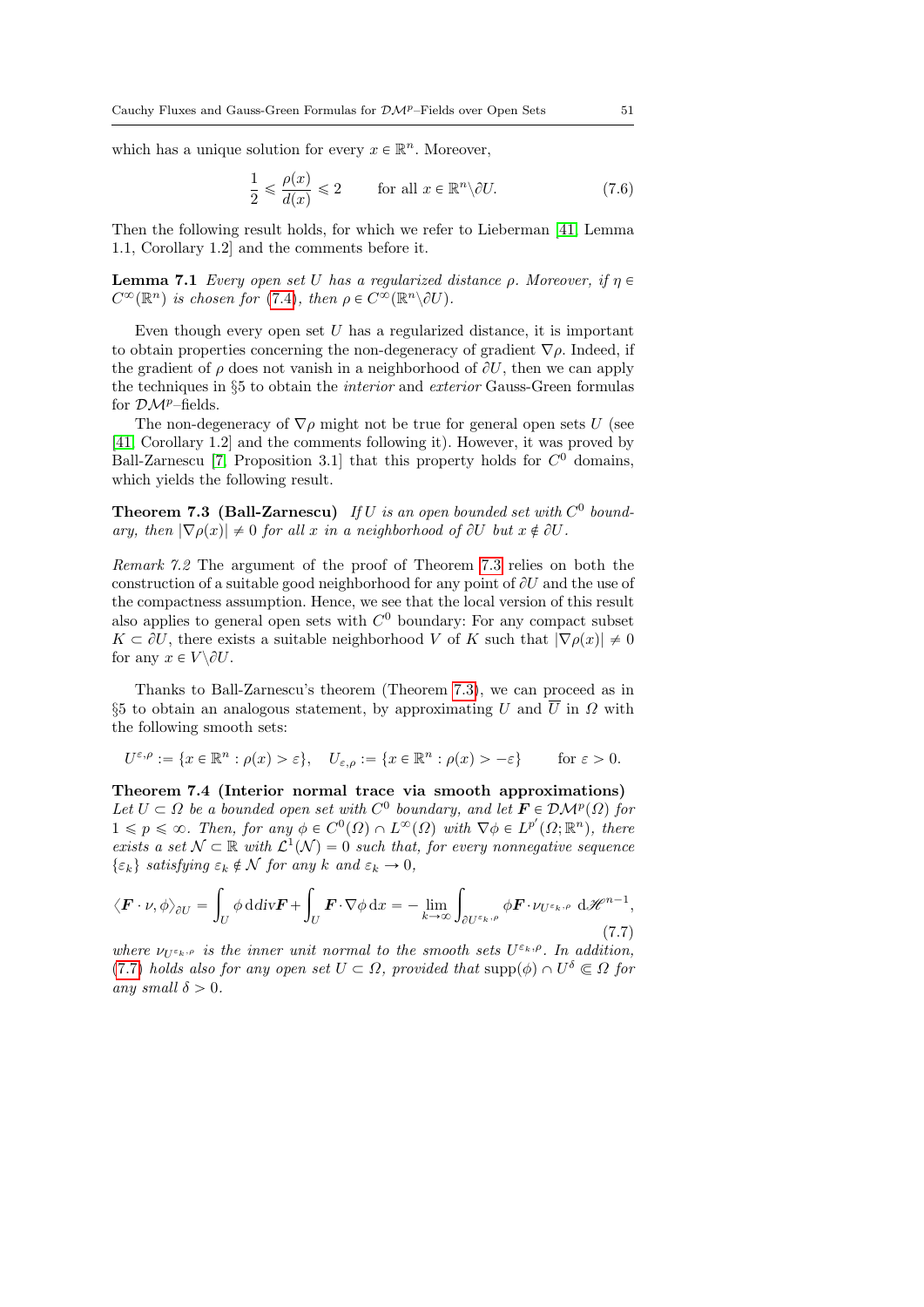which has a unique solution for every $x \in \mathbb{R}^n$. Moreover,

$$\frac{1}{2} \leqslant \frac{\rho(x)}{d(x)} \leqslant 2 \qquad \text{for all } x \in \mathbb{R}^n \backslash \partial U. \tag{7.6}$$

Then the following result holds, for which we refer to Lieberman [41, Lemma 1.1, Corollary 1.2] and the comments before it.

**Lemma 7.1** *Every open set $U$ has a regularized distance $\rho$. Moreover, if $\eta \in C^\infty(\mathbb{R}^n)$ is chosen for (7.4), then $\rho \in C^\infty(\mathbb{R}^n \backslash \partial U)$.*

Even though every open set $U$ has a regularized distance, it is important to obtain properties concerning the non-degeneracy of gradient $\nabla\rho$. Indeed, if the gradient of $\rho$ does not vanish in a neighborhood of $\partial U$, then we can apply the techniques in §5 to obtain the *interior* and *exterior* Gauss-Green formulas for $\mathcal{DM}^p$–fields.

The non-degeneracy of $\nabla\rho$ might not be true for general open sets $U$ (see [41, Corollary 1.2] and the comments following it). However, it was proved by Ball-Zarnescu [7, Proposition 3.1] that this property holds for $C^0$ domains, which yields the following result.

**Theorem 7.3 (Ball-Zarnescu)** *If $U$ is an open bounded set with $C^0$ boundary, then $|\nabla\rho(x)| \neq 0$ for all $x$ in a neighborhood of $\partial U$ but $x \notin \partial U$.*

*Remark 7.2* The argument of the proof of Theorem 7.3 relies on both the construction of a suitable good neighborhood for any point of $\partial U$ and the use of the compactness assumption. Hence, we see that the local version of this result also applies to general open sets with $C^0$ boundary: For any compact subset $K \subset \partial U$, there exists a suitable neighborhood $V$ of $K$ such that $|\nabla\rho(x)| \neq 0$ for any $x \in V \backslash \partial U$.

Thanks to Ball-Zarnescu's theorem (Theorem 7.3), we can proceed as in §5 to obtain an analogous statement, by approximating $U$ and $\overline{U}$ in $\Omega$ with the following smooth sets:

$$U^{\varepsilon,\rho} := \{x \in \mathbb{R}^n : \rho(x) > \varepsilon\}, \quad U_{\varepsilon,\rho} := \{x \in \mathbb{R}^n : \rho(x) > -\varepsilon\} \qquad \text{for } \varepsilon > 0.$$

**Theorem 7.4 (Interior normal trace via smooth approximations)** *Let $U \subset \Omega$ be a bounded open set with $C^0$ boundary, and let $\boldsymbol{F} \in \mathcal{DM}^p(\Omega)$ for $1 \leqslant p \leqslant \infty$. Then, for any $\phi \in C^0(\Omega) \cap L^\infty(\Omega)$ with $\nabla\phi \in L^{p'}(\Omega;\mathbb{R}^n)$, there exists a set $\mathcal{N} \subset \mathbb{R}$ with $\mathcal{L}^1(\mathcal{N}) = 0$ such that, for every nonnegative sequence $\{\varepsilon_k\}$ satisfying $\varepsilon_k \notin \mathcal{N}$ for any $k$ and $\varepsilon_k \to 0$,*

$$\langle \boldsymbol{F} \cdot \nu, \phi \rangle_{\partial U} = \int_U \phi \,\mathrm{d}\mathrm{div}\boldsymbol{F} + \int_U \boldsymbol{F} \cdot \nabla\phi \,\mathrm{d}x = -\lim_{k\to\infty} \int_{\partial U^{\varepsilon_k,\rho}} \phi \boldsymbol{F} \cdot \nu_{U^{\varepsilon_k,\rho}} \,\mathrm{d}\mathscr{H}^{n-1}, \tag{7.7}$$

*where $\nu_{U^{\varepsilon_k,\rho}}$ is the inner unit normal to the smooth sets $U^{\varepsilon_k,\rho}$. In addition, (7.7) holds also for any open set $U \subset \Omega$, provided that $\mathrm{supp}(\phi) \cap U^\delta \Subset \Omega$ for any small $\delta > 0$.*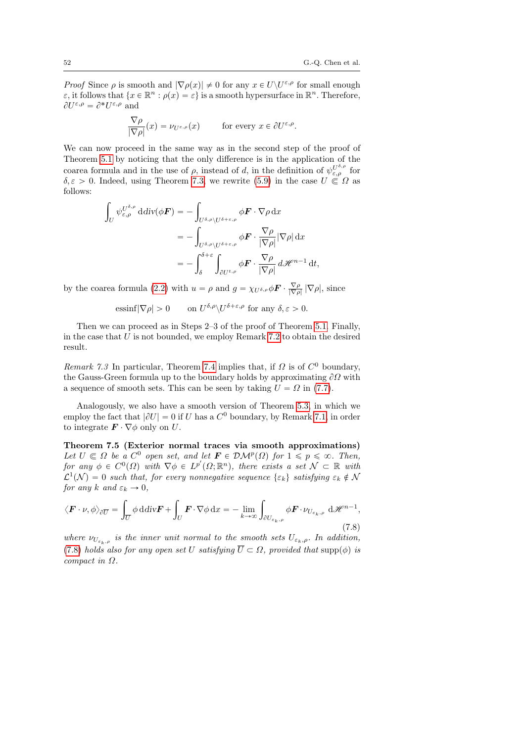*Proof* Since $\rho$ is smooth and $|\nabla\rho(x)| \neq 0$ for any $x \in U \backslash U^{\varepsilon,\rho}$ for small enough $\varepsilon$, it follows that $\{x \in \mathbb{R}^n : \rho(x) = \varepsilon\}$ is a smooth hypersurface in $\mathbb{R}^n$. Therefore, $\partial U^{\varepsilon,\rho} = \partial^* U^{\varepsilon,\rho}$ and

$$\frac{\nabla\rho}{|\nabla\rho|}(x) = \nu_{U^{\varepsilon,\rho}}(x) \qquad \text{for every } x \in \partial U^{\varepsilon,\rho}.$$

We can now proceed in the same way as in the second step of the proof of Theorem 5.1 by noticing that the only difference is in the application of the coarea formula and in the use of $\rho$, instead of $d$, in the definition of $\psi^{U^{\delta,\rho}}_{\varepsilon,\rho}$ for $\delta, \varepsilon > 0$. Indeed, using Theorem 7.3, we rewrite (5.9) in the case $U \Subset \Omega$ as follows:

$$\begin{aligned}
\int_U \psi^{U^{\delta,\rho}}_{\varepsilon,\rho} \, \mathrm{d}\mathrm{div}(\phi \boldsymbol{F}) &= -\int_{U^{\delta,\rho} \backslash U^{\delta+\varepsilon,\rho}} \phi \boldsymbol{F} \cdot \nabla\rho \, \mathrm{d}x \\
&= -\int_{U^{\delta,\rho} \backslash U^{\delta+\varepsilon,\rho}} \phi \boldsymbol{F} \cdot \frac{\nabla\rho}{|\nabla\rho|} |\nabla\rho| \, \mathrm{d}x \\
&= -\int_\delta^{\delta+\varepsilon} \int_{\partial U^{t,\rho}} \phi \boldsymbol{F} \cdot \frac{\nabla\rho}{|\nabla\rho|} \, d\mathscr{H}^{n-1} \, \mathrm{d}t,
\end{aligned}$$

by the coarea formula (2.2) with $u = \rho$ and $g = \chi_{U^{\delta,\rho}} \phi \boldsymbol{F} \cdot \frac{\nabla\rho}{|\nabla\rho|} |\nabla\rho|$, since

$$\mathrm{essinf}|\nabla\rho| > 0 \qquad \text{on } U^{\delta,\rho} \backslash U^{\delta+\varepsilon,\rho} \text{ for any } \delta, \varepsilon > 0.$$

Then we can proceed as in Steps 2–3 of the proof of Theorem 5.1. Finally, in the case that $U$ is not bounded, we employ Remark 7.2 to obtain the desired result.

*Remark 7.3* In particular, Theorem 7.4 implies that, if $\Omega$ is of $C^0$ boundary, the Gauss-Green formula up to the boundary holds by approximating $\partial\Omega$ with a sequence of smooth sets. This can be seen by taking $U = \Omega$ in (7.7).

Analogously, we also have a smooth version of Theorem 5.3, in which we employ the fact that $|\partial U| = 0$ if $U$ has a $C^0$ boundary, by Remark 7.1, in order to integrate $\boldsymbol{F} \cdot \nabla\phi$ only on $U$.

**Theorem 7.5 (Exterior normal traces via smooth approximations)** *Let $U \Subset \Omega$ be a $C^0$ open set, and let $\boldsymbol{F} \in \mathcal{DM}^p(\Omega)$ for $1 \leqslant p \leqslant \infty$. Then, for any $\phi \in C^0(\Omega)$ with $\nabla\phi \in L^{p'}(\Omega;\mathbb{R}^n)$, there exists a set $\mathcal{N} \subset \mathbb{R}$ with $\mathcal{L}^1(\mathcal{N}) = 0$ such that, for every nonnegative sequence $\{\varepsilon_k\}$ satisfying $\varepsilon_k \notin \mathcal{N}$ for any $k$ and $\varepsilon_k \to 0$,*

$$\langle \boldsymbol{F} \cdot \nu, \phi \rangle_{\partial \overline{U}} = \int_{\overline{U}} \phi \, \mathrm{d}\mathrm{div}\boldsymbol{F} + \int_U \boldsymbol{F} \cdot \nabla\phi \, \mathrm{d}x = -\lim_{k\to\infty} \int_{\partial U_{\varepsilon_k,\rho}} \phi \boldsymbol{F} \cdot \nu_{U_{\varepsilon_k,\rho}} \, \mathrm{d}\mathscr{H}^{n-1}, \tag{7.8}$$

*where $\nu_{U_{\varepsilon_k,\rho}}$ is the inner unit normal to the smooth sets $U_{\varepsilon_k,\rho}$. In addition, (7.8) holds also for any open set $U$ satisfying $\overline{U} \subset \Omega$, provided that* $\mathrm{supp}(\phi)$ *is compact in $\Omega$.*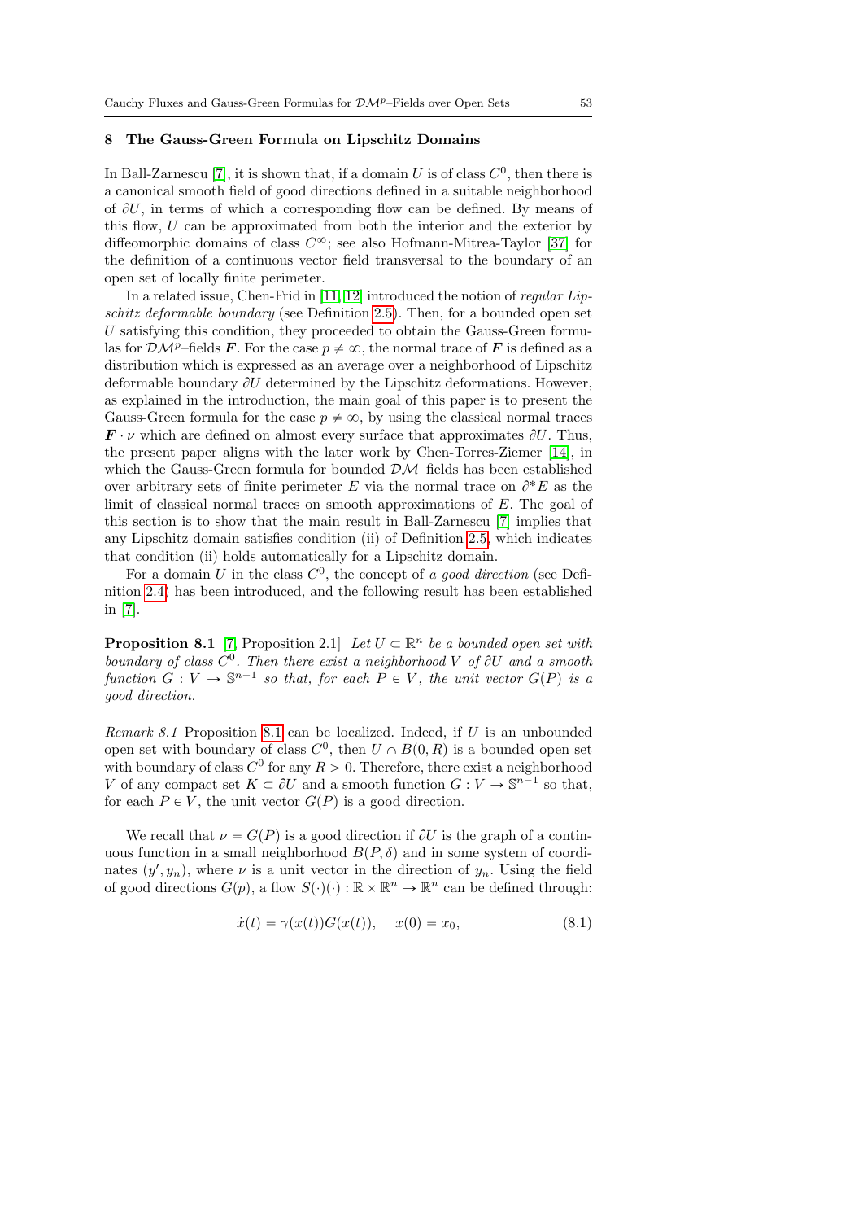## 8 The Gauss-Green Formula on Lipschitz Domains

In Ball-Zarnescu [7], it is shown that, if a domain $U$ is of class $C^0$, then there is a canonical smooth field of good directions defined in a suitable neighborhood of $\partial U$, in terms of which a corresponding flow can be defined. By means of this flow, $U$ can be approximated from both the interior and the exterior by diffeomorphic domains of class $C^\infty$; see also Hofmann-Mitrea-Taylor [37] for the definition of a continuous vector field transversal to the boundary of an open set of locally finite perimeter.

In a related issue, Chen-Frid in [11, 12] introduced the notion of *regular Lipschitz deformable boundary* (see Definition 2.5). Then, for a bounded open set $U$ satisfying this condition, they proceeded to obtain the Gauss-Green formulas for $\mathcal{DM}^p$–fields $\boldsymbol{F}$. For the case $p \neq \infty$, the normal trace of $\boldsymbol{F}$ is defined as a distribution which is expressed as an average over a neighborhood of Lipschitz deformable boundary $\partial U$ determined by the Lipschitz deformations. However, as explained in the introduction, the main goal of this paper is to present the Gauss-Green formula for the case $p \neq \infty$, by using the classical normal traces $\boldsymbol{F} \cdot \nu$ which are defined on almost every surface that approximates $\partial U$. Thus, the present paper aligns with the later work by Chen-Torres-Ziemer [14], in which the Gauss-Green formula for bounded $\mathcal{DM}$–fields has been established over arbitrary sets of finite perimeter $E$ via the normal trace on $\partial^* E$ as the limit of classical normal traces on smooth approximations of $E$. The goal of this section is to show that the main result in Ball-Zarnescu [7] implies that any Lipschitz domain satisfies condition (ii) of Definition 2.5, which indicates that condition (ii) holds automatically for a Lipschitz domain.

For a domain $U$ in the class $C^0$, the concept of *a good direction* (see Definition 2.4) has been introduced, and the following result has been established in [7].

**Proposition 8.1** [7, Proposition 2.1] *Let $U \subset \mathbb{R}^n$ be a bounded open set with boundary of class $C^0$. Then there exist a neighborhood $V$ of $\partial U$ and a smooth function $G : V \to \mathbb{S}^{n-1}$ so that, for each $P \in V$, the unit vector $G(P)$ is a good direction.*

*Remark 8.1* Proposition 8.1 can be localized. Indeed, if $U$ is an unbounded open set with boundary of class $C^0$, then $U \cap B(0, R)$ is a bounded open set with boundary of class $C^0$ for any $R > 0$. Therefore, there exist a neighborhood $V$ of any compact set $K \subset \partial U$ and a smooth function $G : V \to \mathbb{S}^{n-1}$ so that, for each $P \in V$, the unit vector $G(P)$ is a good direction.

We recall that $\nu = G(P)$ is a good direction if $\partial U$ is the graph of a continuous function in a small neighborhood $B(P, \delta)$ and in some system of coordinates $(y', y_n)$, where $\nu$ is a unit vector in the direction of $y_n$. Using the field of good directions $G(p)$, a flow $S(\cdot)(\cdot) : \mathbb{R} \times \mathbb{R}^n \to \mathbb{R}^n$ can be defined through:

$$\dot{x}(t) = \gamma(x(t))G(x(t)), \quad x(0) = x_0, \tag{8.1}$$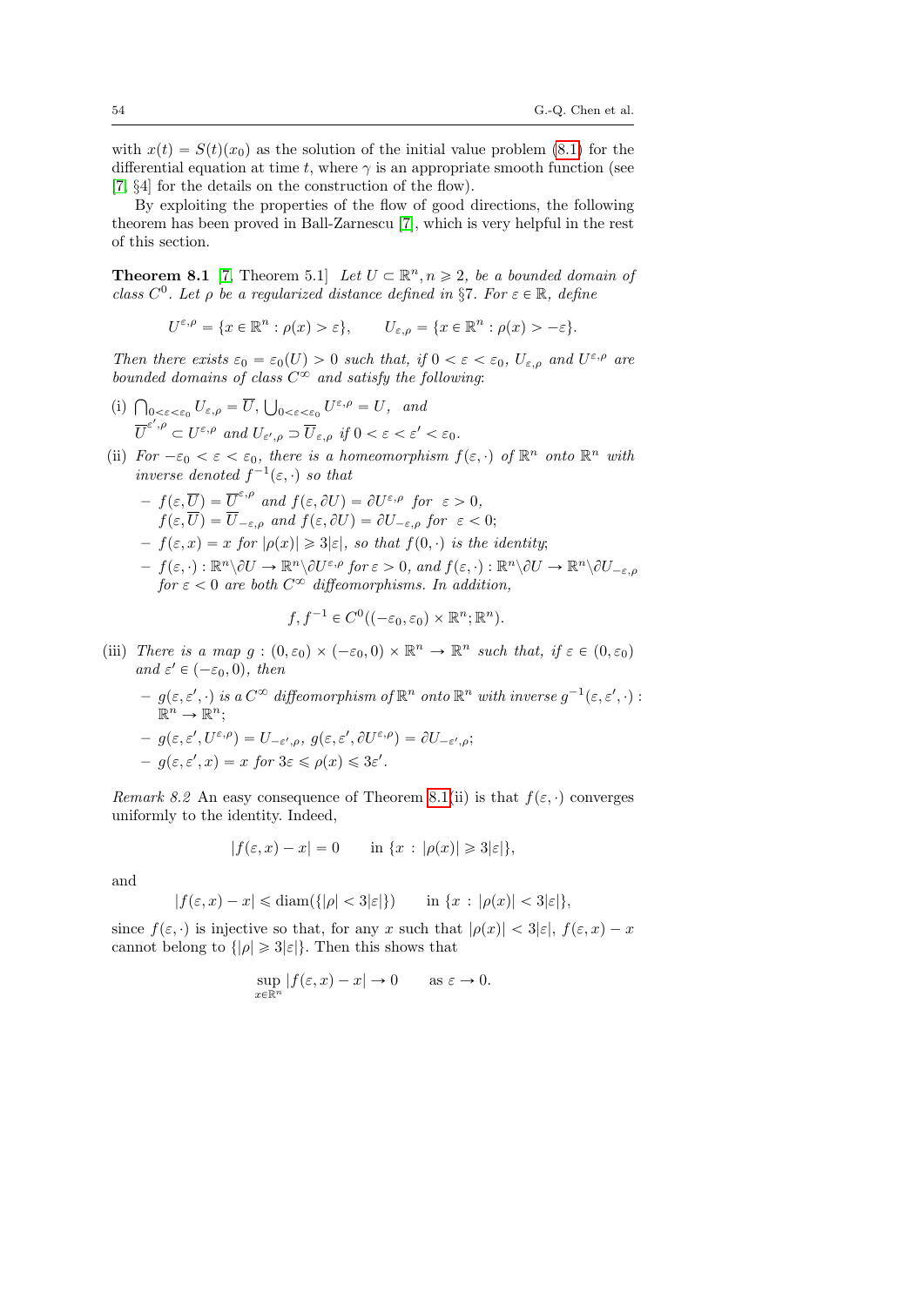with $x(t) = S(t)(x_0)$ as the solution of the initial value problem (8.1) for the differential equation at time $t$, where $\gamma$ is an appropriate smooth function (see [7, §4] for the details on the construction of the flow).

By exploiting the properties of the flow of good directions, the following theorem has been proved in Ball-Zarnescu [7], which is very helpful in the rest of this section.

**Theorem 8.1** [7, Theorem 5.1] *Let $U \subset \mathbb{R}^n, n \geqslant 2$, be a bounded domain of class $C^0$. Let $\rho$ be a regularized distance defined in §7. For $\varepsilon \in \mathbb{R}$, define*

$$U^{\varepsilon,\rho} = \{x \in \mathbb{R}^n : \rho(x) > \varepsilon\}, \qquad U_{\varepsilon,\rho} = \{x \in \mathbb{R}^n : \rho(x) > -\varepsilon\}.$$

*Then there exists $\varepsilon_0 = \varepsilon_0(U) > 0$ such that, if $0 < \varepsilon < \varepsilon_0$, $U_{\varepsilon,\rho}$ and $U^{\varepsilon,\rho}$ are bounded domains of class $C^\infty$ and satisfy the following:*

(i) $\bigcap_{0<\varepsilon<\varepsilon_0} U_{\varepsilon,\rho} = \overline{U}$, $\bigcup_{0<\varepsilon<\varepsilon_0} U^{\varepsilon,\rho} = U$, *and* $\overline{U}^{\varepsilon',\rho} \subset U^{\varepsilon,\rho}$ *and* $U_{\varepsilon',\rho} \supset \overline{U}_{\varepsilon,\rho}$ *if* $0 < \varepsilon < \varepsilon' < \varepsilon_0$.

(ii) *For $-\varepsilon_0 < \varepsilon < \varepsilon_0$, there is a homeomorphism $f(\varepsilon,\cdot)$ of $\mathbb{R}^n$ onto $\mathbb{R}^n$ with inverse denoted $f^{-1}(\varepsilon,\cdot)$ so that*
- $f(\varepsilon,\overline{U}) = \overline{U}^{\varepsilon,\rho}$ *and* $f(\varepsilon,\partial U) = \partial U^{\varepsilon,\rho}$ *for* $\varepsilon > 0$, $f(\varepsilon,\overline{U}) = \overline{U}_{-\varepsilon,\rho}$ *and* $f(\varepsilon,\partial U) = \partial U_{-\varepsilon,\rho}$ *for* $\varepsilon < 0$;
- $f(\varepsilon,x) = x$ *for* $|\rho(x)| \geqslant 3|\varepsilon|$, *so that* $f(0,\cdot)$ *is the identity*;
- $f(\varepsilon,\cdot) : \mathbb{R}^n\backslash\partial U \to \mathbb{R}^n\backslash\partial U^{\varepsilon,\rho}$ *for* $\varepsilon > 0$, *and* $f(\varepsilon,\cdot) : \mathbb{R}^n\backslash\partial U \to \mathbb{R}^n\backslash\partial U_{-\varepsilon,\rho}$ *for* $\varepsilon < 0$ *are both $C^\infty$ diffeomorphisms. In addition,*

$$f, f^{-1} \in C^0((-\varepsilon_0,\varepsilon_0)\times\mathbb{R}^n;\mathbb{R}^n).$$

(iii) *There is a map $g : (0,\varepsilon_0)\times(-\varepsilon_0,0)\times\mathbb{R}^n \to \mathbb{R}^n$ such that, if $\varepsilon \in (0,\varepsilon_0)$ and $\varepsilon' \in (-\varepsilon_0,0)$, then*
- $g(\varepsilon,\varepsilon',\cdot)$ *is a $C^\infty$ diffeomorphism of $\mathbb{R}^n$ onto $\mathbb{R}^n$ with inverse* $g^{-1}(\varepsilon,\varepsilon',\cdot) : \mathbb{R}^n \to \mathbb{R}^n$;
- $g(\varepsilon,\varepsilon',U^{\varepsilon,\rho}) = U_{-\varepsilon',\rho}$, $g(\varepsilon,\varepsilon',\partial U^{\varepsilon,\rho}) = \partial U_{-\varepsilon',\rho}$;
- $g(\varepsilon,\varepsilon',x) = x$ *for* $3\varepsilon \leqslant \rho(x) \leqslant 3\varepsilon'$.

*Remark 8.2* An easy consequence of Theorem 8.1(ii) is that $f(\varepsilon,\cdot)$ converges uniformly to the identity. Indeed,

$$|f(\varepsilon,x) - x| = 0 \qquad \text{in } \{x : |\rho(x)| \geqslant 3|\varepsilon|\},$$

and

$$|f(\varepsilon,x) - x| \leqslant \operatorname{diam}(\{|\rho| < 3|\varepsilon|\}) \qquad \text{in } \{x : |\rho(x)| < 3|\varepsilon|\},$$

since $f(\varepsilon,\cdot)$ is injective so that, for any $x$ such that $|\rho(x)| < 3|\varepsilon|$, $f(\varepsilon,x) - x$ cannot belong to $\{|\rho| \geqslant 3|\varepsilon|\}$. Then this shows that

$$\sup_{x\in\mathbb{R}^n} |f(\varepsilon,x) - x| \to 0 \qquad \text{as } \varepsilon \to 0.$$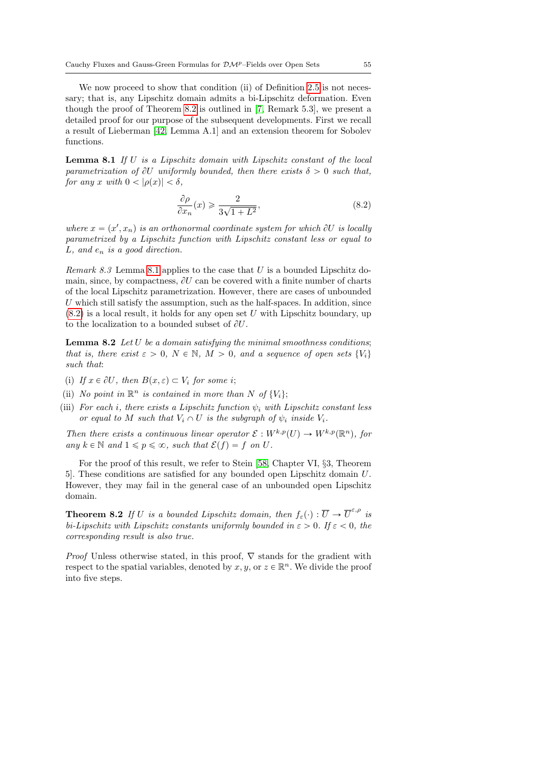We now proceed to show that condition (ii) of Definition 2.5 is not necessary; that is, any Lipschitz domain admits a bi-Lipschitz deformation. Even though the proof of Theorem 8.2 is outlined in [7, Remark 5.3], we present a detailed proof for our purpose of the subsequent developments. First we recall a result of Lieberman [42, Lemma A.1] and an extension theorem for Sobolev functions.

**Lemma 8.1** *If $U$ is a Lipschitz domain with Lipschitz constant of the local parametrization of $\partial U$ uniformly bounded, then there exists $\delta > 0$ such that, for any $x$ with $0 < |\rho(x)| < \delta$,*

$$\frac{\partial \rho}{\partial x_n}(x) \geqslant \frac{2}{3\sqrt{1+L^2}}, \tag{8.2}$$

*where $x = (x', x_n)$ is an orthonormal coordinate system for which $\partial U$ is locally parametrized by a Lipschitz function with Lipschitz constant less or equal to $L$, and $e_n$ is a good direction.*

*Remark 8.3* Lemma 8.1 applies to the case that $U$ is a bounded Lipschitz domain, since, by compactness, $\partial U$ can be covered with a finite number of charts of the local Lipschitz parametrization. However, there are cases of unbounded $U$ which still satisfy the assumption, such as the half-spaces. In addition, since (8.2) is a local result, it holds for any open set $U$ with Lipschitz boundary, up to the localization to a bounded subset of $\partial U$.

**Lemma 8.2** *Let $U$ be a domain satisfying the minimal smoothness conditions; that is, there exist $\varepsilon > 0$, $N \in \mathbb{N}$, $M > 0$, and a sequence of open sets $\{V_i\}$ such that:*

- (i) *If $x \in \partial U$, then $B(x, \varepsilon) \subset V_i$ for some $i$;*
- (ii) *No point in $\mathbb{R}^n$ is contained in more than $N$ of $\{V_i\}$;*
- (iii) *For each $i$, there exists a Lipschitz function $\psi_i$ with Lipschitz constant less or equal to $M$ such that $V_i \cap U$ is the subgraph of $\psi_i$ inside $V_i$.*

*Then there exists a continuous linear operator $\mathcal{E} : W^{k,p}(U) \to W^{k,p}(\mathbb{R}^n)$, for any $k \in \mathbb{N}$ and $1 \leqslant p \leqslant \infty$, such that $\mathcal{E}(f) = f$ on $U$.*

For the proof of this result, we refer to Stein [58, Chapter VI, §3, Theorem 5]. These conditions are satisfied for any bounded open Lipschitz domain $U$. However, they may fail in the general case of an unbounded open Lipschitz domain.

**Theorem 8.2** *If $U$ is a bounded Lipschitz domain, then $f_\varepsilon(\cdot) : \overline{U} \to \overline{U}^{\varepsilon,\rho}$ is bi-Lipschitz with Lipschitz constants uniformly bounded in $\varepsilon > 0$. If $\varepsilon < 0$, the corresponding result is also true.*

*Proof* Unless otherwise stated, in this proof, $\nabla$ stands for the gradient with respect to the spatial variables, denoted by $x, y$, or $z \in \mathbb{R}^n$. We divide the proof into five steps.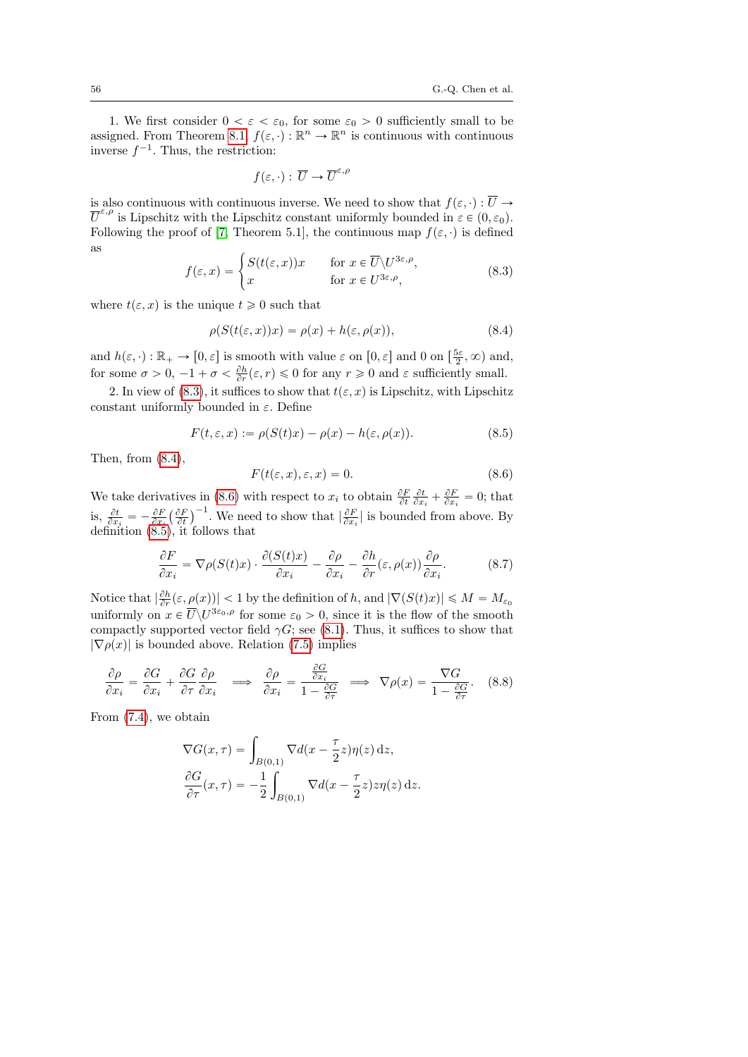1. We first consider $0 < \varepsilon < \varepsilon_0$, for some $\varepsilon_0 > 0$ sufficiently small to be assigned. From Theorem 8.1, $f(\varepsilon, \cdot) : \mathbb{R}^n \to \mathbb{R}^n$ is continuous with continuous inverse $f^{-1}$. Thus, the restriction:

$$f(\varepsilon, \cdot) : \overline{U} \to \overline{U}^{\varepsilon,\rho}$$

is also continuous with continuous inverse. We need to show that $f(\varepsilon, \cdot) : \overline{U} \to \overline{U}^{\varepsilon,\rho}$ is Lipschitz with the Lipschitz constant uniformly bounded in $\varepsilon \in (0, \varepsilon_0)$. Following the proof of [7, Theorem 5.1], the continuous map $f(\varepsilon, \cdot)$ is defined as

$$f(\varepsilon, x) = \begin{cases} S(t(\varepsilon, x))x & \text{for } x \in \overline{U} \backslash U^{3\varepsilon,\rho}, \\ x & \text{for } x \in U^{3\varepsilon,\rho}, \end{cases} \tag{8.3}$$

where $t(\varepsilon, x)$ is the unique $t \geqslant 0$ such that

$$\rho(S(t(\varepsilon, x))x) = \rho(x) + h(\varepsilon, \rho(x)), \tag{8.4}$$

and $h(\varepsilon, \cdot) : \mathbb{R}_+ \to [0, \varepsilon]$ is smooth with value $\varepsilon$ on $[0, \varepsilon]$ and 0 on $[\frac{5\varepsilon}{2}, \infty)$ and, for some $\sigma > 0$, $-1 + \sigma < \frac{\partial h}{\partial r}(\varepsilon, r) \leqslant 0$ for any $r \geqslant 0$ and $\varepsilon$ sufficiently small.

2. In view of (8.3), it suffices to show that $t(\varepsilon, x)$ is Lipschitz, with Lipschitz constant uniformly bounded in $\varepsilon$. Define

$$F(t, \varepsilon, x) := \rho(S(t)x) - \rho(x) - h(\varepsilon, \rho(x)). \tag{8.5}$$

Then, from (8.4),

$$F(t(\varepsilon, x), \varepsilon, x) = 0. \tag{8.6}$$

We take derivatives in (8.6) with respect to $x_i$ to obtain $\frac{\partial F}{\partial t}\frac{\partial t}{\partial x_i} + \frac{\partial F}{\partial x_i} = 0$; that is, $\frac{\partial t}{\partial x_i} = -\frac{\partial F}{\partial x_i}\big(\frac{\partial F}{\partial t}\big)^{-1}$. We need to show that $|\frac{\partial F}{\partial x_i}|$ is bounded from above. By definition (8.5), it follows that

$$\frac{\partial F}{\partial x_i} = \nabla\rho(S(t)x) \cdot \frac{\partial (S(t)x)}{\partial x_i} - \frac{\partial \rho}{\partial x_i} - \frac{\partial h}{\partial r}(\varepsilon, \rho(x))\frac{\partial \rho}{\partial x_i}. \tag{8.7}$$

Notice that $|\frac{\partial h}{\partial r}(\varepsilon, \rho(x))| < 1$ by the definition of $h$, and $|\nabla(S(t)x)| \leqslant M = M_{\varepsilon_0}$ uniformly on $x \in \overline{U} \backslash U^{3\varepsilon_0,\rho}$ for some $\varepsilon_0 > 0$, since it is the flow of the smooth compactly supported vector field $\gamma G$; see (8.1). Thus, it suffices to show that $|\nabla\rho(x)|$ is bounded above. Relation (7.5) implies

$$\frac{\partial \rho}{\partial x_i} = \frac{\partial G}{\partial x_i} + \frac{\partial G}{\partial \tau}\frac{\partial \rho}{\partial x_i} \implies \frac{\partial \rho}{\partial x_i} = \frac{\frac{\partial G}{\partial x_i}}{1 - \frac{\partial G}{\partial \tau}} \implies \nabla\rho(x) = \frac{\nabla G}{1 - \frac{\partial G}{\partial \tau}}. \tag{8.8}$$

From (7.4), we obtain

$$\nabla G(x, \tau) = \int_{B(0,1)} \nabla d(x - \frac{\tau}{2}z)\eta(z)\,\mathrm{d}z,$$
$$\frac{\partial G}{\partial \tau}(x, \tau) = -\frac{1}{2}\int_{B(0,1)} \nabla d(x - \frac{\tau}{2}z)z\eta(z)\,\mathrm{d}z.$$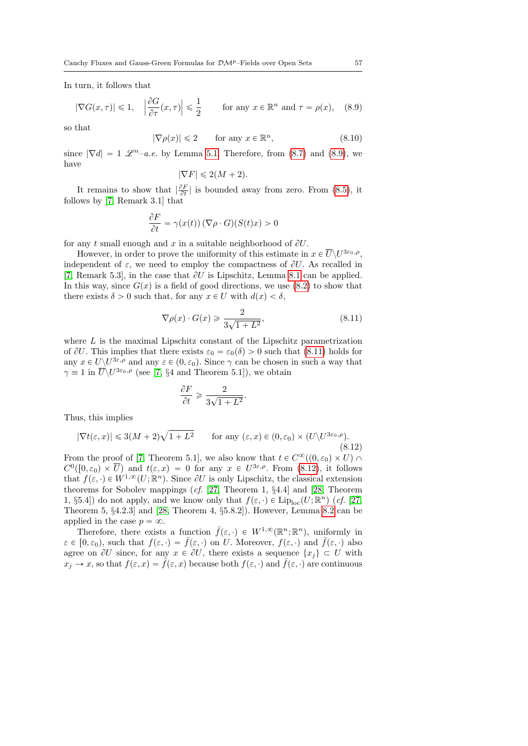In turn, it follows that

$$|\nabla G(x,\tau)| \leqslant 1, \quad \left|\frac{\partial G}{\partial \tau}(x,\tau)\right| \leqslant \frac{1}{2} \qquad \text{for any } x \in \mathbb{R}^n \text{ and } \tau = \rho(x), \tag{8.9}$$

so that

$$|\nabla \rho(x)| \leqslant 2 \qquad \text{for any } x \in \mathbb{R}^n, \tag{8.10}$$

since $|\nabla d| = 1$ $\mathscr{L}^n$–*a.e.* by Lemma 5.1. Therefore, from (8.7) and (8.9), we have

$$|\nabla F| \leqslant 2(M+2).$$

It remains to show that $|\frac{\partial F}{\partial t}|$ is bounded away from zero. From (8.5), it follows by [7, Remark 3.1] that

$$\frac{\partial F}{\partial t} = \gamma(x(t))\,(\nabla\rho \cdot G)(S(t)x) > 0$$

for any $t$ small enough and $x$ in a suitable neighborhood of $\partial U$.

However, in order to prove the uniformity of this estimate in $x \in \overline{U}\backslash U^{3\varepsilon_0,\rho}$, independent of $\varepsilon$, we need to employ the compactness of $\partial U$. As recalled in [7, Remark 5.3], in the case that $\partial U$ is Lipschitz, Lemma 8.1 can be applied. In this way, since $G(x)$ is a field of good directions, we use (8.2) to show that there exists $\delta > 0$ such that, for any $x \in U$ with $d(x) < \delta$,

$$\nabla \rho(x) \cdot G(x) \geqslant \frac{2}{3\sqrt{1+L^2}}, \tag{8.11}$$

where $L$ is the maximal Lipschitz constant of the Lipschitz parametrization of $\partial U$. This implies that there exists $\varepsilon_0 = \varepsilon_0(\delta) > 0$ such that (8.11) holds for any $x \in U\backslash U^{3\varepsilon,\rho}$ and any $\varepsilon \in (0,\varepsilon_0)$. Since $\gamma$ can be chosen in such a way that $\gamma \equiv 1$ in $\overline{U}\backslash U^{3\varepsilon_0,\rho}$ (see [7, §4 and Theorem 5.1]), we obtain

$$\frac{\partial F}{\partial t} \geqslant \frac{2}{3\sqrt{1+L^2}}.$$

Thus, this implies

$$|\nabla t(\varepsilon, x)| \leqslant 3(M+2)\sqrt{1+L^2} \qquad \text{for any } (\varepsilon, x) \in (0,\varepsilon_0) \times (U\backslash U^{3\varepsilon_0,\rho}). \tag{8.12}$$

From the proof of [7, Theorem 5.1], we also know that $t \in C^\infty((0,\varepsilon_0) \times U) \cap C^0([0,\varepsilon_0) \times \overline{U})$ and $t(\varepsilon, x) = 0$ for any $x \in U^{3\varepsilon,\rho}$. From (8.12), it follows that $f(\varepsilon,\cdot) \in W^{1,\infty}(U;\mathbb{R}^n)$. Since $\partial U$ is only Lipschitz, the classical extension theorems for Sobolev mappings (*cf.* [27, Theorem 1, §4.4] and [28, Theorem 1, §5.4]) do not apply, and we know only that $f(\varepsilon,\cdot) \in \mathrm{Lip}_{\mathrm{loc}}(U;\mathbb{R}^n)$ (*cf.* [27, Theorem 5, §4.2.3] and [28, Theorem 4, §5.8.2]). However, Lemma 8.2 can be applied in the case $p = \infty$.

Therefore, there exists a function $\bar{f}(\varepsilon,\cdot) \in W^{1,\infty}(\mathbb{R}^n;\mathbb{R}^n)$, uniformly in $\varepsilon \in [0,\varepsilon_0)$, such that $f(\varepsilon,\cdot) = \bar{f}(\varepsilon,\cdot)$ on $U$. Moreover, $f(\varepsilon,\cdot)$ and $\bar{f}(\varepsilon,\cdot)$ also agree on $\partial U$ since, for any $x \in \partial U$, there exists a sequence $\{x_j\} \subset U$ with $x_j \to x$, so that $f(\varepsilon, x) = \bar{f}(\varepsilon, x)$ because both $f(\varepsilon,\cdot)$ and $\bar{f}(\varepsilon,\cdot)$ are continuous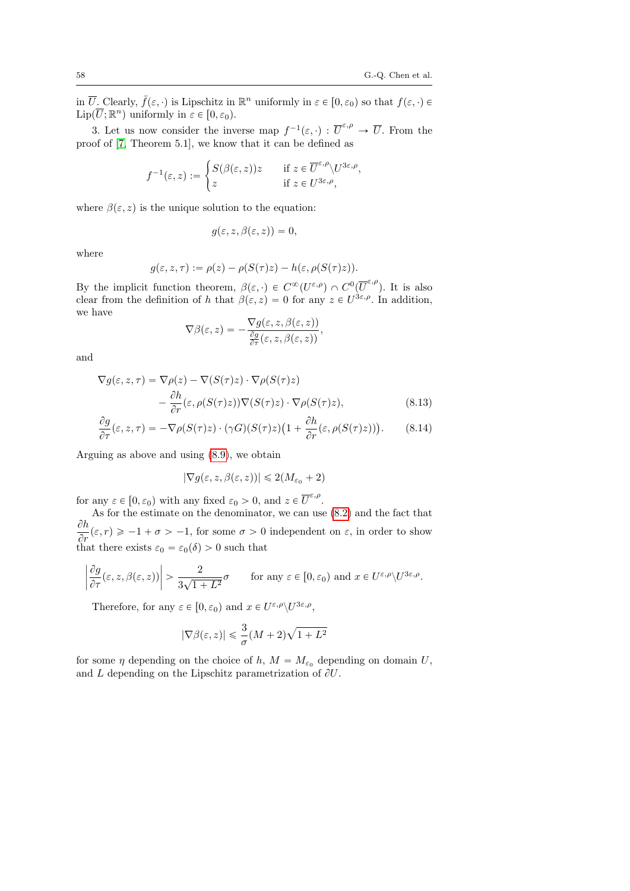in $\overline{U}$. Clearly, $\bar{f}(\varepsilon, \cdot)$ is Lipschitz in $\mathbb{R}^n$ uniformly in $\varepsilon \in [0, \varepsilon_0)$ so that $f(\varepsilon, \cdot) \in \mathrm{Lip}(\overline{U}; \mathbb{R}^n)$ uniformly in $\varepsilon \in [0, \varepsilon_0)$.

3. Let us now consider the inverse map $f^{-1}(\varepsilon, \cdot) : \overline{U}^{\varepsilon,\rho} \to \overline{U}$. From the proof of [7, Theorem 5.1], we know that it can be defined as

$$f^{-1}(\varepsilon, z) := \begin{cases} S(\beta(\varepsilon, z))z & \text{if } z \in \overline{U}^{\varepsilon,\rho} \backslash U^{3\varepsilon,\rho}, \\ z & \text{if } z \in U^{3\varepsilon,\rho}, \end{cases}$$

where $\beta(\varepsilon, z)$ is the unique solution to the equation:

$$g(\varepsilon, z, \beta(\varepsilon, z)) = 0,$$

where

$$g(\varepsilon, z, \tau) := \rho(z) - \rho(S(\tau)z) - h(\varepsilon, \rho(S(\tau)z)).$$

By the implicit function theorem, $\beta(\varepsilon, \cdot) \in C^\infty(U^{\varepsilon,\rho}) \cap C^0(\overline{U}^{\varepsilon,\rho})$. It is also clear from the definition of $h$ that $\beta(\varepsilon, z) = 0$ for any $z \in U^{3\varepsilon,\rho}$. In addition, we have

$$\nabla\beta(\varepsilon, z) = -\frac{\nabla g(\varepsilon, z, \beta(\varepsilon, z))}{\frac{\partial g}{\partial \tau}(\varepsilon, z, \beta(\varepsilon, z))},$$

and

$$\begin{aligned} \nabla g(\varepsilon, z, \tau) &= \nabla\rho(z) - \nabla(S(\tau)z) \cdot \nabla\rho(S(\tau)z) \\ &\quad - \frac{\partial h}{\partial r}(\varepsilon, \rho(S(\tau)z))\nabla(S(\tau)z) \cdot \nabla\rho(S(\tau)z), \end{aligned} \tag{8.13}$$

$$\frac{\partial g}{\partial \tau}(\varepsilon, z, \tau) = -\nabla\rho(S(\tau)z) \cdot (\gamma G)(S(\tau)z)\big(1 + \frac{\partial h}{\partial r}(\varepsilon, \rho(S(\tau)z))\big). \tag{8.14}$$

Arguing as above and using (8.9), we obtain

$$|\nabla g(\varepsilon, z, \beta(\varepsilon, z))| \leqslant 2(M_{\varepsilon_0} + 2)$$

for any $\varepsilon \in [0, \varepsilon_0)$ with any fixed $\varepsilon_0 > 0$, and $z \in \overline{U}^{\varepsilon,\rho}$.

As for the estimate on the denominator, we can use (8.2) and the fact that $\frac{\partial h}{\partial r}(\varepsilon, r) \geqslant -1 + \sigma > -1$, for some $\sigma > 0$ independent on $\varepsilon$, in order to show that there exists $\varepsilon_0 = \varepsilon_0(\delta) > 0$ such that

$$\left|\frac{\partial g}{\partial \tau}(\varepsilon, z, \beta(\varepsilon, z))\right| > \frac{2}{3\sqrt{1 + L^2}}\sigma \qquad \text{for any } \varepsilon \in [0, \varepsilon_0) \text{ and } x \in U^{\varepsilon,\rho} \backslash U^{3\varepsilon,\rho}.$$

Therefore, for any $\varepsilon \in [0, \varepsilon_0)$ and $x \in U^{\varepsilon,\rho} \backslash U^{3\varepsilon,\rho}$,

$$|\nabla\beta(\varepsilon, z)| \leqslant \frac{3}{\sigma}(M + 2)\sqrt{1 + L^2}$$

for some $\eta$ depending on the choice of $h$, $M = M_{\varepsilon_0}$ depending on domain $U$, and $L$ depending on the Lipschitz parametrization of $\partial U$.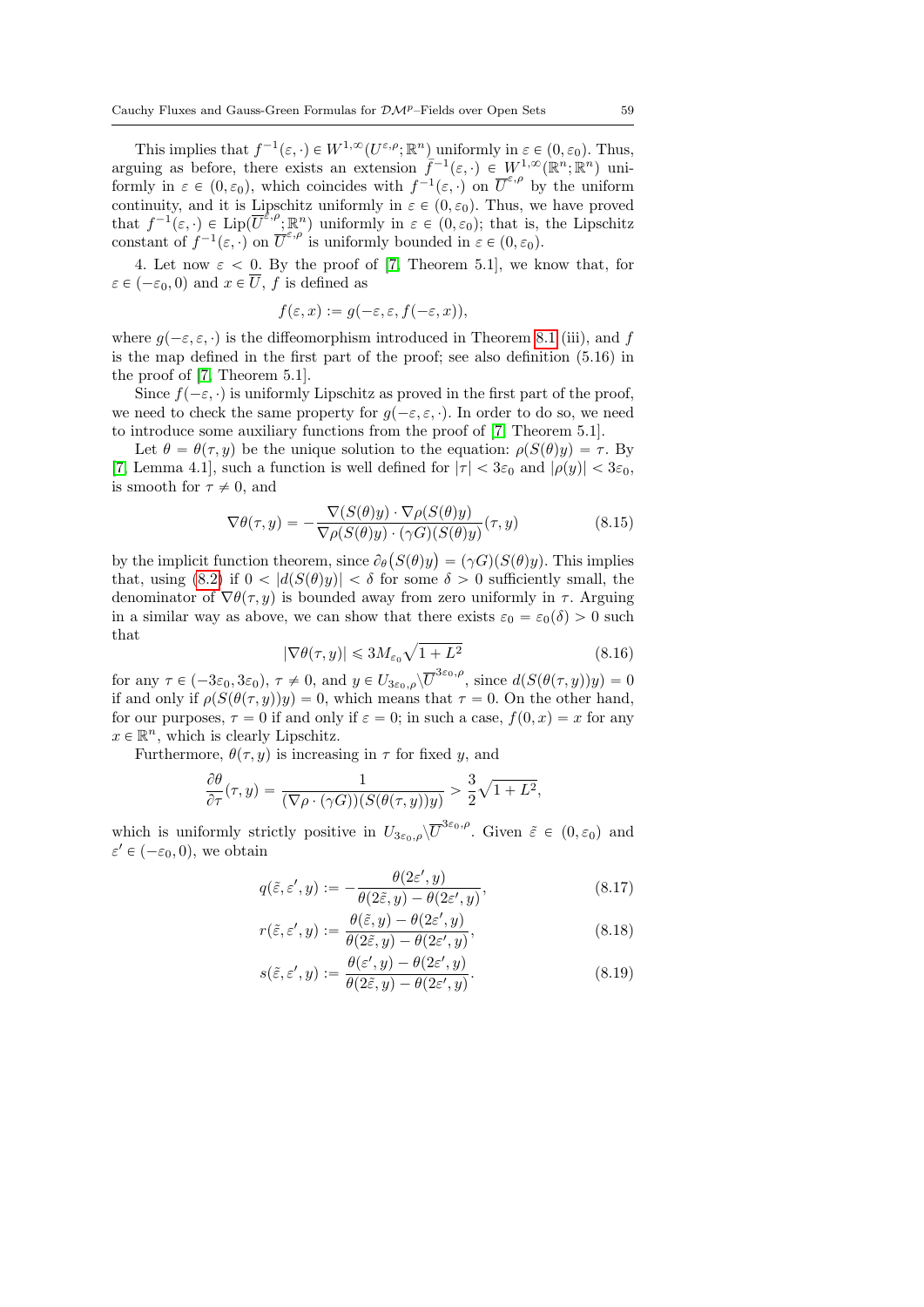This implies that $f^{-1}(\varepsilon, \cdot) \in W^{1,\infty}(U^{\varepsilon,\rho}; \mathbb{R}^n)$ uniformly in $\varepsilon \in (0, \varepsilon_0)$. Thus, arguing as before, there exists an extension $\tilde{f}^{-1}(\varepsilon, \cdot) \in W^{1,\infty}(\mathbb{R}^n; \mathbb{R}^n)$ uniformly in $\varepsilon \in (0, \varepsilon_0)$, which coincides with $f^{-1}(\varepsilon, \cdot)$ on $\overline{U}^{\varepsilon,\rho}$ by the uniform continuity, and it is Lipschitz uniformly in $\varepsilon \in (0, \varepsilon_0)$. Thus, we have proved that $f^{-1}(\varepsilon, \cdot) \in \mathrm{Lip}(\overline{U}^{\varepsilon,\rho}; \mathbb{R}^n)$ uniformly in $\varepsilon \in (0, \varepsilon_0)$; that is, the Lipschitz constant of $f^{-1}(\varepsilon, \cdot)$ on $\overline{U}^{\varepsilon,\rho}$ is uniformly bounded in $\varepsilon \in (0, \varepsilon_0)$.

4. Let now $\varepsilon < 0$. By the proof of [7, Theorem 5.1], we know that, for $\varepsilon \in (-\varepsilon_0, 0)$ and $x \in \overline{U}$, $f$ is defined as

$$f(\varepsilon, x) := g(-\varepsilon, \varepsilon, f(-\varepsilon, x)),$$

where $g(-\varepsilon, \varepsilon, \cdot)$ is the diffeomorphism introduced in Theorem 8.1 (iii), and $f$ is the map defined in the first part of the proof; see also definition (5.16) in the proof of [7, Theorem 5.1].

Since $f(-\varepsilon, \cdot)$ is uniformly Lipschitz as proved in the first part of the proof, we need to check the same property for $g(-\varepsilon, \varepsilon, \cdot)$. In order to do so, we need to introduce some auxiliary functions from the proof of [7, Theorem 5.1].

Let $\theta = \theta(\tau, y)$ be the unique solution to the equation: $\rho(S(\theta)y) = \tau$. By [7, Lemma 4.1], such a function is well defined for $|\tau| < 3\varepsilon_0$ and $|\rho(y)| < 3\varepsilon_0$, is smooth for $\tau \neq 0$, and

$$\nabla\theta(\tau, y) = -\frac{\nabla(S(\theta)y) \cdot \nabla\rho(S(\theta)y)}{\nabla\rho(S(\theta)y) \cdot (\gamma G)(S(\theta)y)}(\tau, y) \tag{8.15}$$

by the implicit function theorem, since $\partial_\theta\big(S(\theta)y\big) = (\gamma G)(S(\theta)y)$. This implies that, using (8.2) if $0 < |d(S(\theta)y)| < \delta$ for some $\delta > 0$ sufficiently small, the denominator of $\nabla\theta(\tau, y)$ is bounded away from zero uniformly in $\tau$. Arguing in a similar way as above, we can show that there exists $\varepsilon_0 = \varepsilon_0(\delta) > 0$ such that

$$|\nabla\theta(\tau, y)| \leqslant 3M_{\varepsilon_0}\sqrt{1 + L^2} \tag{8.16}$$

for any $\tau \in (-3\varepsilon_0, 3\varepsilon_0)$, $\tau \neq 0$, and $y \in U_{3\varepsilon_0,\rho} \backslash \overline{U}^{3\varepsilon_0,\rho}$, since $d(S(\theta(\tau, y))y) = 0$ if and only if $\rho(S(\theta(\tau, y))y) = 0$, which means that $\tau = 0$. On the other hand, for our purposes, $\tau = 0$ if and only if $\varepsilon = 0$; in such a case, $f(0, x) = x$ for any $x \in \mathbb{R}^n$, which is clearly Lipschitz.

Furthermore, $\theta(\tau, y)$ is increasing in $\tau$ for fixed $y$, and

$$\frac{\partial\theta}{\partial\tau}(\tau, y) = \frac{1}{(\nabla\rho \cdot (\gamma G))(S(\theta(\tau, y))y)} > \frac{3}{2}\sqrt{1 + L^2},$$

which is uniformly strictly positive in $U_{3\varepsilon_0,\rho} \backslash \overline{U}^{3\varepsilon_0,\rho}$. Given $\tilde{\varepsilon} \in (0, \varepsilon_0)$ and $\varepsilon' \in (-\varepsilon_0, 0)$, we obtain

$$q(\tilde{\varepsilon}, \varepsilon', y) := -\frac{\theta(2\varepsilon', y)}{\theta(2\tilde{\varepsilon}, y) - \theta(2\varepsilon', y)}, \tag{8.17}$$

$$r(\tilde{\varepsilon}, \varepsilon', y) := \frac{\theta(\tilde{\varepsilon}, y) - \theta(2\varepsilon', y)}{\theta(2\tilde{\varepsilon}, y) - \theta(2\varepsilon', y)}, \tag{8.18}$$

$$s(\tilde{\varepsilon}, \varepsilon', y) := \frac{\theta(\varepsilon', y) - \theta(2\varepsilon', y)}{\theta(2\tilde{\varepsilon}, y) - \theta(2\varepsilon', y)}. \tag{8.19}$$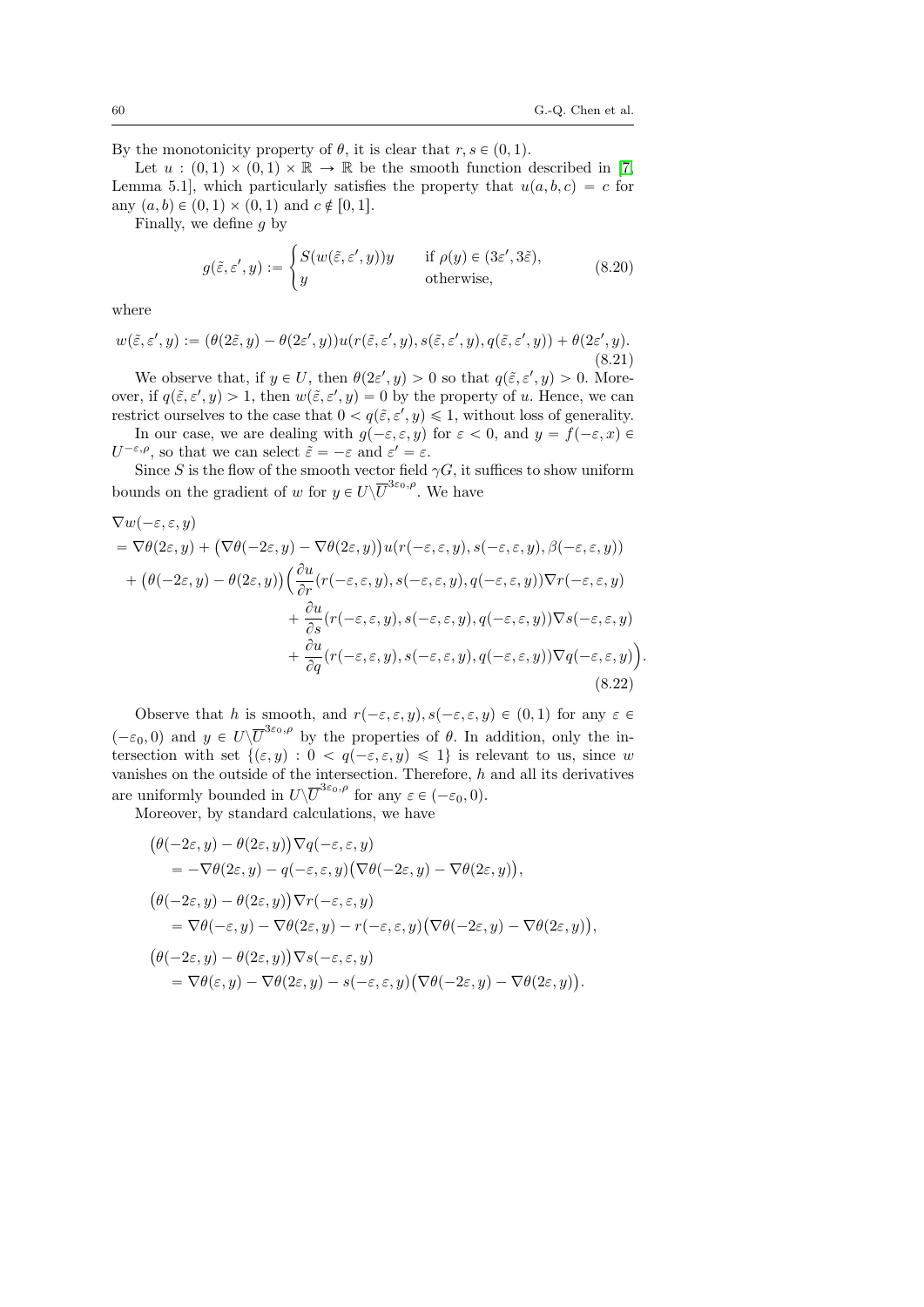By the monotonicity property of $\theta$, it is clear that $r, s \in (0,1)$.

Let $u : (0,1) \times (0,1) \times \mathbb{R} \to \mathbb{R}$ be the smooth function described in [7, Lemma 5.1], which particularly satisfies the property that $u(a,b,c) = c$ for any $(a,b) \in (0,1) \times (0,1)$ and $c \notin [0,1]$.

Finally, we define $g$ by

$$
g(\tilde{\varepsilon}, \varepsilon', y) := \begin{cases} S(w(\tilde{\varepsilon}, \varepsilon', y))y & \text{if } \rho(y) \in (3\varepsilon', 3\tilde{\varepsilon}), \\ y & \text{otherwise,} \end{cases} \tag{8.20}
$$

where

$$
w(\tilde{\varepsilon}, \varepsilon', y) := (\theta(2\tilde{\varepsilon}, y) - \theta(2\varepsilon', y)) u(r(\tilde{\varepsilon}, \varepsilon', y), s(\tilde{\varepsilon}, \varepsilon', y), q(\tilde{\varepsilon}, \varepsilon', y)) + \theta(2\varepsilon', y). \tag{8.21}
$$

We observe that, if $y \in U$, then $\theta(2\varepsilon', y) > 0$ so that $q(\tilde{\varepsilon}, \varepsilon', y) > 0$. Moreover, if $q(\tilde{\varepsilon}, \varepsilon', y) > 1$, then $w(\tilde{\varepsilon}, \varepsilon', y) = 0$ by the property of $u$. Hence, we can restrict ourselves to the case that $0 < q(\tilde{\varepsilon}, \varepsilon', y) \leqslant 1$, without loss of generality.

In our case, we are dealing with $g(-\varepsilon, \varepsilon, y)$ for $\varepsilon < 0$, and $y = f(-\varepsilon, x) \in U^{-\varepsilon, \rho}$, so that we can select $\tilde{\varepsilon} = -\varepsilon$ and $\varepsilon' = \varepsilon$.

Since $S$ is the flow of the smooth vector field $\gamma G$, it suffices to show uniform bounds on the gradient of $w$ for $y \in U \backslash \overline{U}^{3\varepsilon_0, \rho}$. We have

$$
\begin{aligned}
&\nabla w(-\varepsilon, \varepsilon, y) \\
&= \nabla \theta(2\varepsilon, y) + \big(\nabla \theta(-2\varepsilon, y) - \nabla \theta(2\varepsilon, y)\big) u(r(-\varepsilon, \varepsilon, y), s(-\varepsilon, \varepsilon, y), \beta(-\varepsilon, \varepsilon, y)) \\
&\quad + \big(\theta(-2\varepsilon, y) - \theta(2\varepsilon, y)\big) \Big( \frac{\partial u}{\partial r}(r(-\varepsilon, \varepsilon, y), s(-\varepsilon, \varepsilon, y), q(-\varepsilon, \varepsilon, y)) \nabla r(-\varepsilon, \varepsilon, y) \\
&\qquad\qquad + \frac{\partial u}{\partial s}(r(-\varepsilon, \varepsilon, y), s(-\varepsilon, \varepsilon, y), q(-\varepsilon, \varepsilon, y)) \nabla s(-\varepsilon, \varepsilon, y) \\
&\qquad\qquad + \frac{\partial u}{\partial q}(r(-\varepsilon, \varepsilon, y), s(-\varepsilon, \varepsilon, y), q(-\varepsilon, \varepsilon, y)) \nabla q(-\varepsilon, \varepsilon, y) \Big).
\end{aligned} \tag{8.22}
$$

Observe that $h$ is smooth, and $r(-\varepsilon, \varepsilon, y), s(-\varepsilon, \varepsilon, y) \in (0,1)$ for any $\varepsilon \in (-\varepsilon_0, 0)$ and $y \in U \backslash \overline{U}^{3\varepsilon_0, \rho}$ by the properties of $\theta$. In addition, only the intersection with set $\{(\varepsilon, y) : 0 < q(-\varepsilon, \varepsilon, y) \leqslant 1\}$ is relevant to us, since $w$ vanishes on the outside of the intersection. Therefore, $h$ and all its derivatives are uniformly bounded in $U \backslash \overline{U}^{3\varepsilon_0, \rho}$ for any $\varepsilon \in (-\varepsilon_0, 0)$.

Moreover, by standard calculations, we have

$$
\begin{aligned}
&\big(\theta(-2\varepsilon, y) - \theta(2\varepsilon, y)\big) \nabla q(-\varepsilon, \varepsilon, y) \\
&\quad = -\nabla \theta(2\varepsilon, y) - q(-\varepsilon, \varepsilon, y) \big(\nabla \theta(-2\varepsilon, y) - \nabla \theta(2\varepsilon, y)\big), \\
&\big(\theta(-2\varepsilon, y) - \theta(2\varepsilon, y)\big) \nabla r(-\varepsilon, \varepsilon, y) \\
&\quad = \nabla \theta(-\varepsilon, y) - \nabla \theta(2\varepsilon, y) - r(-\varepsilon, \varepsilon, y) \big(\nabla \theta(-2\varepsilon, y) - \nabla \theta(2\varepsilon, y)\big), \\
&\big(\theta(-2\varepsilon, y) - \theta(2\varepsilon, y)\big) \nabla s(-\varepsilon, \varepsilon, y) \\
&\quad = \nabla \theta(\varepsilon, y) - \nabla \theta(2\varepsilon, y) - s(-\varepsilon, \varepsilon, y) \big(\nabla \theta(-2\varepsilon, y) - \nabla \theta(2\varepsilon, y)\big).
\end{aligned}
$$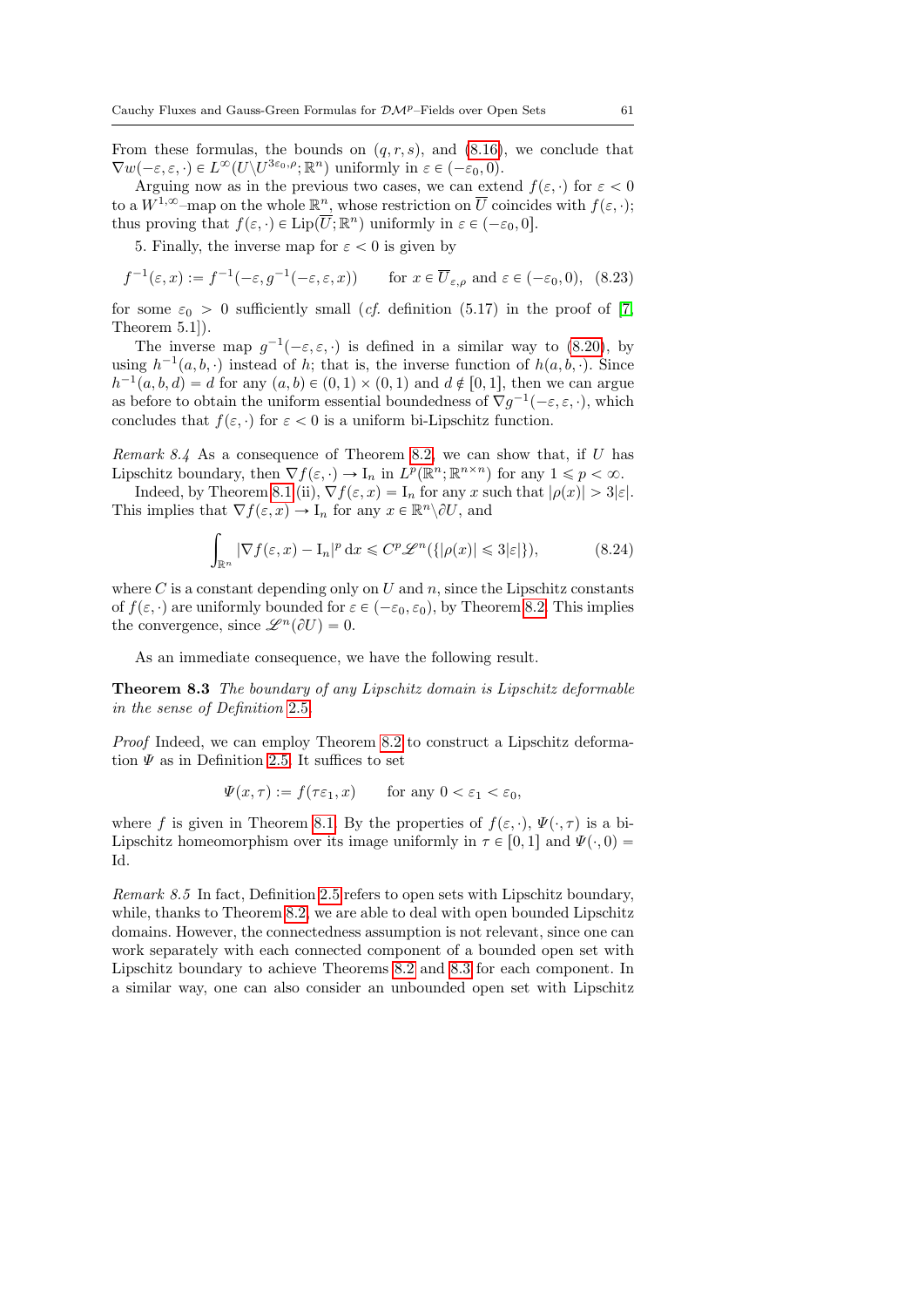From these formulas, the bounds on $(q, r, s)$, and (8.16), we conclude that $\nabla w(-\varepsilon, \varepsilon, \cdot) \in L^\infty(U \backslash U^{3\varepsilon_0, \rho}; \mathbb{R}^n)$ uniformly in $\varepsilon \in (-\varepsilon_0, 0)$.

Arguing now as in the previous two cases, we can extend $f(\varepsilon, \cdot)$ for $\varepsilon < 0$ to a $W^{1,\infty}$–map on the whole $\mathbb{R}^n$, whose restriction on $\overline{U}$ coincides with $f(\varepsilon, \cdot)$; thus proving that $f(\varepsilon, \cdot) \in \mathrm{Lip}(\overline{U}; \mathbb{R}^n)$ uniformly in $\varepsilon \in (-\varepsilon_0, 0]$.

5. Finally, the inverse map for $\varepsilon < 0$ is given by

$$
f^{-1}(\varepsilon, x) := f^{-1}(-\varepsilon, g^{-1}(-\varepsilon, \varepsilon, x)) \qquad \text{for } x \in \overline{U}_{\varepsilon,\rho} \text{ and } \varepsilon \in (-\varepsilon_0, 0), \quad (8.23)
$$

for some $\varepsilon_0 > 0$ sufficiently small (*cf.* definition (5.17) in the proof of [7, Theorem 5.1]).

The inverse map $g^{-1}(-\varepsilon, \varepsilon, \cdot)$ is defined in a similar way to (8.20), by using $h^{-1}(a, b, \cdot)$ instead of $h$; that is, the inverse function of $h(a, b, \cdot)$. Since $h^{-1}(a, b, d) = d$ for any $(a, b) \in (0, 1) \times (0, 1)$ and $d \notin [0, 1]$, then we can argue as before to obtain the uniform essential boundedness of $\nabla g^{-1}(-\varepsilon, \varepsilon, \cdot)$, which concludes that $f(\varepsilon, \cdot)$ for $\varepsilon < 0$ is a uniform bi-Lipschitz function.

*Remark 8.4* As a consequence of Theorem 8.2, we can show that, if $U$ has Lipschitz boundary, then $\nabla f(\varepsilon, \cdot) \to \mathrm{I}_n$ in $L^p(\mathbb{R}^n; \mathbb{R}^{n \times n})$ for any $1 \leqslant p < \infty$.

Indeed, by Theorem 8.1 (ii), $\nabla f(\varepsilon, x) = \mathrm{I}_n$ for any $x$ such that $|\rho(x)| > 3|\varepsilon|$. This implies that $\nabla f(\varepsilon, x) \to \mathrm{I}_n$ for any $x \in \mathbb{R}^n \backslash \partial U$, and

$$
\int_{\mathbb{R}^n} |\nabla f(\varepsilon, x) - \mathrm{I}_n|^p \, \mathrm{d}x \leqslant C^p \mathscr{L}^n(\{|\rho(x)| \leqslant 3|\varepsilon|\}), \qquad (8.24)
$$

where $C$ is a constant depending only on $U$ and $n$, since the Lipschitz constants of $f(\varepsilon, \cdot)$ are uniformly bounded for $\varepsilon \in (-\varepsilon_0, \varepsilon_0)$, by Theorem 8.2. This implies the convergence, since $\mathscr{L}^n(\partial U) = 0$.

As an immediate consequence, we have the following result.

**Theorem 8.3** *The boundary of any Lipschitz domain is Lipschitz deformable in the sense of Definition 2.5.*

*Proof* Indeed, we can employ Theorem 8.2 to construct a Lipschitz deformation $\Psi$ as in Definition 2.5. It suffices to set

$$
\Psi(x, \tau) := f(\tau\varepsilon_1, x) \qquad \text{for any } 0 < \varepsilon_1 < \varepsilon_0,
$$

where $f$ is given in Theorem 8.1. By the properties of $f(\varepsilon, \cdot)$, $\Psi(\cdot, \tau)$ is a bi-Lipschitz homeomorphism over its image uniformly in $\tau \in [0, 1]$ and $\Psi(\cdot, 0) = \mathrm{Id}$.

*Remark 8.5* In fact, Definition 2.5 refers to open sets with Lipschitz boundary, while, thanks to Theorem 8.2, we are able to deal with open bounded Lipschitz domains. However, the connectedness assumption is not relevant, since one can work separately with each connected component of a bounded open set with Lipschitz boundary to achieve Theorems 8.2 and 8.3 for each component. In a similar way, one can also consider an unbounded open set with Lipschitz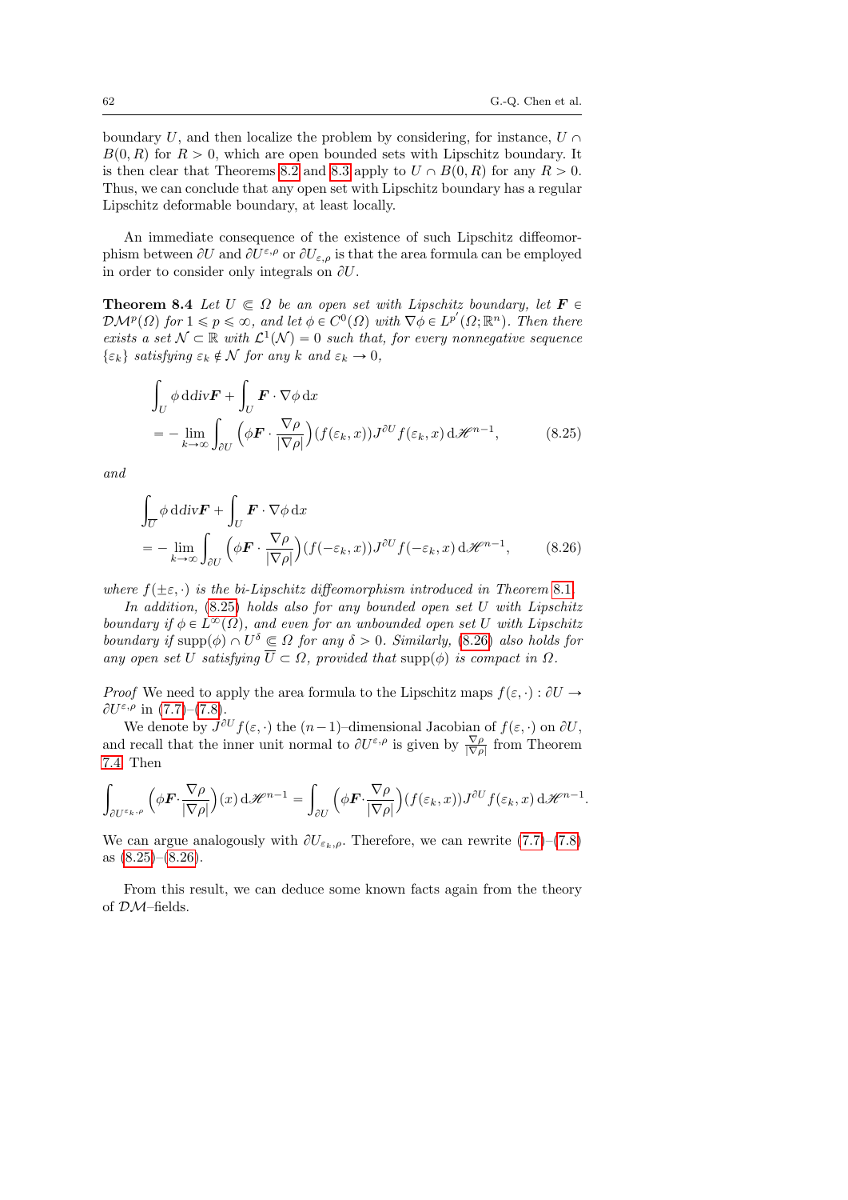boundary $U$, and then localize the problem by considering, for instance, $U \cap B(0,R)$ for $R > 0$, which are open bounded sets with Lipschitz boundary. It is then clear that Theorems 8.2 and 8.3 apply to $U \cap B(0,R)$ for any $R > 0$. Thus, we can conclude that any open set with Lipschitz boundary has a regular Lipschitz deformable boundary, at least locally.

An immediate consequence of the existence of such Lipschitz diffeomorphism between $\partial U$ and $\partial U^{\varepsilon,\rho}$ or $\partial U_{\varepsilon,\rho}$ is that the area formula can be employed in order to consider only integrals on $\partial U$.

**Theorem 8.4** *Let $U \Subset \Omega$ be an open set with Lipschitz boundary, let $\boldsymbol{F} \in \mathcal{DM}^p(\Omega)$ for $1 \leqslant p \leqslant \infty$, and let $\phi \in C^0(\Omega)$ with $\nabla\phi \in L^{p'}(\Omega;\mathbb{R}^n)$. Then there exists a set $\mathcal{N} \subset \mathbb{R}$ with $\mathcal{L}^1(\mathcal{N}) = 0$ such that, for every nonnegative sequence $\{\varepsilon_k\}$ satisfying $\varepsilon_k \notin \mathcal{N}$ for any $k$ and $\varepsilon_k \to 0$,*

$$
\begin{aligned}
&\int_U \phi \, \mathrm{d}\mathrm{div}\boldsymbol{F} + \int_U \boldsymbol{F}\cdot\nabla\phi \, \mathrm{d}x \\
&= -\lim_{k\to\infty}\int_{\partial U}\Big(\phi\boldsymbol{F}\cdot\frac{\nabla\rho}{|\nabla\rho|}\Big)(f(\varepsilon_k,x))J^{\partial U}f(\varepsilon_k,x)\,\mathrm{d}\mathscr{H}^{n-1},
\end{aligned}
\tag{8.25}
$$

*and*

$$
\begin{aligned}
&\int_{\overline{U}} \phi \, \mathrm{d}\mathrm{div}\boldsymbol{F} + \int_U \boldsymbol{F}\cdot\nabla\phi \, \mathrm{d}x \\
&= -\lim_{k\to\infty}\int_{\partial U}\Big(\phi\boldsymbol{F}\cdot\frac{\nabla\rho}{|\nabla\rho|}\Big)(f(-\varepsilon_k,x))J^{\partial U}f(-\varepsilon_k,x)\,\mathrm{d}\mathscr{H}^{n-1},
\end{aligned}
\tag{8.26}
$$

*where $f(\pm\varepsilon,\cdot)$ is the bi-Lipschitz diffeomorphism introduced in Theorem 8.1.*

*In addition, (8.25) holds also for any bounded open set $U$ with Lipschitz boundary if $\phi \in L^\infty(\Omega)$, and even for an unbounded open set $U$ with Lipschitz boundary if $\mathrm{supp}(\phi) \cap U^\delta \Subset \Omega$ for any $\delta > 0$. Similarly, (8.26) also holds for any open set $U$ satisfying $\overline{U} \subset \Omega$, provided that $\mathrm{supp}(\phi)$ is compact in $\Omega$.*

*Proof* We need to apply the area formula to the Lipschitz maps $f(\varepsilon,\cdot) : \partial U \to \partial U^{\varepsilon,\rho}$ in (7.7)–(7.8).

We denote by $J^{\partial U}f(\varepsilon,\cdot)$ the $(n-1)$–dimensional Jacobian of $f(\varepsilon,\cdot)$ on $\partial U$, and recall that the inner unit normal to $\partial U^{\varepsilon,\rho}$ is given by $\frac{\nabla\rho}{|\nabla\rho|}$ from Theorem 7.4. Then

$$
\int_{\partial U^{\varepsilon_k,\rho}}\Big(\phi\boldsymbol{F}\cdot\frac{\nabla\rho}{|\nabla\rho|}\Big)(x)\,\mathrm{d}\mathscr{H}^{n-1} = \int_{\partial U}\Big(\phi\boldsymbol{F}\cdot\frac{\nabla\rho}{|\nabla\rho|}\Big)(f(\varepsilon_k,x))J^{\partial U}f(\varepsilon_k,x)\,\mathrm{d}\mathscr{H}^{n-1}.
$$

We can argue analogously with $\partial U_{\varepsilon_k,\rho}$. Therefore, we can rewrite (7.7)–(7.8) as (8.25)–(8.26).

From this result, we can deduce some known facts again from the theory of $\mathcal{DM}$–fields.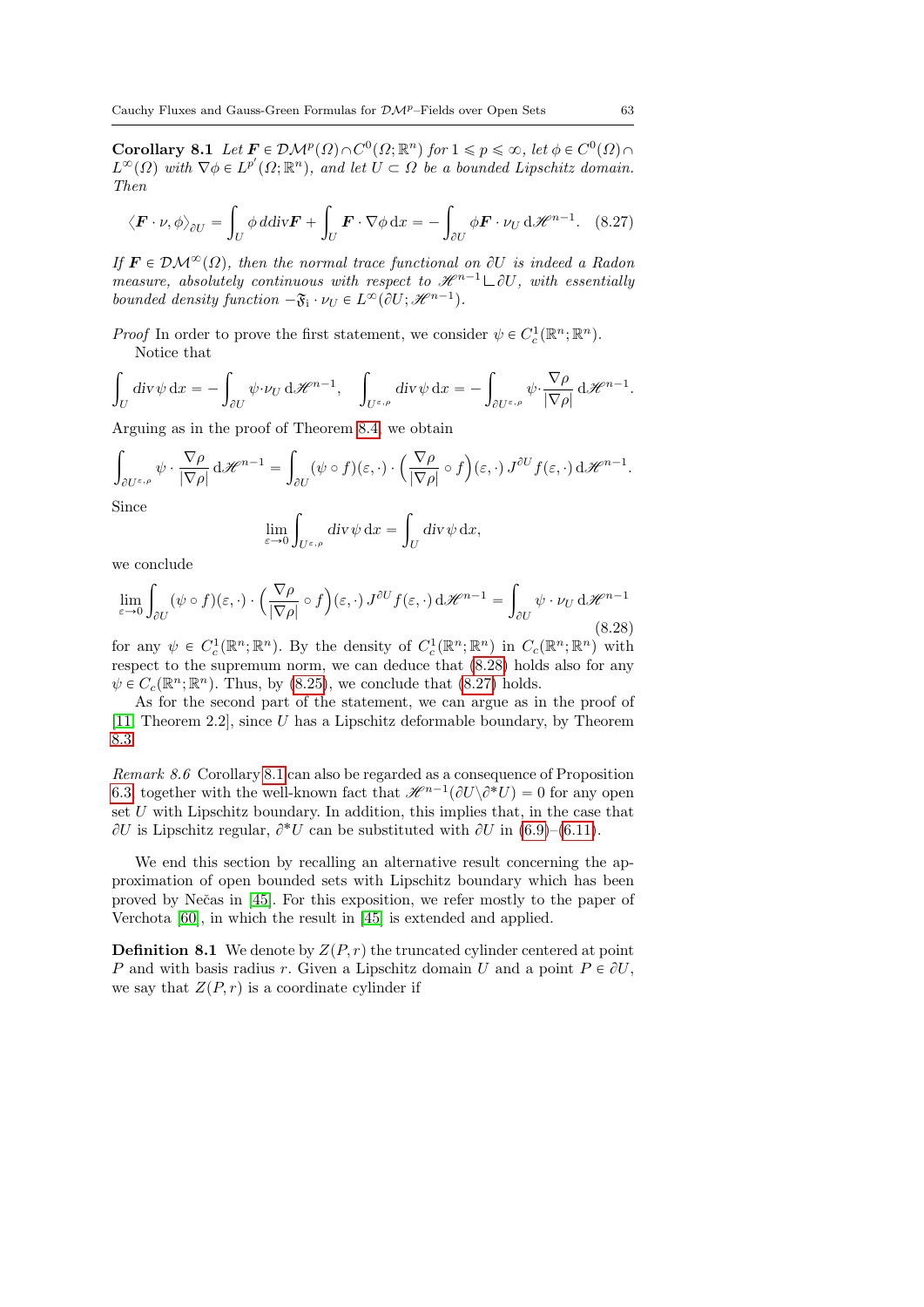**Corollary 8.1** *Let $\boldsymbol{F} \in \mathcal{DM}^p(\Omega) \cap C^0(\Omega; \mathbb{R}^n)$ for $1 \leqslant p \leqslant \infty$, let $\phi \in C^0(\Omega) \cap L^\infty(\Omega)$ with $\nabla\phi \in L^{p'}(\Omega; \mathbb{R}^n)$, and let $U \subset \Omega$ be a bounded Lipschitz domain. Then*

$$\langle \boldsymbol{F} \cdot \nu, \phi \rangle_{\partial U} = \int_U \phi \, \mathrm{d}\mathrm{div}\boldsymbol{F} + \int_U \boldsymbol{F} \cdot \nabla\phi \, \mathrm{d}x = -\int_{\partial U} \phi \boldsymbol{F} \cdot \nu_U \, \mathrm{d}\mathscr{H}^{n-1}. \quad (8.27)$$

*If $\boldsymbol{F} \in \mathcal{DM}^\infty(\Omega)$, then the normal trace functional on $\partial U$ is indeed a Radon measure, absolutely continuous with respect to $\mathscr{H}^{n-1} \llcorner \partial U$, with essentially bounded density function $-\mathfrak{F}_{\mathrm{i}} \cdot \nu_U \in L^\infty(\partial U; \mathscr{H}^{n-1})$.*

*Proof* In order to prove the first statement, we consider $\psi \in C^1_c(\mathbb{R}^n; \mathbb{R}^n)$.

Notice that

$$\int_U \mathrm{div}\,\psi \, \mathrm{d}x = -\int_{\partial U} \psi \cdot \nu_U \, \mathrm{d}\mathscr{H}^{n-1}, \quad \int_{U^{\varepsilon,\rho}} \mathrm{div}\,\psi \, \mathrm{d}x = -\int_{\partial U^{\varepsilon,\rho}} \psi \cdot \frac{\nabla\rho}{|\nabla\rho|} \, \mathrm{d}\mathscr{H}^{n-1}.$$

Arguing as in the proof of Theorem 8.4, we obtain

$$\int_{\partial U^{\varepsilon,\rho}} \psi \cdot \frac{\nabla\rho}{|\nabla\rho|} \, \mathrm{d}\mathscr{H}^{n-1} = \int_{\partial U} (\psi \circ f)(\varepsilon, \cdot) \cdot \Big( \frac{\nabla\rho}{|\nabla\rho|} \circ f \Big)(\varepsilon, \cdot) \, J^{\partial U} f(\varepsilon, \cdot) \, \mathrm{d}\mathscr{H}^{n-1}.$$

Since

$$\lim_{\varepsilon \to 0} \int_{U^{\varepsilon,\rho}} \mathrm{div}\,\psi \, \mathrm{d}x = \int_U \mathrm{div}\,\psi \, \mathrm{d}x,$$

we conclude

$$\lim_{\varepsilon \to 0} \int_{\partial U} (\psi \circ f)(\varepsilon, \cdot) \cdot \Big( \frac{\nabla\rho}{|\nabla\rho|} \circ f \Big)(\varepsilon, \cdot) \, J^{\partial U} f(\varepsilon, \cdot) \, \mathrm{d}\mathscr{H}^{n-1} = \int_{\partial U} \psi \cdot \nu_U \, \mathrm{d}\mathscr{H}^{n-1} \quad (8.28)$$

for any $\psi \in C^1_c(\mathbb{R}^n; \mathbb{R}^n)$. By the density of $C^1_c(\mathbb{R}^n; \mathbb{R}^n)$ in $C_c(\mathbb{R}^n; \mathbb{R}^n)$ with respect to the supremum norm, we can deduce that (8.28) holds also for any $\psi \in C_c(\mathbb{R}^n; \mathbb{R}^n)$. Thus, by (8.25), we conclude that (8.27) holds.

As for the second part of the statement, we can argue as in the proof of [11, Theorem 2.2], since $U$ has a Lipschitz deformable boundary, by Theorem 8.3.

*Remark 8.6* Corollary 8.1 can also be regarded as a consequence of Proposition 6.3, together with the well-known fact that $\mathscr{H}^{n-1}(\partial U \setminus \partial^* U) = 0$ for any open set $U$ with Lipschitz boundary. In addition, this implies that, in the case that $\partial U$ is Lipschitz regular, $\partial^* U$ can be substituted with $\partial U$ in (6.9)–(6.11).

We end this section by recalling an alternative result concerning the approximation of open bounded sets with Lipschitz boundary which has been proved by Nečas in [45]. For this exposition, we refer mostly to the paper of Verchota [60], in which the result in [45] is extended and applied.

**Definition 8.1** We denote by $Z(P, r)$ the truncated cylinder centered at point $P$ and with basis radius $r$. Given a Lipschitz domain $U$ and a point $P \in \partial U$, we say that $Z(P, r)$ is a coordinate cylinder if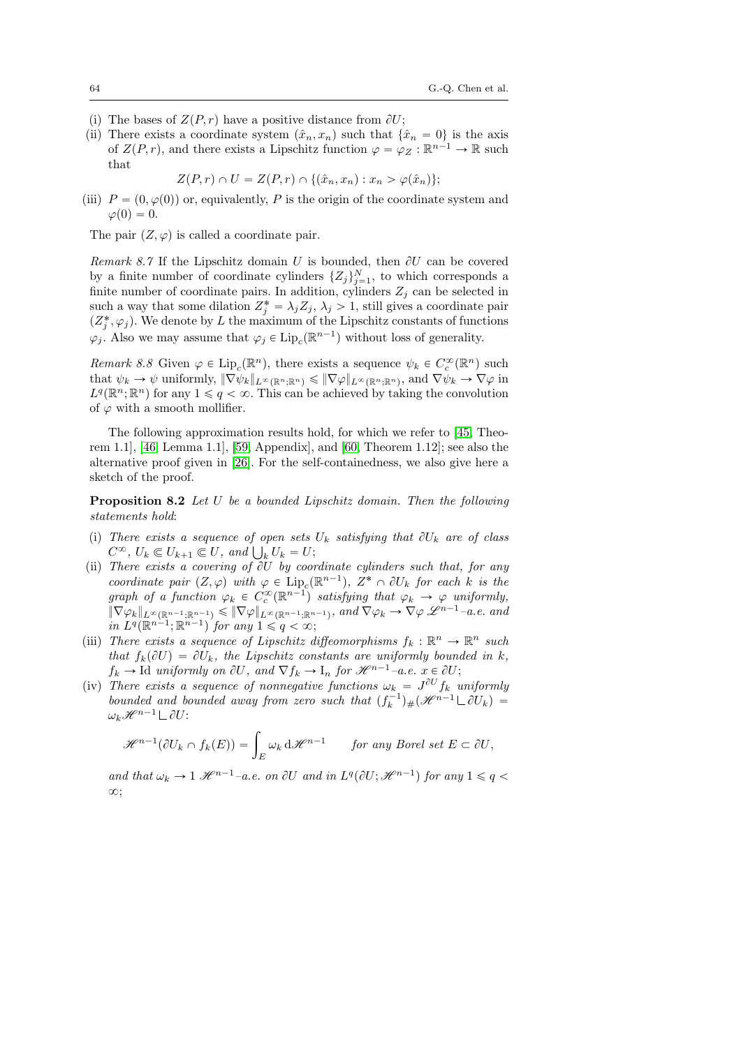(i) The bases of $Z(P, r)$ have a positive distance from $\partial U$;

(ii) There exists a coordinate system $(\hat{x}_n, x_n)$ such that $\{\hat{x}_n = 0\}$ is the axis of $Z(P, r)$, and there exists a Lipschitz function $\varphi = \varphi_Z : \mathbb{R}^{n-1} \to \mathbb{R}$ such that

$$Z(P, r) \cap U = Z(P, r) \cap \{(\hat{x}_n, x_n) : x_n > \varphi(\hat{x}_n)\};$$

(iii) $P = (0, \varphi(0))$ or, equivalently, $P$ is the origin of the coordinate system and $\varphi(0) = 0$.

The pair $(Z, \varphi)$ is called a coordinate pair.

*Remark 8.7* If the Lipschitz domain $U$ is bounded, then $\partial U$ can be covered by a finite number of coordinate cylinders $\{Z_j\}_{j=1}^N$, to which corresponds a finite number of coordinate pairs. In addition, cylinders $Z_j$ can be selected in such a way that some dilation $Z_j^* = \lambda_j Z_j$, $\lambda_j > 1$, still gives a coordinate pair $(Z_j^*, \varphi_j)$. We denote by $L$ the maximum of the Lipschitz constants of functions $\varphi_j$. Also we may assume that $\varphi_j \in \mathrm{Lip}_c(\mathbb{R}^{n-1})$ without loss of generality.

*Remark 8.8* Given $\varphi \in \mathrm{Lip}_c(\mathbb{R}^n)$, there exists a sequence $\psi_k \in C_c^\infty(\mathbb{R}^n)$ such that $\psi_k \to \psi$ uniformly, $\|\nabla \psi_k\|_{L^\infty(\mathbb{R}^n;\mathbb{R}^n)} \leqslant \|\nabla \varphi\|_{L^\infty(\mathbb{R}^n;\mathbb{R}^n)}$, and $\nabla \psi_k \to \nabla \varphi$ in $L^q(\mathbb{R}^n; \mathbb{R}^n)$ for any $1 \leqslant q < \infty$. This can be achieved by taking the convolution of $\varphi$ with a smooth mollifier.

The following approximation results hold, for which we refer to [45, Theorem 1.1], [46, Lemma 1.1], [59, Appendix], and [60, Theorem 1.12]; see also the alternative proof given in [26]. For the self-containedness, we also give here a sketch of the proof.

**Proposition 8.2** *Let $U$ be a bounded Lipschitz domain. Then the following statements hold*:

(i) *There exists a sequence of open sets $U_k$ satisfying that $\partial U_k$ are of class $C^\infty$, $U_k \Subset U_{k+1} \Subset U$, and $\bigcup_k U_k = U$;*

(ii) *There exists a covering of $\partial U$ by coordinate cylinders such that, for any coordinate pair $(Z, \varphi)$ with $\varphi \in \mathrm{Lip}_c(\mathbb{R}^{n-1})$, $Z^* \cap \partial U_k$ for each $k$ is the graph of a function $\varphi_k \in C_c^\infty(\mathbb{R}^{n-1})$ satisfying that $\varphi_k \to \varphi$ uniformly, $\|\nabla \varphi_k\|_{L^\infty(\mathbb{R}^{n-1};\mathbb{R}^{n-1})} \leqslant \|\nabla \varphi\|_{L^\infty(\mathbb{R}^{n-1};\mathbb{R}^{n-1})}$, and $\nabla \varphi_k \to \nabla \varphi$ $\mathscr{L}^{n-1}$–a.e. and in $L^q(\mathbb{R}^{n-1}; \mathbb{R}^{n-1})$ for any $1 \leqslant q < \infty$;*

(iii) *There exists a sequence of Lipschitz diffeomorphisms $f_k : \mathbb{R}^n \to \mathbb{R}^n$ such that $f_k(\partial U) = \partial U_k$, the Lipschitz constants are uniformly bounded in $k$, $f_k \to \mathrm{Id}$ uniformly on $\partial U$, and $\nabla f_k \to \mathrm{I}_n$ for $\mathscr{H}^{n-1}$–a.e. $x \in \partial U$;*

(iv) *There exists a sequence of nonnegative functions $\omega_k = J^{\partial U} f_k$ uniformly bounded and bounded away from zero such that $(f_k^{-1})_\#(\mathscr{H}^{n-1} \llcorner \partial U_k) = \omega_k \mathscr{H}^{n-1} \llcorner \partial U$:*

$$\mathscr{H}^{n-1}(\partial U_k \cap f_k(E)) = \int_E \omega_k \, \mathrm{d}\mathscr{H}^{n-1} \qquad \textit{for any Borel set } E \subset \partial U,$$

*and that $\omega_k \to 1$ $\mathscr{H}^{n-1}$–a.e. on $\partial U$ and in $L^q(\partial U; \mathscr{H}^{n-1})$ for any $1 \leqslant q < \infty$;*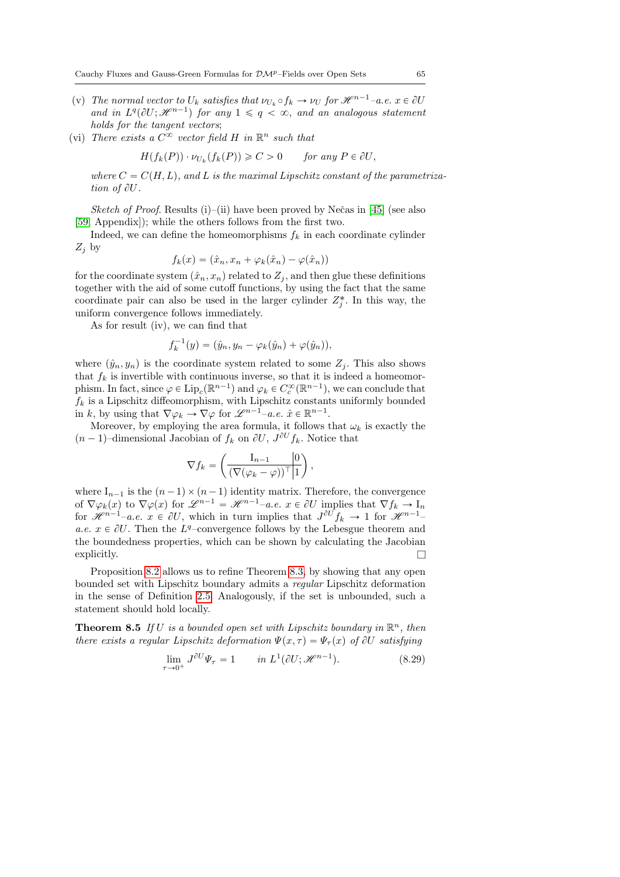(v) *The normal vector to $U_k$ satisfies that $\nu_{U_k} \circ f_k \to \nu_U$ for $\mathscr{H}^{n-1}$–a.e. $x \in \partial U$ and in $L^q(\partial U; \mathscr{H}^{n-1})$ for any $1 \leqslant q < \infty$, and an analogous statement holds for the tangent vectors*;

(vi) *There exists a $C^\infty$ vector field $H$ in $\mathbb{R}^n$ such that*

$$H(f_k(P)) \cdot \nu_{U_k}(f_k(P)) \geqslant C > 0 \qquad \text{for any } P \in \partial U,$$

*where $C = C(H, L)$, and $L$ is the maximal Lipschitz constant of the parametrization of $\partial U$.*

*Sketch of Proof.* Results (i)–(ii) have been proved by Nečas in [45] (see also [59, Appendix]); while the others follows from the first two.

Indeed, we can define the homeomorphisms $f_k$ in each coordinate cylinder $Z_j$ by

$$f_k(x) = (\hat{x}_n, x_n + \varphi_k(\hat{x}_n) - \varphi(\hat{x}_n))$$

for the coordinate system $(\hat{x}_n, x_n)$ related to $Z_j$, and then glue these definitions together with the aid of some cutoff functions, by using the fact that the same coordinate pair can also be used in the larger cylinder $Z_j^*$. In this way, the uniform convergence follows immediately.

As for result (iv), we can find that

$$f_k^{-1}(y) = (\hat{y}_n, y_n - \varphi_k(\hat{y}_n) + \varphi(\hat{y}_n)),$$

where $(\hat{y}_n, y_n)$ is the coordinate system related to some $Z_j$. This also shows that $f_k$ is invertible with continuous inverse, so that it is indeed a homeomorphism. In fact, since $\varphi \in \mathrm{Lip}_c(\mathbb{R}^{n-1})$ and $\varphi_k \in C_c^\infty(\mathbb{R}^{n-1})$, we can conclude that $f_k$ is a Lipschitz diffeomorphism, with Lipschitz constants uniformly bounded in $k$, by using that $\nabla\varphi_k \to \nabla\varphi$ for $\mathscr{L}^{n-1}$–a.e. $\hat{x} \in \mathbb{R}^{n-1}$.

Moreover, by employing the area formula, it follows that $\omega_k$ is exactly the $(n-1)$–dimensional Jacobian of $f_k$ on $\partial U$, $J^{\partial U} f_k$. Notice that

$$\nabla f_k = \left( \begin{array}{c|c} \mathrm{I}_{n-1} & 0 \\ \hline (\nabla(\varphi_k - \varphi))^\top & 1 \end{array} \right),$$

where $\mathrm{I}_{n-1}$ is the $(n-1) \times (n-1)$ identity matrix. Therefore, the convergence of $\nabla\varphi_k(x)$ to $\nabla\varphi(x)$ for $\mathscr{L}^{n-1} = \mathscr{H}^{n-1}$–a.e. $x \in \partial U$ implies that $\nabla f_k \to \mathrm{I}_n$ for $\mathscr{H}^{n-1}$–a.e. $x \in \partial U$, which in turn implies that $J^{\partial U} f_k \to 1$ for $\mathscr{H}^{n-1}$–a.e. $x \in \partial U$. Then the $L^q$–convergence follows by the Lebesgue theorem and the boundedness properties, which can be shown by calculating the Jacobian explicitly. □

Proposition 8.2 allows us to refine Theorem 8.3, by showing that any open bounded set with Lipschitz boundary admits a *regular* Lipschitz deformation in the sense of Definition 2.5. Analogously, if the set is unbounded, such a statement should hold locally.

**Theorem 8.5** *If $U$ is a bounded open set with Lipschitz boundary in $\mathbb{R}^n$, then there exists a regular Lipschitz deformation $\Psi(x, \tau) = \Psi_\tau(x)$ of $\partial U$ satisfying*

$$\lim_{\tau \to 0^+} J^{\partial U} \Psi_\tau = 1 \qquad \text{in } L^1(\partial U; \mathscr{H}^{n-1}). \tag{8.29}$$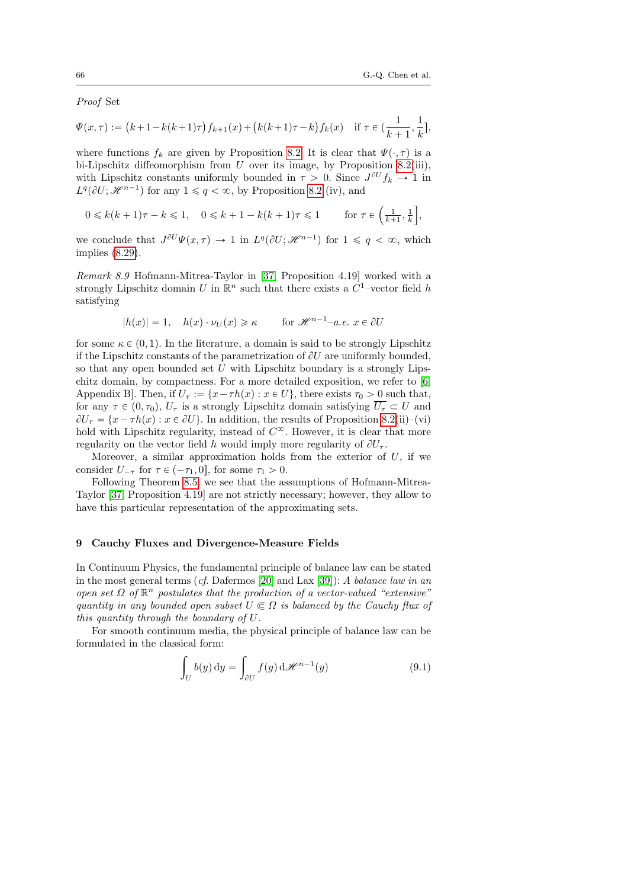*Proof* Set

$$\Psi(x,\tau) := \big(k+1-k(k+1)\tau\big) f_{k+1}(x) + \big(k(k+1)\tau - k\big) f_k(x) \quad \text{if } \tau \in (\frac{1}{k+1}, \frac{1}{k}],$$

where functions $f_k$ are given by Proposition 8.2. It is clear that $\Psi(\cdot,\tau)$ is a bi-Lipschitz diffeomorphism from $U$ over its image, by Proposition 8.2(iii), with Lipschitz constants uniformly bounded in $\tau > 0$. Since $J^{\partial U} f_k \to 1$ in $L^q(\partial U; \mathscr{H}^{n-1})$ for any $1 \leqslant q < \infty$, by Proposition 8.2 (iv), and

$$0 \leqslant k(k+1)\tau - k \leqslant 1, \quad 0 \leqslant k+1-k(k+1)\tau \leqslant 1 \qquad \text{for } \tau \in \Big(\tfrac{1}{k+1}, \tfrac{1}{k}\Big],$$

we conclude that $J^{\partial U}\Psi(x,\tau) \to 1$ in $L^q(\partial U; \mathscr{H}^{n-1})$ for $1 \leqslant q < \infty$, which implies (8.29).

*Remark 8.9* Hofmann-Mitrea-Taylor in [37, Proposition 4.19] worked with a strongly Lipschitz domain $U$ in $\mathbb{R}^n$ such that there exists a $C^1$–vector field $h$ satisfying

$$|h(x)| = 1, \quad h(x)\cdot \nu_U(x) \geqslant \kappa \qquad \text{for } \mathscr{H}^{n-1}\text{–}a.e.\ x \in \partial U$$

for some $\kappa \in (0,1)$. In the literature, a domain is said to be strongly Lipschitz if the Lipschitz constants of the parametrization of $\partial U$ are uniformly bounded, so that any open bounded set $U$ with Lipschitz boundary is a strongly Lipschitz domain, by compactness. For a more detailed exposition, we refer to [6, Appendix B]. Then, if $U_\tau := \{x - \tau h(x) : x \in U\}$, there exists $\tau_0 > 0$ such that, for any $\tau \in (0,\tau_0)$, $U_\tau$ is a strongly Lipschitz domain satisfying $\overline{U_\tau} \subset U$ and $\partial U_\tau = \{x - \tau h(x) : x \in \partial U\}$. In addition, the results of Proposition 8.2(ii)–(vi) hold with Lipschitz regularity, instead of $C^\infty$. However, it is clear that more regularity on the vector field $h$ would imply more regularity of $\partial U_\tau$.

Moreover, a similar approximation holds from the exterior of $U$, if we consider $U_{-\tau}$ for $\tau \in (-\tau_1, 0]$, for some $\tau_1 > 0$.

Following Theorem 8.5, we see that the assumptions of Hofmann-Mitrea-Taylor [37, Proposition 4.19] are not strictly necessary; however, they allow to have this particular representation of the approximating sets.

## 9 Cauchy Fluxes and Divergence-Measure Fields

In Continuum Physics, the fundamental principle of balance law can be stated in the most general terms (*cf.* Dafermos [20] and Lax [39]): *A balance law in an open set $\Omega$ of $\mathbb{R}^n$ postulates that the production of a vector-valued "extensive" quantity in any bounded open subset $U \Subset \Omega$ is balanced by the Cauchy flux of this quantity through the boundary of $U$.*

For smooth continuum media, the physical principle of balance law can be formulated in the classical form:

$$\int_U b(y)\,\mathrm{d}y = \int_{\partial U} f(y)\,\mathrm{d}\mathscr{H}^{n-1}(y) \tag{9.1}$$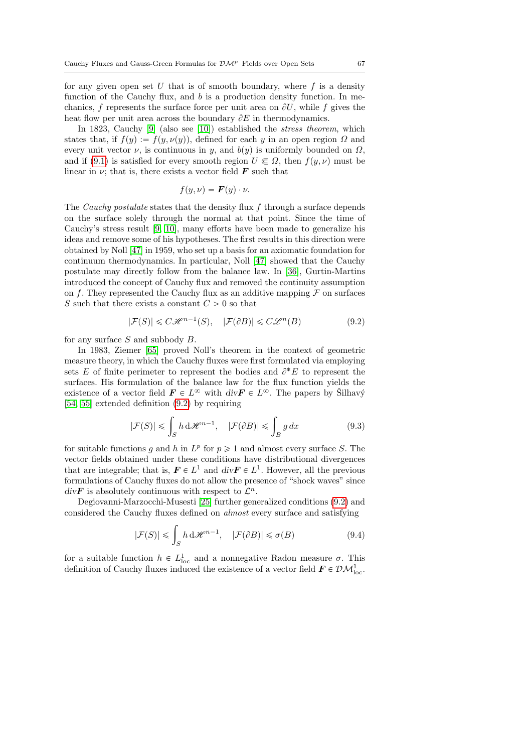for any given open set $U$ that is of smooth boundary, where $f$ is a density function of the Cauchy flux, and $b$ is a production density function. In mechanics, $f$ represents the surface force per unit area on $\partial U$, while $f$ gives the heat flow per unit area across the boundary $\partial E$ in thermodynamics.

In 1823, Cauchy [9] (also see [10]) established the *stress theorem*, which states that, if $f(y) := f(y, \nu(y))$, defined for each $y$ in an open region $\Omega$ and every unit vector $\nu$, is continuous in $y$, and $b(y)$ is uniformly bounded on $\Omega$, and if (9.1) is satisfied for every smooth region $U \Subset \Omega$, then $f(y, \nu)$ must be linear in $\nu$; that is, there exists a vector field $\boldsymbol{F}$ such that

$$f(y, \nu) = \boldsymbol{F}(y) \cdot \nu.$$

The *Cauchy postulate* states that the density flux $f$ through a surface depends on the surface solely through the normal at that point. Since the time of Cauchy's stress result [9, 10], many efforts have been made to generalize his ideas and remove some of his hypotheses. The first results in this direction were obtained by Noll [47] in 1959, who set up a basis for an axiomatic foundation for continuum thermodynamics. In particular, Noll [47] showed that the Cauchy postulate may directly follow from the balance law. In [36], Gurtin-Martins introduced the concept of Cauchy flux and removed the continuity assumption on $f$. They represented the Cauchy flux as an additive mapping $\mathcal{F}$ on surfaces $S$ such that there exists a constant $C > 0$ so that

$$|\mathcal{F}(S)| \leqslant C\mathscr{H}^{n-1}(S), \quad |\mathcal{F}(\partial B)| \leqslant C\mathscr{L}^n(B) \tag{9.2}$$

for any surface $S$ and subbody $B$.

In 1983, Ziemer [65] proved Noll's theorem in the context of geometric measure theory, in which the Cauchy fluxes were first formulated via employing sets $E$ of finite perimeter to represent the bodies and $\partial^* E$ to represent the surfaces. His formulation of the balance law for the flux function yields the existence of a vector field $\boldsymbol{F} \in L^\infty$ with $div\boldsymbol{F} \in L^\infty$. The papers by Šilhavý [54, 55] extended definition (9.2) by requiring

$$|\mathcal{F}(S)| \leqslant \int_S h \, \mathrm{d}\mathscr{H}^{n-1}, \quad |\mathcal{F}(\partial B)| \leqslant \int_B g \, dx \tag{9.3}$$

for suitable functions $g$ and $h$ in $L^p$ for $p \geqslant 1$ and almost every surface $S$. The vector fields obtained under these conditions have distributional divergences that are integrable; that is, $\boldsymbol{F} \in L^1$ and $div\boldsymbol{F} \in L^1$. However, all the previous formulations of Cauchy fluxes do not allow the presence of "shock waves" since $div\boldsymbol{F}$ is absolutely continuous with respect to $\mathcal{L}^n$.

Degiovanni-Marzocchi-Musesti [25] further generalized conditions (9.2) and considered the Cauchy fluxes defined on *almost* every surface and satisfying

$$|\mathcal{F}(S)| \leqslant \int_S h \, \mathrm{d}\mathscr{H}^{n-1}, \quad |\mathcal{F}(\partial B)| \leqslant \sigma(B) \tag{9.4}$$

for a suitable function $h \in L^1_{\mathrm{loc}}$ and a nonnegative Radon measure $\sigma$. This definition of Cauchy fluxes induced the existence of a vector field $\boldsymbol{F} \in \mathcal{DM}^1_{\mathrm{loc}}$.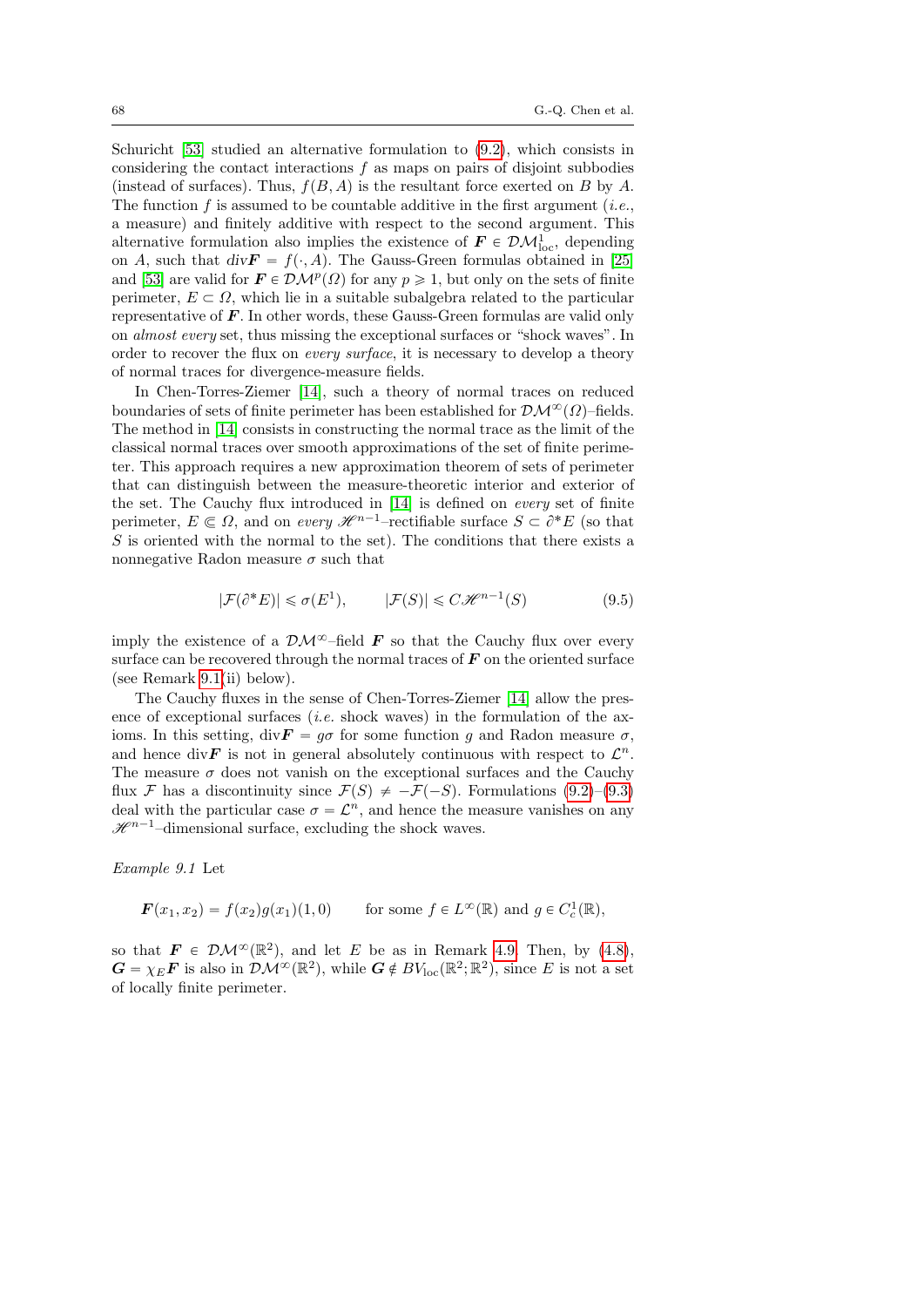Schuricht [53] studied an alternative formulation to (9.2), which consists in considering the contact interactions $f$ as maps on pairs of disjoint subbodies (instead of surfaces). Thus, $f(B, A)$ is the resultant force exerted on $B$ by $A$. The function $f$ is assumed to be countable additive in the first argument (*i.e.*, a measure) and finitely additive with respect to the second argument. This alternative formulation also implies the existence of $\boldsymbol{F} \in \mathcal{DM}^1_{\mathrm{loc}}$, depending on $A$, such that $div\boldsymbol{F} = f(\cdot, A)$. The Gauss-Green formulas obtained in [25] and [53] are valid for $\boldsymbol{F} \in \mathcal{DM}^p(\Omega)$ for any $p \geqslant 1$, but only on the sets of finite perimeter, $E \subset \Omega$, which lie in a suitable subalgebra related to the particular representative of $\boldsymbol{F}$. In other words, these Gauss-Green formulas are valid only on *almost every* set, thus missing the exceptional surfaces or "shock waves". In order to recover the flux on *every surface*, it is necessary to develop a theory of normal traces for divergence-measure fields.

In Chen-Torres-Ziemer [14], such a theory of normal traces on reduced boundaries of sets of finite perimeter has been established for $\mathcal{DM}^\infty(\Omega)$–fields. The method in [14] consists in constructing the normal trace as the limit of the classical normal traces over smooth approximations of the set of finite perimeter. This approach requires a new approximation theorem of sets of perimeter that can distinguish between the measure-theoretic interior and exterior of the set. The Cauchy flux introduced in [14] is defined on *every* set of finite perimeter, $E \Subset \Omega$, and on *every* $\mathscr{H}^{n-1}$–rectifiable surface $S \subset \partial^* E$ (so that $S$ is oriented with the normal to the set). The conditions that there exists a nonnegative Radon measure $\sigma$ such that

$$|\mathcal{F}(\partial^* E)| \leqslant \sigma(E^1), \qquad |\mathcal{F}(S)| \leqslant C\mathscr{H}^{n-1}(S) \tag{9.5}$$

imply the existence of a $\mathcal{DM}^\infty$–field $\boldsymbol{F}$ so that the Cauchy flux over every surface can be recovered through the normal traces of $\boldsymbol{F}$ on the oriented surface (see Remark 9.1(ii) below).

The Cauchy fluxes in the sense of Chen-Torres-Ziemer [14] allow the presence of exceptional surfaces (*i.e.* shock waves) in the formulation of the axioms. In this setting, $\mathrm{div}\boldsymbol{F} = g\sigma$ for some function $g$ and Radon measure $\sigma$, and hence $\mathrm{div}\boldsymbol{F}$ is not in general absolutely continuous with respect to $\mathcal{L}^n$. The measure $\sigma$ does not vanish on the exceptional surfaces and the Cauchy flux $\mathcal{F}$ has a discontinuity since $\mathcal{F}(S) \neq -\mathcal{F}(-S)$. Formulations (9.2)–(9.3) deal with the particular case $\sigma = \mathcal{L}^n$, and hence the measure vanishes on any $\mathscr{H}^{n-1}$–dimensional surface, excluding the shock waves.

*Example 9.1* Let

$$\boldsymbol{F}(x_1, x_2) = f(x_2)g(x_1)(1, 0) \qquad \text{for some } f \in L^\infty(\mathbb{R}) \text{ and } g \in C^1_c(\mathbb{R}),$$

so that $\boldsymbol{F} \in \mathcal{DM}^\infty(\mathbb{R}^2)$, and let $E$ be as in Remark 4.9. Then, by (4.8), $\boldsymbol{G} = \chi_E \boldsymbol{F}$ is also in $\mathcal{DM}^\infty(\mathbb{R}^2)$, while $\boldsymbol{G} \notin BV_{\mathrm{loc}}(\mathbb{R}^2; \mathbb{R}^2)$, since $E$ is not a set of locally finite perimeter.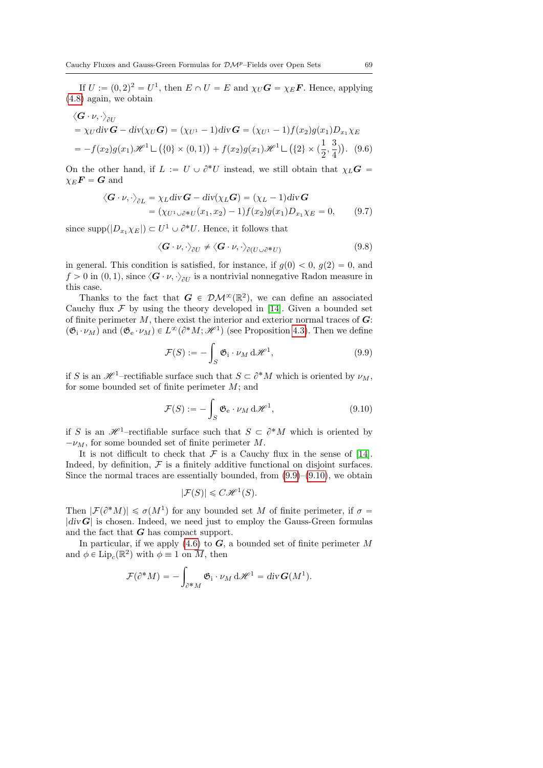If $U := (0,2)^2 = U^1$, then $E \cap U = E$ and $\chi_U \boldsymbol{G} = \chi_E \boldsymbol{F}$. Hence, applying (4.8) again, we obtain

$$
\begin{aligned}
&\langle \boldsymbol{G} \cdot \nu, \cdot \rangle_{\partial U} \\
&= \chi_U \operatorname{div} \boldsymbol{G} - \operatorname{div}(\chi_U \boldsymbol{G}) = (\chi_{U^1} - 1) \operatorname{div} \boldsymbol{G} = (\chi_{U^1} - 1) f(x_2) g(x_1) D_{x_1} \chi_E \\
&= -f(x_2) g(x_1) \mathscr{H}^1 \llcorner \big(\{0\} \times (0,1)\big) + f(x_2) g(x_1) \mathscr{H}^1 \llcorner \big(\{2\} \times (\tfrac{1}{2}, \tfrac{3}{4})\big). \quad (9.6)
\end{aligned}
$$

On the other hand, if $L := U \cup \partial^* U$ instead, we still obtain that $\chi_L \boldsymbol{G} = \chi_E \boldsymbol{F} = \boldsymbol{G}$ and

$$
\begin{aligned}
\langle \boldsymbol{G} \cdot \nu, \cdot \rangle_{\partial L} &= \chi_L \operatorname{div} \boldsymbol{G} - \operatorname{div}(\chi_L \boldsymbol{G}) = (\chi_L - 1) \operatorname{div} \boldsymbol{G} \\
&= (\chi_{U^1 \cup \partial^* U}(x_1, x_2) - 1) f(x_2) g(x_1) D_{x_1} \chi_E = 0, \qquad (9.7)
\end{aligned}
$$

since $\operatorname{supp}(|D_{x_1} \chi_E|) \subset U^1 \cup \partial^* U$. Hence, it follows that

$$
\langle \boldsymbol{G} \cdot \nu, \cdot \rangle_{\partial U} \neq \langle \boldsymbol{G} \cdot \nu, \cdot \rangle_{\partial (U \cup \partial^* U)} \qquad (9.8)
$$

in general. This condition is satisfied, for instance, if $g(0) < 0$, $g(2) = 0$, and $f > 0$ in $(0,1)$, since $\langle \boldsymbol{G} \cdot \nu, \cdot \rangle_{\partial U}$ is a nontrivial nonnegative Radon measure in this case.

Thanks to the fact that $\boldsymbol{G} \in \mathcal{DM}^\infty(\mathbb{R}^2)$, we can define an associated Cauchy flux $\mathcal{F}$ by using the theory developed in [14]. Given a bounded set of finite perimeter $M$, there exist the interior and exterior normal traces of $\boldsymbol{G}$: $(\mathfrak{G}_{\mathrm{i}} \cdot \nu_M)$ and $(\mathfrak{G}_{\mathrm{e}} \cdot \nu_M) \in L^\infty(\partial^* M; \mathscr{H}^1)$ (see Proposition 4.3). Then we define

$$
\mathcal{F}(S) := -\int_S \mathfrak{G}_{\mathrm{i}} \cdot \nu_M \, \mathrm{d}\mathscr{H}^1, \qquad (9.9)
$$

if $S$ is an $\mathscr{H}^1$–rectifiable surface such that $S \subset \partial^* M$ which is oriented by $\nu_M$, for some bounded set of finite perimeter $M$; and

$$
\mathcal{F}(S) := -\int_S \mathfrak{G}_{\mathrm{e}} \cdot \nu_M \, \mathrm{d}\mathscr{H}^1, \qquad (9.10)
$$

if $S$ is an $\mathscr{H}^1$–rectifiable surface such that $S \subset \partial^* M$ which is oriented by $-\nu_M$, for some bounded set of finite perimeter $M$.

It is not difficult to check that $\mathcal{F}$ is a Cauchy flux in the sense of [14]. Indeed, by definition, $\mathcal{F}$ is a finitely additive functional on disjoint surfaces. Since the normal traces are essentially bounded, from (9.9)–(9.10), we obtain

$$
|\mathcal{F}(S)| \leqslant C \mathscr{H}^1(S).
$$

Then $|\mathcal{F}(\partial^* M)| \leqslant \sigma(M^1)$ for any bounded set $M$ of finite perimeter, if $\sigma = |\operatorname{div} \boldsymbol{G}|$ is chosen. Indeed, we need just to employ the Gauss-Green formulas and the fact that $\boldsymbol{G}$ has compact support.

In particular, if we apply (4.6) to $\boldsymbol{G}$, a bounded set of finite perimeter $M$ and $\phi \in \operatorname{Lip}_c(\mathbb{R}^2)$ with $\phi \equiv 1$ on $\overline{M}$, then

$$
\mathcal{F}(\partial^* M) = -\int_{\partial^* M} \mathfrak{G}_{\mathrm{i}} \cdot \nu_M \, \mathrm{d}\mathscr{H}^1 = \operatorname{div} \boldsymbol{G}(M^1).
$$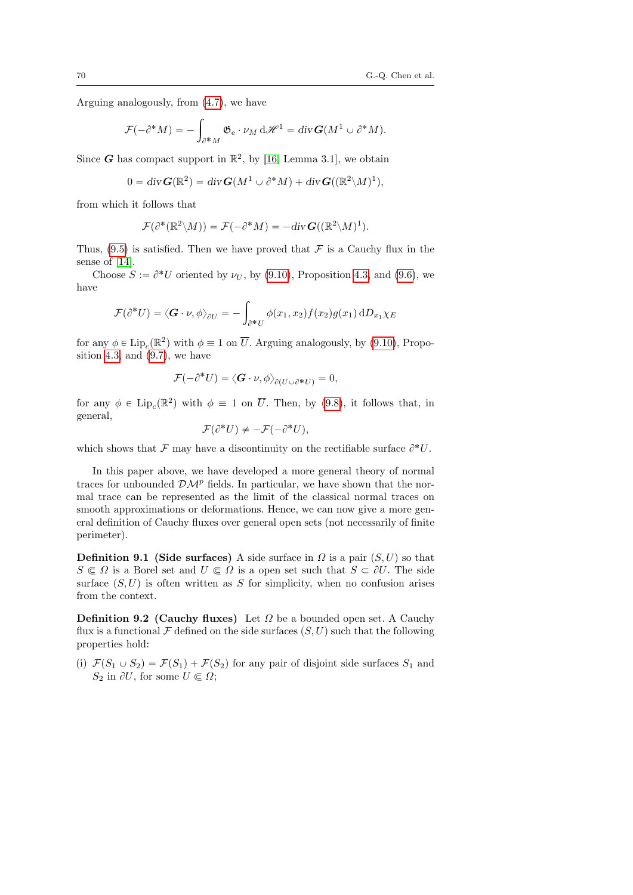Arguing analogously, from (4.7), we have

$$\mathcal{F}(-\partial^* M) = -\int_{\partial^* M} \mathfrak{G}_{\mathrm{e}} \cdot \nu_M \, \mathrm{d}\mathscr{H}^1 = \mathrm{div}\, \boldsymbol{G}(M^1 \cup \partial^* M).$$

Since $\boldsymbol{G}$ has compact support in $\mathbb{R}^2$, by [16, Lemma 3.1], we obtain

$$0 = \mathrm{div}\, \boldsymbol{G}(\mathbb{R}^2) = \mathrm{div}\, \boldsymbol{G}(M^1 \cup \partial^* M) + \mathrm{div}\, \boldsymbol{G}((\mathbb{R}^2 \backslash M)^1),$$

from which it follows that

$$\mathcal{F}(\partial^*(\mathbb{R}^2 \backslash M)) = \mathcal{F}(-\partial^* M) = -\mathrm{div}\, \boldsymbol{G}((\mathbb{R}^2 \backslash M)^1).$$

Thus, (9.5) is satisfied. Then we have proved that $\mathcal{F}$ is a Cauchy flux in the sense of [14].

Choose $S := \partial^* U$ oriented by $\nu_U$, by (9.10), Proposition 4.3, and (9.6), we have

$$\mathcal{F}(\partial^* U) = \langle \boldsymbol{G} \cdot \nu, \phi \rangle_{\partial U} = -\int_{\partial^* U} \phi(x_1, x_2) f(x_2) g(x_1) \, \mathrm{d}D_{x_1} \chi_E$$

for any $\phi \in \mathrm{Lip}_c(\mathbb{R}^2)$ with $\phi \equiv 1$ on $\overline{U}$. Arguing analogously, by (9.10), Proposition 4.3, and (9.7), we have

$$\mathcal{F}(-\partial^* U) = \langle \boldsymbol{G} \cdot \nu, \phi \rangle_{\partial(U \cup \partial^* U)} = 0,$$

for any $\phi \in \mathrm{Lip}_c(\mathbb{R}^2)$ with $\phi \equiv 1$ on $\overline{U}$. Then, by (9.8), it follows that, in general,

$$\mathcal{F}(\partial^* U) \neq -\mathcal{F}(-\partial^* U),$$

which shows that $\mathcal{F}$ may have a discontinuity on the rectifiable surface $\partial^* U$.

In this paper above, we have developed a more general theory of normal traces for unbounded $\mathcal{DM}^p$ fields. In particular, we have shown that the normal trace can be represented as the limit of the classical normal traces on smooth approximations or deformations. Hence, we can now give a more general definition of Cauchy fluxes over general open sets (not necessarily of finite perimeter).

**Definition 9.1 (Side surfaces)** A side surface in $\Omega$ is a pair $(S, U)$ so that $S \Subset \Omega$ is a Borel set and $U \Subset \Omega$ is a open set such that $S \subset \partial U$. The side surface $(S, U)$ is often written as $S$ for simplicity, when no confusion arises from the context.

**Definition 9.2 (Cauchy fluxes)** Let $\Omega$ be a bounded open set. A Cauchy flux is a functional $\mathcal{F}$ defined on the side surfaces $(S, U)$ such that the following properties hold:

(i) $\mathcal{F}(S_1 \cup S_2) = \mathcal{F}(S_1) + \mathcal{F}(S_2)$ for any pair of disjoint side surfaces $S_1$ and $S_2$ in $\partial U$, for some $U \Subset \Omega$;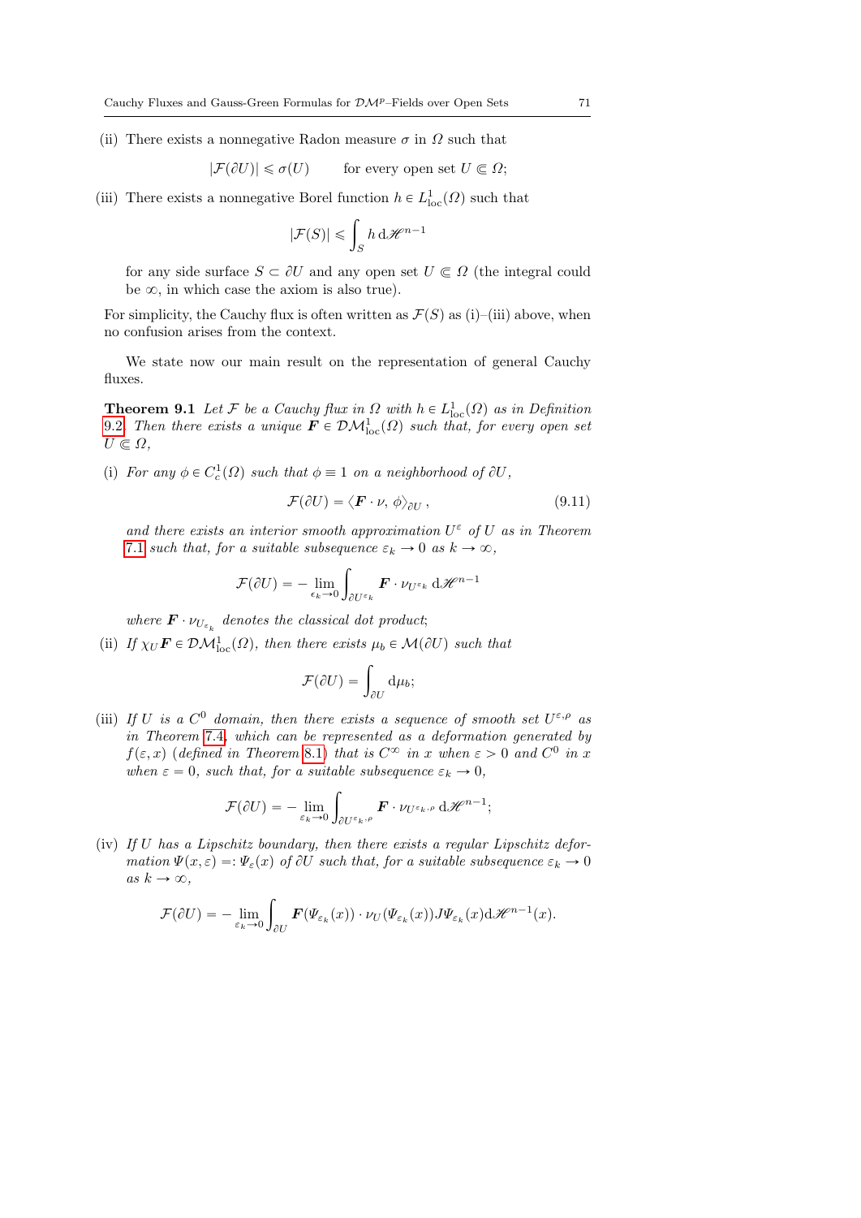(ii) There exists a nonnegative Radon measure $\sigma$ in $\Omega$ such that

$$|\mathcal{F}(\partial U)| \leqslant \sigma(U) \qquad \text{for every open set } U \Subset \Omega;$$

(iii) There exists a nonnegative Borel function $h \in L^1_{\mathrm{loc}}(\Omega)$ such that

$$|\mathcal{F}(S)| \leqslant \int_S h \, \mathrm{d}\mathscr{H}^{n-1}$$

for any side surface $S \subset \partial U$ and any open set $U \Subset \Omega$ (the integral could be $\infty$, in which case the axiom is also true).

For simplicity, the Cauchy flux is often written as $\mathcal{F}(S)$ as (i)–(iii) above, when no confusion arises from the context.

We state now our main result on the representation of general Cauchy fluxes.

**Theorem 9.1** *Let $\mathcal{F}$ be a Cauchy flux in $\Omega$ with $h \in L^1_{\mathrm{loc}}(\Omega)$ as in Definition 9.2. Then there exists a unique $\boldsymbol{F} \in \mathcal{DM}^1_{\mathrm{loc}}(\Omega)$ such that, for every open set $U \Subset \Omega$,*

(i) *For any $\phi \in C^1_c(\Omega)$ such that $\phi \equiv 1$ on a neighborhood of $\partial U$,*

$$\mathcal{F}(\partial U) = \langle \boldsymbol{F} \cdot \nu, \, \phi \rangle_{\partial U}\,, \tag{9.11}$$

*and there exists an interior smooth approximation $U^\varepsilon$ of $U$ as in Theorem 7.1 such that, for a suitable subsequence $\varepsilon_k \to 0$ as $k \to \infty$,*

$$\mathcal{F}(\partial U) = -\lim_{\epsilon_k \to 0} \int_{\partial U^{\varepsilon_k}} \boldsymbol{F} \cdot \nu_{U^{\varepsilon_k}} \, \mathrm{d}\mathscr{H}^{n-1}$$

*where $\boldsymbol{F} \cdot \nu_{U_{\varepsilon_k}}$ denotes the classical dot product;*

(ii) *If $\chi_U \boldsymbol{F} \in \mathcal{DM}^1_{\mathrm{loc}}(\Omega)$, then there exists $\mu_b \in \mathcal{M}(\partial U)$ such that*

$$\mathcal{F}(\partial U) = \int_{\partial U} \mathrm{d}\mu_b;$$

(iii) *If $U$ is a $C^0$ domain, then there exists a sequence of smooth set $U^{\varepsilon,\rho}$ as in Theorem 7.4, which can be represented as a deformation generated by $f(\varepsilon, x)$ (defined in Theorem 8.1) that is $C^\infty$ in $x$ when $\varepsilon > 0$ and $C^0$ in $x$ when $\varepsilon = 0$, such that, for a suitable subsequence $\varepsilon_k \to 0$,*

$$\mathcal{F}(\partial U) = -\lim_{\varepsilon_k \to 0} \int_{\partial U^{\varepsilon_k,\rho}} \boldsymbol{F} \cdot \nu_{U^{\varepsilon_k,\rho}} \, \mathrm{d}\mathscr{H}^{n-1};$$

(iv) *If $U$ has a Lipschitz boundary, then there exists a regular Lipschitz deformation $\Psi(x,\varepsilon) =: \Psi_\varepsilon(x)$ of $\partial U$ such that, for a suitable subsequence $\varepsilon_k \to 0$ as $k \to \infty$,*

$$\mathcal{F}(\partial U) = -\lim_{\varepsilon_k \to 0} \int_{\partial U} \boldsymbol{F}(\Psi_{\varepsilon_k}(x)) \cdot \nu_U(\Psi_{\varepsilon_k}(x)) J\Psi_{\varepsilon_k}(x) \mathrm{d}\mathscr{H}^{n-1}(x).$$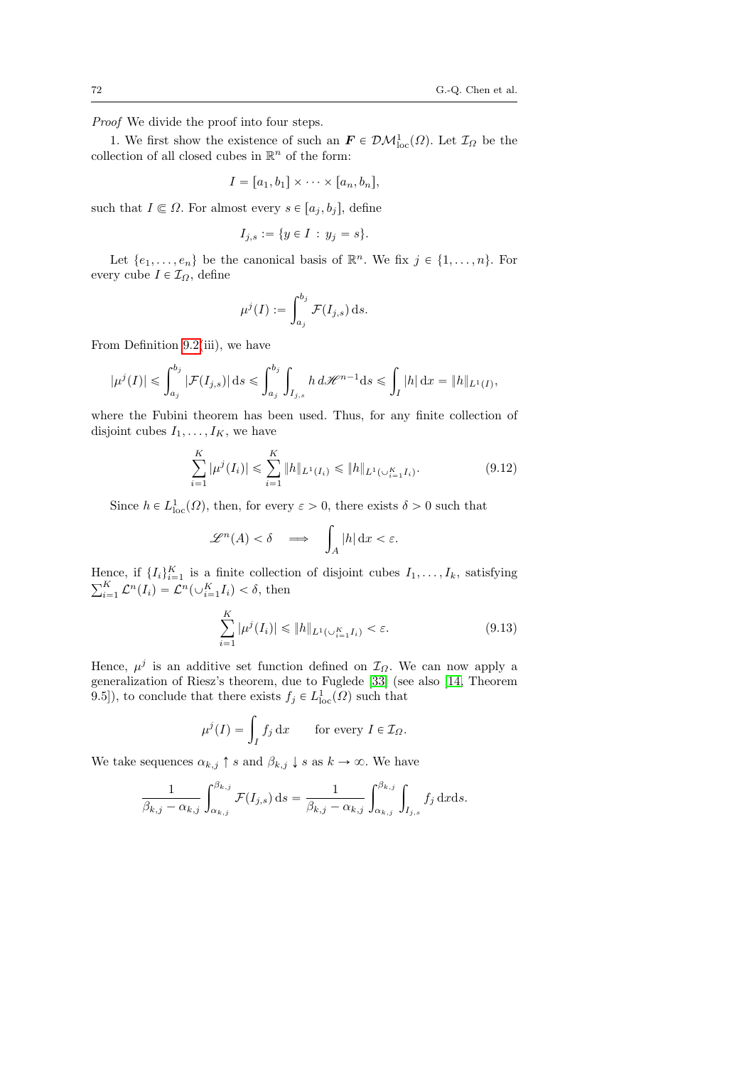*Proof* We divide the proof into four steps.

1. We first show the existence of such an $\boldsymbol{F} \in \mathcal{DM}^1_{\mathrm{loc}}(\Omega)$. Let $\mathcal{I}_\Omega$ be the collection of all closed cubes in $\mathbb{R}^n$ of the form:

$$I = [a_1, b_1] \times \cdots \times [a_n, b_n],$$

such that $I \Subset \Omega$. For almost every $s \in [a_j, b_j]$, define

$$I_{j,s} := \{y \in I : y_j = s\}.$$

Let $\{e_1, \ldots, e_n\}$ be the canonical basis of $\mathbb{R}^n$. We fix $j \in \{1, \ldots, n\}$. For every cube $I \in \mathcal{I}_\Omega$, define

$$\mu^j(I) := \int_{a_j}^{b_j} \mathcal{F}(I_{j,s})\, \mathrm{d}s.$$

From Definition 9.2(iii), we have

$$|\mu^j(I)| \leqslant \int_{a_j}^{b_j} |\mathcal{F}(I_{j,s})|\, \mathrm{d}s \leqslant \int_{a_j}^{b_j} \int_{I_{j,s}} h\, d\mathscr{H}^{n-1} \mathrm{d}s \leqslant \int_I |h|\, \mathrm{d}x = \|h\|_{L^1(I)},$$

where the Fubini theorem has been used. Thus, for any finite collection of disjoint cubes $I_1, \ldots, I_K$, we have

$$\sum_{i=1}^{K} |\mu^j(I_i)| \leqslant \sum_{i=1}^{K} \|h\|_{L^1(I_i)} \leqslant \|h\|_{L^1(\cup_{i=1}^K I_i)}. \tag{9.12}$$

Since $h \in L^1_{\mathrm{loc}}(\Omega)$, then, for every $\varepsilon > 0$, there exists $\delta > 0$ such that

$$\mathscr{L}^n(A) < \delta \quad \Longrightarrow \quad \int_A |h|\, \mathrm{d}x < \varepsilon.$$

Hence, if $\{I_i\}_{i=1}^K$ is a finite collection of disjoint cubes $I_1, \ldots, I_k$, satisfying $\sum_{i=1}^K \mathcal{L}^n(I_i) = \mathcal{L}^n(\cup_{i=1}^K I_i) < \delta$, then

$$\sum_{i=1}^{K} |\mu^j(I_i)| \leqslant \|h\|_{L^1(\cup_{i=1}^K I_i)} < \varepsilon. \tag{9.13}$$

Hence, $\mu^j$ is an additive set function defined on $\mathcal{I}_\Omega$. We can now apply a generalization of Riesz's theorem, due to Fuglede [33] (see also [14, Theorem 9.5]), to conclude that there exists $f_j \in L^1_{\mathrm{loc}}(\Omega)$ such that

$$\mu^j(I) = \int_I f_j\, \mathrm{d}x \qquad \text{for every } I \in \mathcal{I}_\Omega.$$

We take sequences $\alpha_{k,j} \uparrow s$ and $\beta_{k,j} \downarrow s$ as $k \to \infty$. We have

$$\frac{1}{\beta_{k,j} - \alpha_{k,j}} \int_{\alpha_{k,j}}^{\beta_{k,j}} \mathcal{F}(I_{j,s})\, \mathrm{d}s = \frac{1}{\beta_{k,j} - \alpha_{k,j}} \int_{\alpha_{k,j}}^{\beta_{k,j}} \int_{I_{j,s}} f_j\, \mathrm{d}x \mathrm{d}s.$$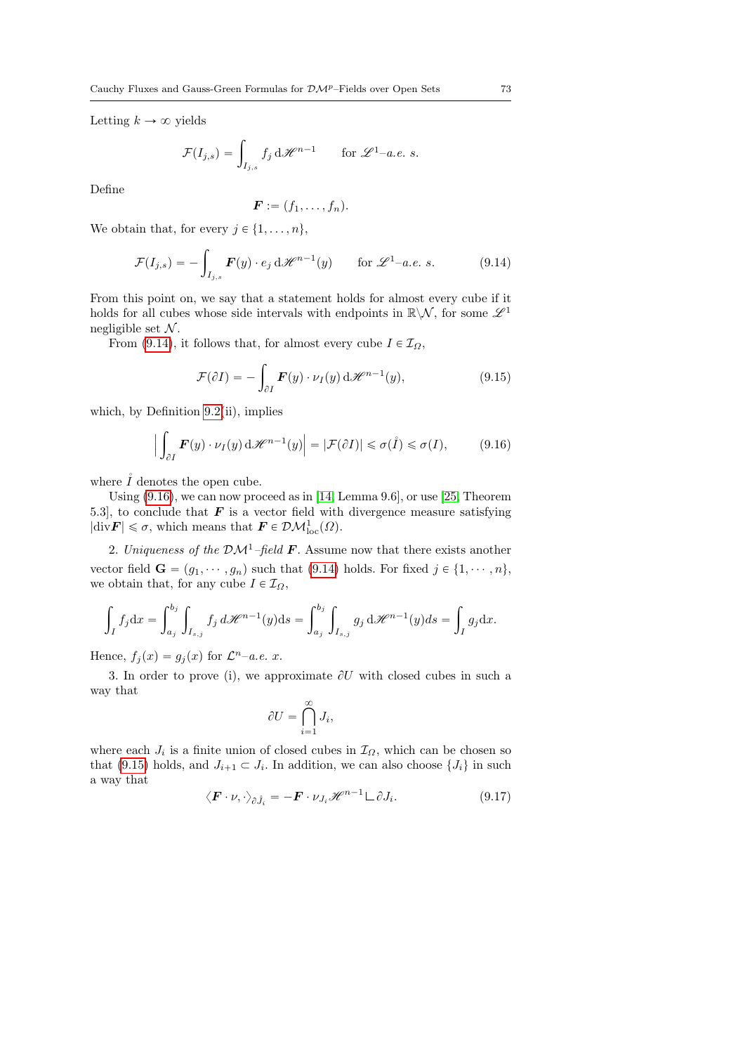Letting $k \to \infty$ yields

$$\mathcal{F}(I_{j,s}) = \int_{I_{j,s}} f_j \, \mathrm{d}\mathscr{H}^{n-1} \qquad \text{for } \mathscr{L}^1\text{–}a.e.\ s.$$

Define

$$\boldsymbol{F} := (f_1, \ldots, f_n).$$

We obtain that, for every $j \in \{1, \ldots, n\}$,

$$\mathcal{F}(I_{j,s}) = -\int_{I_{j,s}} \boldsymbol{F}(y) \cdot e_j \, \mathrm{d}\mathscr{H}^{n-1}(y) \qquad \text{for } \mathscr{L}^1\text{–}a.e.\ s. \tag{9.14}$$

From this point on, we say that a statement holds for almost every cube if it holds for all cubes whose side intervals with endpoints in $\mathbb{R}\backslash\mathcal{N}$, for some $\mathscr{L}^1$ negligible set $\mathcal{N}$.

From (9.14), it follows that, for almost every cube $I \in \mathcal{I}_\Omega$,

$$\mathcal{F}(\partial I) = -\int_{\partial I} \boldsymbol{F}(y) \cdot \nu_I(y) \, \mathrm{d}\mathscr{H}^{n-1}(y), \tag{9.15}$$

which, by Definition 9.2(ii), implies

$$\Big| \int_{\partial I} \boldsymbol{F}(y) \cdot \nu_I(y) \, \mathrm{d}\mathscr{H}^{n-1}(y) \Big| = |\mathcal{F}(\partial I)| \leqslant \sigma(\mathring{I}) \leqslant \sigma(I), \tag{9.16}$$

where $\mathring{I}$ denotes the open cube.

Using (9.16), we can now proceed as in [14, Lemma 9.6], or use [25, Theorem 5.3], to conclude that $\boldsymbol{F}$ is a vector field with divergence measure satisfying $|\mathrm{div}\boldsymbol{F}| \leqslant \sigma$, which means that $\boldsymbol{F} \in \mathcal{DM}^1_{\mathrm{loc}}(\Omega)$.

2. *Uniqueness of the $\mathcal{DM}^1$–field $\boldsymbol{F}$.* Assume now that there exists another vector field $\mathbf{G} = (g_1, \cdots, g_n)$ such that (9.14) holds. For fixed $j \in \{1, \cdots, n\}$, we obtain that, for any cube $I \in \mathcal{I}_\Omega$,

$$\int_I f_j \mathrm{d}x = \int_{a_j}^{b_j} \int_{I_{s,j}} f_j \, d\mathscr{H}^{n-1}(y) \mathrm{d}s = \int_{a_j}^{b_j} \int_{I_{s,j}} g_j \, \mathrm{d}\mathscr{H}^{n-1}(y) ds = \int_I g_j \mathrm{d}x.$$

Hence, $f_j(x) = g_j(x)$ for $\mathcal{L}^n$–$a.e.\ x$.

3. In order to prove (i), we approximate $\partial U$ with closed cubes in such a way that

$$\partial U = \bigcap_{i=1}^{\infty} J_i,$$

where each $J_i$ is a finite union of closed cubes in $\mathcal{I}_\Omega$, which can be chosen so that (9.15) holds, and $J_{i+1} \subset J_i$. In addition, we can also choose $\{J_i\}$ in such a way that

$$\langle \boldsymbol{F} \cdot \nu, \cdot \rangle_{\partial \mathring{J}_i} = -\boldsymbol{F} \cdot \nu_{J_i} \mathscr{H}^{n-1} \llcorner \partial J_i. \tag{9.17}$$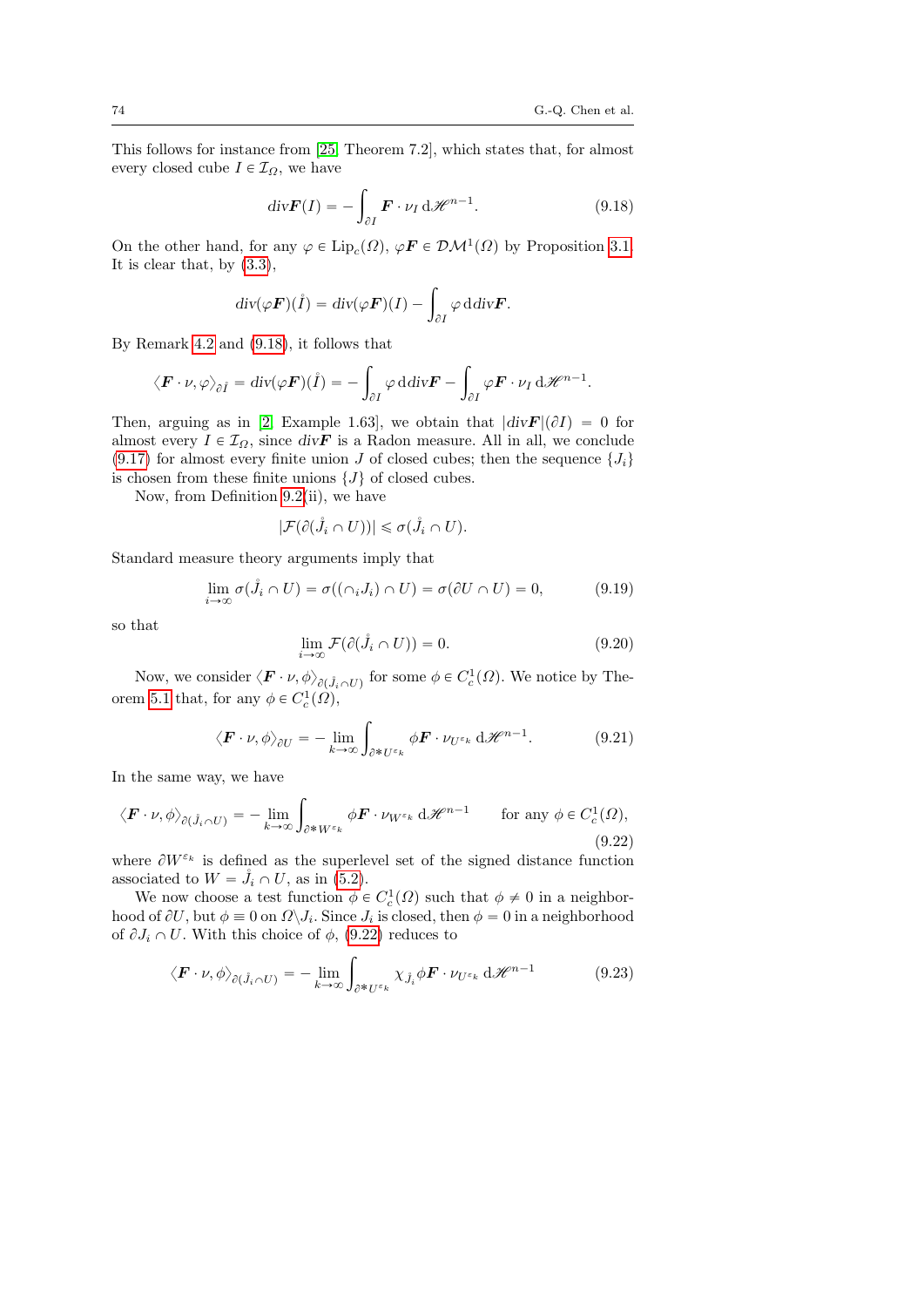This follows for instance from [25, Theorem 7.2], which states that, for almost every closed cube $I \in \mathcal{I}_\Omega$, we have

$$\mathrm{div}\boldsymbol{F}(I) = -\int_{\partial I} \boldsymbol{F} \cdot \nu_I \,\mathrm{d}\mathscr{H}^{n-1}. \tag{9.18}$$

On the other hand, for any $\varphi \in \mathrm{Lip}_c(\Omega)$, $\varphi \boldsymbol{F} \in \mathcal{DM}^1(\Omega)$ by Proposition 3.1. It is clear that, by (3.3),

$$\mathrm{div}(\varphi \boldsymbol{F})(\mathring{I}) = \mathrm{div}(\varphi \boldsymbol{F})(I) - \int_{\partial I} \varphi \,\mathrm{d}\mathrm{div}\boldsymbol{F}.$$

By Remark 4.2 and (9.18), it follows that

$$\langle \boldsymbol{F} \cdot \nu, \varphi \rangle_{\partial \mathring{I}} = \mathrm{div}(\varphi \boldsymbol{F})(\mathring{I}) = -\int_{\partial I} \varphi \,\mathrm{d}\mathrm{div}\boldsymbol{F} - \int_{\partial I} \varphi \boldsymbol{F} \cdot \nu_I \,\mathrm{d}\mathscr{H}^{n-1}.$$

Then, arguing as in [2, Example 1.63], we obtain that $|\mathrm{div}\boldsymbol{F}|(\partial I) = 0$ for almost every $I \in \mathcal{I}_\Omega$, since $\mathrm{div}\boldsymbol{F}$ is a Radon measure. All in all, we conclude (9.17) for almost every finite union $J$ of closed cubes; then the sequence $\{J_i\}$ is chosen from these finite unions $\{J\}$ of closed cubes.

Now, from Definition 9.2(ii), we have

$$|\mathcal{F}(\partial(\mathring{J}_i \cap U))| \leqslant \sigma(\mathring{J}_i \cap U).$$

Standard measure theory arguments imply that

$$\lim_{i \to \infty} \sigma(\mathring{J}_i \cap U) = \sigma((\cap_i J_i) \cap U) = \sigma(\partial U \cap U) = 0, \tag{9.19}$$

so that

$$\lim_{i \to \infty} \mathcal{F}(\partial(\mathring{J}_i \cap U)) = 0. \tag{9.20}$$

Now, we consider $\langle \boldsymbol{F} \cdot \nu, \phi \rangle_{\partial(\mathring{J}_i \cap U)}$ for some $\phi \in C_c^1(\Omega)$. We notice by Theorem 5.1 that, for any $\phi \in C_c^1(\Omega)$,

$$\langle \boldsymbol{F} \cdot \nu, \phi \rangle_{\partial U} = -\lim_{k \to \infty} \int_{\partial^* U^{\varepsilon_k}} \phi \boldsymbol{F} \cdot \nu_{U^{\varepsilon_k}} \,\mathrm{d}\mathscr{H}^{n-1}. \tag{9.21}$$

In the same way, we have

$$\langle \boldsymbol{F} \cdot \nu, \phi \rangle_{\partial(\mathring{J}_i \cap U)} = -\lim_{k \to \infty} \int_{\partial^* W^{\varepsilon_k}} \phi \boldsymbol{F} \cdot \nu_{W^{\varepsilon_k}} \,\mathrm{d}\mathscr{H}^{n-1} \qquad \text{for any } \phi \in C_c^1(\Omega), \tag{9.22}$$

where $\partial W^{\varepsilon_k}$ is defined as the superlevel set of the signed distance function associated to $W = \mathring{J}_i \cap U$, as in (5.2).

We now choose a test function $\phi \in C_c^1(\Omega)$ such that $\phi \neq 0$ in a neighborhood of $\partial U$, but $\phi \equiv 0$ on $\Omega \backslash J_i$. Since $J_i$ is closed, then $\phi = 0$ in a neighborhood of $\partial J_i \cap U$. With this choice of $\phi$, (9.22) reduces to

$$\langle \boldsymbol{F} \cdot \nu, \phi \rangle_{\partial(\mathring{J}_i \cap U)} = -\lim_{k \to \infty} \int_{\partial^* U^{\varepsilon_k}} \chi_{\mathring{J}_i} \phi \boldsymbol{F} \cdot \nu_{U^{\varepsilon_k}} \,\mathrm{d}\mathscr{H}^{n-1} \tag{9.23}$$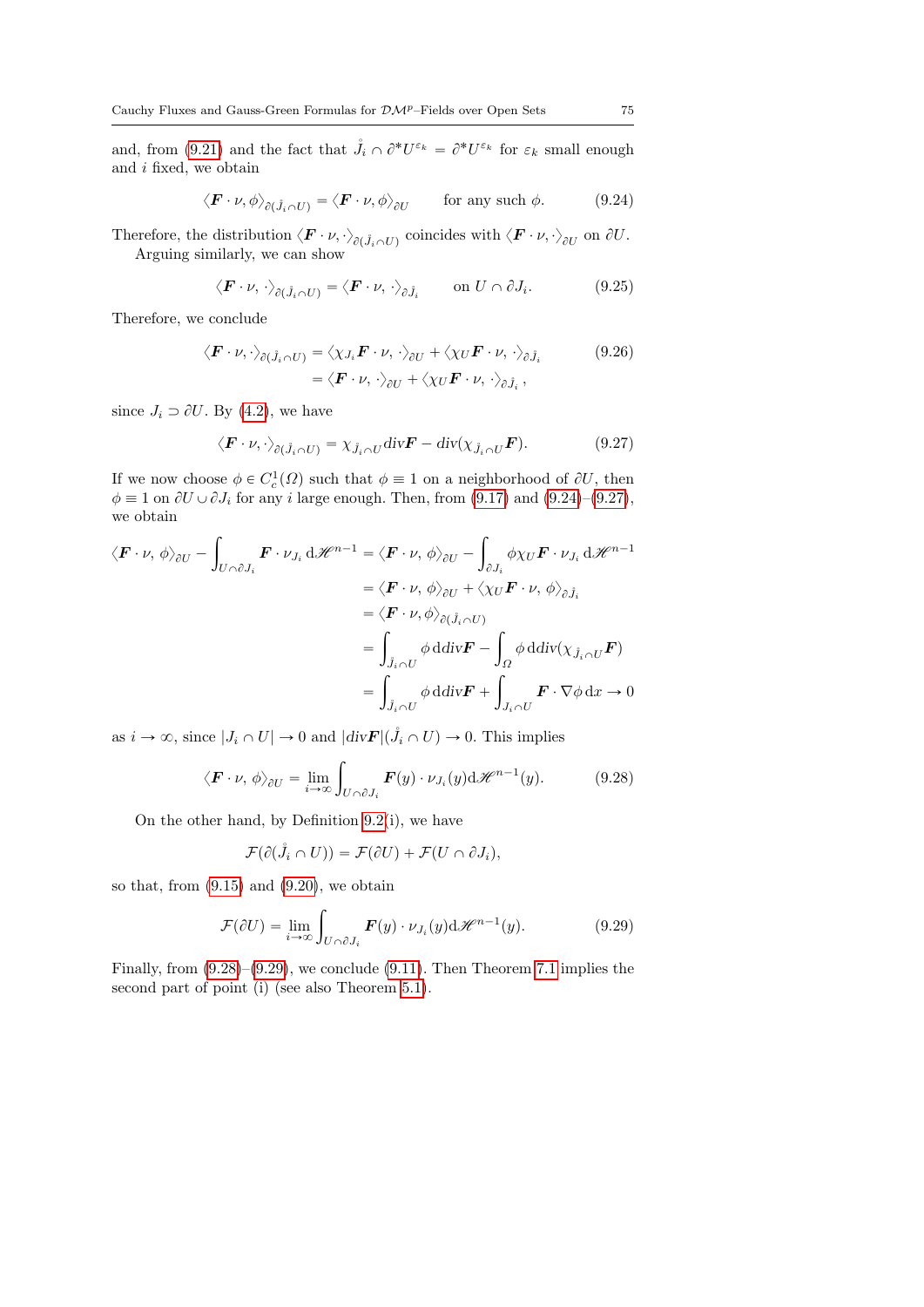and, from (9.21) and the fact that $\mathring{J}_i \cap \partial^* U^{\varepsilon_k} = \partial^* U^{\varepsilon_k}$ for $\varepsilon_k$ small enough and $i$ fixed, we obtain

$$\langle \boldsymbol{F} \cdot \nu, \phi \rangle_{\partial(\mathring{J}_i \cap U)} = \langle \boldsymbol{F} \cdot \nu, \phi \rangle_{\partial U} \qquad \text{for any such } \phi. \tag{9.24}$$

Therefore, the distribution $\langle \boldsymbol{F} \cdot \nu, \cdot \rangle_{\partial(\mathring{J}_i \cap U)}$ coincides with $\langle \boldsymbol{F} \cdot \nu, \cdot \rangle_{\partial U}$ on $\partial U$.

Arguing similarly, we can show

$$\langle \boldsymbol{F} \cdot \nu, \cdot \rangle_{\partial(\mathring{J}_i \cap U)} = \langle \boldsymbol{F} \cdot \nu, \cdot \rangle_{\partial \mathring{J}_i} \qquad \text{on } U \cap \partial J_i. \tag{9.25}$$

Therefore, we conclude

$$\begin{aligned} \langle \boldsymbol{F} \cdot \nu, \cdot \rangle_{\partial(\mathring{J}_i \cap U)} &= \langle \chi_{J_i} \boldsymbol{F} \cdot \nu, \cdot \rangle_{\partial U} + \langle \chi_U \boldsymbol{F} \cdot \nu, \cdot \rangle_{\partial \mathring{J}_i} \\ &= \langle \boldsymbol{F} \cdot \nu, \cdot \rangle_{\partial U} + \langle \chi_U \boldsymbol{F} \cdot \nu, \cdot \rangle_{\partial \mathring{J}_i}, \end{aligned} \tag{9.26}$$

since $J_i \supset \partial U$. By (4.2), we have

$$\langle \boldsymbol{F} \cdot \nu, \cdot \rangle_{\partial(\mathring{J}_i \cap U)} = \chi_{\mathring{J}_i \cap U} \mathrm{div} \boldsymbol{F} - \mathrm{div}(\chi_{\mathring{J}_i \cap U} \boldsymbol{F}). \tag{9.27}$$

If we now choose $\phi \in C_c^1(\Omega)$ such that $\phi \equiv 1$ on a neighborhood of $\partial U$, then $\phi \equiv 1$ on $\partial U \cup \partial J_i$ for any $i$ large enough. Then, from (9.17) and (9.24)–(9.27), we obtain

$$\begin{aligned} \langle \boldsymbol{F} \cdot \nu, \phi \rangle_{\partial U} - \int_{U \cap \partial J_i} \boldsymbol{F} \cdot \nu_{J_i} \, \mathrm{d}\mathscr{H}^{n-1} &= \langle \boldsymbol{F} \cdot \nu, \phi \rangle_{\partial U} - \int_{\partial J_i} \phi \chi_U \boldsymbol{F} \cdot \nu_{J_i} \, \mathrm{d}\mathscr{H}^{n-1} \\ &= \langle \boldsymbol{F} \cdot \nu, \phi \rangle_{\partial U} + \langle \chi_U \boldsymbol{F} \cdot \nu, \phi \rangle_{\partial \mathring{J}_i} \\ &= \langle \boldsymbol{F} \cdot \nu, \phi \rangle_{\partial(\mathring{J}_i \cap U)} \\ &= \int_{\mathring{J}_i \cap U} \phi \, \mathrm{d} \mathrm{div} \boldsymbol{F} - \int_{\Omega} \phi \, \mathrm{d} \mathrm{div}(\chi_{\mathring{J}_i \cap U} \boldsymbol{F}) \\ &= \int_{\mathring{J}_i \cap U} \phi \, \mathrm{d} \mathrm{div} \boldsymbol{F} + \int_{J_i \cap U} \boldsymbol{F} \cdot \nabla \phi \, \mathrm{d}x \to 0 \end{aligned}$$

as $i \to \infty$, since $|J_i \cap U| \to 0$ and $|\mathrm{div}\boldsymbol{F}|(\mathring{J}_i \cap U) \to 0$. This implies

$$\langle \boldsymbol{F} \cdot \nu, \phi \rangle_{\partial U} = \lim_{i \to \infty} \int_{U \cap \partial J_i} \boldsymbol{F}(y) \cdot \nu_{J_i}(y) \mathrm{d}\mathscr{H}^{n-1}(y). \tag{9.28}$$

On the other hand, by Definition 9.2(i), we have

$$\mathcal{F}(\partial(\mathring{J}_i \cap U)) = \mathcal{F}(\partial U) + \mathcal{F}(U \cap \partial J_i),$$

so that, from (9.15) and (9.20), we obtain

$$\mathcal{F}(\partial U) = \lim_{i \to \infty} \int_{U \cap \partial J_i} \boldsymbol{F}(y) \cdot \nu_{J_i}(y) \mathrm{d}\mathscr{H}^{n-1}(y). \tag{9.29}$$

Finally, from (9.28)–(9.29), we conclude (9.11). Then Theorem 7.1 implies the second part of point (i) (see also Theorem 5.1).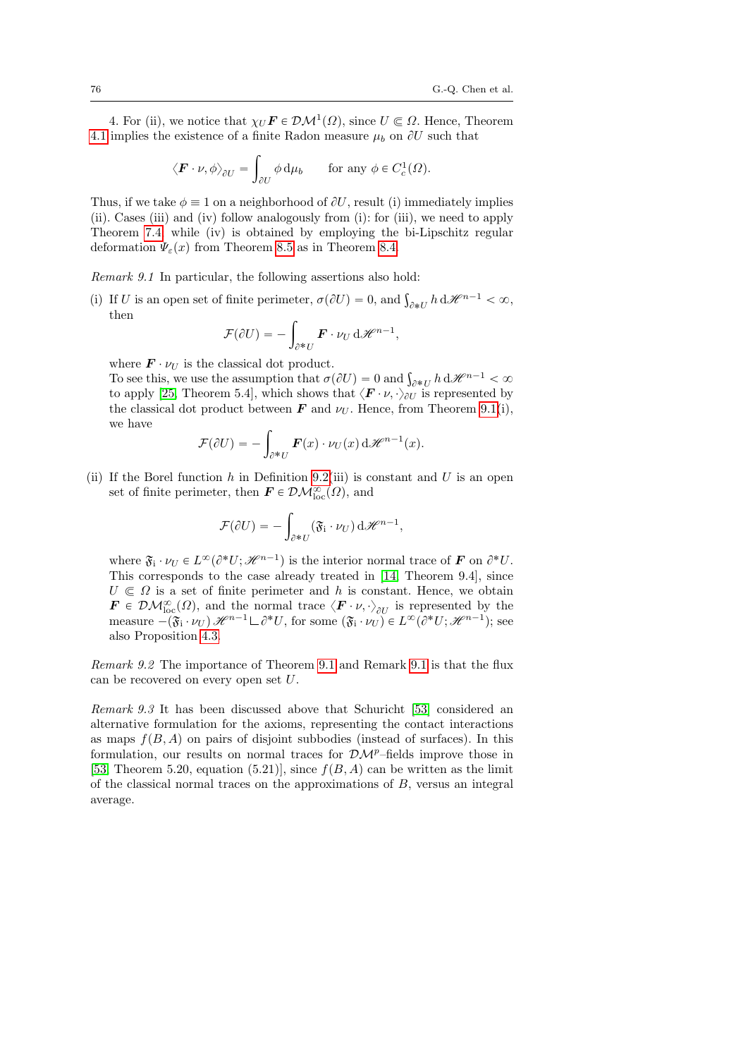4. For (ii), we notice that $\chi_U \boldsymbol{F} \in \mathcal{DM}^1(\Omega)$, since $U \Subset \Omega$. Hence, Theorem 4.1 implies the existence of a finite Radon measure $\mu_b$ on $\partial U$ such that

$$\langle \boldsymbol{F} \cdot \nu, \phi \rangle_{\partial U} = \int_{\partial U} \phi \, \mathrm{d}\mu_b \qquad \text{for any } \phi \in C_c^1(\Omega).$$

Thus, if we take $\phi \equiv 1$ on a neighborhood of $\partial U$, result (i) immediately implies (ii). Cases (iii) and (iv) follow analogously from (i): for (iii), we need to apply Theorem 7.4, while (iv) is obtained by employing the bi-Lipschitz regular deformation $\Psi_\varepsilon(x)$ from Theorem 8.5 as in Theorem 8.4.

*Remark 9.1* In particular, the following assertions also hold:

(i) If $U$ is an open set of finite perimeter, $\sigma(\partial U) = 0$, and $\int_{\partial^* U} h \, \mathrm{d}\mathscr{H}^{n-1} < \infty$, then

$$\mathcal{F}(\partial U) = -\int_{\partial^* U} \boldsymbol{F} \cdot \nu_U \, \mathrm{d}\mathscr{H}^{n-1},$$

where $\boldsymbol{F} \cdot \nu_U$ is the classical dot product.
To see this, we use the assumption that $\sigma(\partial U) = 0$ and $\int_{\partial^* U} h \, \mathrm{d}\mathscr{H}^{n-1} < \infty$ to apply [25, Theorem 5.4], which shows that $\langle \boldsymbol{F} \cdot \nu, \cdot \rangle_{\partial U}$ is represented by the classical dot product between $\boldsymbol{F}$ and $\nu_U$. Hence, from Theorem 9.1(i), we have

$$\mathcal{F}(\partial U) = -\int_{\partial^* U} \boldsymbol{F}(x) \cdot \nu_U(x) \, \mathrm{d}\mathscr{H}^{n-1}(x).$$

(ii) If the Borel function $h$ in Definition 9.2(iii) is constant and $U$ is an open set of finite perimeter, then $\boldsymbol{F} \in \mathcal{DM}^\infty_{\mathrm{loc}}(\Omega)$, and

$$\mathcal{F}(\partial U) = -\int_{\partial^* U} (\mathfrak{F}_{\mathrm{i}} \cdot \nu_U) \, \mathrm{d}\mathscr{H}^{n-1},$$

where $\mathfrak{F}_{\mathrm{i}} \cdot \nu_U \in L^\infty(\partial^* U; \mathscr{H}^{n-1})$ is the interior normal trace of $\boldsymbol{F}$ on $\partial^* U$. This corresponds to the case already treated in [14, Theorem 9.4], since $U \Subset \Omega$ is a set of finite perimeter and $h$ is constant. Hence, we obtain $\boldsymbol{F} \in \mathcal{DM}^\infty_{\mathrm{loc}}(\Omega)$, and the normal trace $\langle \boldsymbol{F} \cdot \nu, \cdot \rangle_{\partial U}$ is represented by the measure $-(\mathfrak{F}_{\mathrm{i}} \cdot \nu_U) \, \mathscr{H}^{n-1} \llcorner \partial^* U$, for some $(\mathfrak{F}_{\mathrm{i}} \cdot \nu_U) \in L^\infty(\partial^* U; \mathscr{H}^{n-1})$; see also Proposition 4.3.

*Remark 9.2* The importance of Theorem 9.1 and Remark 9.1 is that the flux can be recovered on every open set $U$.

*Remark 9.3* It has been discussed above that Schuricht [53] considered an alternative formulation for the axioms, representing the contact interactions as maps $f(B, A)$ on pairs of disjoint subbodies (instead of surfaces). In this formulation, our results on normal traces for $\mathcal{DM}^p$–fields improve those in [53, Theorem 5.20, equation (5.21)], since $f(B, A)$ can be written as the limit of the classical normal traces on the approximations of $B$, versus an integral average.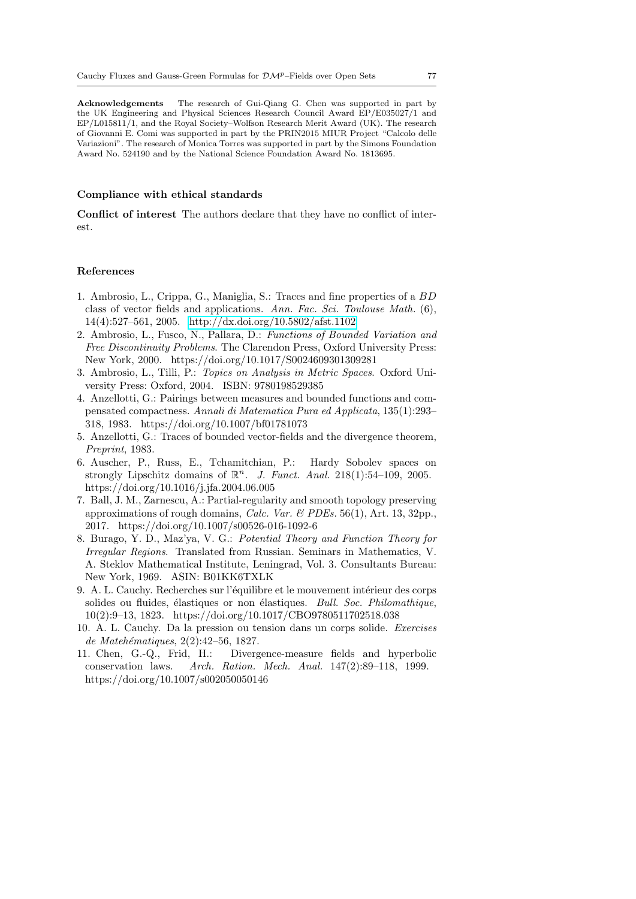**Acknowledgements** The research of Gui-Qiang G. Chen was supported in part by the UK Engineering and Physical Sciences Research Council Award EP/E035027/1 and EP/L015811/1, and the Royal Society–Wolfson Research Merit Award (UK). The research of Giovanni E. Comi was supported in part by the PRIN2015 MIUR Project "Calcolo delle Variazioni". The research of Monica Torres was supported in part by the Simons Foundation Award No. 524190 and by the National Science Foundation Award No. 1813695.

## Compliance with ethical standards

**Conflict of interest** The authors declare that they have no conflict of interest.

## References

1. Ambrosio, L., Crippa, G., Maniglia, S.: Traces and fine properties of a $BD$ class of vector fields and applications. *Ann. Fac. Sci. Toulouse Math.* (6), 14(4):527–561, 2005. http://dx.doi.org/10.5802/afst.1102
2. Ambrosio, L., Fusco, N., Pallara, D.: *Functions of Bounded Variation and Free Discontinuity Problems*. The Clarendon Press, Oxford University Press: New York, 2000. https://doi.org/10.1017/S0024609301309281
3. Ambrosio, L., Tilli, P.: *Topics on Analysis in Metric Spaces*. Oxford University Press: Oxford, 2004. ISBN: 9780198529385
4. Anzellotti, G.: Pairings between measures and bounded functions and compensated compactness. *Annali di Matematica Pura ed Applicata*, 135(1):293–318, 1983. https://doi.org/10.1007/bf01781073
5. Anzellotti, G.: Traces of bounded vector-fields and the divergence theorem, *Preprint*, 1983.
6. Auscher, P., Russ, E., Tchamitchian, P.: Hardy Sobolev spaces on strongly Lipschitz domains of $\mathbb{R}^n$. *J. Funct. Anal.* 218(1):54–109, 2005. https://doi.org/10.1016/j.jfa.2004.06.005
7. Ball, J. M., Zarnescu, A.: Partial-regularity and smooth topology preserving approximations of rough domains, *Calc. Var. & PDEs.* 56(1), Art. 13, 32pp., 2017. https://doi.org/10.1007/s00526-016-1092-6
8. Burago, Y. D., Maz'ya, V. G.: *Potential Theory and Function Theory for Irregular Regions*. Translated from Russian. Seminars in Mathematics, V. A. Steklov Mathematical Institute, Leningrad, Vol. 3. Consultants Bureau: New York, 1969. ASIN: B01KK6TXLK
9. A. L. Cauchy. Recherches sur l'équilibre et le mouvement intérieur des corps solides ou fluides, élastiques or non élastiques. *Bull. Soc. Philomathique*, 10(2):9–13, 1823. https://doi.org/10.1017/CBO9780511702518.038
10. A. L. Cauchy. Da la pression ou tension dans un corps solide. *Exercises de Matehématiques*, 2(2):42–56, 1827.
11. Chen, G.-Q., Frid, H.: Divergence-measure fields and hyperbolic conservation laws. *Arch. Ration. Mech. Anal.* 147(2):89–118, 1999. https://doi.org/10.1007/s002050050146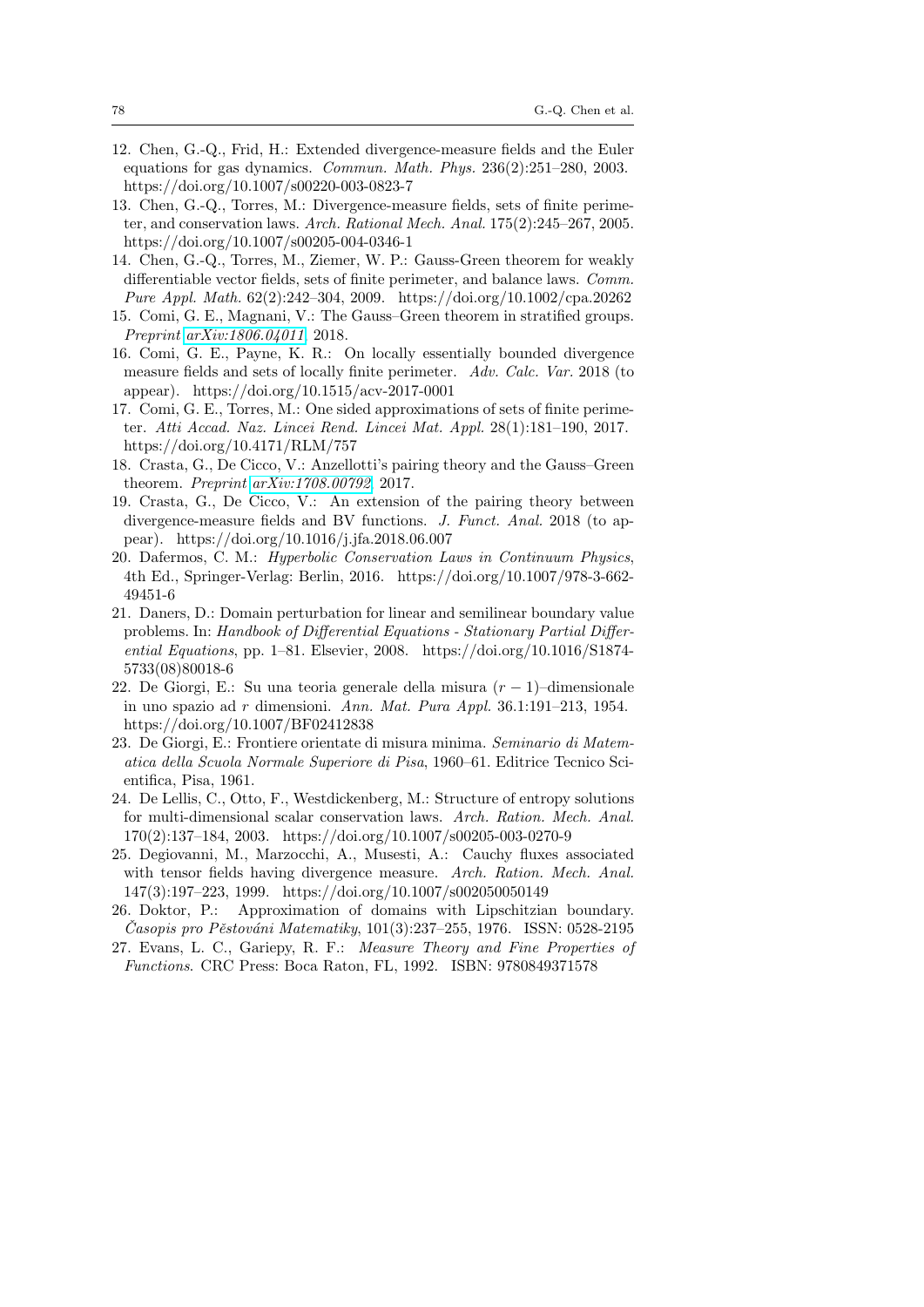12. Chen, G.-Q., Frid, H.: Extended divergence-measure fields and the Euler equations for gas dynamics. *Commun. Math. Phys.* 236(2):251–280, 2003. https://doi.org/10.1007/s00220-003-0823-7
13. Chen, G.-Q., Torres, M.: Divergence-measure fields, sets of finite perimeter, and conservation laws. *Arch. Rational Mech. Anal.* 175(2):245–267, 2005. https://doi.org/10.1007/s00205-004-0346-1
14. Chen, G.-Q., Torres, M., Ziemer, W. P.: Gauss-Green theorem for weakly differentiable vector fields, sets of finite perimeter, and balance laws. *Comm. Pure Appl. Math.* 62(2):242–304, 2009. https://doi.org/10.1002/cpa.20262
15. Comi, G. E., Magnani, V.: The Gauss–Green theorem in stratified groups. *Preprint* arXiv:1806.04011, 2018.
16. Comi, G. E., Payne, K. R.: On locally essentially bounded divergence measure fields and sets of locally finite perimeter. *Adv. Calc. Var.* 2018 (to appear). https://doi.org/10.1515/acv-2017-0001
17. Comi, G. E., Torres, M.: One sided approximations of sets of finite perimeter. *Atti Accad. Naz. Lincei Rend. Lincei Mat. Appl.* 28(1):181–190, 2017. https://doi.org/10.4171/RLM/757
18. Crasta, G., De Cicco, V.: Anzellotti's pairing theory and the Gauss–Green theorem. *Preprint* arXiv:1708.00792, 2017.
19. Crasta, G., De Cicco, V.: An extension of the pairing theory between divergence-measure fields and BV functions. *J. Funct. Anal*. 2018 (to appear). https://doi.org/10.1016/j.jfa.2018.06.007
20. Dafermos, C. M.: *Hyperbolic Conservation Laws in Continuum Physics*, 4th Ed., Springer-Verlag: Berlin, 2016. https://doi.org/10.1007/978-3-662-49451-6
21. Daners, D.: Domain perturbation for linear and semilinear boundary value problems. In: *Handbook of Differential Equations - Stationary Partial Differential Equations*, pp. 1–81. Elsevier, 2008. https://doi.org/10.1016/S1874-5733(08)80018-6
22. De Giorgi, E.: Su una teoria generale della misura $(r-1)$–dimensionale in uno spazio ad $r$ dimensioni. *Ann. Mat. Pura Appl.* 36.1:191–213, 1954. https://doi.org/10.1007/BF02412838
23. De Giorgi, E.: Frontiere orientate di misura minima. *Seminario di Matematica della Scuola Normale Superiore di Pisa*, 1960–61. Editrice Tecnico Scientifica, Pisa, 1961.
24. De Lellis, C., Otto, F., Westdickenberg, M.: Structure of entropy solutions for multi-dimensional scalar conservation laws. *Arch. Ration. Mech. Anal.* 170(2):137–184, 2003. https://doi.org/10.1007/s00205-003-0270-9
25. Degiovanni, M., Marzocchi, A., Musesti, A.: Cauchy fluxes associated with tensor fields having divergence measure. *Arch. Ration. Mech. Anal.* 147(3):197–223, 1999. https://doi.org/10.1007/s002050050149
26. Doktor, P.: Approximation of domains with Lipschitzian boundary. *Časopis pro Pěstováni Matematiky*, 101(3):237–255, 1976. ISSN: 0528-2195
27. Evans, L. C., Gariepy, R. F.: *Measure Theory and Fine Properties of Functions*. CRC Press: Boca Raton, FL, 1992. ISBN: 9780849371578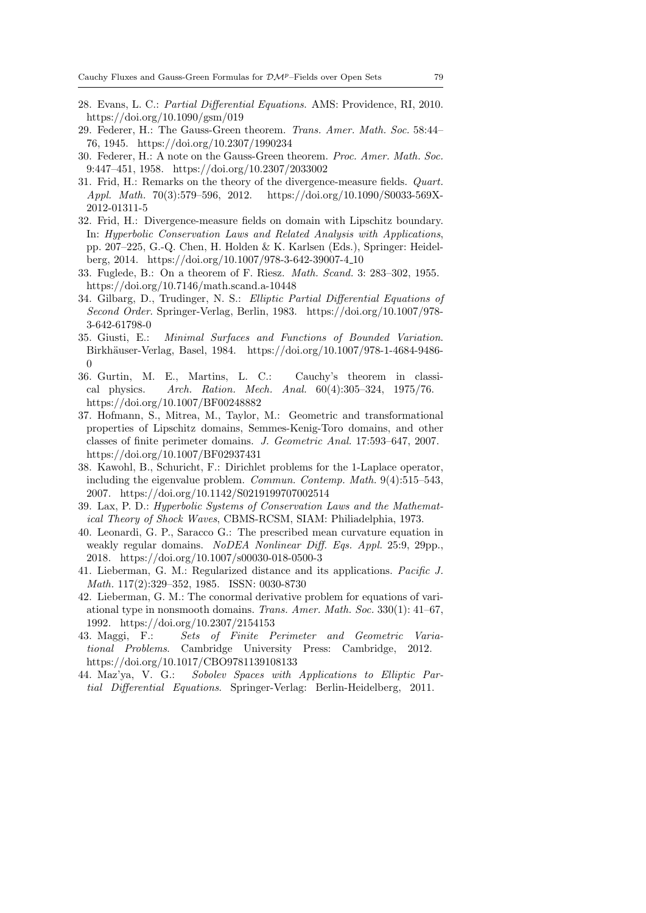28. Evans, L. C.: *Partial Differential Equations*. AMS: Providence, RI, 2010. https://doi.org/10.1090/gsm/019
29. Federer, H.: The Gauss-Green theorem. *Trans. Amer. Math. Soc.* 58:44–76, 1945. https://doi.org/10.2307/1990234
30. Federer, H.: A note on the Gauss-Green theorem. *Proc. Amer. Math. Soc.* 9:447–451, 1958. https://doi.org/10.2307/2033002
31. Frid, H.: Remarks on the theory of the divergence-measure fields. *Quart. Appl. Math.* 70(3):579–596, 2012. https://doi.org/10.1090/S0033-569X-2012-01311-5
32. Frid, H.: Divergence-measure fields on domain with Lipschitz boundary. In: *Hyperbolic Conservation Laws and Related Analysis with Applications*, pp. 207–225, G.-Q. Chen, H. Holden & K. Karlsen (Eds.), Springer: Heidelberg, 2014. https://doi.org/10.1007/978-3-642-39007-4_10
33. Fuglede, B.: On a theorem of F. Riesz. *Math. Scand.* 3: 283–302, 1955. https://doi.org/10.7146/math.scand.a-10448
34. Gilbarg, D., Trudinger, N. S.: *Elliptic Partial Differential Equations of Second Order*. Springer-Verlag, Berlin, 1983. https://doi.org/10.1007/978-3-642-61798-0
35. Giusti, E.: *Minimal Surfaces and Functions of Bounded Variation*. Birkhäuser-Verlag, Basel, 1984. https://doi.org/10.1007/978-1-4684-9486-0
36. Gurtin, M. E., Martins, L. C.: Cauchy's theorem in classical physics. *Arch. Ration. Mech. Anal.* 60(4):305–324, 1975/76. https://doi.org/10.1007/BF00248882
37. Hofmann, S., Mitrea, M., Taylor, M.: Geometric and transformational properties of Lipschitz domains, Semmes-Kenig-Toro domains, and other classes of finite perimeter domains. *J. Geometric Anal.* 17:593–647, 2007. https://doi.org/10.1007/BF02937431
38. Kawohl, B., Schuricht, F.: Dirichlet problems for the 1-Laplace operator, including the eigenvalue problem. *Commun. Contemp. Math.* 9(4):515–543, 2007. https://doi.org/10.1142/S0219199707002514
39. Lax, P. D.: *Hyperbolic Systems of Conservation Laws and the Mathematical Theory of Shock Waves*, CBMS-RCSM, SIAM: Philiadelphia, 1973.
40. Leonardi, G. P., Saracco G.: The prescribed mean curvature equation in weakly regular domains. *NoDEA Nonlinear Diff. Eqs. Appl.* 25:9, 29pp., 2018. https://doi.org/10.1007/s00030-018-0500-3
41. Lieberman, G. M.: Regularized distance and its applications. *Pacific J. Math.* 117(2):329–352, 1985. ISSN: 0030-8730
42. Lieberman, G. M.: The conormal derivative problem for equations of variational type in nonsmooth domains. *Trans. Amer. Math. Soc.* 330(1): 41–67, 1992. https://doi.org/10.2307/2154153
43. Maggi, F.: *Sets of Finite Perimeter and Geometric Variational Problems*. Cambridge University Press: Cambridge, 2012. https://doi.org/10.1017/CBO9781139108133
44. Maz'ya, V. G.: *Sobolev Spaces with Applications to Elliptic Partial Differential Equations*. Springer-Verlag: Berlin-Heidelberg, 2011.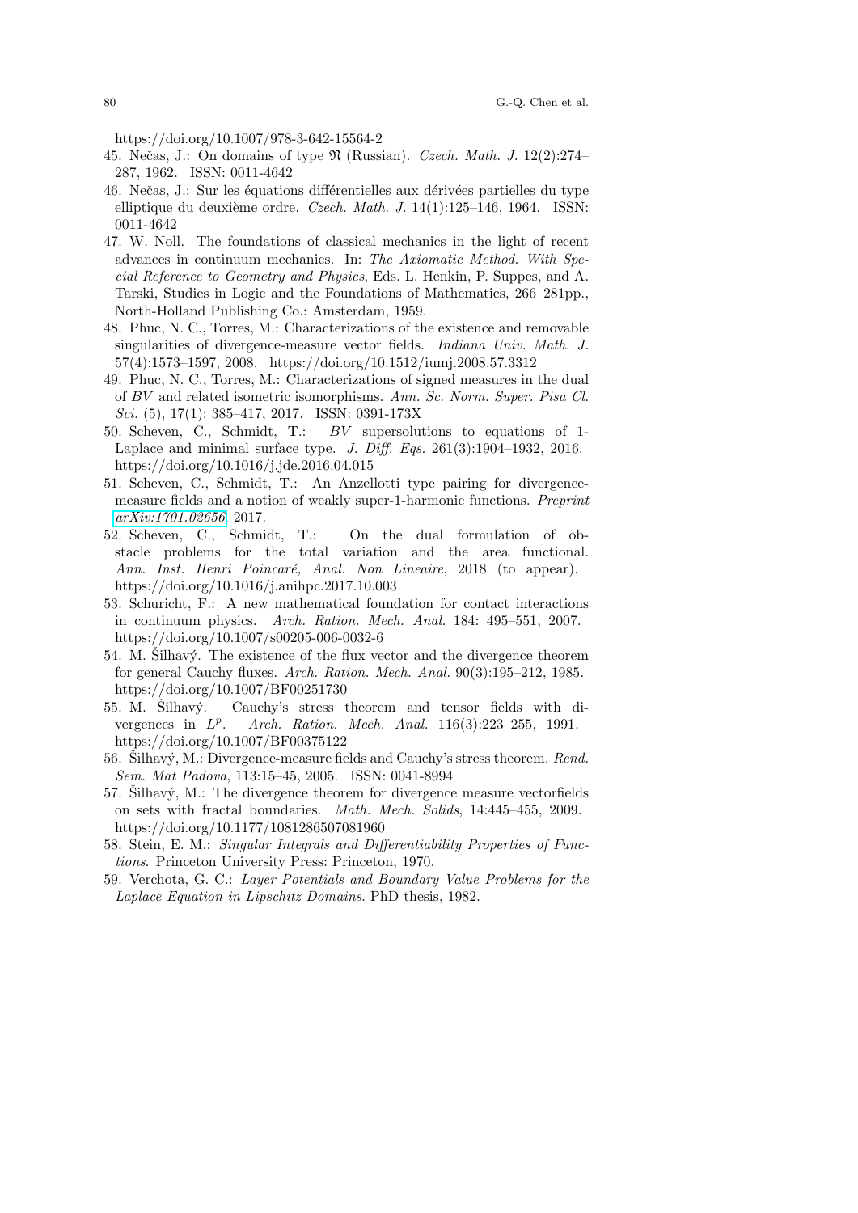https://doi.org/10.1007/978-3-642-15564-2

45. Nečas, J.: On domains of type $\mathfrak{N}$ (Russian). *Czech. Math. J.* 12(2):274–287, 1962. ISSN: 0011-4642
46. Nečas, J.: Sur les équations différentielles aux dérivées partielles du type elliptique du deuxième ordre. *Czech. Math. J.* 14(1):125–146, 1964. ISSN: 0011-4642
47. W. Noll. The foundations of classical mechanics in the light of recent advances in continuum mechanics. In: *The Axiomatic Method. With Special Reference to Geometry and Physics*, Eds. L. Henkin, P. Suppes, and A. Tarski, Studies in Logic and the Foundations of Mathematics, 266–281pp., North-Holland Publishing Co.: Amsterdam, 1959.
48. Phuc, N. C., Torres, M.: Characterizations of the existence and removable singularities of divergence-measure vector fields. *Indiana Univ. Math. J.* 57(4):1573–1597, 2008. https://doi.org/10.1512/iumj.2008.57.3312
49. Phuc, N. C., Torres, M.: Characterizations of signed measures in the dual of $BV$ and related isometric isomorphisms. *Ann. Sc. Norm. Super. Pisa Cl. Sci.* (5), 17(1): 385–417, 2017. ISSN: 0391-173X
50. Scheven, C., Schmidt, T.: $BV$ supersolutions to equations of 1-Laplace and minimal surface type. *J. Diff. Eqs.* 261(3):1904–1932, 2016. https://doi.org/10.1016/j.jde.2016.04.015
51. Scheven, C., Schmidt, T.: An Anzellotti type pairing for divergence-measure fields and a notion of weakly super-1-harmonic functions. *Preprint arXiv:1701.02656* 2017.
52. Scheven, C., Schmidt, T.: On the dual formulation of obstacle problems for the total variation and the area functional. *Ann. Inst. Henri Poincaré, Anal. Non Lineaire*, 2018 (to appear). https://doi.org/10.1016/j.anihpc.2017.10.003
53. Schuricht, F.: A new mathematical foundation for contact interactions in continuum physics. *Arch. Ration. Mech. Anal.* 184: 495–551, 2007. https://doi.org/10.1007/s00205-006-0032-6
54. M. Šilhavý. The existence of the flux vector and the divergence theorem for general Cauchy fluxes. *Arch. Ration. Mech. Anal.* 90(3):195–212, 1985. https://doi.org/10.1007/BF00251730
55. M. Šilhavý. Cauchy's stress theorem and tensor fields with divergences in $L^p$. *Arch. Ration. Mech. Anal.* 116(3):223–255, 1991. https://doi.org/10.1007/BF00375122
56. Šilhavý, M.: Divergence-measure fields and Cauchy's stress theorem. *Rend. Sem. Mat Padova*, 113:15–45, 2005. ISSN: 0041-8994
57. Šilhavý, M.: The divergence theorem for divergence measure vectorfields on sets with fractal boundaries. *Math. Mech. Solids*, 14:445–455, 2009. https://doi.org/10.1177/1081286507081960
58. Stein, E. M.: *Singular Integrals and Differentiability Properties of Functions*. Princeton University Press: Princeton, 1970.
59. Verchota, G. C.: *Layer Potentials and Boundary Value Problems for the Laplace Equation in Lipschitz Domains*. PhD thesis, 1982.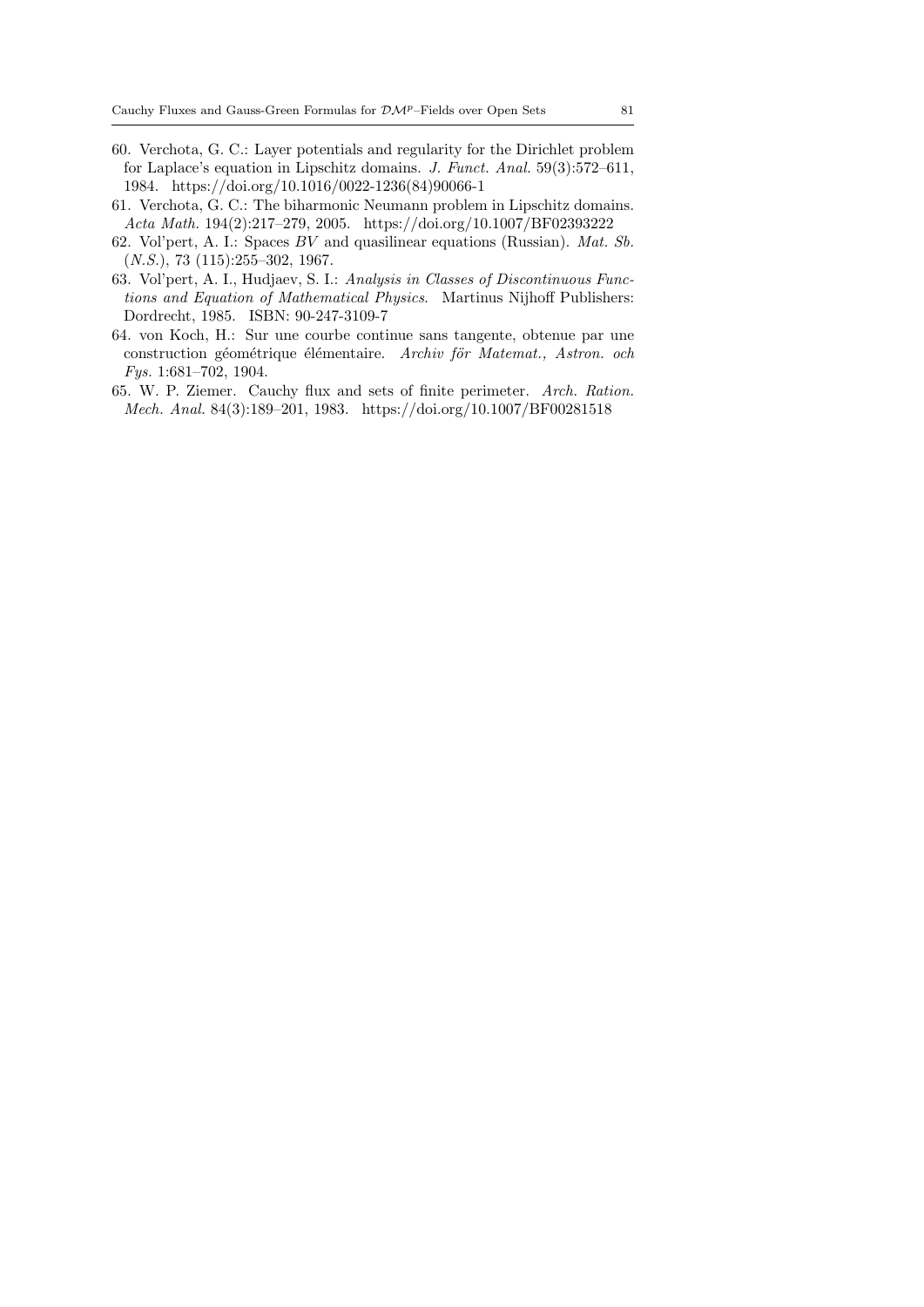60. Verchota, G. C.: Layer potentials and regularity for the Dirichlet problem for Laplace's equation in Lipschitz domains. *J. Funct. Anal.* 59(3):572–611, 1984. https://doi.org/10.1016/0022-1236(84)90066-1
61. Verchota, G. C.: The biharmonic Neumann problem in Lipschitz domains. *Acta Math.* 194(2):217–279, 2005. https://doi.org/10.1007/BF02393222
62. Vol'pert, A. I.: Spaces $BV$ and quasilinear equations (Russian). *Mat. Sb. (N.S.)*, 73 (115):255–302, 1967.
63. Vol'pert, A. I., Hudjaev, S. I.: *Analysis in Classes of Discontinuous Functions and Equation of Mathematical Physics*. Martinus Nijhoff Publishers: Dordrecht, 1985. ISBN: 90-247-3109-7
64. von Koch, H.: Sur une courbe continue sans tangente, obtenue par une construction géométrique élémentaire. *Archiv för Matemat., Astron. och Fys.* 1:681–702, 1904.
65. W. P. Ziemer. Cauchy flux and sets of finite perimeter. *Arch. Ration. Mech. Anal.* 84(3):189–201, 1983. https://doi.org/10.1007/BF00281518